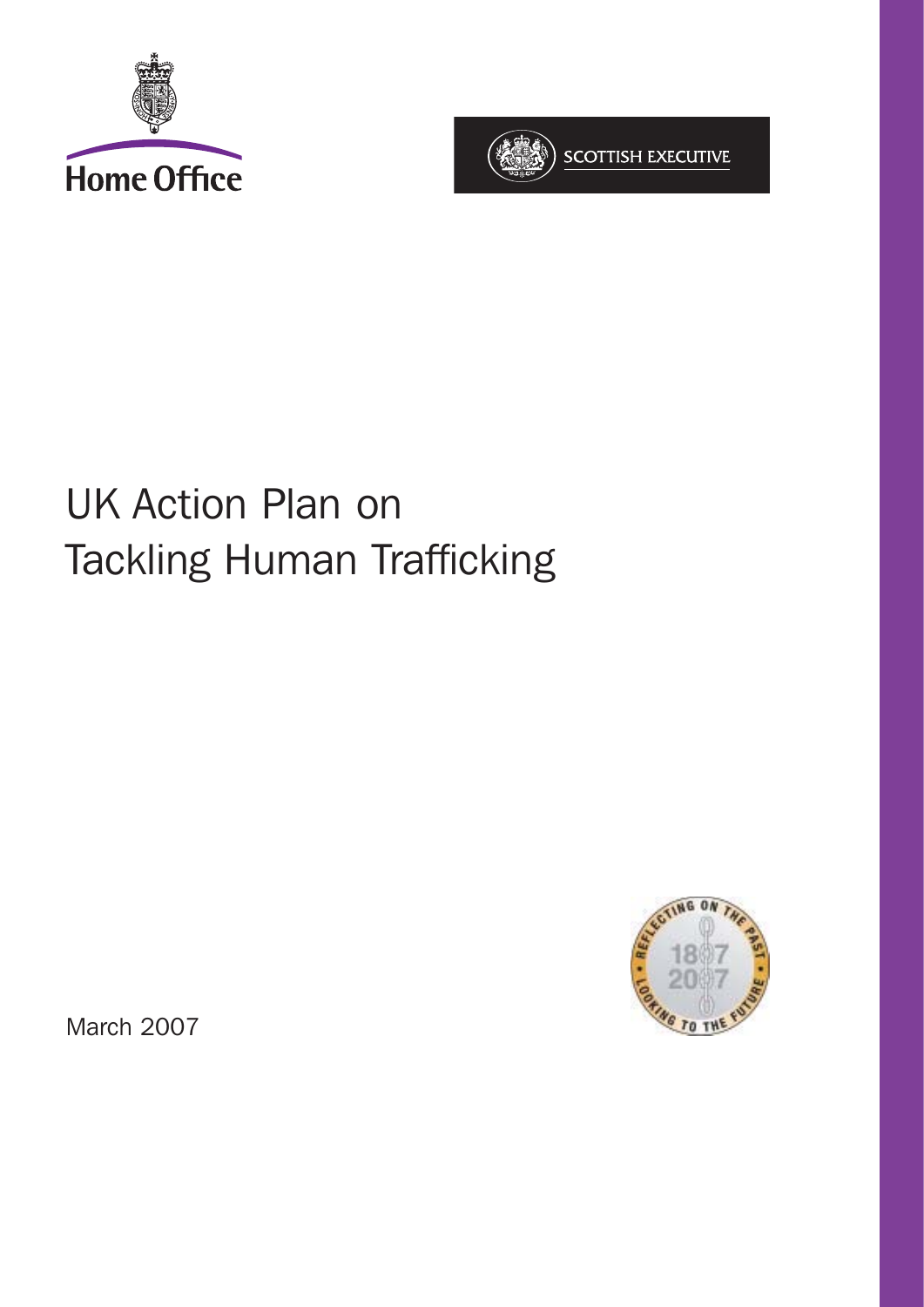Home Office

SCOTTISH EXECUTIVE

# UK Action Plan on Tackling Human Trafficking

March 2007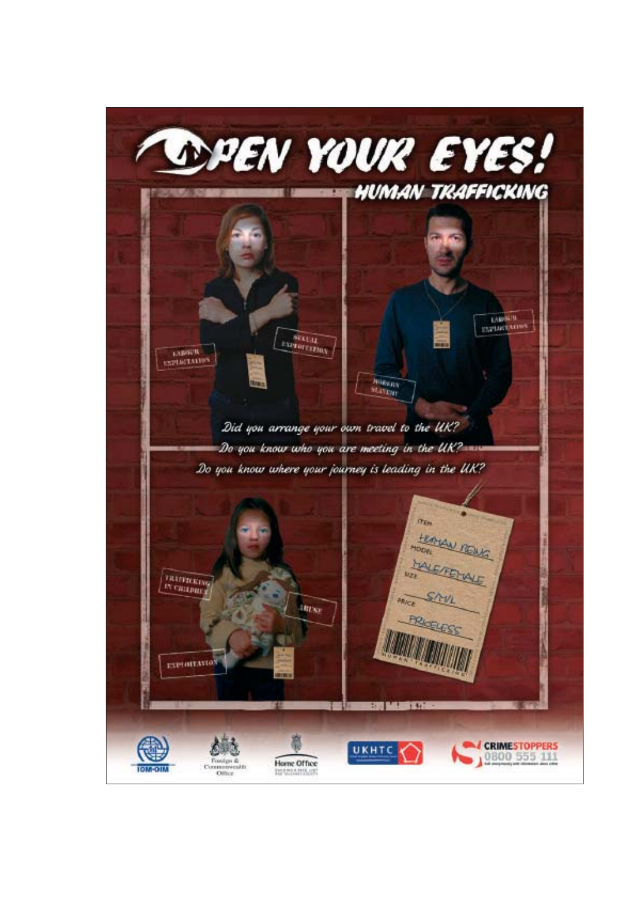# OPEN YOUR EYES!

## HUMAN TRAFFICKING

LABOUR EXPLOITATION

SEXUAL EXPLOITATION

MODERN SLAVERY

LABOUR EXPLOITATION

*Did you arrange your own travel to the UK?*

*Do you know who you are meeting in the UK?*

*Do you know where your journey is leading in the UK?*

TRAFFICKING IN CHILDREN

ABUSE

EXPLOITATION

ITEM: HUMAN BEING
MODEL: MALE/FEMALE
SIZE: S/M/L
PRICE: PRICELESS

HUMAN TRAFFICKING

IOM-OIM

Foreign & Commonwealth Office

Home Office

UKHTC

CRIMESTOPPERS 0800 555 111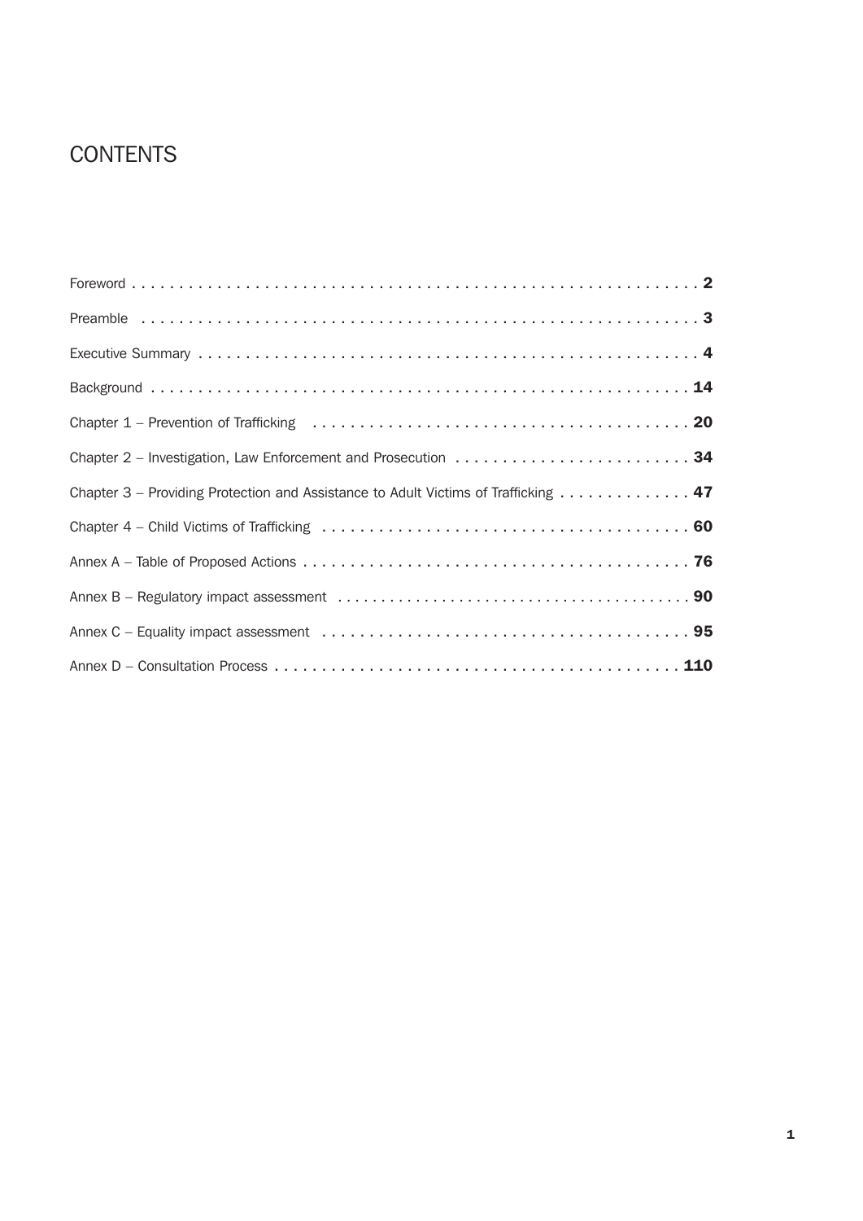# CONTENTS

| | |
|---|---|
| Foreword | 2 |
| Preamble | 3 |
| Executive Summary | 4 |
| Background | 14 |
| Chapter 1 – Prevention of Trafficking | 20 |
| Chapter 2 – Investigation, Law Enforcement and Prosecution | 34 |
| Chapter 3 – Providing Protection and Assistance to Adult Victims of Trafficking | 47 |
| Chapter 4 – Child Victims of Trafficking | 60 |
| Annex A – Table of Proposed Actions | 76 |
| Annex B – Regulatory impact assessment | 90 |
| Annex C – Equality impact assessment | 95 |
| Annex D – Consultation Process | 110 |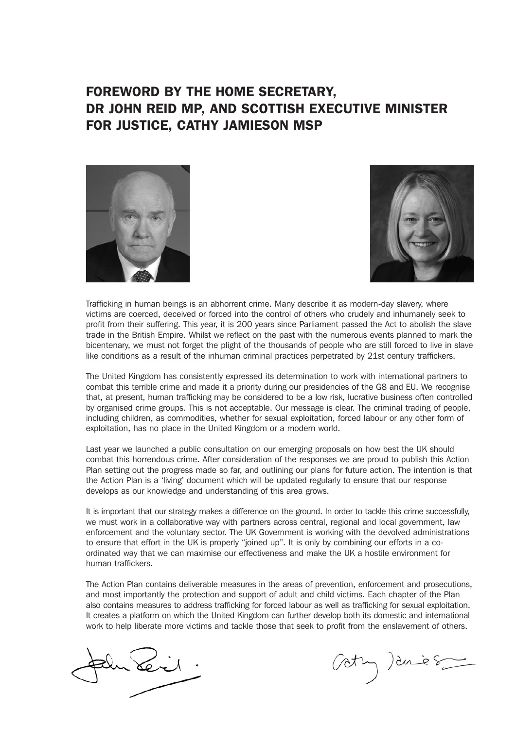# FOREWORD BY THE HOME SECRETARY, DR JOHN REID MP, AND SCOTTISH EXECUTIVE MINISTER FOR JUSTICE, CATHY JAMIESON MSP

Trafficking in human beings is an abhorrent crime. Many describe it as modern-day slavery, where victims are coerced, deceived or forced into the control of others who crudely and inhumanely seek to profit from their suffering. This year, it is 200 years since Parliament passed the Act to abolish the slave trade in the British Empire. Whilst we reflect on the past with the numerous events planned to mark the bicentenary, we must not forget the plight of the thousands of people who are still forced to live in slave like conditions as a result of the inhuman criminal practices perpetrated by 21st century traffickers.

The United Kingdom has consistently expressed its determination to work with international partners to combat this terrible crime and made it a priority during our presidencies of the G8 and EU. We recognise that, at present, human trafficking may be considered to be a low risk, lucrative business often controlled by organised crime groups. This is not acceptable. Our message is clear. The criminal trading of people, including children, as commodities, whether for sexual exploitation, forced labour or any other form of exploitation, has no place in the United Kingdom or a modern world.

Last year we launched a public consultation on our emerging proposals on how best the UK should combat this horrendous crime. After consideration of the responses we are proud to publish this Action Plan setting out the progress made so far, and outlining our plans for future action. The intention is that the Action Plan is a 'living' document which will be updated regularly to ensure that our response develops as our knowledge and understanding of this area grows.

It is important that our strategy makes a difference on the ground. In order to tackle this crime successfully, we must work in a collaborative way with partners across central, regional and local government, law enforcement and the voluntary sector. The UK Government is working with the devolved administrations to ensure that effort in the UK is properly "joined up". It is only by combining our efforts in a co-ordinated way that we can maximise our effectiveness and make the UK a hostile environment for human traffickers.

The Action Plan contains deliverable measures in the areas of prevention, enforcement and prosecutions, and most importantly the protection and support of adult and child victims. Each chapter of the Plan also contains measures to address trafficking for forced labour as well as trafficking for sexual exploitation. It creates a platform on which the United Kingdom can further develop both its domestic and international work to help liberate more victims and tackle those that seek to profit from the enslavement of others.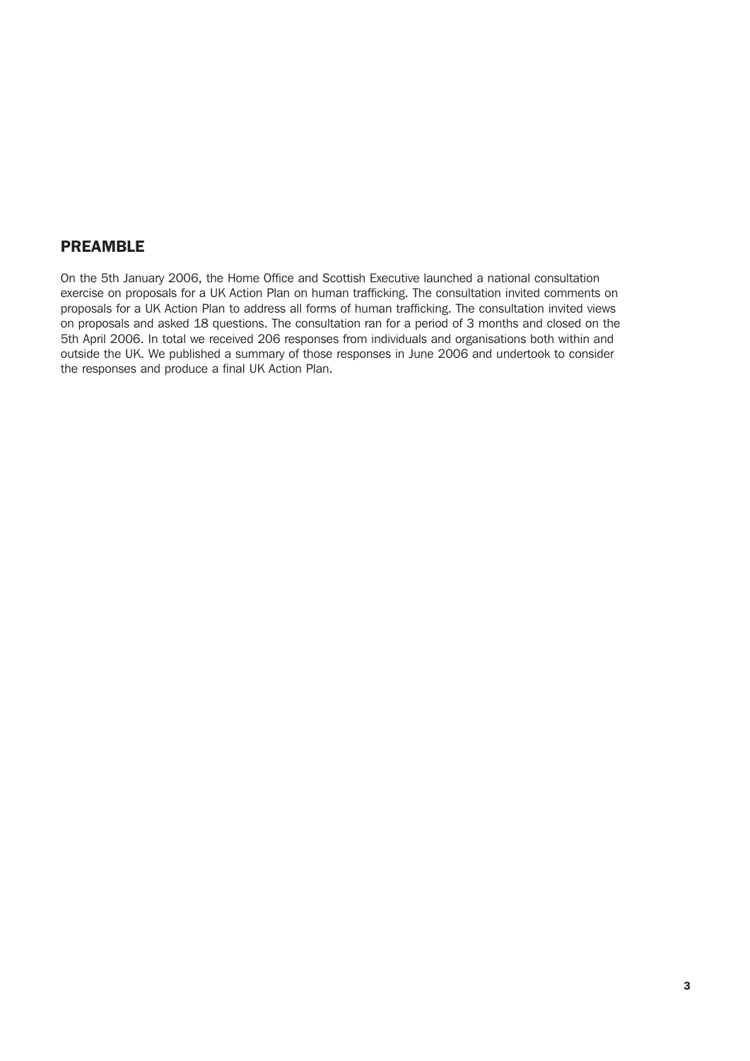## PREAMBLE

On the 5th January 2006, the Home Office and Scottish Executive launched a national consultation exercise on proposals for a UK Action Plan on human trafficking. The consultation invited comments on proposals for a UK Action Plan to address all forms of human trafficking. The consultation invited views on proposals and asked 18 questions. The consultation ran for a period of 3 months and closed on the 5th April 2006. In total we received 206 responses from individuals and organisations both within and outside the UK. We published a summary of those responses in June 2006 and undertook to consider the responses and produce a final UK Action Plan.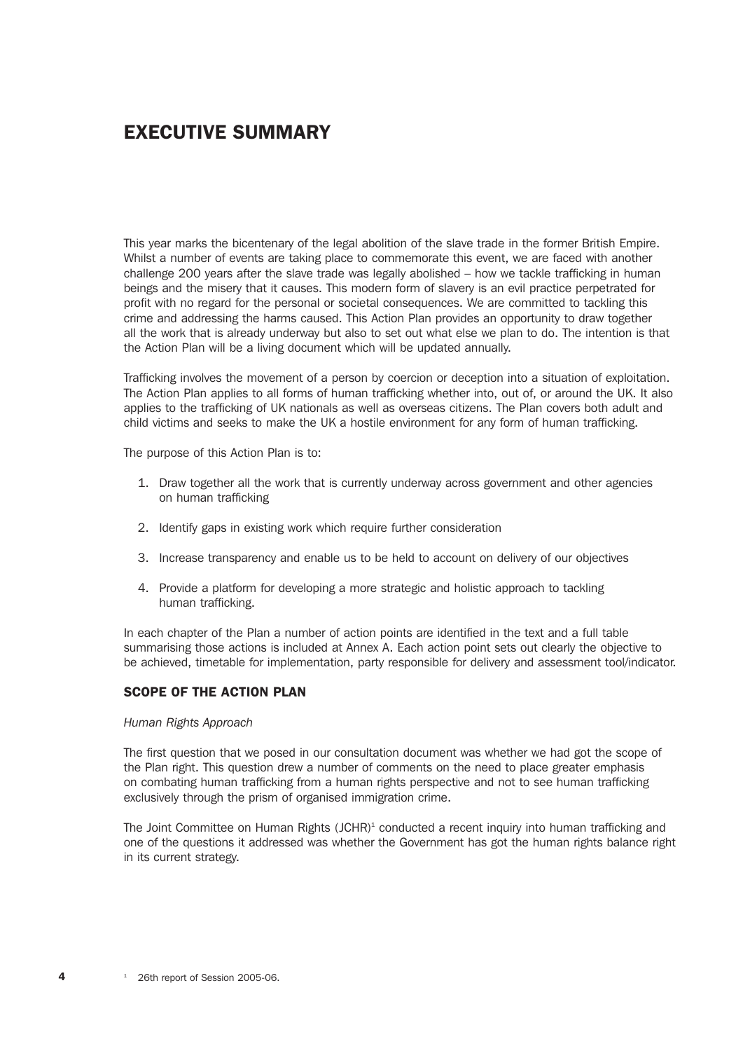# EXECUTIVE SUMMARY

This year marks the bicentenary of the legal abolition of the slave trade in the former British Empire. Whilst a number of events are taking place to commemorate this event, we are faced with another challenge 200 years after the slave trade was legally abolished – how we tackle trafficking in human beings and the misery that it causes. This modern form of slavery is an evil practice perpetrated for profit with no regard for the personal or societal consequences. We are committed to tackling this crime and addressing the harms caused. This Action Plan provides an opportunity to draw together all the work that is already underway but also to set out what else we plan to do. The intention is that the Action Plan will be a living document which will be updated annually.

Trafficking involves the movement of a person by coercion or deception into a situation of exploitation. The Action Plan applies to all forms of human trafficking whether into, out of, or around the UK. It also applies to the trafficking of UK nationals as well as overseas citizens. The Plan covers both adult and child victims and seeks to make the UK a hostile environment for any form of human trafficking.

The purpose of this Action Plan is to:

1. Draw together all the work that is currently underway across government and other agencies on human trafficking
2. Identify gaps in existing work which require further consideration
3. Increase transparency and enable us to be held to account on delivery of our objectives
4. Provide a platform for developing a more strategic and holistic approach to tackling human trafficking.

In each chapter of the Plan a number of action points are identified in the text and a full table summarising those actions is included at Annex A. Each action point sets out clearly the objective to be achieved, timetable for implementation, party responsible for delivery and assessment tool/indicator.

## SCOPE OF THE ACTION PLAN

*Human Rights Approach*

The first question that we posed in our consultation document was whether we had got the scope of the Plan right. This question drew a number of comments on the need to place greater emphasis on combating human trafficking from a human rights perspective and not to see human trafficking exclusively through the prism of organised immigration crime.

The Joint Committee on Human Rights (JCHR)[1] conducted a recent inquiry into human trafficking and one of the questions it addressed was whether the Government has got the human rights balance right in its current strategy.

[1] 26th report of Session 2005-06.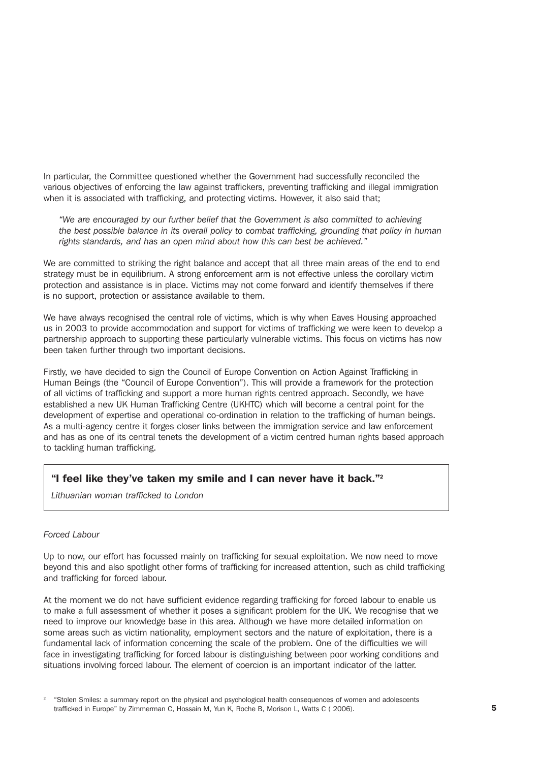In particular, the Committee questioned whether the Government had successfully reconciled the various objectives of enforcing the law against traffickers, preventing trafficking and illegal immigration when it is associated with trafficking, and protecting victims. However, it also said that;

> *"We are encouraged by our further belief that the Government is also committed to achieving the best possible balance in its overall policy to combat trafficking, grounding that policy in human rights standards, and has an open mind about how this can best be achieved."*

We are committed to striking the right balance and accept that all three main areas of the end to end strategy must be in equilibrium. A strong enforcement arm is not effective unless the corollary victim protection and assistance is in place. Victims may not come forward and identify themselves if there is no support, protection or assistance available to them.

We have always recognised the central role of victims, which is why when Eaves Housing approached us in 2003 to provide accommodation and support for victims of trafficking we were keen to develop a partnership approach to supporting these particularly vulnerable victims. This focus on victims has now been taken further through two important decisions.

Firstly, we have decided to sign the Council of Europe Convention on Action Against Trafficking in Human Beings (the "Council of Europe Convention"). This will provide a framework for the protection of all victims of trafficking and support a more human rights centred approach. Secondly, we have established a new UK Human Trafficking Centre (UKHTC) which will become a central point for the development of expertise and operational co-ordination in relation to the trafficking of human beings. As a multi-agency centre it forges closer links between the immigration service and law enforcement and has as one of its central tenets the development of a victim centred human rights based approach to tackling human trafficking.

> **"I feel like they've taken my smile and I can never have it back."[2]**
>
> *Lithuanian woman trafficked to London*

*Forced Labour*

Up to now, our effort has focussed mainly on trafficking for sexual exploitation. We now need to move beyond this and also spotlight other forms of trafficking for increased attention, such as child trafficking and trafficking for forced labour.

At the moment we do not have sufficient evidence regarding trafficking for forced labour to enable us to make a full assessment of whether it poses a significant problem for the UK. We recognise that we need to improve our knowledge base in this area. Although we have more detailed information on some areas such as victim nationality, employment sectors and the nature of exploitation, there is a fundamental lack of information concerning the scale of the problem. One of the difficulties we will face in investigating trafficking for forced labour is distinguishing between poor working conditions and situations involving forced labour. The element of coercion is an important indicator of the latter.

[2] "Stolen Smiles: a summary report on the physical and psychological health consequences of women and adolescents trafficked in Europe" by Zimmerman C, Hossain M, Yun K, Roche B, Morison L, Watts C ( 2006).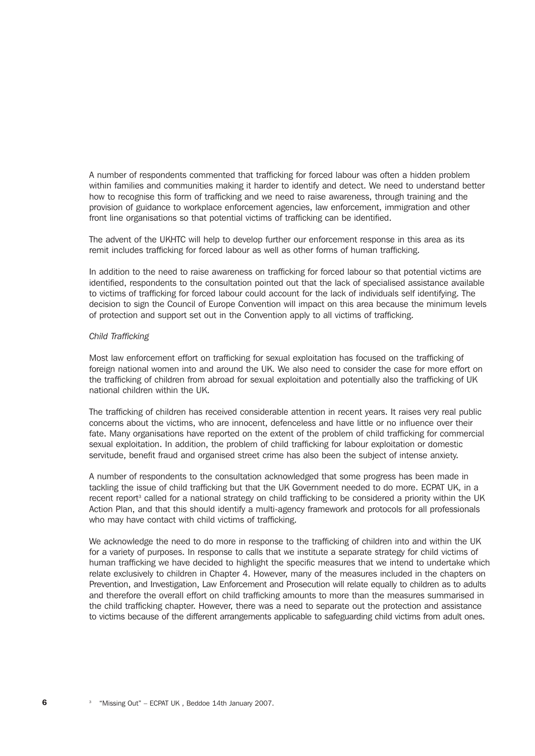A number of respondents commented that trafficking for forced labour was often a hidden problem within families and communities making it harder to identify and detect. We need to understand better how to recognise this form of trafficking and we need to raise awareness, through training and the provision of guidance to workplace enforcement agencies, law enforcement, immigration and other front line organisations so that potential victims of trafficking can be identified.

The advent of the UKHTC will help to develop further our enforcement response in this area as its remit includes trafficking for forced labour as well as other forms of human trafficking.

In addition to the need to raise awareness on trafficking for forced labour so that potential victims are identified, respondents to the consultation pointed out that the lack of specialised assistance available to victims of trafficking for forced labour could account for the lack of individuals self identifying. The decision to sign the Council of Europe Convention will impact on this area because the minimum levels of protection and support set out in the Convention apply to all victims of trafficking.

*Child Trafficking*

Most law enforcement effort on trafficking for sexual exploitation has focused on the trafficking of foreign national women into and around the UK. We also need to consider the case for more effort on the trafficking of children from abroad for sexual exploitation and potentially also the trafficking of UK national children within the UK.

The trafficking of children has received considerable attention in recent years. It raises very real public concerns about the victims, who are innocent, defenceless and have little or no influence over their fate. Many organisations have reported on the extent of the problem of child trafficking for commercial sexual exploitation. In addition, the problem of child trafficking for labour exploitation or domestic servitude, benefit fraud and organised street crime has also been the subject of intense anxiety.

A number of respondents to the consultation acknowledged that some progress has been made in tackling the issue of child trafficking but that the UK Government needed to do more. ECPAT UK, in a recent report[3] called for a national strategy on child trafficking to be considered a priority within the UK Action Plan, and that this should identify a multi-agency framework and protocols for all professionals who may have contact with child victims of trafficking.

We acknowledge the need to do more in response to the trafficking of children into and within the UK for a variety of purposes. In response to calls that we institute a separate strategy for child victims of human trafficking we have decided to highlight the specific measures that we intend to undertake which relate exclusively to children in Chapter 4. However, many of the measures included in the chapters on Prevention, and Investigation, Law Enforcement and Prosecution will relate equally to children as to adults and therefore the overall effort on child trafficking amounts to more than the measures summarised in the child trafficking chapter. However, there was a need to separate out the protection and assistance to victims because of the different arrangements applicable to safeguarding child victims from adult ones.

[3] "Missing Out" – ECPAT UK , Beddoe 14th January 2007.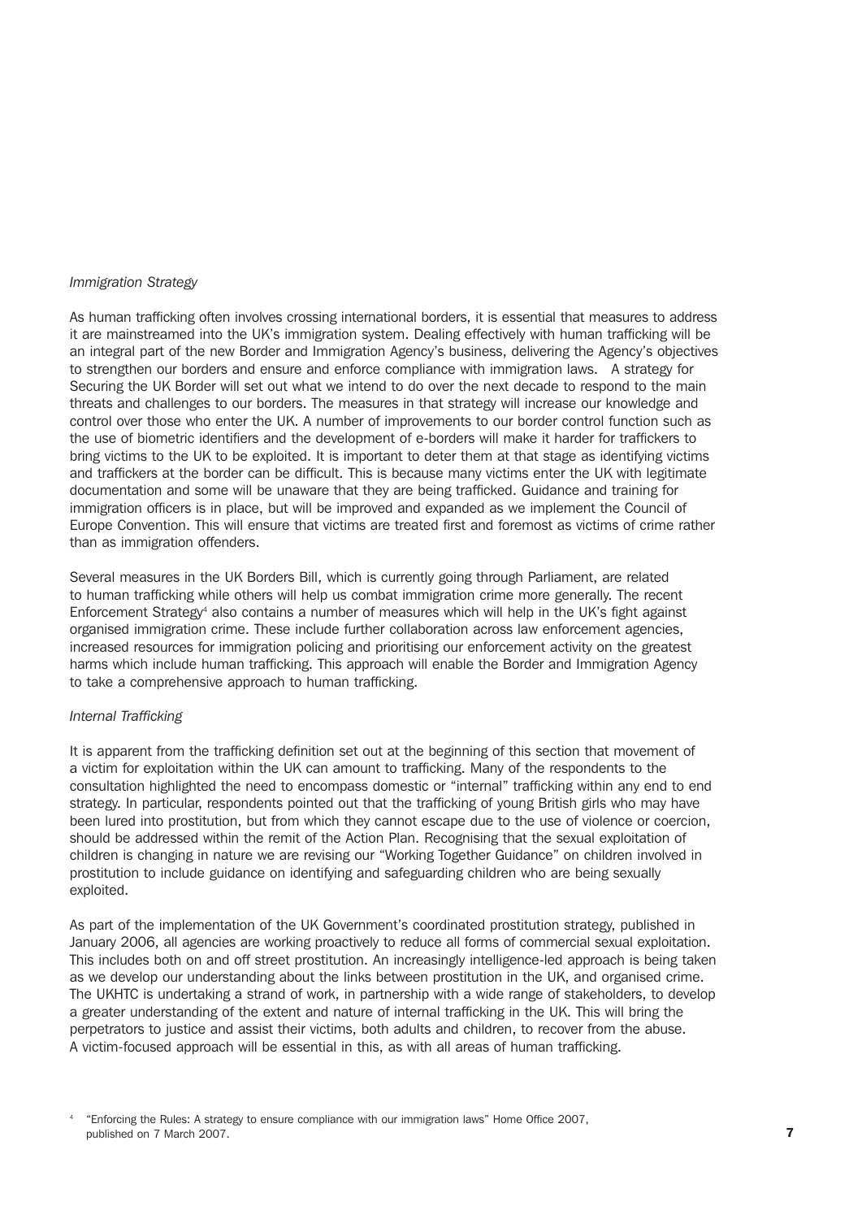*Immigration Strategy*

As human trafficking often involves crossing international borders, it is essential that measures to address it are mainstreamed into the UK's immigration system. Dealing effectively with human trafficking will be an integral part of the new Border and Immigration Agency's business, delivering the Agency's objectives to strengthen our borders and ensure and enforce compliance with immigration laws. A strategy for Securing the UK Border will set out what we intend to do over the next decade to respond to the main threats and challenges to our borders. The measures in that strategy will increase our knowledge and control over those who enter the UK. A number of improvements to our border control function such as the use of biometric identifiers and the development of e-borders will make it harder for traffickers to bring victims to the UK to be exploited. It is important to deter them at that stage as identifying victims and traffickers at the border can be difficult. This is because many victims enter the UK with legitimate documentation and some will be unaware that they are being trafficked. Guidance and training for immigration officers is in place, but will be improved and expanded as we implement the Council of Europe Convention. This will ensure that victims are treated first and foremost as victims of crime rather than as immigration offenders.

Several measures in the UK Borders Bill, which is currently going through Parliament, are related to human trafficking while others will help us combat immigration crime more generally. The recent Enforcement Strategy[4] also contains a number of measures which will help in the UK's fight against organised immigration crime. These include further collaboration across law enforcement agencies, increased resources for immigration policing and prioritising our enforcement activity on the greatest harms which include human trafficking. This approach will enable the Border and Immigration Agency to take a comprehensive approach to human trafficking.

*Internal Trafficking*

It is apparent from the trafficking definition set out at the beginning of this section that movement of a victim for exploitation within the UK can amount to trafficking. Many of the respondents to the consultation highlighted the need to encompass domestic or "internal" trafficking within any end to end strategy. In particular, respondents pointed out that the trafficking of young British girls who may have been lured into prostitution, but from which they cannot escape due to the use of violence or coercion, should be addressed within the remit of the Action Plan. Recognising that the sexual exploitation of children is changing in nature we are revising our "Working Together Guidance" on children involved in prostitution to include guidance on identifying and safeguarding children who are being sexually exploited.

As part of the implementation of the UK Government's coordinated prostitution strategy, published in January 2006, all agencies are working proactively to reduce all forms of commercial sexual exploitation. This includes both on and off street prostitution. An increasingly intelligence-led approach is being taken as we develop our understanding about the links between prostitution in the UK, and organised crime. The UKHTC is undertaking a strand of work, in partnership with a wide range of stakeholders, to develop a greater understanding of the extent and nature of internal trafficking in the UK. This will bring the perpetrators to justice and assist their victims, both adults and children, to recover from the abuse. A victim-focused approach will be essential in this, as with all areas of human trafficking.

[4] "Enforcing the Rules: A strategy to ensure compliance with our immigration laws" Home Office 2007, published on 7 March 2007.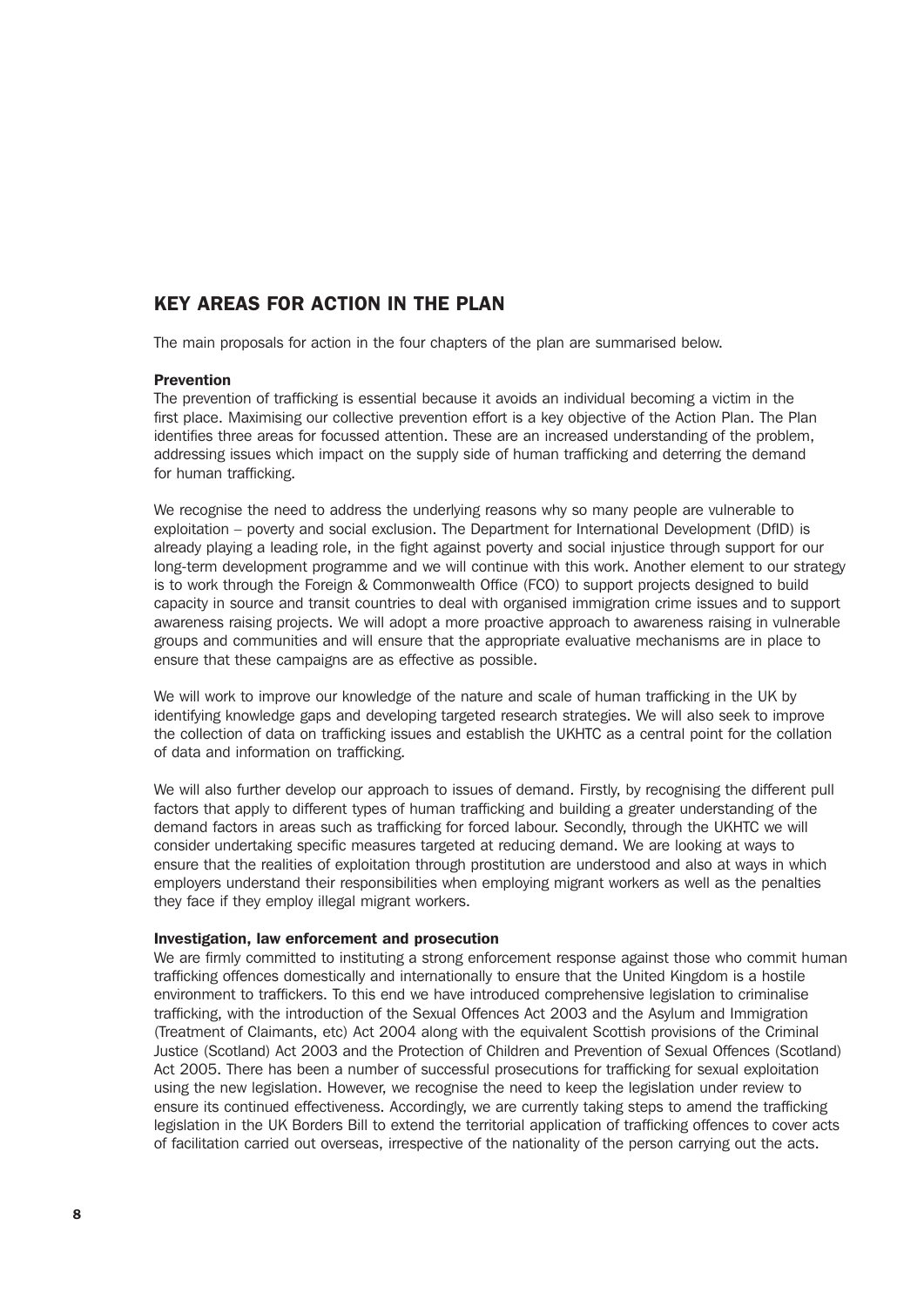## KEY AREAS FOR ACTION IN THE PLAN

The main proposals for action in the four chapters of the plan are summarised below.

**Prevention**

The prevention of trafficking is essential because it avoids an individual becoming a victim in the first place. Maximising our collective prevention effort is a key objective of the Action Plan. The Plan identifies three areas for focussed attention. These are an increased understanding of the problem, addressing issues which impact on the supply side of human trafficking and deterring the demand for human trafficking.

We recognise the need to address the underlying reasons why so many people are vulnerable to exploitation – poverty and social exclusion. The Department for International Development (DfID) is already playing a leading role, in the fight against poverty and social injustice through support for our long-term development programme and we will continue with this work. Another element to our strategy is to work through the Foreign & Commonwealth Office (FCO) to support projects designed to build capacity in source and transit countries to deal with organised immigration crime issues and to support awareness raising projects. We will adopt a more proactive approach to awareness raising in vulnerable groups and communities and will ensure that the appropriate evaluative mechanisms are in place to ensure that these campaigns are as effective as possible.

We will work to improve our knowledge of the nature and scale of human trafficking in the UK by identifying knowledge gaps and developing targeted research strategies. We will also seek to improve the collection of data on trafficking issues and establish the UKHTC as a central point for the collation of data and information on trafficking.

We will also further develop our approach to issues of demand. Firstly, by recognising the different pull factors that apply to different types of human trafficking and building a greater understanding of the demand factors in areas such as trafficking for forced labour. Secondly, through the UKHTC we will consider undertaking specific measures targeted at reducing demand. We are looking at ways to ensure that the realities of exploitation through prostitution are understood and also at ways in which employers understand their responsibilities when employing migrant workers as well as the penalties they face if they employ illegal migrant workers.

**Investigation, law enforcement and prosecution**

We are firmly committed to instituting a strong enforcement response against those who commit human trafficking offences domestically and internationally to ensure that the United Kingdom is a hostile environment to traffickers. To this end we have introduced comprehensive legislation to criminalise trafficking, with the introduction of the Sexual Offences Act 2003 and the Asylum and Immigration (Treatment of Claimants, etc) Act 2004 along with the equivalent Scottish provisions of the Criminal Justice (Scotland) Act 2003 and the Protection of Children and Prevention of Sexual Offences (Scotland) Act 2005. There has been a number of successful prosecutions for trafficking for sexual exploitation using the new legislation. However, we recognise the need to keep the legislation under review to ensure its continued effectiveness. Accordingly, we are currently taking steps to amend the trafficking legislation in the UK Borders Bill to extend the territorial application of trafficking offences to cover acts of facilitation carried out overseas, irrespective of the nationality of the person carrying out the acts.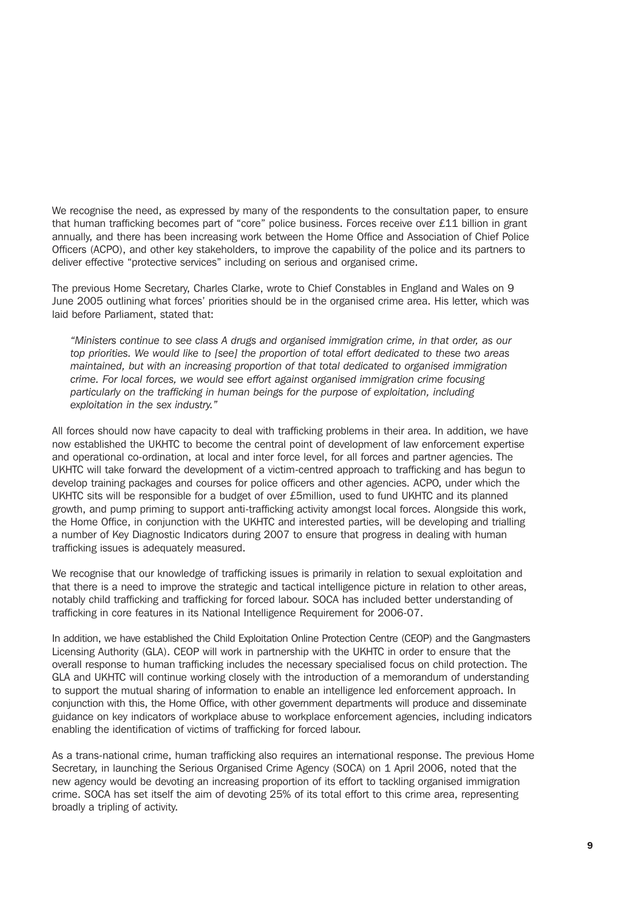We recognise the need, as expressed by many of the respondents to the consultation paper, to ensure that human trafficking becomes part of "core" police business. Forces receive over £11 billion in grant annually, and there has been increasing work between the Home Office and Association of Chief Police Officers (ACPO), and other key stakeholders, to improve the capability of the police and its partners to deliver effective "protective services" including on serious and organised crime.

The previous Home Secretary, Charles Clarke, wrote to Chief Constables in England and Wales on 9 June 2005 outlining what forces' priorities should be in the organised crime area. His letter, which was laid before Parliament, stated that:

> *"Ministers continue to see class A drugs and organised immigration crime, in that order, as our top priorities. We would like to [see] the proportion of total effort dedicated to these two areas maintained, but with an increasing proportion of that total dedicated to organised immigration crime. For local forces, we would see effort against organised immigration crime focusing particularly on the trafficking in human beings for the purpose of exploitation, including exploitation in the sex industry."*

All forces should now have capacity to deal with trafficking problems in their area. In addition, we have now established the UKHTC to become the central point of development of law enforcement expertise and operational co-ordination, at local and inter force level, for all forces and partner agencies. The UKHTC will take forward the development of a victim-centred approach to trafficking and has begun to develop training packages and courses for police officers and other agencies. ACPO, under which the UKHTC sits will be responsible for a budget of over £5million, used to fund UKHTC and its planned growth, and pump priming to support anti-trafficking activity amongst local forces. Alongside this work, the Home Office, in conjunction with the UKHTC and interested parties, will be developing and trialling a number of Key Diagnostic Indicators during 2007 to ensure that progress in dealing with human trafficking issues is adequately measured.

We recognise that our knowledge of trafficking issues is primarily in relation to sexual exploitation and that there is a need to improve the strategic and tactical intelligence picture in relation to other areas, notably child trafficking and trafficking for forced labour. SOCA has included better understanding of trafficking in core features in its National Intelligence Requirement for 2006-07.

In addition, we have established the Child Exploitation Online Protection Centre (CEOP) and the Gangmasters Licensing Authority (GLA). CEOP will work in partnership with the UKHTC in order to ensure that the overall response to human trafficking includes the necessary specialised focus on child protection. The GLA and UKHTC will continue working closely with the introduction of a memorandum of understanding to support the mutual sharing of information to enable an intelligence led enforcement approach. In conjunction with this, the Home Office, with other government departments will produce and disseminate guidance on key indicators of workplace abuse to workplace enforcement agencies, including indicators enabling the identification of victims of trafficking for forced labour.

As a trans-national crime, human trafficking also requires an international response. The previous Home Secretary, in launching the Serious Organised Crime Agency (SOCA) on 1 April 2006, noted that the new agency would be devoting an increasing proportion of its effort to tackling organised immigration crime. SOCA has set itself the aim of devoting 25% of its total effort to this crime area, representing broadly a tripling of activity.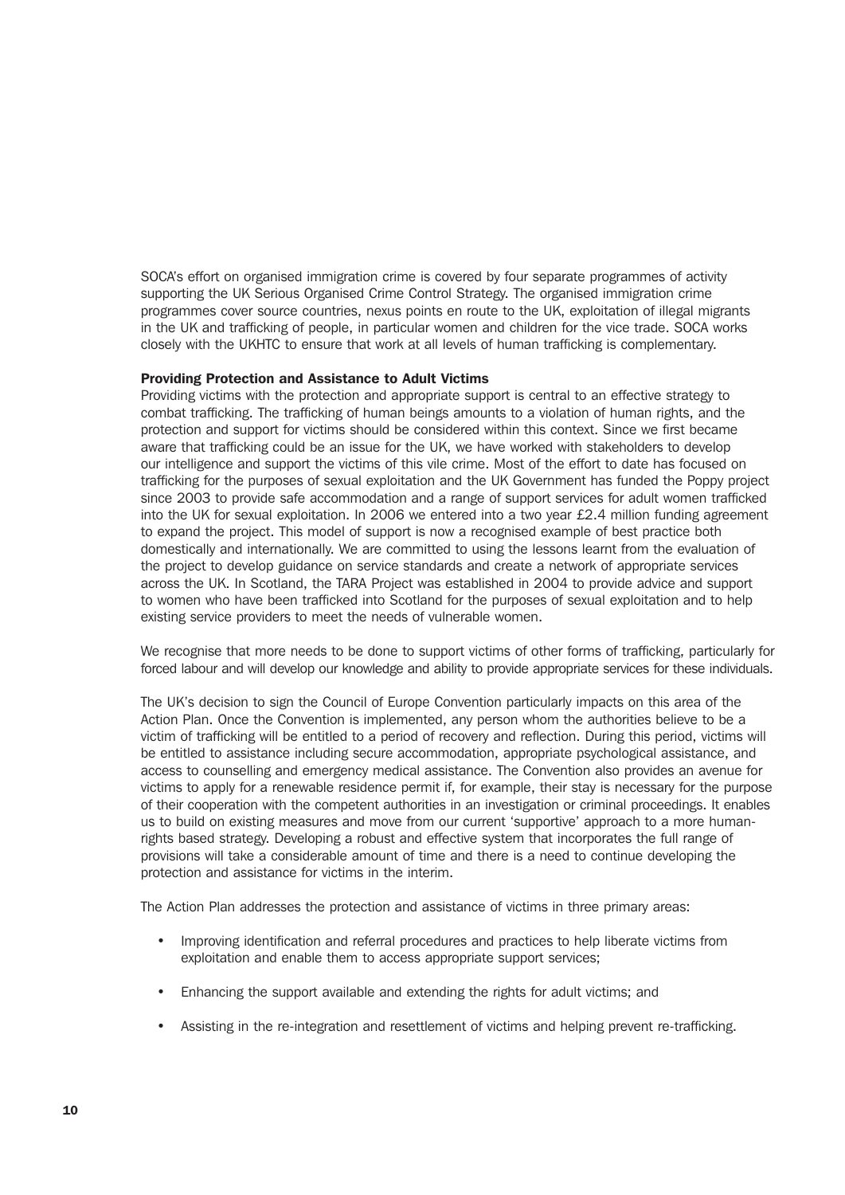SOCA's effort on organised immigration crime is covered by four separate programmes of activity supporting the UK Serious Organised Crime Control Strategy. The organised immigration crime programmes cover source countries, nexus points en route to the UK, exploitation of illegal migrants in the UK and trafficking of people, in particular women and children for the vice trade. SOCA works closely with the UKHTC to ensure that work at all levels of human trafficking is complementary.

**Providing Protection and Assistance to Adult Victims**

Providing victims with the protection and appropriate support is central to an effective strategy to combat trafficking. The trafficking of human beings amounts to a violation of human rights, and the protection and support for victims should be considered within this context. Since we first became aware that trafficking could be an issue for the UK, we have worked with stakeholders to develop our intelligence and support the victims of this vile crime. Most of the effort to date has focused on trafficking for the purposes of sexual exploitation and the UK Government has funded the Poppy project since 2003 to provide safe accommodation and a range of support services for adult women trafficked into the UK for sexual exploitation. In 2006 we entered into a two year £2.4 million funding agreement to expand the project. This model of support is now a recognised example of best practice both domestically and internationally. We are committed to using the lessons learnt from the evaluation of the project to develop guidance on service standards and create a network of appropriate services across the UK. In Scotland, the TARA Project was established in 2004 to provide advice and support to women who have been trafficked into Scotland for the purposes of sexual exploitation and to help existing service providers to meet the needs of vulnerable women.

We recognise that more needs to be done to support victims of other forms of trafficking, particularly for forced labour and will develop our knowledge and ability to provide appropriate services for these individuals.

The UK's decision to sign the Council of Europe Convention particularly impacts on this area of the Action Plan. Once the Convention is implemented, any person whom the authorities believe to be a victim of trafficking will be entitled to a period of recovery and reflection. During this period, victims will be entitled to assistance including secure accommodation, appropriate psychological assistance, and access to counselling and emergency medical assistance. The Convention also provides an avenue for victims to apply for a renewable residence permit if, for example, their stay is necessary for the purpose of their cooperation with the competent authorities in an investigation or criminal proceedings. It enables us to build on existing measures and move from our current 'supportive' approach to a more human-rights based strategy. Developing a robust and effective system that incorporates the full range of provisions will take a considerable amount of time and there is a need to continue developing the protection and assistance for victims in the interim.

The Action Plan addresses the protection and assistance of victims in three primary areas:

- Improving identification and referral procedures and practices to help liberate victims from exploitation and enable them to access appropriate support services;
- Enhancing the support available and extending the rights for adult victims; and
- Assisting in the re-integration and resettlement of victims and helping prevent re-trafficking.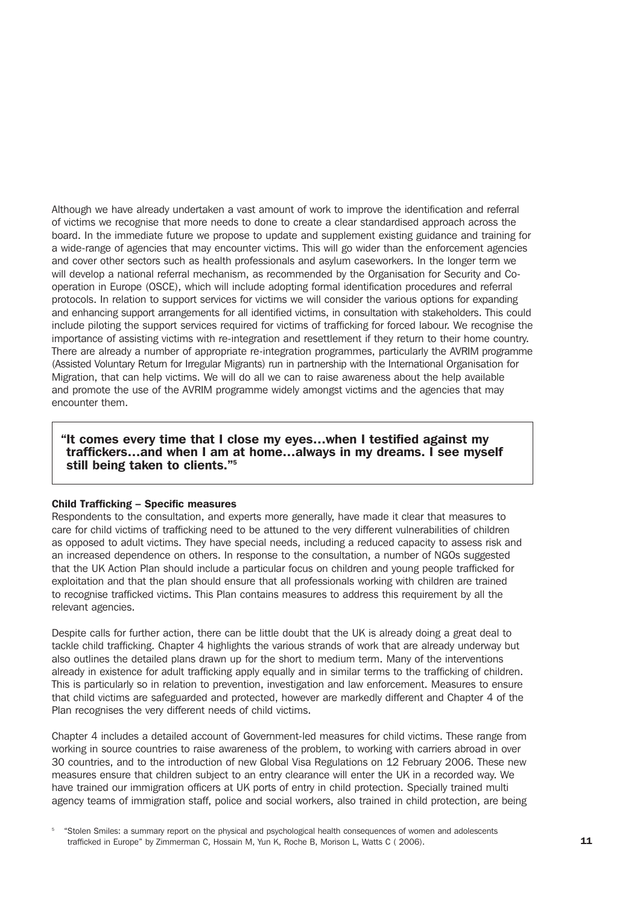Although we have already undertaken a vast amount of work to improve the identification and referral of victims we recognise that more needs to done to create a clear standardised approach across the board. In the immediate future we propose to update and supplement existing guidance and training for a wide-range of agencies that may encounter victims. This will go wider than the enforcement agencies and cover other sectors such as health professionals and asylum caseworkers. In the longer term we will develop a national referral mechanism, as recommended by the Organisation for Security and Co-operation in Europe (OSCE), which will include adopting formal identification procedures and referral protocols. In relation to support services for victims we will consider the various options for expanding and enhancing support arrangements for all identified victims, in consultation with stakeholders. This could include piloting the support services required for victims of trafficking for forced labour. We recognise the importance of assisting victims with re-integration and resettlement if they return to their home country. There are already a number of appropriate re-integration programmes, particularly the AVRIM programme (Assisted Voluntary Return for Irregular Migrants) run in partnership with the International Organisation for Migration, that can help victims. We will do all we can to raise awareness about the help available and promote the use of the AVRIM programme widely amongst victims and the agencies that may encounter them.

> **"It comes every time that I close my eyes…when I testified against my traffickers…and when I am at home…always in my dreams. I see myself still being taken to clients."[5]**

**Child Trafficking – Specific measures**

Respondents to the consultation, and experts more generally, have made it clear that measures to care for child victims of trafficking need to be attuned to the very different vulnerabilities of children as opposed to adult victims. They have special needs, including a reduced capacity to assess risk and an increased dependence on others. In response to the consultation, a number of NGOs suggested that the UK Action Plan should include a particular focus on children and young people trafficked for exploitation and that the plan should ensure that all professionals working with children are trained to recognise trafficked victims. This Plan contains measures to address this requirement by all the relevant agencies.

Despite calls for further action, there can be little doubt that the UK is already doing a great deal to tackle child trafficking. Chapter 4 highlights the various strands of work that are already underway but also outlines the detailed plans drawn up for the short to medium term. Many of the interventions already in existence for adult trafficking apply equally and in similar terms to the trafficking of children. This is particularly so in relation to prevention, investigation and law enforcement. Measures to ensure that child victims are safeguarded and protected, however are markedly different and Chapter 4 of the Plan recognises the very different needs of child victims.

Chapter 4 includes a detailed account of Government-led measures for child victims. These range from working in source countries to raise awareness of the problem, to working with carriers abroad in over 30 countries, and to the introduction of new Global Visa Regulations on 12 February 2006. These new measures ensure that children subject to an entry clearance will enter the UK in a recorded way. We have trained our immigration officers at UK ports of entry in child protection. Specially trained multi agency teams of immigration staff, police and social workers, also trained in child protection, are being

[5] "Stolen Smiles: a summary report on the physical and psychological health consequences of women and adolescents trafficked in Europe" by Zimmerman C, Hossain M, Yun K, Roche B, Morison L, Watts C ( 2006).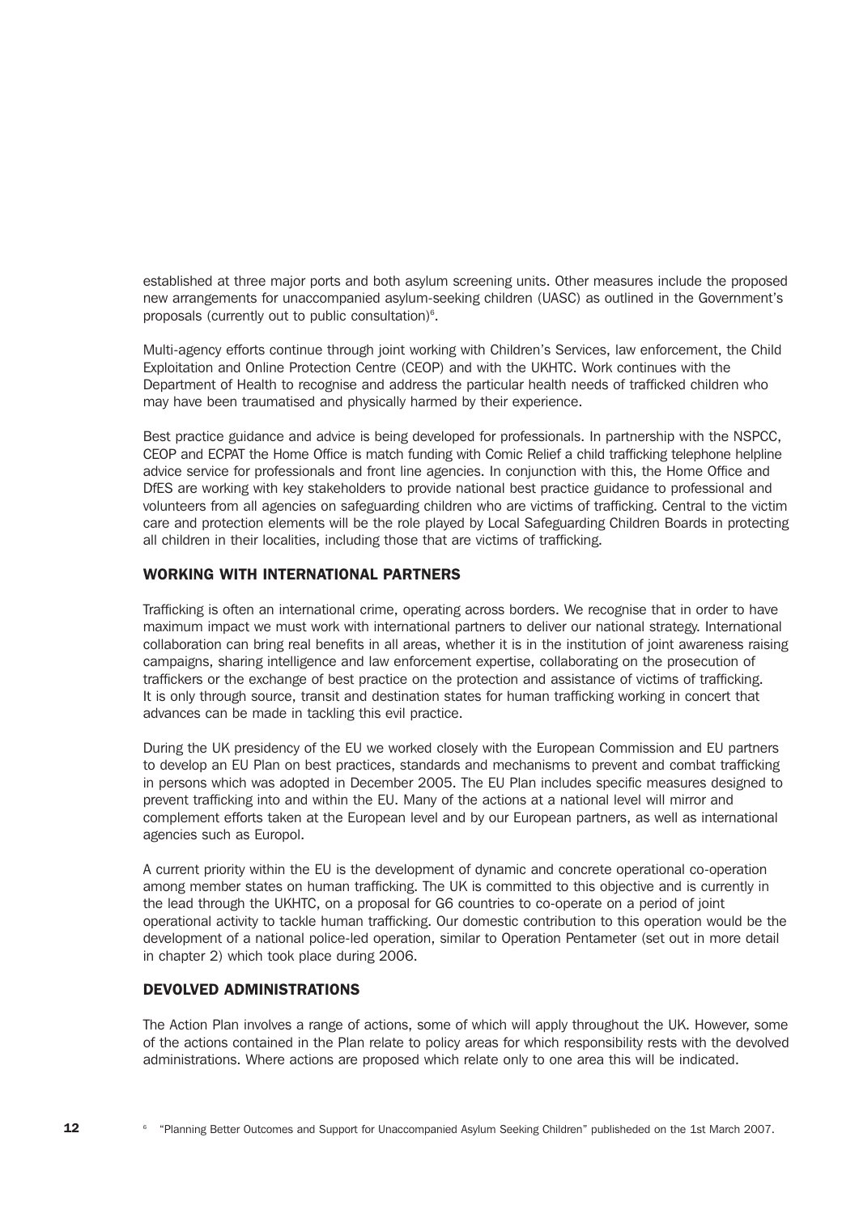established at three major ports and both asylum screening units. Other measures include the proposed new arrangements for unaccompanied asylum-seeking children (UASC) as outlined in the Government's proposals (currently out to public consultation)[6].

Multi-agency efforts continue through joint working with Children's Services, law enforcement, the Child Exploitation and Online Protection Centre (CEOP) and with the UKHTC. Work continues with the Department of Health to recognise and address the particular health needs of trafficked children who may have been traumatised and physically harmed by their experience.

Best practice guidance and advice is being developed for professionals. In partnership with the NSPCC, CEOP and ECPAT the Home Office is match funding with Comic Relief a child trafficking telephone helpline advice service for professionals and front line agencies. In conjunction with this, the Home Office and DfES are working with key stakeholders to provide national best practice guidance to professional and volunteers from all agencies on safeguarding children who are victims of trafficking. Central to the victim care and protection elements will be the role played by Local Safeguarding Children Boards in protecting all children in their localities, including those that are victims of trafficking.

## WORKING WITH INTERNATIONAL PARTNERS

Trafficking is often an international crime, operating across borders. We recognise that in order to have maximum impact we must work with international partners to deliver our national strategy. International collaboration can bring real benefits in all areas, whether it is in the institution of joint awareness raising campaigns, sharing intelligence and law enforcement expertise, collaborating on the prosecution of traffickers or the exchange of best practice on the protection and assistance of victims of trafficking. It is only through source, transit and destination states for human trafficking working in concert that advances can be made in tackling this evil practice.

During the UK presidency of the EU we worked closely with the European Commission and EU partners to develop an EU Plan on best practices, standards and mechanisms to prevent and combat trafficking in persons which was adopted in December 2005. The EU Plan includes specific measures designed to prevent trafficking into and within the EU. Many of the actions at a national level will mirror and complement efforts taken at the European level and by our European partners, as well as international agencies such as Europol.

A current priority within the EU is the development of dynamic and concrete operational co-operation among member states on human trafficking. The UK is committed to this objective and is currently in the lead through the UKHTC, on a proposal for G6 countries to co-operate on a period of joint operational activity to tackle human trafficking. Our domestic contribution to this operation would be the development of a national police-led operation, similar to Operation Pentameter (set out in more detail in chapter 2) which took place during 2006.

## DEVOLVED ADMINISTRATIONS

The Action Plan involves a range of actions, some of which will apply throughout the UK. However, some of the actions contained in the Plan relate to policy areas for which responsibility rests with the devolved administrations. Where actions are proposed which relate only to one area this will be indicated.

[6] "Planning Better Outcomes and Support for Unaccompanied Asylum Seeking Children" publisheded on the 1st March 2007.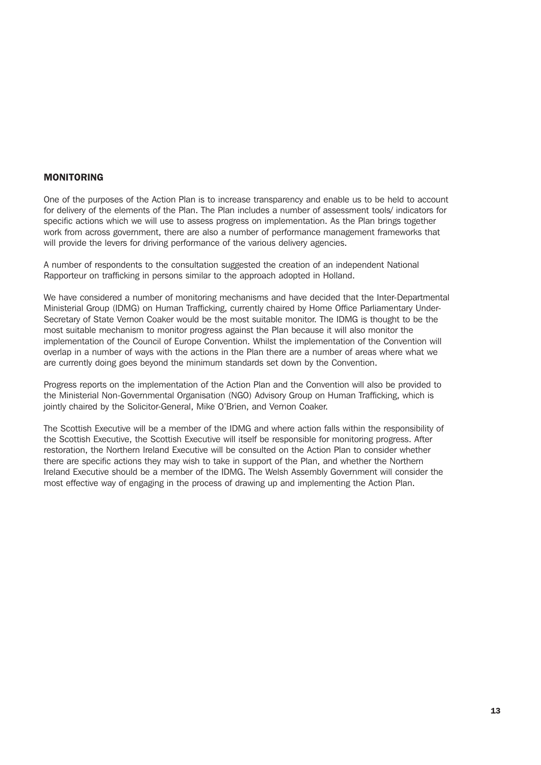## MONITORING

One of the purposes of the Action Plan is to increase transparency and enable us to be held to account for delivery of the elements of the Plan. The Plan includes a number of assessment tools/ indicators for specific actions which we will use to assess progress on implementation. As the Plan brings together work from across government, there are also a number of performance management frameworks that will provide the levers for driving performance of the various delivery agencies.

A number of respondents to the consultation suggested the creation of an independent National Rapporteur on trafficking in persons similar to the approach adopted in Holland.

We have considered a number of monitoring mechanisms and have decided that the Inter-Departmental Ministerial Group (IDMG) on Human Trafficking, currently chaired by Home Office Parliamentary Under-Secretary of State Vernon Coaker would be the most suitable monitor. The IDMG is thought to be the most suitable mechanism to monitor progress against the Plan because it will also monitor the implementation of the Council of Europe Convention. Whilst the implementation of the Convention will overlap in a number of ways with the actions in the Plan there are a number of areas where what we are currently doing goes beyond the minimum standards set down by the Convention.

Progress reports on the implementation of the Action Plan and the Convention will also be provided to the Ministerial Non-Governmental Organisation (NGO) Advisory Group on Human Trafficking, which is jointly chaired by the Solicitor-General, Mike O'Brien, and Vernon Coaker.

The Scottish Executive will be a member of the IDMG and where action falls within the responsibility of the Scottish Executive, the Scottish Executive will itself be responsible for monitoring progress. After restoration, the Northern Ireland Executive will be consulted on the Action Plan to consider whether there are specific actions they may wish to take in support of the Plan, and whether the Northern Ireland Executive should be a member of the IDMG. The Welsh Assembly Government will consider the most effective way of engaging in the process of drawing up and implementing the Action Plan.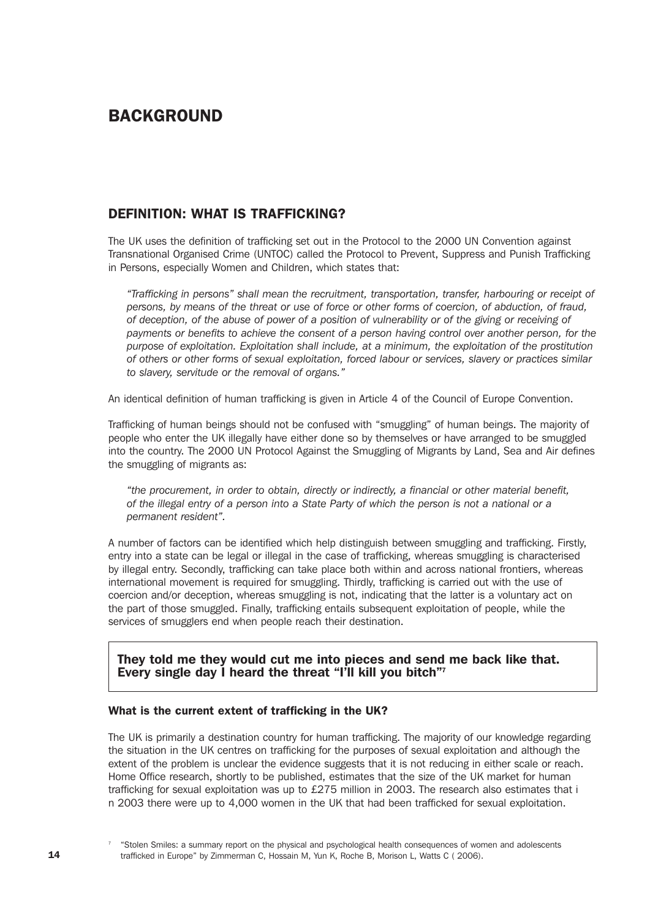# BACKGROUND

## DEFINITION: WHAT IS TRAFFICKING?

The UK uses the definition of trafficking set out in the Protocol to the 2000 UN Convention against Transnational Organised Crime (UNTOC) called the Protocol to Prevent, Suppress and Punish Trafficking in Persons, especially Women and Children, which states that:

> *"Trafficking in persons" shall mean the recruitment, transportation, transfer, harbouring or receipt of persons, by means of the threat or use of force or other forms of coercion, of abduction, of fraud, of deception, of the abuse of power of a position of vulnerability or of the giving or receiving of payments or benefits to achieve the consent of a person having control over another person, for the purpose of exploitation. Exploitation shall include, at a minimum, the exploitation of the prostitution of others or other forms of sexual exploitation, forced labour or services, slavery or practices similar to slavery, servitude or the removal of organs."*

An identical definition of human trafficking is given in Article 4 of the Council of Europe Convention.

Trafficking of human beings should not be confused with "smuggling" of human beings. The majority of people who enter the UK illegally have either done so by themselves or have arranged to be smuggled into the country. The 2000 UN Protocol Against the Smuggling of Migrants by Land, Sea and Air defines the smuggling of migrants as:

> *"the procurement, in order to obtain, directly or indirectly, a financial or other material benefit, of the illegal entry of a person into a State Party of which the person is not a national or a permanent resident".*

A number of factors can be identified which help distinguish between smuggling and trafficking. Firstly, entry into a state can be legal or illegal in the case of trafficking, whereas smuggling is characterised by illegal entry. Secondly, trafficking can take place both within and across national frontiers, whereas international movement is required for smuggling. Thirdly, trafficking is carried out with the use of coercion and/or deception, whereas smuggling is not, indicating that the latter is a voluntary act on the part of those smuggled. Finally, trafficking entails subsequent exploitation of people, while the services of smugglers end when people reach their destination.

**They told me they would cut me into pieces and send me back like that. Every single day I heard the threat "I'll kill you bitch"[7]**

### What is the current extent of trafficking in the UK?

The UK is primarily a destination country for human trafficking. The majority of our knowledge regarding the situation in the UK centres on trafficking for the purposes of sexual exploitation and although the extent of the problem is unclear the evidence suggests that it is not reducing in either scale or reach. Home Office research, shortly to be published, estimates that the size of the UK market for human trafficking for sexual exploitation was up to £275 million in 2003. The research also estimates that in 2003 there were up to 4,000 women in the UK that had been trafficked for sexual exploitation.

[7] "Stolen Smiles: a summary report on the physical and psychological health consequences of women and adolescents trafficked in Europe" by Zimmerman C, Hossain M, Yun K, Roche B, Morison L, Watts C ( 2006).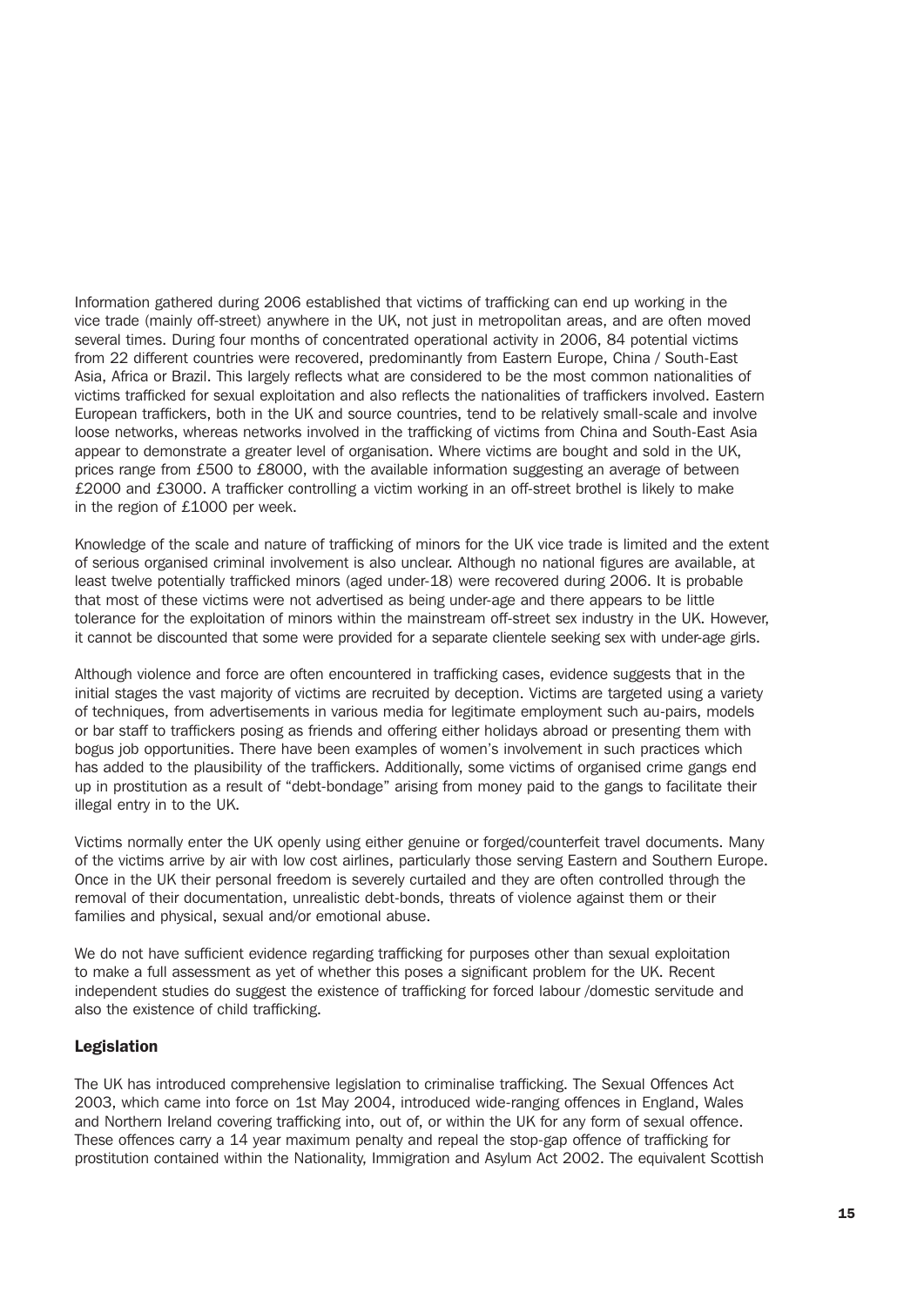Information gathered during 2006 established that victims of trafficking can end up working in the vice trade (mainly off-street) anywhere in the UK, not just in metropolitan areas, and are often moved several times. During four months of concentrated operational activity in 2006, 84 potential victims from 22 different countries were recovered, predominantly from Eastern Europe, China / South-East Asia, Africa or Brazil. This largely reflects what are considered to be the most common nationalities of victims trafficked for sexual exploitation and also reflects the nationalities of traffickers involved. Eastern European traffickers, both in the UK and source countries, tend to be relatively small-scale and involve loose networks, whereas networks involved in the trafficking of victims from China and South-East Asia appear to demonstrate a greater level of organisation. Where victims are bought and sold in the UK, prices range from £500 to £8000, with the available information suggesting an average of between £2000 and £3000. A trafficker controlling a victim working in an off-street brothel is likely to make in the region of £1000 per week.

Knowledge of the scale and nature of trafficking of minors for the UK vice trade is limited and the extent of serious organised criminal involvement is also unclear. Although no national figures are available, at least twelve potentially trafficked minors (aged under-18) were recovered during 2006. It is probable that most of these victims were not advertised as being under-age and there appears to be little tolerance for the exploitation of minors within the mainstream off-street sex industry in the UK. However, it cannot be discounted that some were provided for a separate clientele seeking sex with under-age girls.

Although violence and force are often encountered in trafficking cases, evidence suggests that in the initial stages the vast majority of victims are recruited by deception. Victims are targeted using a variety of techniques, from advertisements in various media for legitimate employment such au-pairs, models or bar staff to traffickers posing as friends and offering either holidays abroad or presenting them with bogus job opportunities. There have been examples of women's involvement in such practices which has added to the plausibility of the traffickers. Additionally, some victims of organised crime gangs end up in prostitution as a result of "debt-bondage" arising from money paid to the gangs to facilitate their illegal entry in to the UK.

Victims normally enter the UK openly using either genuine or forged/counterfeit travel documents. Many of the victims arrive by air with low cost airlines, particularly those serving Eastern and Southern Europe. Once in the UK their personal freedom is severely curtailed and they are often controlled through the removal of their documentation, unrealistic debt-bonds, threats of violence against them or their families and physical, sexual and/or emotional abuse.

We do not have sufficient evidence regarding trafficking for purposes other than sexual exploitation to make a full assessment as yet of whether this poses a significant problem for the UK. Recent independent studies do suggest the existence of trafficking for forced labour /domestic servitude and also the existence of child trafficking.

### Legislation

The UK has introduced comprehensive legislation to criminalise trafficking. The Sexual Offences Act 2003, which came into force on 1st May 2004, introduced wide-ranging offences in England, Wales and Northern Ireland covering trafficking into, out of, or within the UK for any form of sexual offence. These offences carry a 14 year maximum penalty and repeal the stop-gap offence of trafficking for prostitution contained within the Nationality, Immigration and Asylum Act 2002. The equivalent Scottish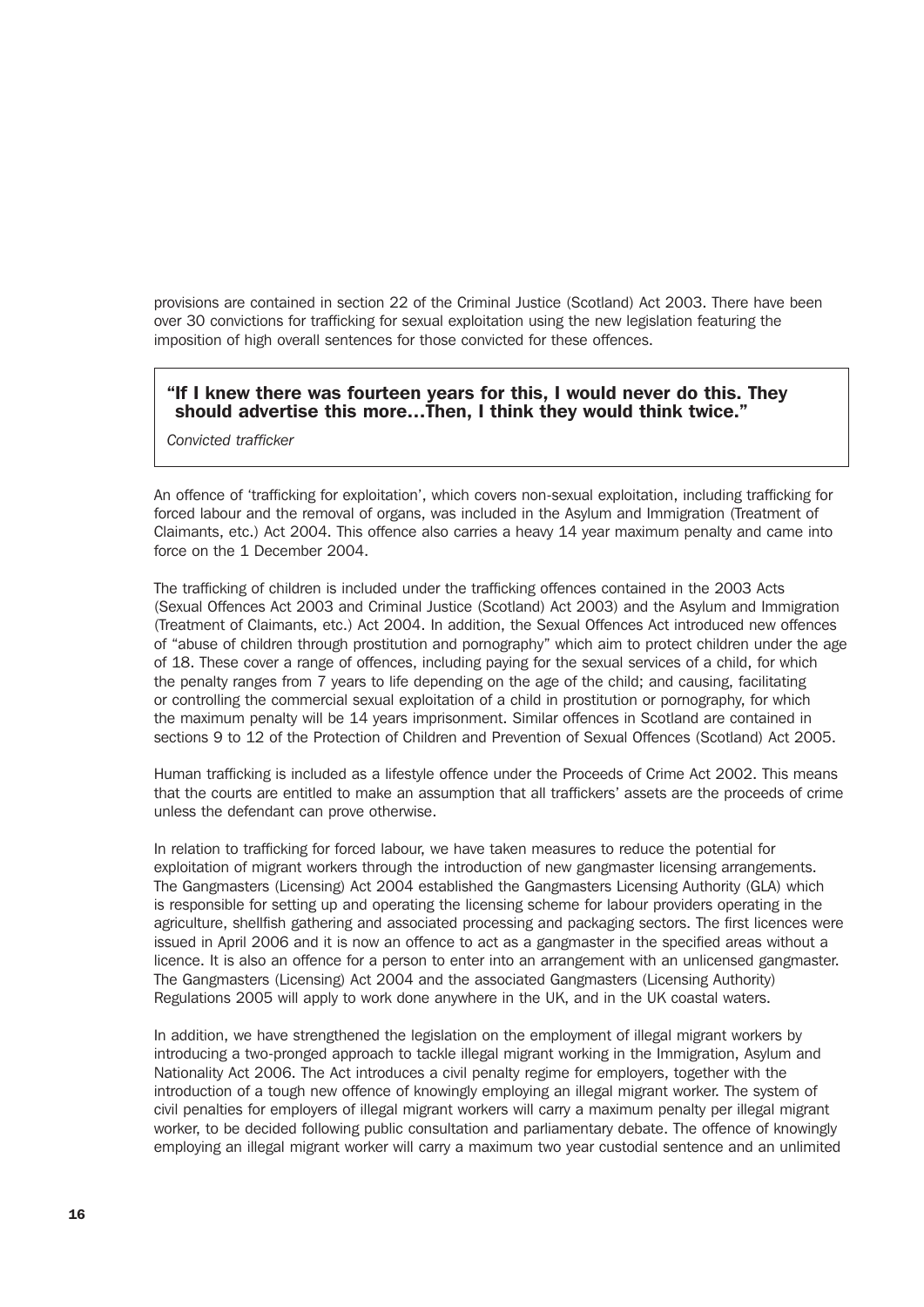provisions are contained in section 22 of the Criminal Justice (Scotland) Act 2003. There have been over 30 convictions for trafficking for sexual exploitation using the new legislation featuring the imposition of high overall sentences for those convicted for these offences.

> **"If I knew there was fourteen years for this, I would never do this. They should advertise this more…Then, I think they would think twice."**
>
> *Convicted trafficker*

An offence of 'trafficking for exploitation', which covers non-sexual exploitation, including trafficking for forced labour and the removal of organs, was included in the Asylum and Immigration (Treatment of Claimants, etc.) Act 2004. This offence also carries a heavy 14 year maximum penalty and came into force on the 1 December 2004.

The trafficking of children is included under the trafficking offences contained in the 2003 Acts (Sexual Offences Act 2003 and Criminal Justice (Scotland) Act 2003) and the Asylum and Immigration (Treatment of Claimants, etc.) Act 2004. In addition, the Sexual Offences Act introduced new offences of "abuse of children through prostitution and pornography" which aim to protect children under the age of 18. These cover a range of offences, including paying for the sexual services of a child, for which the penalty ranges from 7 years to life depending on the age of the child; and causing, facilitating or controlling the commercial sexual exploitation of a child in prostitution or pornography, for which the maximum penalty will be 14 years imprisonment. Similar offences in Scotland are contained in sections 9 to 12 of the Protection of Children and Prevention of Sexual Offences (Scotland) Act 2005.

Human trafficking is included as a lifestyle offence under the Proceeds of Crime Act 2002. This means that the courts are entitled to make an assumption that all traffickers' assets are the proceeds of crime unless the defendant can prove otherwise.

In relation to trafficking for forced labour, we have taken measures to reduce the potential for exploitation of migrant workers through the introduction of new gangmaster licensing arrangements. The Gangmasters (Licensing) Act 2004 established the Gangmasters Licensing Authority (GLA) which is responsible for setting up and operating the licensing scheme for labour providers operating in the agriculture, shellfish gathering and associated processing and packaging sectors. The first licences were issued in April 2006 and it is now an offence to act as a gangmaster in the specified areas without a licence. It is also an offence for a person to enter into an arrangement with an unlicensed gangmaster. The Gangmasters (Licensing) Act 2004 and the associated Gangmasters (Licensing Authority) Regulations 2005 will apply to work done anywhere in the UK, and in the UK coastal waters.

In addition, we have strengthened the legislation on the employment of illegal migrant workers by introducing a two-pronged approach to tackle illegal migrant working in the Immigration, Asylum and Nationality Act 2006. The Act introduces a civil penalty regime for employers, together with the introduction of a tough new offence of knowingly employing an illegal migrant worker. The system of civil penalties for employers of illegal migrant workers will carry a maximum penalty per illegal migrant worker, to be decided following public consultation and parliamentary debate. The offence of knowingly employing an illegal migrant worker will carry a maximum two year custodial sentence and an unlimited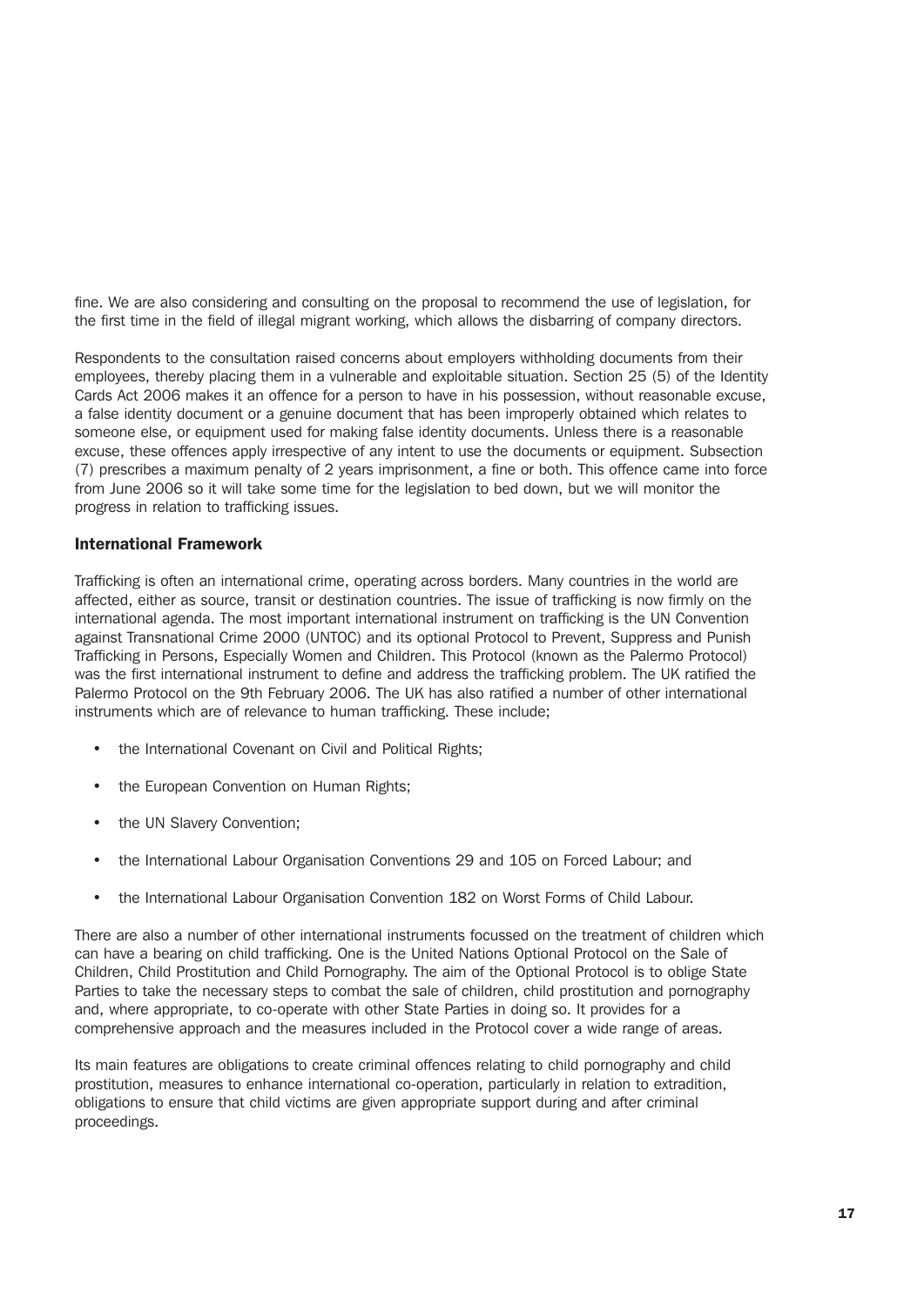fine. We are also considering and consulting on the proposal to recommend the use of legislation, for the first time in the field of illegal migrant working, which allows the disbarring of company directors.

Respondents to the consultation raised concerns about employers withholding documents from their employees, thereby placing them in a vulnerable and exploitable situation. Section 25 (5) of the Identity Cards Act 2006 makes it an offence for a person to have in his possession, without reasonable excuse, a false identity document or a genuine document that has been improperly obtained which relates to someone else, or equipment used for making false identity documents. Unless there is a reasonable excuse, these offences apply irrespective of any intent to use the documents or equipment. Subsection (7) prescribes a maximum penalty of 2 years imprisonment, a fine or both. This offence came into force from June 2006 so it will take some time for the legislation to bed down, but we will monitor the progress in relation to trafficking issues.

### International Framework

Trafficking is often an international crime, operating across borders. Many countries in the world are affected, either as source, transit or destination countries. The issue of trafficking is now firmly on the international agenda. The most important international instrument on trafficking is the UN Convention against Transnational Crime 2000 (UNTOC) and its optional Protocol to Prevent, Suppress and Punish Trafficking in Persons, Especially Women and Children. This Protocol (known as the Palermo Protocol) was the first international instrument to define and address the trafficking problem. The UK ratified the Palermo Protocol on the 9th February 2006. The UK has also ratified a number of other international instruments which are of relevance to human trafficking. These include;

- the International Covenant on Civil and Political Rights;
- the European Convention on Human Rights;
- the UN Slavery Convention;
- the International Labour Organisation Conventions 29 and 105 on Forced Labour; and
- the International Labour Organisation Convention 182 on Worst Forms of Child Labour.

There are also a number of other international instruments focussed on the treatment of children which can have a bearing on child trafficking. One is the United Nations Optional Protocol on the Sale of Children, Child Prostitution and Child Pornography. The aim of the Optional Protocol is to oblige State Parties to take the necessary steps to combat the sale of children, child prostitution and pornography and, where appropriate, to co-operate with other State Parties in doing so. It provides for a comprehensive approach and the measures included in the Protocol cover a wide range of areas.

Its main features are obligations to create criminal offences relating to child pornography and child prostitution, measures to enhance international co-operation, particularly in relation to extradition, obligations to ensure that child victims are given appropriate support during and after criminal proceedings.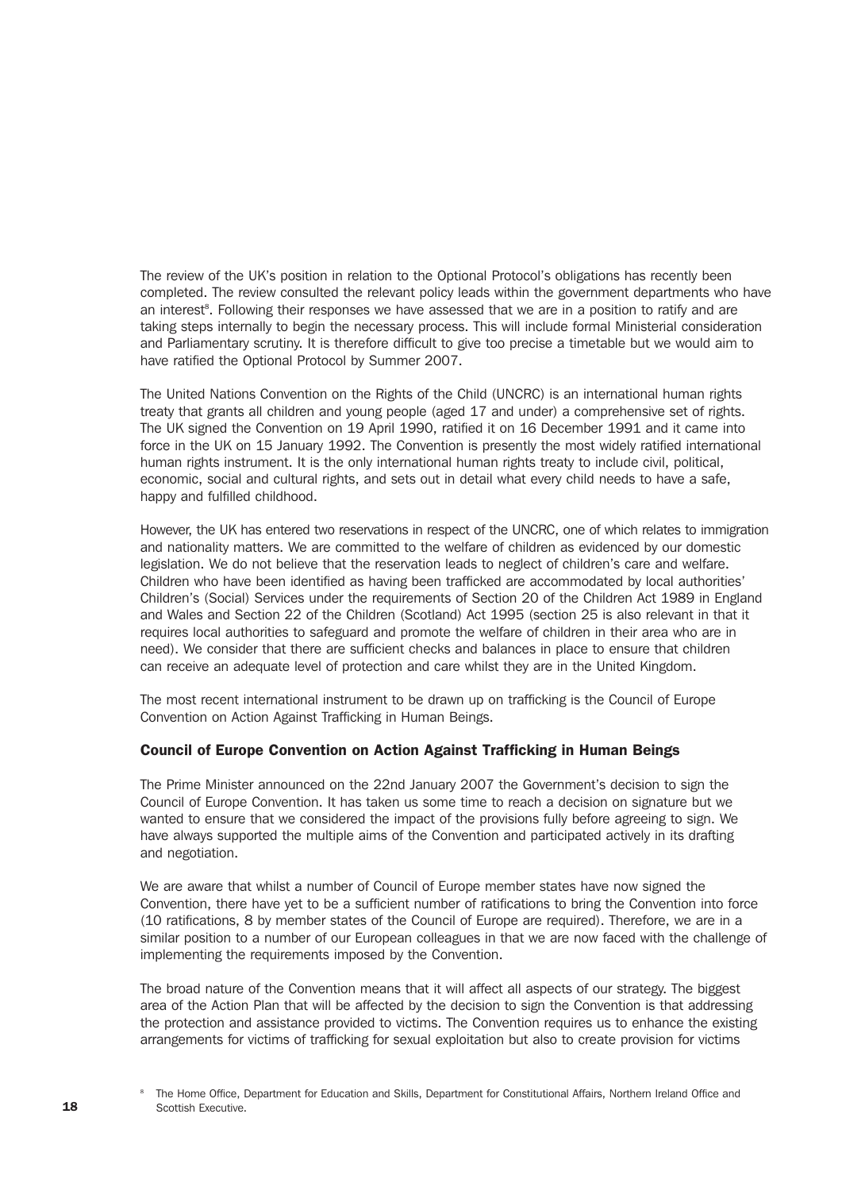The review of the UK's position in relation to the Optional Protocol's obligations has recently been completed. The review consulted the relevant policy leads within the government departments who have an interest[8]. Following their responses we have assessed that we are in a position to ratify and are taking steps internally to begin the necessary process. This will include formal Ministerial consideration and Parliamentary scrutiny. It is therefore difficult to give too precise a timetable but we would aim to have ratified the Optional Protocol by Summer 2007.

The United Nations Convention on the Rights of the Child (UNCRC) is an international human rights treaty that grants all children and young people (aged 17 and under) a comprehensive set of rights. The UK signed the Convention on 19 April 1990, ratified it on 16 December 1991 and it came into force in the UK on 15 January 1992. The Convention is presently the most widely ratified international human rights instrument. It is the only international human rights treaty to include civil, political, economic, social and cultural rights, and sets out in detail what every child needs to have a safe, happy and fulfilled childhood.

However, the UK has entered two reservations in respect of the UNCRC, one of which relates to immigration and nationality matters. We are committed to the welfare of children as evidenced by our domestic legislation. We do not believe that the reservation leads to neglect of children's care and welfare. Children who have been identified as having been trafficked are accommodated by local authorities' Children's (Social) Services under the requirements of Section 20 of the Children Act 1989 in England and Wales and Section 22 of the Children (Scotland) Act 1995 (section 25 is also relevant in that it requires local authorities to safeguard and promote the welfare of children in their area who are in need). We consider that there are sufficient checks and balances in place to ensure that children can receive an adequate level of protection and care whilst they are in the United Kingdom.

The most recent international instrument to be drawn up on trafficking is the Council of Europe Convention on Action Against Trafficking in Human Beings.

### Council of Europe Convention on Action Against Trafficking in Human Beings

The Prime Minister announced on the 22nd January 2007 the Government's decision to sign the Council of Europe Convention. It has taken us some time to reach a decision on signature but we wanted to ensure that we considered the impact of the provisions fully before agreeing to sign. We have always supported the multiple aims of the Convention and participated actively in its drafting and negotiation.

We are aware that whilst a number of Council of Europe member states have now signed the Convention, there have yet to be a sufficient number of ratifications to bring the Convention into force (10 ratifications, 8 by member states of the Council of Europe are required). Therefore, we are in a similar position to a number of our European colleagues in that we are now faced with the challenge of implementing the requirements imposed by the Convention.

The broad nature of the Convention means that it will affect all aspects of our strategy. The biggest area of the Action Plan that will be affected by the decision to sign the Convention is that addressing the protection and assistance provided to victims. The Convention requires us to enhance the existing arrangements for victims of trafficking for sexual exploitation but also to create provision for victims

[8] The Home Office, Department for Education and Skills, Department for Constitutional Affairs, Northern Ireland Office and Scottish Executive.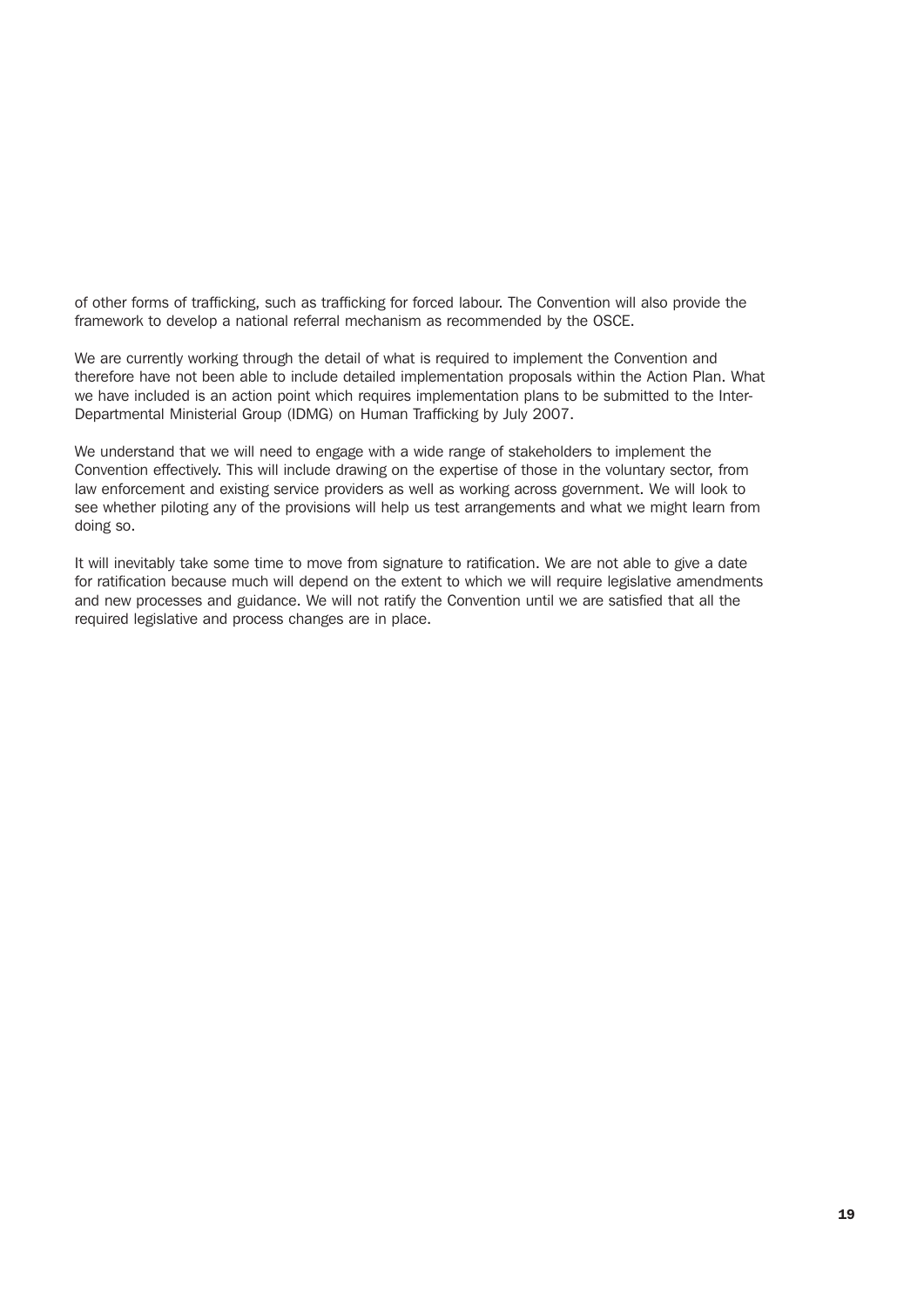of other forms of trafficking, such as trafficking for forced labour. The Convention will also provide the framework to develop a national referral mechanism as recommended by the OSCE.

We are currently working through the detail of what is required to implement the Convention and therefore have not been able to include detailed implementation proposals within the Action Plan. What we have included is an action point which requires implementation plans to be submitted to the Inter-Departmental Ministerial Group (IDMG) on Human Trafficking by July 2007.

We understand that we will need to engage with a wide range of stakeholders to implement the Convention effectively. This will include drawing on the expertise of those in the voluntary sector, from law enforcement and existing service providers as well as working across government. We will look to see whether piloting any of the provisions will help us test arrangements and what we might learn from doing so.

It will inevitably take some time to move from signature to ratification. We are not able to give a date for ratification because much will depend on the extent to which we will require legislative amendments and new processes and guidance. We will not ratify the Convention until we are satisfied that all the required legislative and process changes are in place.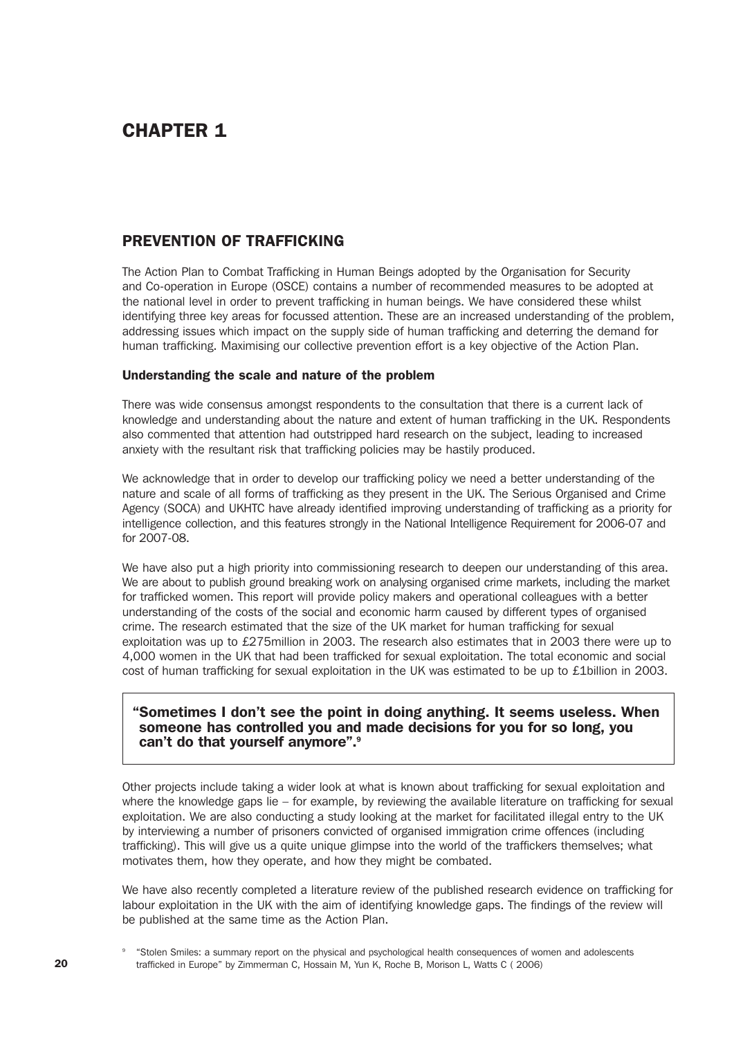# CHAPTER 1

## PREVENTION OF TRAFFICKING

The Action Plan to Combat Trafficking in Human Beings adopted by the Organisation for Security and Co-operation in Europe (OSCE) contains a number of recommended measures to be adopted at the national level in order to prevent trafficking in human beings. We have considered these whilst identifying three key areas for focussed attention. These are an increased understanding of the problem, addressing issues which impact on the supply side of human trafficking and deterring the demand for human trafficking. Maximising our collective prevention effort is a key objective of the Action Plan.

### Understanding the scale and nature of the problem

There was wide consensus amongst respondents to the consultation that there is a current lack of knowledge and understanding about the nature and extent of human trafficking in the UK. Respondents also commented that attention had outstripped hard research on the subject, leading to increased anxiety with the resultant risk that trafficking policies may be hastily produced.

We acknowledge that in order to develop our trafficking policy we need a better understanding of the nature and scale of all forms of trafficking as they present in the UK. The Serious Organised and Crime Agency (SOCA) and UKHTC have already identified improving understanding of trafficking as a priority for intelligence collection, and this features strongly in the National Intelligence Requirement for 2006-07 and for 2007-08.

We have also put a high priority into commissioning research to deepen our understanding of this area. We are about to publish ground breaking work on analysing organised crime markets, including the market for trafficked women. This report will provide policy makers and operational colleagues with a better understanding of the costs of the social and economic harm caused by different types of organised crime. The research estimated that the size of the UK market for human trafficking for sexual exploitation was up to £275million in 2003. The research also estimates that in 2003 there were up to 4,000 women in the UK that had been trafficked for sexual exploitation. The total economic and social cost of human trafficking for sexual exploitation in the UK was estimated to be up to £1billion in 2003.

> **"Sometimes I don't see the point in doing anything. It seems useless. When someone has controlled you and made decisions for you for so long, you can't do that yourself anymore".[9]**

Other projects include taking a wider look at what is known about trafficking for sexual exploitation and where the knowledge gaps lie – for example, by reviewing the available literature on trafficking for sexual exploitation. We are also conducting a study looking at the market for facilitated illegal entry to the UK by interviewing a number of prisoners convicted of organised immigration crime offences (including trafficking). This will give us a quite unique glimpse into the world of the traffickers themselves; what motivates them, how they operate, and how they might be combated.

We have also recently completed a literature review of the published research evidence on trafficking for labour exploitation in the UK with the aim of identifying knowledge gaps. The findings of the review will be published at the same time as the Action Plan.

[9] "Stolen Smiles: a summary report on the physical and psychological health consequences of women and adolescents trafficked in Europe" by Zimmerman C, Hossain M, Yun K, Roche B, Morison L, Watts C ( 2006)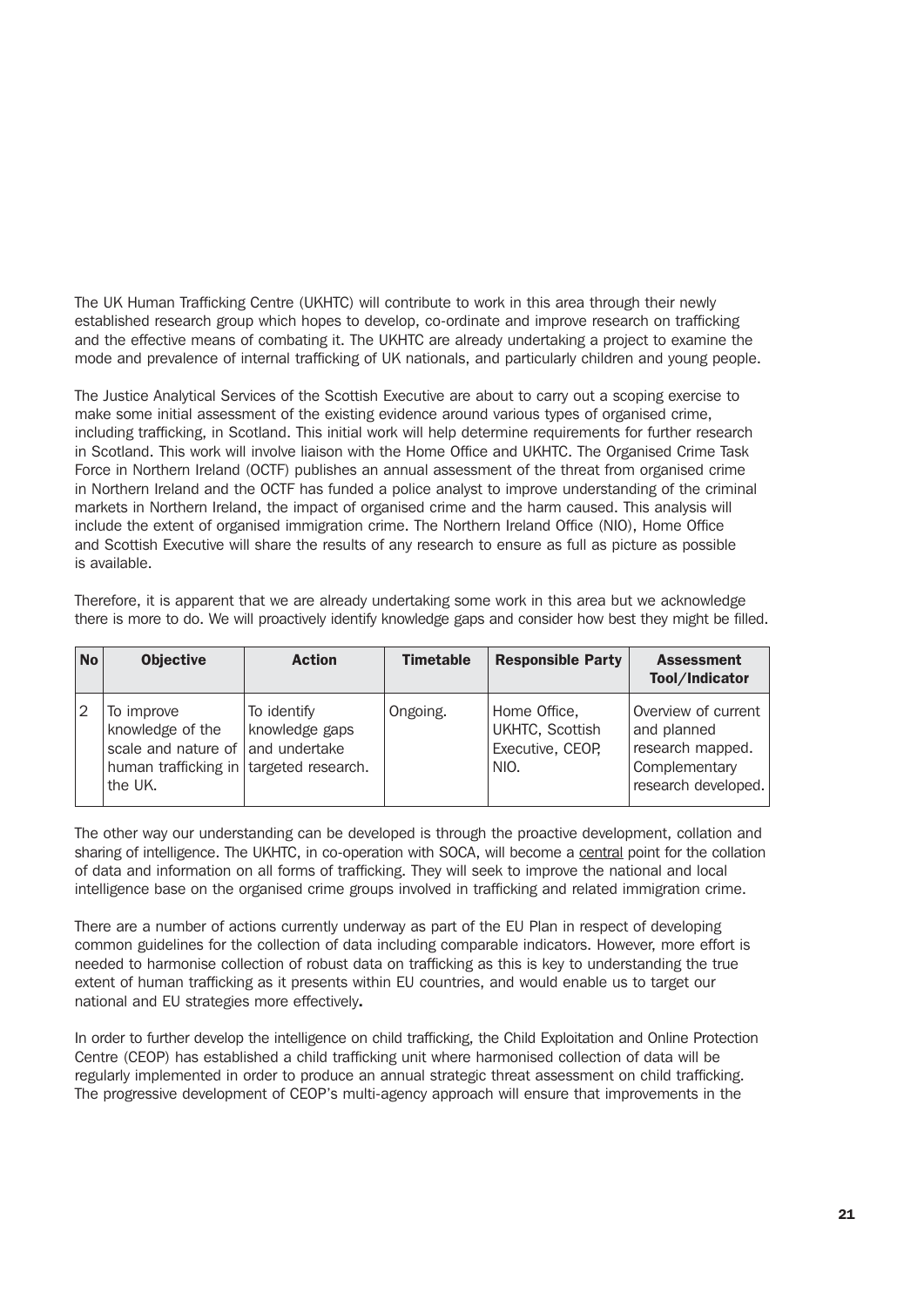The UK Human Trafficking Centre (UKHTC) will contribute to work in this area through their newly established research group which hopes to develop, co-ordinate and improve research on trafficking and the effective means of combating it. The UKHTC are already undertaking a project to examine the mode and prevalence of internal trafficking of UK nationals, and particularly children and young people.

The Justice Analytical Services of the Scottish Executive are about to carry out a scoping exercise to make some initial assessment of the existing evidence around various types of organised crime, including trafficking, in Scotland. This initial work will help determine requirements for further research in Scotland. This work will involve liaison with the Home Office and UKHTC. The Organised Crime Task Force in Northern Ireland (OCTF) publishes an annual assessment of the threat from organised crime in Northern Ireland and the OCTF has funded a police analyst to improve understanding of the criminal markets in Northern Ireland, the impact of organised crime and the harm caused. This analysis will include the extent of organised immigration crime. The Northern Ireland Office (NIO), Home Office and Scottish Executive will share the results of any research to ensure as full as picture as possible is available.

Therefore, it is apparent that we are already undertaking some work in this area but we acknowledge there is more to do. We will proactively identify knowledge gaps and consider how best they might be filled.

| No | Objective | Action | Timetable | Responsible Party | Assessment Tool/Indicator |
|---|---|---|---|---|---|
| 2 | To improve knowledge of the scale and nature of human trafficking in the UK. | To identify knowledge gaps and undertake targeted research. | Ongoing. | Home Office, UKHTC, Scottish Executive, CEOP, NIO. | Overview of current and planned research mapped. Complementary research developed. |

The other way our understanding can be developed is through the proactive development, collation and sharing of intelligence. The UKHTC, in co-operation with SOCA, will become a central point for the collation of data and information on all forms of trafficking. They will seek to improve the national and local intelligence base on the organised crime groups involved in trafficking and related immigration crime.

There are a number of actions currently underway as part of the EU Plan in respect of developing common guidelines for the collection of data including comparable indicators. However, more effort is needed to harmonise collection of robust data on trafficking as this is key to understanding the true extent of human trafficking as it presents within EU countries, and would enable us to target our national and EU strategies more effectively**.**

In order to further develop the intelligence on child trafficking, the Child Exploitation and Online Protection Centre (CEOP) has established a child trafficking unit where harmonised collection of data will be regularly implemented in order to produce an annual strategic threat assessment on child trafficking. The progressive development of CEOP's multi-agency approach will ensure that improvements in the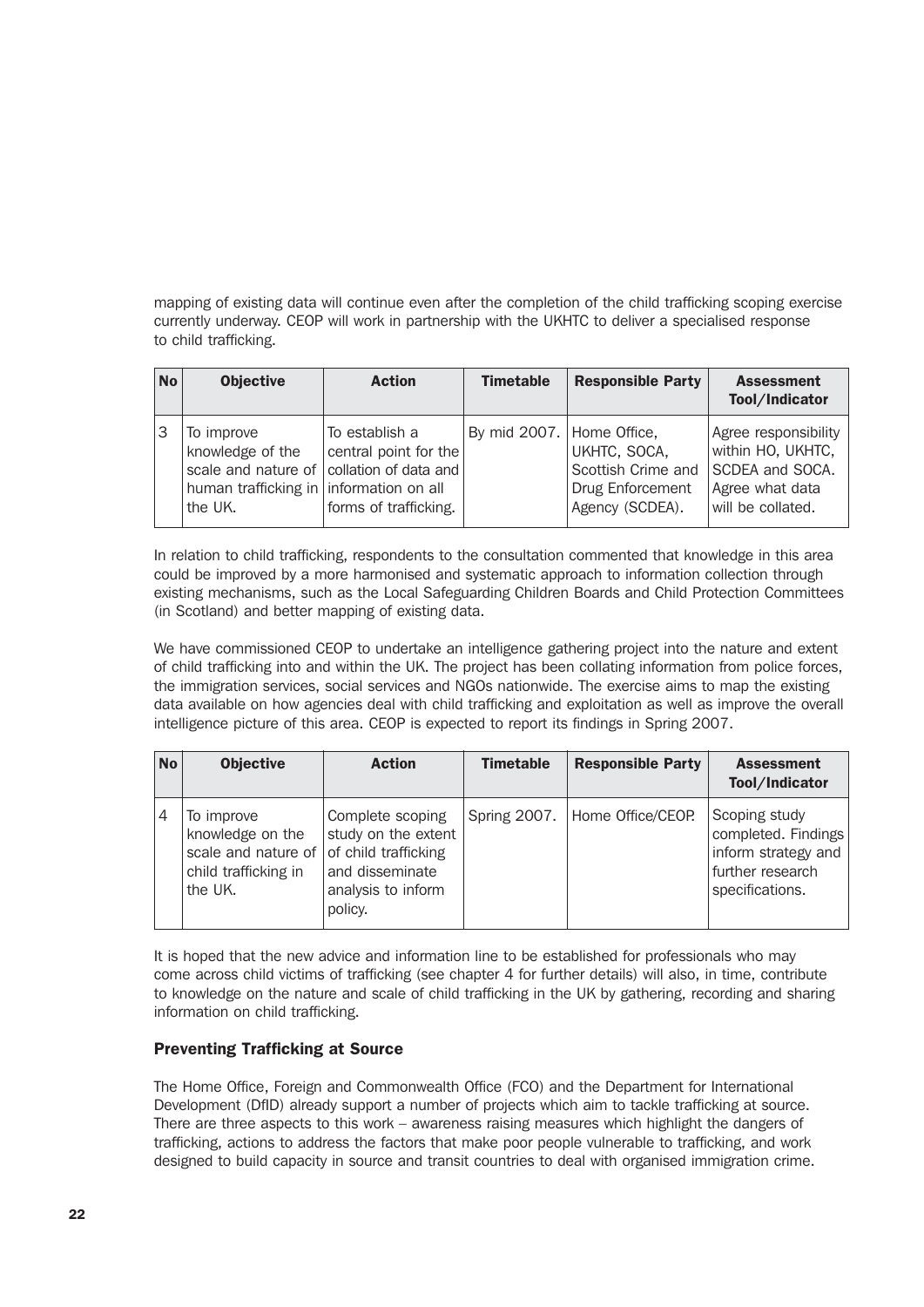mapping of existing data will continue even after the completion of the child trafficking scoping exercise currently underway. CEOP will work in partnership with the UKHTC to deliver a specialised response to child trafficking.

| No | Objective | Action | Timetable | Responsible Party | Assessment Tool/Indicator |
|---|---|---|---|---|---|
| 3 | To improve knowledge of the scale and nature of human trafficking in the UK. | To establish a central point for the collation of data and information on all forms of trafficking. | By mid 2007. | Home Office, UKHTC, SOCA, Scottish Crime and Drug Enforcement Agency (SCDEA). | Agree responsibility within HO, UKHTC, SCDEA and SOCA. Agree what data will be collated. |

In relation to child trafficking, respondents to the consultation commented that knowledge in this area could be improved by a more harmonised and systematic approach to information collection through existing mechanisms, such as the Local Safeguarding Children Boards and Child Protection Committees (in Scotland) and better mapping of existing data.

We have commissioned CEOP to undertake an intelligence gathering project into the nature and extent of child trafficking into and within the UK. The project has been collating information from police forces, the immigration services, social services and NGOs nationwide. The exercise aims to map the existing data available on how agencies deal with child trafficking and exploitation as well as improve the overall intelligence picture of this area. CEOP is expected to report its findings in Spring 2007.

| No | Objective | Action | Timetable | Responsible Party | Assessment Tool/Indicator |
|---|---|---|---|---|---|
| 4 | To improve knowledge on the scale and nature of child trafficking in the UK. | Complete scoping study on the extent of child trafficking and disseminate analysis to inform policy. | Spring 2007. | Home Office/CEOP. | Scoping study completed. Findings inform strategy and further research specifications. |

It is hoped that the new advice and information line to be established for professionals who may come across child victims of trafficking (see chapter 4 for further details) will also, in time, contribute to knowledge on the nature and scale of child trafficking in the UK by gathering, recording and sharing information on child trafficking.

### Preventing Trafficking at Source

The Home Office, Foreign and Commonwealth Office (FCO) and the Department for International Development (DfID) already support a number of projects which aim to tackle trafficking at source. There are three aspects to this work – awareness raising measures which highlight the dangers of trafficking, actions to address the factors that make poor people vulnerable to trafficking, and work designed to build capacity in source and transit countries to deal with organised immigration crime.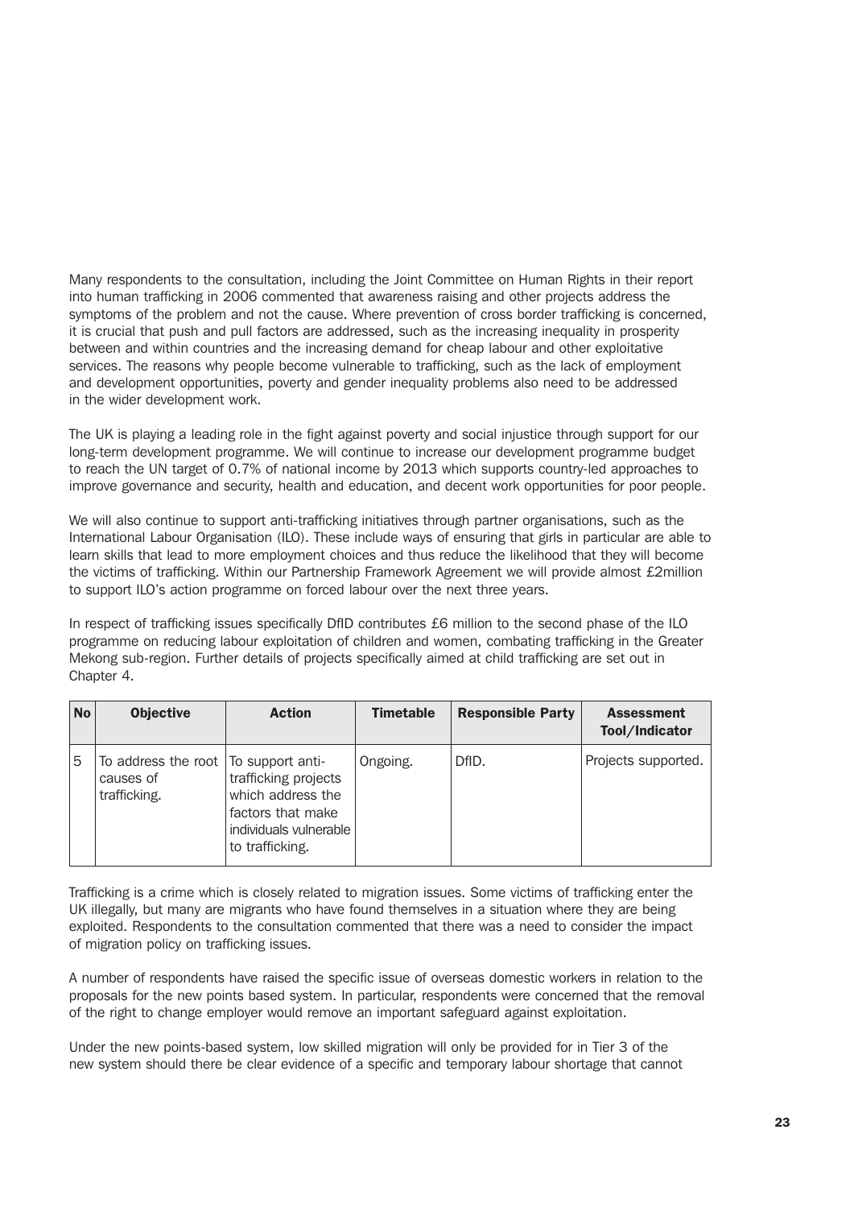Many respondents to the consultation, including the Joint Committee on Human Rights in their report into human trafficking in 2006 commented that awareness raising and other projects address the symptoms of the problem and not the cause. Where prevention of cross border trafficking is concerned, it is crucial that push and pull factors are addressed, such as the increasing inequality in prosperity between and within countries and the increasing demand for cheap labour and other exploitative services. The reasons why people become vulnerable to trafficking, such as the lack of employment and development opportunities, poverty and gender inequality problems also need to be addressed in the wider development work.

The UK is playing a leading role in the fight against poverty and social injustice through support for our long-term development programme. We will continue to increase our development programme budget to reach the UN target of 0.7% of national income by 2013 which supports country-led approaches to improve governance and security, health and education, and decent work opportunities for poor people.

We will also continue to support anti-trafficking initiatives through partner organisations, such as the International Labour Organisation (ILO). These include ways of ensuring that girls in particular are able to learn skills that lead to more employment choices and thus reduce the likelihood that they will become the victims of trafficking. Within our Partnership Framework Agreement we will provide almost £2million to support ILO's action programme on forced labour over the next three years.

In respect of trafficking issues specifically DfID contributes £6 million to the second phase of the ILO programme on reducing labour exploitation of children and women, combating trafficking in the Greater Mekong sub-region. Further details of projects specifically aimed at child trafficking are set out in Chapter 4.

| No | Objective | Action | Timetable | Responsible Party | Assessment Tool/Indicator |
|---|---|---|---|---|---|
| 5 | To address the root causes of trafficking. | To support anti-trafficking projects which address the factors that make individuals vulnerable to trafficking. | Ongoing. | DfID. | Projects supported. |

Trafficking is a crime which is closely related to migration issues. Some victims of trafficking enter the UK illegally, but many are migrants who have found themselves in a situation where they are being exploited. Respondents to the consultation commented that there was a need to consider the impact of migration policy on trafficking issues.

A number of respondents have raised the specific issue of overseas domestic workers in relation to the proposals for the new points based system. In particular, respondents were concerned that the removal of the right to change employer would remove an important safeguard against exploitation.

Under the new points-based system, low skilled migration will only be provided for in Tier 3 of the new system should there be clear evidence of a specific and temporary labour shortage that cannot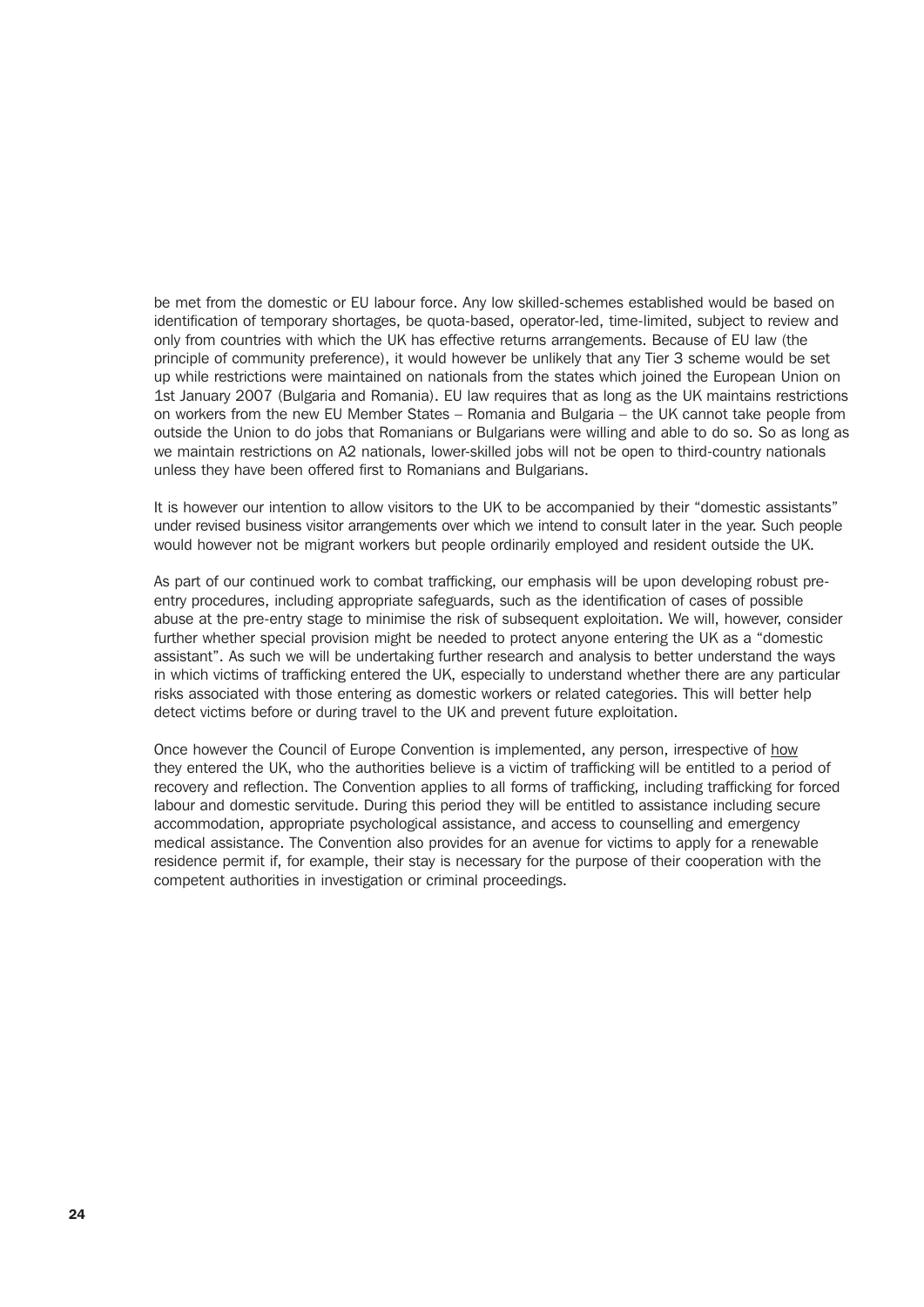be met from the domestic or EU labour force. Any low skilled-schemes established would be based on identification of temporary shortages, be quota-based, operator-led, time-limited, subject to review and only from countries with which the UK has effective returns arrangements. Because of EU law (the principle of community preference), it would however be unlikely that any Tier 3 scheme would be set up while restrictions were maintained on nationals from the states which joined the European Union on 1st January 2007 (Bulgaria and Romania). EU law requires that as long as the UK maintains restrictions on workers from the new EU Member States – Romania and Bulgaria – the UK cannot take people from outside the Union to do jobs that Romanians or Bulgarians were willing and able to do so. So as long as we maintain restrictions on A2 nationals, lower-skilled jobs will not be open to third-country nationals unless they have been offered first to Romanians and Bulgarians.

It is however our intention to allow visitors to the UK to be accompanied by their "domestic assistants" under revised business visitor arrangements over which we intend to consult later in the year. Such people would however not be migrant workers but people ordinarily employed and resident outside the UK.

As part of our continued work to combat trafficking, our emphasis will be upon developing robust pre-entry procedures, including appropriate safeguards, such as the identification of cases of possible abuse at the pre-entry stage to minimise the risk of subsequent exploitation. We will, however, consider further whether special provision might be needed to protect anyone entering the UK as a "domestic assistant". As such we will be undertaking further research and analysis to better understand the ways in which victims of trafficking entered the UK, especially to understand whether there are any particular risks associated with those entering as domestic workers or related categories. This will better help detect victims before or during travel to the UK and prevent future exploitation.

Once however the Council of Europe Convention is implemented, any person, irrespective of <u>how</u> they entered the UK, who the authorities believe is a victim of trafficking will be entitled to a period of recovery and reflection. The Convention applies to all forms of trafficking, including trafficking for forced labour and domestic servitude. During this period they will be entitled to assistance including secure accommodation, appropriate psychological assistance, and access to counselling and emergency medical assistance. The Convention also provides for an avenue for victims to apply for a renewable residence permit if, for example, their stay is necessary for the purpose of their cooperation with the competent authorities in investigation or criminal proceedings.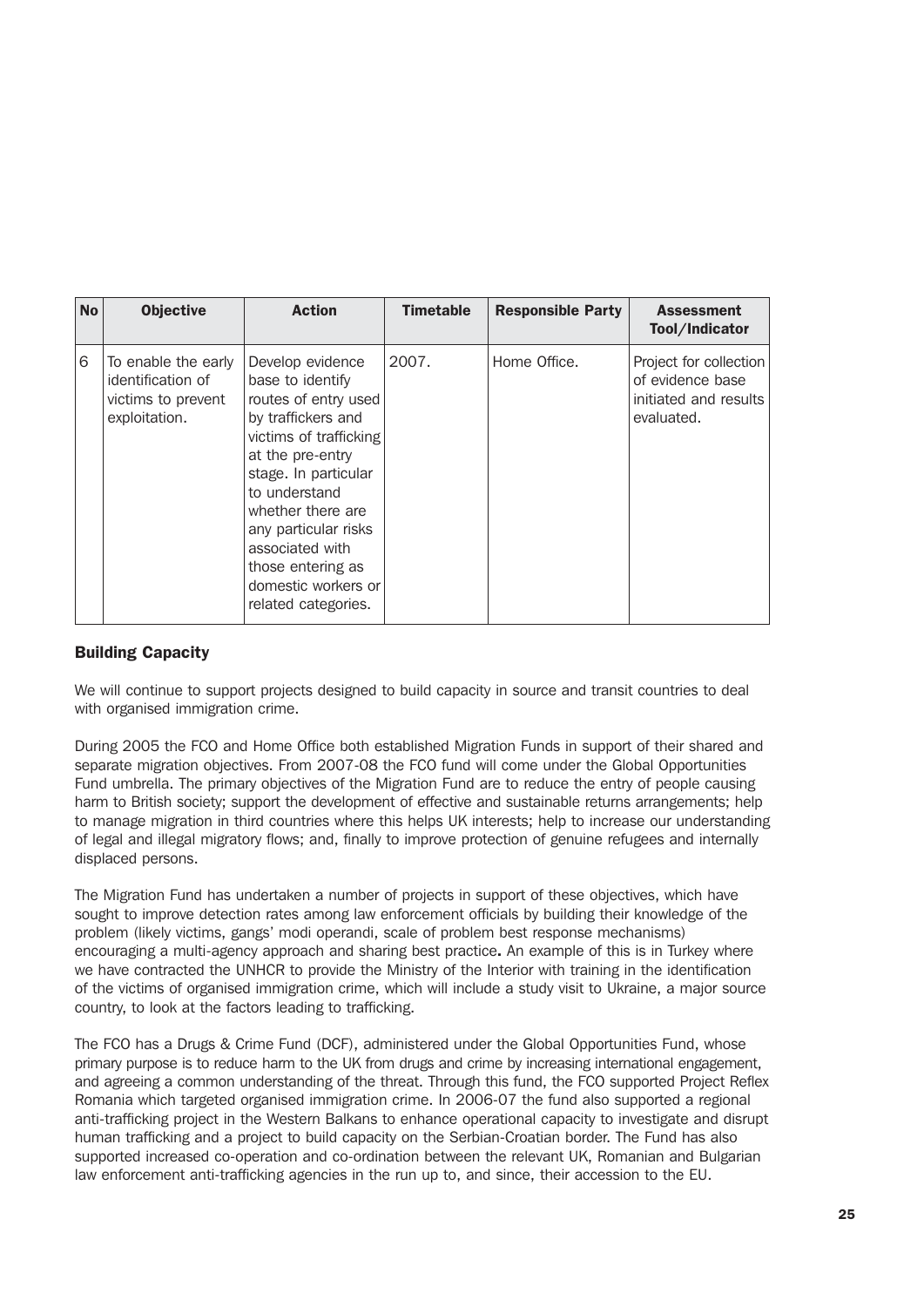| No | Objective | Action | Timetable | Responsible Party | Assessment Tool/Indicator |
|---|---|---|---|---|---|
| 6 | To enable the early identification of victims to prevent exploitation. | Develop evidence base to identify routes of entry used by traffickers and victims of trafficking at the pre-entry stage. In particular to understand whether there are any particular risks associated with those entering as domestic workers or related categories. | 2007. | Home Office. | Project for collection of evidence base initiated and results evaluated. |

### Building Capacity

We will continue to support projects designed to build capacity in source and transit countries to deal with organised immigration crime.

During 2005 the FCO and Home Office both established Migration Funds in support of their shared and separate migration objectives. From 2007-08 the FCO fund will come under the Global Opportunities Fund umbrella. The primary objectives of the Migration Fund are to reduce the entry of people causing harm to British society; support the development of effective and sustainable returns arrangements; help to manage migration in third countries where this helps UK interests; help to increase our understanding of legal and illegal migratory flows; and, finally to improve protection of genuine refugees and internally displaced persons.

The Migration Fund has undertaken a number of projects in support of these objectives, which have sought to improve detection rates among law enforcement officials by building their knowledge of the problem (likely victims, gangs' modi operandi, scale of problem best response mechanisms) encouraging a multi-agency approach and sharing best practice**.** An example of this is in Turkey where we have contracted the UNHCR to provide the Ministry of the Interior with training in the identification of the victims of organised immigration crime, which will include a study visit to Ukraine, a major source country, to look at the factors leading to trafficking.

The FCO has a Drugs & Crime Fund (DCF), administered under the Global Opportunities Fund, whose primary purpose is to reduce harm to the UK from drugs and crime by increasing international engagement, and agreeing a common understanding of the threat. Through this fund, the FCO supported Project Reflex Romania which targeted organised immigration crime. In 2006-07 the fund also supported a regional anti-trafficking project in the Western Balkans to enhance operational capacity to investigate and disrupt human trafficking and a project to build capacity on the Serbian-Croatian border. The Fund has also supported increased co-operation and co-ordination between the relevant UK, Romanian and Bulgarian law enforcement anti-trafficking agencies in the run up to, and since, their accession to the EU.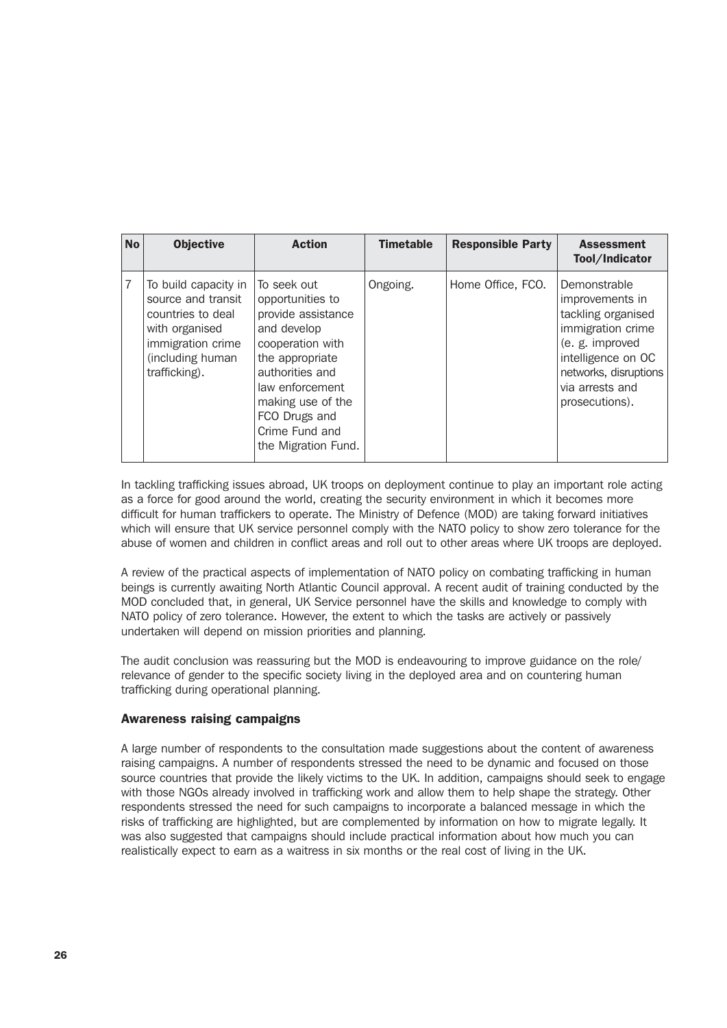| No | Objective | Action | Timetable | Responsible Party | Assessment Tool/Indicator |
|---|---|---|---|---|---|
| 7 | To build capacity in source and transit countries to deal with organised immigration crime (including human trafficking). | To seek out opportunities to provide assistance and develop cooperation with the appropriate authorities and law enforcement making use of the FCO Drugs and Crime Fund and the Migration Fund. | Ongoing. | Home Office, FCO. | Demonstrable improvements in tackling organised immigration crime (e. g. improved intelligence on OC networks, disruptions via arrests and prosecutions). |

In tackling trafficking issues abroad, UK troops on deployment continue to play an important role acting as a force for good around the world, creating the security environment in which it becomes more difficult for human traffickers to operate. The Ministry of Defence (MOD) are taking forward initiatives which will ensure that UK service personnel comply with the NATO policy to show zero tolerance for the abuse of women and children in conflict areas and roll out to other areas where UK troops are deployed.

A review of the practical aspects of implementation of NATO policy on combating trafficking in human beings is currently awaiting North Atlantic Council approval. A recent audit of training conducted by the MOD concluded that, in general, UK Service personnel have the skills and knowledge to comply with NATO policy of zero tolerance. However, the extent to which the tasks are actively or passively undertaken will depend on mission priorities and planning.

The audit conclusion was reassuring but the MOD is endeavouring to improve guidance on the role/relevance of gender to the specific society living in the deployed area and on countering human trafficking during operational planning.

### Awareness raising campaigns

A large number of respondents to the consultation made suggestions about the content of awareness raising campaigns. A number of respondents stressed the need to be dynamic and focused on those source countries that provide the likely victims to the UK. In addition, campaigns should seek to engage with those NGOs already involved in trafficking work and allow them to help shape the strategy. Other respondents stressed the need for such campaigns to incorporate a balanced message in which the risks of trafficking are highlighted, but are complemented by information on how to migrate legally. It was also suggested that campaigns should include practical information about how much you can realistically expect to earn as a waitress in six months or the real cost of living in the UK.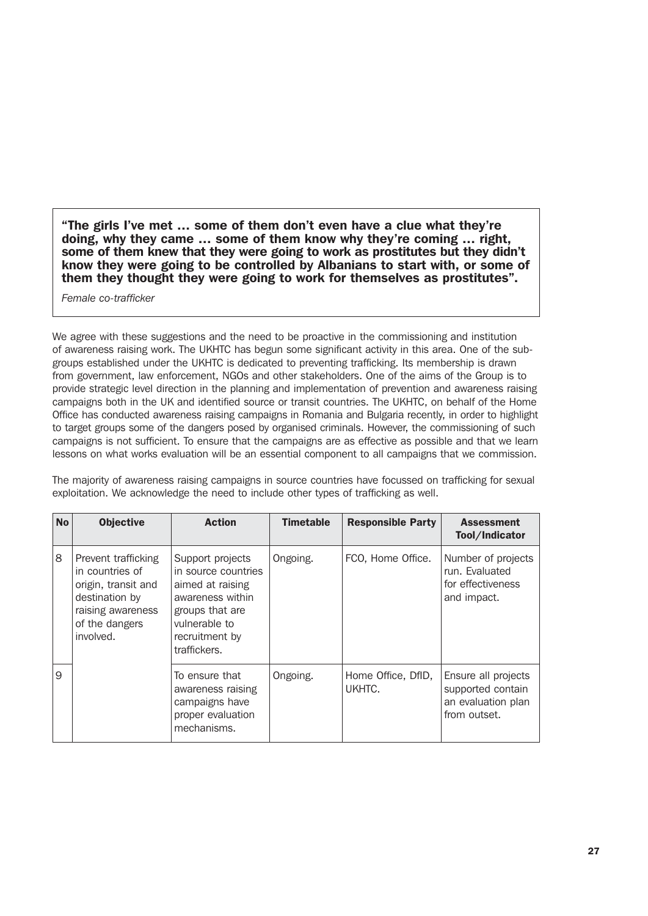> **"The girls I've met … some of them don't even have a clue what they're doing, why they came … some of them know why they're coming … right, some of them knew that they were going to work as prostitutes but they didn't know they were going to be controlled by Albanians to start with, or some of them they thought they were going to work for themselves as prostitutes".**
>
> *Female co-trafficker*

We agree with these suggestions and the need to be proactive in the commissioning and institution of awareness raising work. The UKHTC has begun some significant activity in this area. One of the sub-groups established under the UKHTC is dedicated to preventing trafficking. Its membership is drawn from government, law enforcement, NGOs and other stakeholders. One of the aims of the Group is to provide strategic level direction in the planning and implementation of prevention and awareness raising campaigns both in the UK and identified source or transit countries. The UKHTC, on behalf of the Home Office has conducted awareness raising campaigns in Romania and Bulgaria recently, in order to highlight to target groups some of the dangers posed by organised criminals. However, the commissioning of such campaigns is not sufficient. To ensure that the campaigns are as effective as possible and that we learn lessons on what works evaluation will be an essential component to all campaigns that we commission.

The majority of awareness raising campaigns in source countries have focussed on trafficking for sexual exploitation. We acknowledge the need to include other types of trafficking as well.

| No | Objective | Action | Timetable | Responsible Party | Assessment Tool/Indicator |
|---|---|---|---|---|---|
| 8 | Prevent trafficking in countries of origin, transit and destination by raising awareness of the dangers involved. | Support projects in source countries aimed at raising awareness within groups that are vulnerable to recruitment by traffickers. | Ongoing. | FCO, Home Office. | Number of projects run. Evaluated for effectiveness and impact. |
| 9 | | To ensure that awareness raising campaigns have proper evaluation mechanisms. | Ongoing. | Home Office, DfID, UKHTC. | Ensure all projects supported contain an evaluation plan from outset. |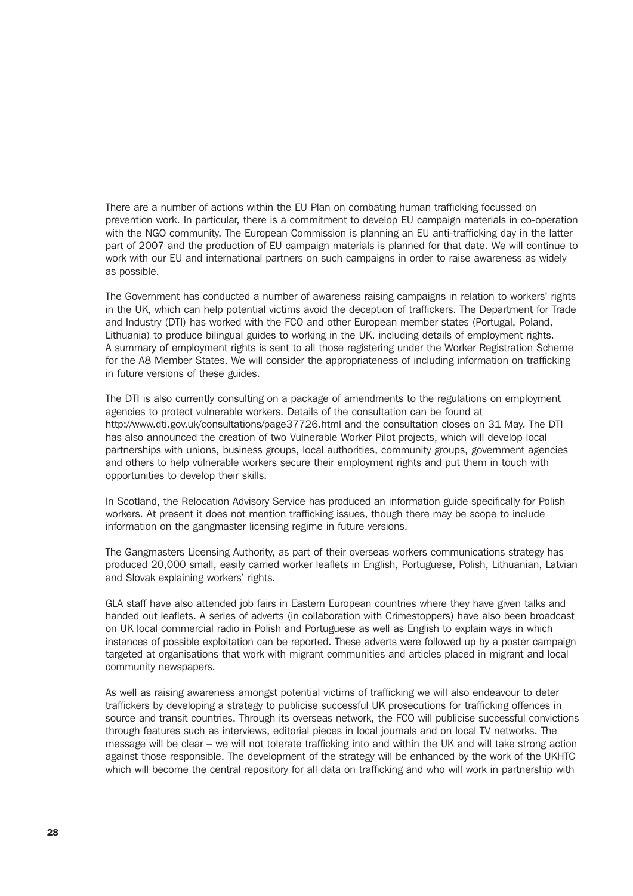There are a number of actions within the EU Plan on combating human trafficking focussed on prevention work. In particular, there is a commitment to develop EU campaign materials in co-operation with the NGO community. The European Commission is planning an EU anti-trafficking day in the latter part of 2007 and the production of EU campaign materials is planned for that date. We will continue to work with our EU and international partners on such campaigns in order to raise awareness as widely as possible.

The Government has conducted a number of awareness raising campaigns in relation to workers' rights in the UK, which can help potential victims avoid the deception of traffickers. The Department for Trade and Industry (DTI) has worked with the FCO and other European member states (Portugal, Poland, Lithuania) to produce bilingual guides to working in the UK, including details of employment rights. A summary of employment rights is sent to all those registering under the Worker Registration Scheme for the A8 Member States. We will consider the appropriateness of including information on trafficking in future versions of these guides.

The DTI is also currently consulting on a package of amendments to the regulations on employment agencies to protect vulnerable workers. Details of the consultation can be found at http://www.dti.gov.uk/consultations/page37726.html and the consultation closes on 31 May. The DTI has also announced the creation of two Vulnerable Worker Pilot projects, which will develop local partnerships with unions, business groups, local authorities, community groups, government agencies and others to help vulnerable workers secure their employment rights and put them in touch with opportunities to develop their skills.

In Scotland, the Relocation Advisory Service has produced an information guide specifically for Polish workers. At present it does not mention trafficking issues, though there may be scope to include information on the gangmaster licensing regime in future versions.

The Gangmasters Licensing Authority, as part of their overseas workers communications strategy has produced 20,000 small, easily carried worker leaflets in English, Portuguese, Polish, Lithuanian, Latvian and Slovak explaining workers' rights.

GLA staff have also attended job fairs in Eastern European countries where they have given talks and handed out leaflets. A series of adverts (in collaboration with Crimestoppers) have also been broadcast on UK local commercial radio in Polish and Portuguese as well as English to explain ways in which instances of possible exploitation can be reported. These adverts were followed up by a poster campaign targeted at organisations that work with migrant communities and articles placed in migrant and local community newspapers.

As well as raising awareness amongst potential victims of trafficking we will also endeavour to deter traffickers by developing a strategy to publicise successful UK prosecutions for trafficking offences in source and transit countries. Through its overseas network, the FCO will publicise successful convictions through features such as interviews, editorial pieces in local journals and on local TV networks. The message will be clear – we will not tolerate trafficking into and within the UK and will take strong action against those responsible. The development of the strategy will be enhanced by the work of the UKHTC which will become the central repository for all data on trafficking and who will work in partnership with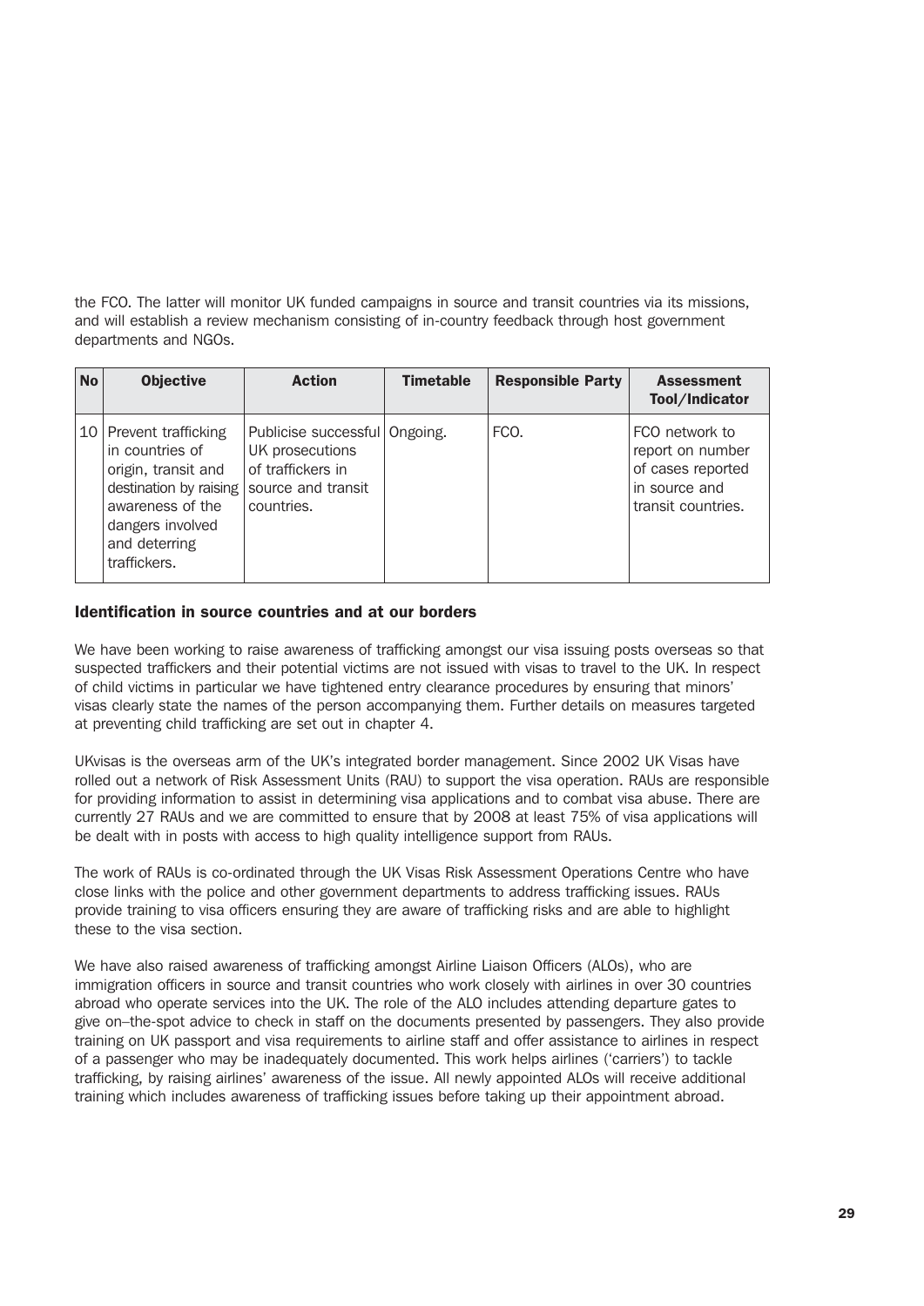the FCO. The latter will monitor UK funded campaigns in source and transit countries via its missions, and will establish a review mechanism consisting of in-country feedback through host government departments and NGOs.

| No | Objective | Action | Timetable | Responsible Party | Assessment Tool/Indicator |
|---|---|---|---|---|---|
| 10 | Prevent trafficking in countries of origin, transit and destination by raising awareness of the dangers involved and deterring traffickers. | Publicise successful UK prosecutions of traffickers in source and transit countries. | Ongoing. | FCO. | FCO network to report on number of cases reported in source and transit countries. |

### Identification in source countries and at our borders

We have been working to raise awareness of trafficking amongst our visa issuing posts overseas so that suspected traffickers and their potential victims are not issued with visas to travel to the UK. In respect of child victims in particular we have tightened entry clearance procedures by ensuring that minors' visas clearly state the names of the person accompanying them. Further details on measures targeted at preventing child trafficking are set out in chapter 4.

UKvisas is the overseas arm of the UK's integrated border management. Since 2002 UK Visas have rolled out a network of Risk Assessment Units (RAU) to support the visa operation. RAUs are responsible for providing information to assist in determining visa applications and to combat visa abuse. There are currently 27 RAUs and we are committed to ensure that by 2008 at least 75% of visa applications will be dealt with in posts with access to high quality intelligence support from RAUs.

The work of RAUs is co-ordinated through the UK Visas Risk Assessment Operations Centre who have close links with the police and other government departments to address trafficking issues. RAUs provide training to visa officers ensuring they are aware of trafficking risks and are able to highlight these to the visa section.

We have also raised awareness of trafficking amongst Airline Liaison Officers (ALOs), who are immigration officers in source and transit countries who work closely with airlines in over 30 countries abroad who operate services into the UK. The role of the ALO includes attending departure gates to give on–the-spot advice to check in staff on the documents presented by passengers. They also provide training on UK passport and visa requirements to airline staff and offer assistance to airlines in respect of a passenger who may be inadequately documented. This work helps airlines ('carriers') to tackle trafficking, by raising airlines' awareness of the issue. All newly appointed ALOs will receive additional training which includes awareness of trafficking issues before taking up their appointment abroad.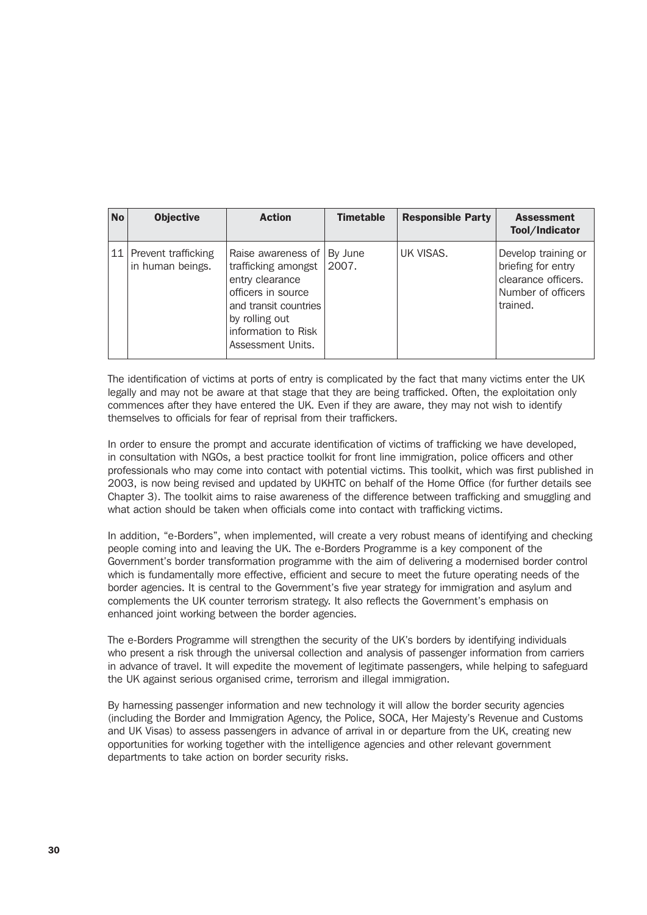| No | Objective | Action | Timetable | Responsible Party | Assessment Tool/Indicator |
|---|---|---|---|---|---|
| 11 | Prevent trafficking in human beings. | Raise awareness of trafficking amongst entry clearance officers in source and transit countries by rolling out information to Risk Assessment Units. | By June 2007. | UK VISAS. | Develop training or briefing for entry clearance officers. Number of officers trained. |

The identification of victims at ports of entry is complicated by the fact that many victims enter the UK legally and may not be aware at that stage that they are being trafficked. Often, the exploitation only commences after they have entered the UK. Even if they are aware, they may not wish to identify themselves to officials for fear of reprisal from their traffickers.

In order to ensure the prompt and accurate identification of victims of trafficking we have developed, in consultation with NGOs, a best practice toolkit for front line immigration, police officers and other professionals who may come into contact with potential victims. This toolkit, which was first published in 2003, is now being revised and updated by UKHTC on behalf of the Home Office (for further details see Chapter 3). The toolkit aims to raise awareness of the difference between trafficking and smuggling and what action should be taken when officials come into contact with trafficking victims.

In addition, "e-Borders", when implemented, will create a very robust means of identifying and checking people coming into and leaving the UK. The e-Borders Programme is a key component of the Government's border transformation programme with the aim of delivering a modernised border control which is fundamentally more effective, efficient and secure to meet the future operating needs of the border agencies. It is central to the Government's five year strategy for immigration and asylum and complements the UK counter terrorism strategy. It also reflects the Government's emphasis on enhanced joint working between the border agencies.

The e-Borders Programme will strengthen the security of the UK's borders by identifying individuals who present a risk through the universal collection and analysis of passenger information from carriers in advance of travel. It will expedite the movement of legitimate passengers, while helping to safeguard the UK against serious organised crime, terrorism and illegal immigration.

By harnessing passenger information and new technology it will allow the border security agencies (including the Border and Immigration Agency, the Police, SOCA, Her Majesty's Revenue and Customs and UK Visas) to assess passengers in advance of arrival in or departure from the UK, creating new opportunities for working together with the intelligence agencies and other relevant government departments to take action on border security risks.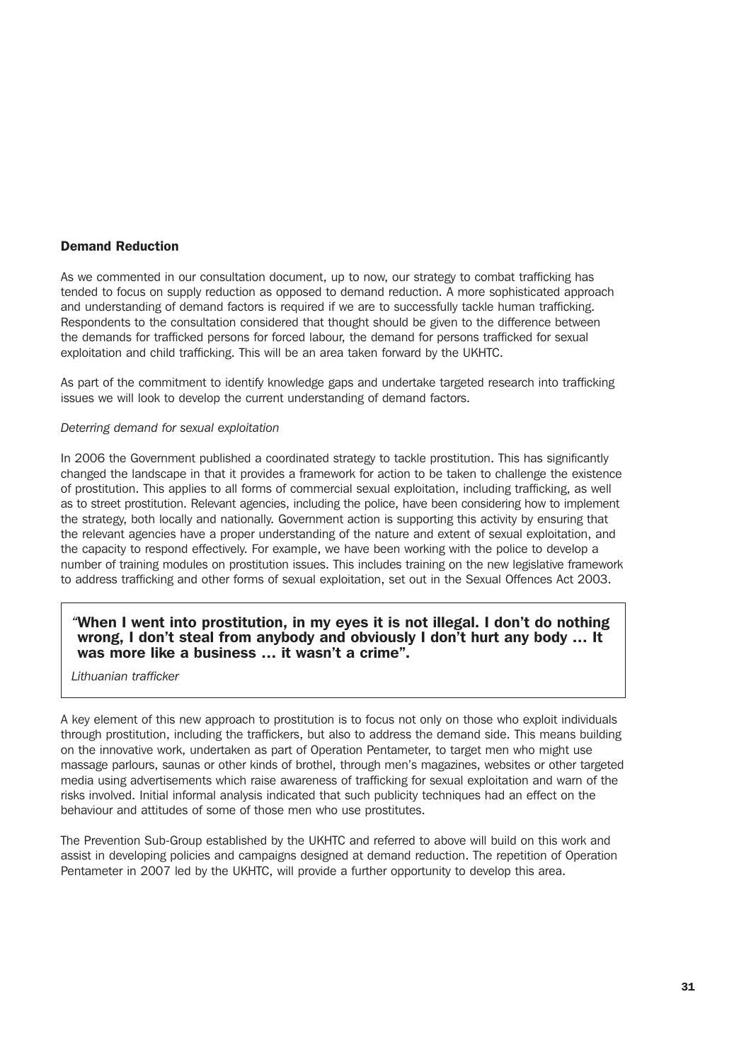### Demand Reduction

As we commented in our consultation document, up to now, our strategy to combat trafficking has tended to focus on supply reduction as opposed to demand reduction. A more sophisticated approach and understanding of demand factors is required if we are to successfully tackle human trafficking. Respondents to the consultation considered that thought should be given to the difference between the demands for trafficked persons for forced labour, the demand for persons trafficked for sexual exploitation and child trafficking. This will be an area taken forward by the UKHTC.

As part of the commitment to identify knowledge gaps and undertake targeted research into trafficking issues we will look to develop the current understanding of demand factors.

*Deterring demand for sexual exploitation*

In 2006 the Government published a coordinated strategy to tackle prostitution. This has significantly changed the landscape in that it provides a framework for action to be taken to challenge the existence of prostitution. This applies to all forms of commercial sexual exploitation, including trafficking, as well as to street prostitution. Relevant agencies, including the police, have been considering how to implement the strategy, both locally and nationally. Government action is supporting this activity by ensuring that the relevant agencies have a proper understanding of the nature and extent of sexual exploitation, and the capacity to respond effectively. For example, we have been working with the police to develop a number of training modules on prostitution issues. This includes training on the new legislative framework to address trafficking and other forms of sexual exploitation, set out in the Sexual Offences Act 2003.

> **"When I went into prostitution, in my eyes it is not illegal. I don't do nothing wrong, I don't steal from anybody and obviously I don't hurt any body … It was more like a business … it wasn't a crime".**
>
> *Lithuanian trafficker*

A key element of this new approach to prostitution is to focus not only on those who exploit individuals through prostitution, including the traffickers, but also to address the demand side. This means building on the innovative work, undertaken as part of Operation Pentameter, to target men who might use massage parlours, saunas or other kinds of brothel, through men's magazines, websites or other targeted media using advertisements which raise awareness of trafficking for sexual exploitation and warn of the risks involved. Initial informal analysis indicated that such publicity techniques had an effect on the behaviour and attitudes of some of those men who use prostitutes.

The Prevention Sub-Group established by the UKHTC and referred to above will build on this work and assist in developing policies and campaigns designed at demand reduction. The repetition of Operation Pentameter in 2007 led by the UKHTC, will provide a further opportunity to develop this area.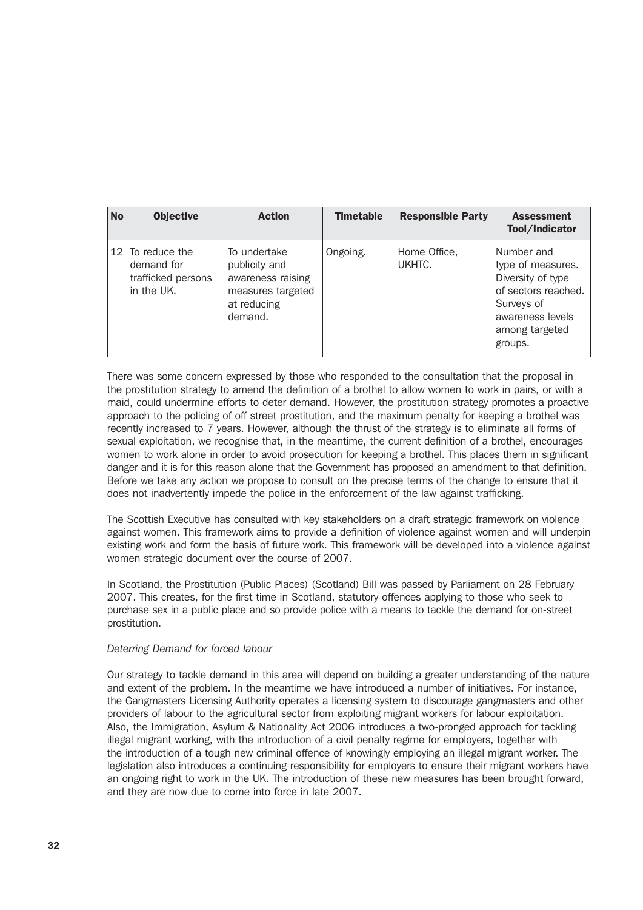| No | Objective | Action | Timetable | Responsible Party | Assessment Tool/Indicator |
|---|---|---|---|---|---|
| 12 | To reduce the demand for trafficked persons in the UK. | To undertake publicity and awareness raising measures targeted at reducing demand. | Ongoing. | Home Office, UKHTC. | Number and type of measures. Diversity of type of sectors reached. Surveys of awareness levels among targeted groups. |

There was some concern expressed by those who responded to the consultation that the proposal in the prostitution strategy to amend the definition of a brothel to allow women to work in pairs, or with a maid, could undermine efforts to deter demand. However, the prostitution strategy promotes a proactive approach to the policing of off street prostitution, and the maximum penalty for keeping a brothel was recently increased to 7 years. However, although the thrust of the strategy is to eliminate all forms of sexual exploitation, we recognise that, in the meantime, the current definition of a brothel, encourages women to work alone in order to avoid prosecution for keeping a brothel. This places them in significant danger and it is for this reason alone that the Government has proposed an amendment to that definition. Before we take any action we propose to consult on the precise terms of the change to ensure that it does not inadvertently impede the police in the enforcement of the law against trafficking.

The Scottish Executive has consulted with key stakeholders on a draft strategic framework on violence against women. This framework aims to provide a definition of violence against women and will underpin existing work and form the basis of future work. This framework will be developed into a violence against women strategic document over the course of 2007.

In Scotland, the Prostitution (Public Places) (Scotland) Bill was passed by Parliament on 28 February 2007. This creates, for the first time in Scotland, statutory offences applying to those who seek to purchase sex in a public place and so provide police with a means to tackle the demand for on-street prostitution.

*Deterring Demand for forced labour*

Our strategy to tackle demand in this area will depend on building a greater understanding of the nature and extent of the problem. In the meantime we have introduced a number of initiatives. For instance, the Gangmasters Licensing Authority operates a licensing system to discourage gangmasters and other providers of labour to the agricultural sector from exploiting migrant workers for labour exploitation. Also, the Immigration, Asylum & Nationality Act 2006 introduces a two-pronged approach for tackling illegal migrant working, with the introduction of a civil penalty regime for employers, together with the introduction of a tough new criminal offence of knowingly employing an illegal migrant worker. The legislation also introduces a continuing responsibility for employers to ensure their migrant workers have an ongoing right to work in the UK. The introduction of these new measures has been brought forward, and they are now due to come into force in late 2007.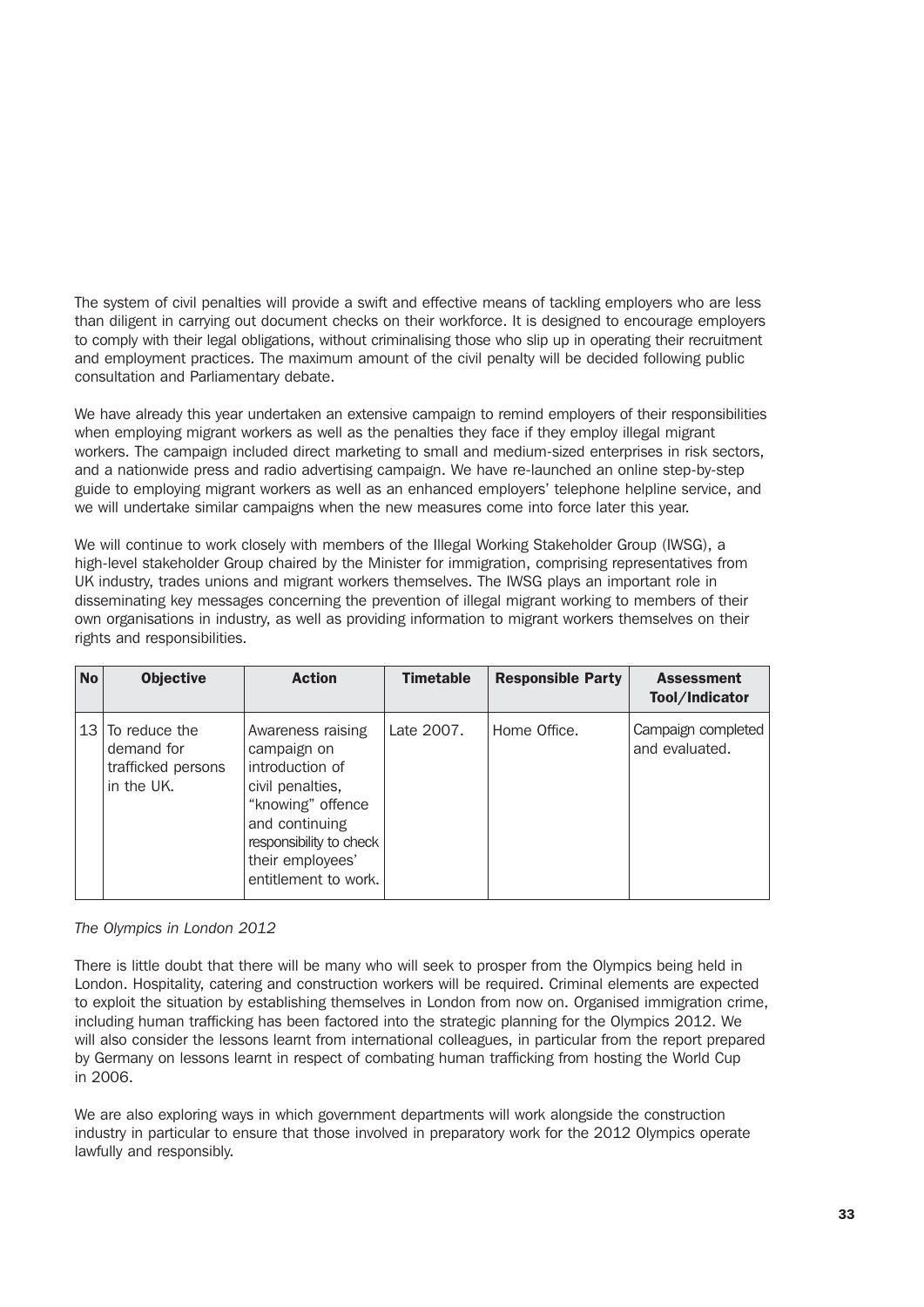The system of civil penalties will provide a swift and effective means of tackling employers who are less than diligent in carrying out document checks on their workforce. It is designed to encourage employers to comply with their legal obligations, without criminalising those who slip up in operating their recruitment and employment practices. The maximum amount of the civil penalty will be decided following public consultation and Parliamentary debate.

We have already this year undertaken an extensive campaign to remind employers of their responsibilities when employing migrant workers as well as the penalties they face if they employ illegal migrant workers. The campaign included direct marketing to small and medium-sized enterprises in risk sectors, and a nationwide press and radio advertising campaign. We have re-launched an online step-by-step guide to employing migrant workers as well as an enhanced employers' telephone helpline service, and we will undertake similar campaigns when the new measures come into force later this year.

We will continue to work closely with members of the Illegal Working Stakeholder Group (IWSG), a high-level stakeholder Group chaired by the Minister for immigration, comprising representatives from UK industry, trades unions and migrant workers themselves. The IWSG plays an important role in disseminating key messages concerning the prevention of illegal migrant working to members of their own organisations in industry, as well as providing information to migrant workers themselves on their rights and responsibilities.

| No | Objective | Action | Timetable | Responsible Party | Assessment Tool/Indicator |
|---|---|---|---|---|---|
| 13 | To reduce the demand for trafficked persons in the UK. | Awareness raising campaign on introduction of civil penalties, "knowing" offence and continuing responsibility to check their employees' entitlement to work. | Late 2007. | Home Office. | Campaign completed and evaluated. |

*The Olympics in London 2012*

There is little doubt that there will be many who will seek to prosper from the Olympics being held in London. Hospitality, catering and construction workers will be required. Criminal elements are expected to exploit the situation by establishing themselves in London from now on. Organised immigration crime, including human trafficking has been factored into the strategic planning for the Olympics 2012. We will also consider the lessons learnt from international colleagues, in particular from the report prepared by Germany on lessons learnt in respect of combating human trafficking from hosting the World Cup in 2006.

We are also exploring ways in which government departments will work alongside the construction industry in particular to ensure that those involved in preparatory work for the 2012 Olympics operate lawfully and responsibly.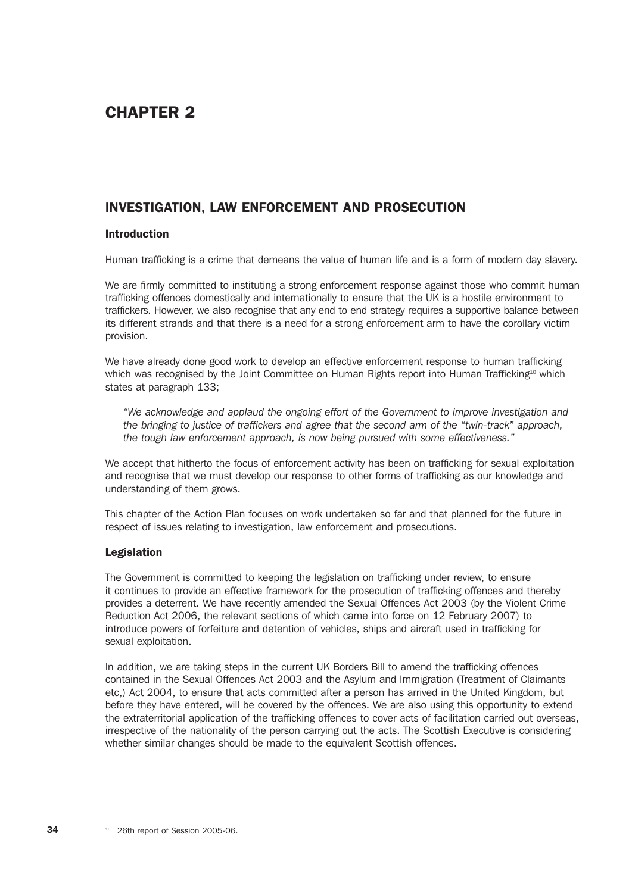# CHAPTER 2

## INVESTIGATION, LAW ENFORCEMENT AND PROSECUTION

### Introduction

Human trafficking is a crime that demeans the value of human life and is a form of modern day slavery.

We are firmly committed to instituting a strong enforcement response against those who commit human trafficking offences domestically and internationally to ensure that the UK is a hostile environment to traffickers. However, we also recognise that any end to end strategy requires a supportive balance between its different strands and that there is a need for a strong enforcement arm to have the corollary victim provision.

We have already done good work to develop an effective enforcement response to human trafficking which was recognised by the Joint Committee on Human Rights report into Human Trafficking[10] which states at paragraph 133;

> *"We acknowledge and applaud the ongoing effort of the Government to improve investigation and the bringing to justice of traffickers and agree that the second arm of the "twin-track" approach, the tough law enforcement approach, is now being pursued with some effectiveness."*

We accept that hitherto the focus of enforcement activity has been on trafficking for sexual exploitation and recognise that we must develop our response to other forms of trafficking as our knowledge and understanding of them grows.

This chapter of the Action Plan focuses on work undertaken so far and that planned for the future in respect of issues relating to investigation, law enforcement and prosecutions.

### Legislation

The Government is committed to keeping the legislation on trafficking under review, to ensure it continues to provide an effective framework for the prosecution of trafficking offences and thereby provides a deterrent. We have recently amended the Sexual Offences Act 2003 (by the Violent Crime Reduction Act 2006, the relevant sections of which came into force on 12 February 2007) to introduce powers of forfeiture and detention of vehicles, ships and aircraft used in trafficking for sexual exploitation.

In addition, we are taking steps in the current UK Borders Bill to amend the trafficking offences contained in the Sexual Offences Act 2003 and the Asylum and Immigration (Treatment of Claimants etc,) Act 2004, to ensure that acts committed after a person has arrived in the United Kingdom, but before they have entered, will be covered by the offences. We are also using this opportunity to extend the extraterritorial application of the trafficking offences to cover acts of facilitation carried out overseas, irrespective of the nationality of the person carrying out the acts. The Scottish Executive is considering whether similar changes should be made to the equivalent Scottish offences.

[10] 26th report of Session 2005-06.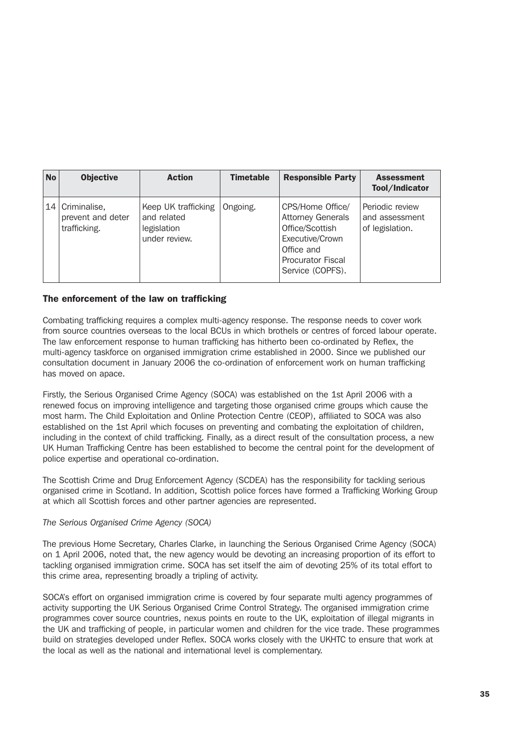| No | Objective | Action | Timetable | Responsible Party | Assessment Tool/Indicator |
|---|---|---|---|---|---|
| 14 | Criminalise, prevent and deter trafficking. | Keep UK trafficking and related legislation under review. | Ongoing. | CPS/Home Office/ Attorney Generals Office/Scottish Executive/Crown Office and Procurator Fiscal Service (COPFS). | Periodic review and assessment of legislation. |

### The enforcement of the law on trafficking

Combating trafficking requires a complex multi-agency response. The response needs to cover work from source countries overseas to the local BCUs in which brothels or centres of forced labour operate. The law enforcement response to human trafficking has hitherto been co-ordinated by Reflex, the multi-agency taskforce on organised immigration crime established in 2000. Since we published our consultation document in January 2006 the co-ordination of enforcement work on human trafficking has moved on apace.

Firstly, the Serious Organised Crime Agency (SOCA) was established on the 1st April 2006 with a renewed focus on improving intelligence and targeting those organised crime groups which cause the most harm. The Child Exploitation and Online Protection Centre (CEOP), affiliated to SOCA was also established on the 1st April which focuses on preventing and combating the exploitation of children, including in the context of child trafficking. Finally, as a direct result of the consultation process, a new UK Human Trafficking Centre has been established to become the central point for the development of police expertise and operational co-ordination.

The Scottish Crime and Drug Enforcement Agency (SCDEA) has the responsibility for tackling serious organised crime in Scotland. In addition, Scottish police forces have formed a Trafficking Working Group at which all Scottish forces and other partner agencies are represented.

*The Serious Organised Crime Agency (SOCA)*

The previous Home Secretary, Charles Clarke, in launching the Serious Organised Crime Agency (SOCA) on 1 April 2006, noted that, the new agency would be devoting an increasing proportion of its effort to tackling organised immigration crime. SOCA has set itself the aim of devoting 25% of its total effort to this crime area, representing broadly a tripling of activity.

SOCA's effort on organised immigration crime is covered by four separate multi agency programmes of activity supporting the UK Serious Organised Crime Control Strategy. The organised immigration crime programmes cover source countries, nexus points en route to the UK, exploitation of illegal migrants in the UK and trafficking of people, in particular women and children for the vice trade. These programmes build on strategies developed under Reflex. SOCA works closely with the UKHTC to ensure that work at the local as well as the national and international level is complementary.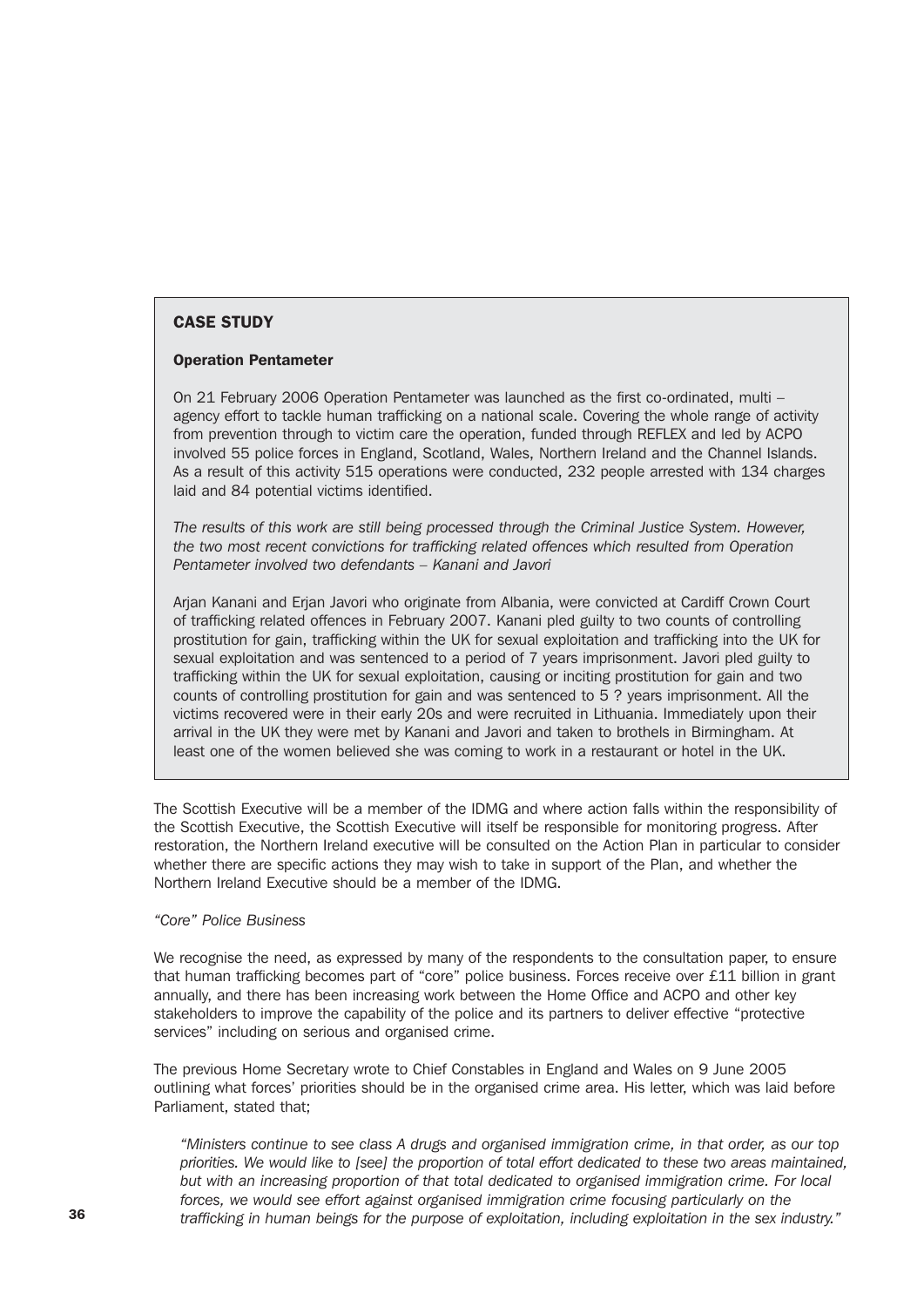### CASE STUDY

#### Operation Pentameter

On 21 February 2006 Operation Pentameter was launched as the first co-ordinated, multi – agency effort to tackle human trafficking on a national scale. Covering the whole range of activity from prevention through to victim care the operation, funded through REFLEX and led by ACPO involved 55 police forces in England, Scotland, Wales, Northern Ireland and the Channel Islands. As a result of this activity 515 operations were conducted, 232 people arrested with 134 charges laid and 84 potential victims identified.

*The results of this work are still being processed through the Criminal Justice System. However, the two most recent convictions for trafficking related offences which resulted from Operation Pentameter involved two defendants – Kanani and Javori*

Arjan Kanani and Erjan Javori who originate from Albania, were convicted at Cardiff Crown Court of trafficking related offences in February 2007. Kanani pled guilty to two counts of controlling prostitution for gain, trafficking within the UK for sexual exploitation and trafficking into the UK for sexual exploitation and was sentenced to a period of 7 years imprisonment. Javori pled guilty to trafficking within the UK for sexual exploitation, causing or inciting prostitution for gain and two counts of controlling prostitution for gain and was sentenced to 5 ? years imprisonment. All the victims recovered were in their early 20s and were recruited in Lithuania. Immediately upon their arrival in the UK they were met by Kanani and Javori and taken to brothels in Birmingham. At least one of the women believed she was coming to work in a restaurant or hotel in the UK.

The Scottish Executive will be a member of the IDMG and where action falls within the responsibility of the Scottish Executive, the Scottish Executive will itself be responsible for monitoring progress. After restoration, the Northern Ireland executive will be consulted on the Action Plan in particular to consider whether there are specific actions they may wish to take in support of the Plan, and whether the Northern Ireland Executive should be a member of the IDMG.

*"Core" Police Business*

We recognise the need, as expressed by many of the respondents to the consultation paper, to ensure that human trafficking becomes part of "core" police business. Forces receive over £11 billion in grant annually, and there has been increasing work between the Home Office and ACPO and other key stakeholders to improve the capability of the police and its partners to deliver effective "protective services" including on serious and organised crime.

The previous Home Secretary wrote to Chief Constables in England and Wales on 9 June 2005 outlining what forces' priorities should be in the organised crime area. His letter, which was laid before Parliament, stated that;

*"Ministers continue to see class A drugs and organised immigration crime, in that order, as our top priorities. We would like to [see] the proportion of total effort dedicated to these two areas maintained, but with an increasing proportion of that total dedicated to organised immigration crime. For local forces, we would see effort against organised immigration crime focusing particularly on the trafficking in human beings for the purpose of exploitation, including exploitation in the sex industry."*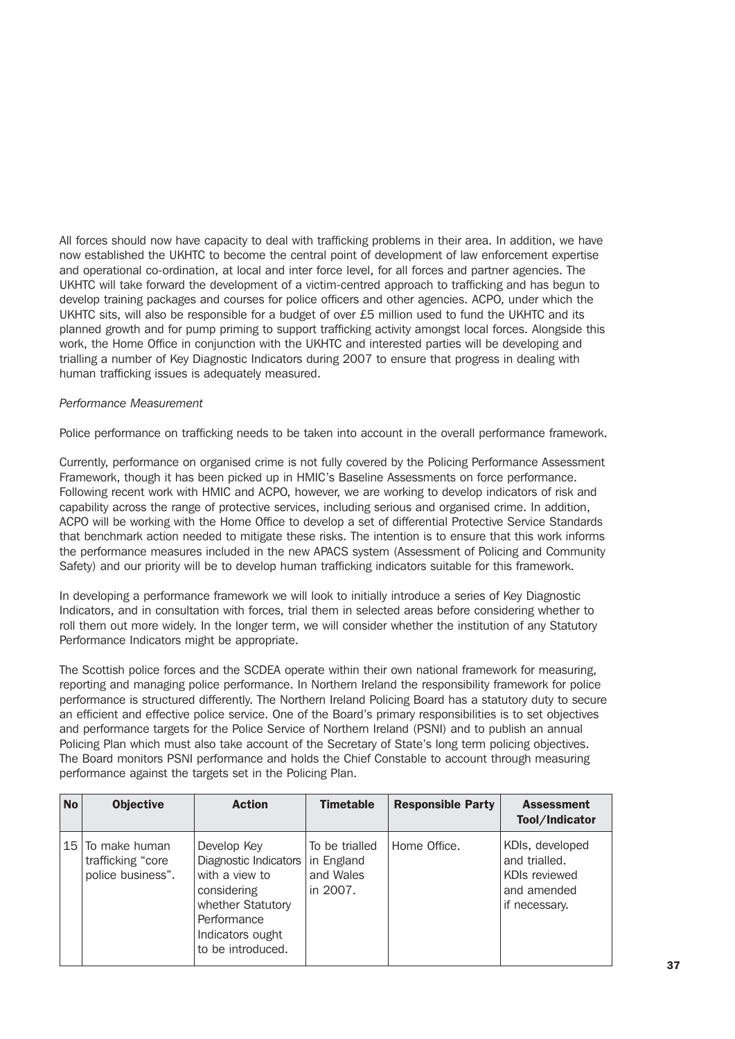All forces should now have capacity to deal with trafficking problems in their area. In addition, we have now established the UKHTC to become the central point of development of law enforcement expertise and operational co-ordination, at local and inter force level, for all forces and partner agencies. The UKHTC will take forward the development of a victim-centred approach to trafficking and has begun to develop training packages and courses for police officers and other agencies. ACPO, under which the UKHTC sits, will also be responsible for a budget of over £5 million used to fund the UKHTC and its planned growth and for pump priming to support trafficking activity amongst local forces. Alongside this work, the Home Office in conjunction with the UKHTC and interested parties will be developing and trialling a number of Key Diagnostic Indicators during 2007 to ensure that progress in dealing with human trafficking issues is adequately measured.

*Performance Measurement*

Police performance on trafficking needs to be taken into account in the overall performance framework.

Currently, performance on organised crime is not fully covered by the Policing Performance Assessment Framework, though it has been picked up in HMIC's Baseline Assessments on force performance. Following recent work with HMIC and ACPO, however, we are working to develop indicators of risk and capability across the range of protective services, including serious and organised crime. In addition, ACPO will be working with the Home Office to develop a set of differential Protective Service Standards that benchmark action needed to mitigate these risks. The intention is to ensure that this work informs the performance measures included in the new APACS system (Assessment of Policing and Community Safety) and our priority will be to develop human trafficking indicators suitable for this framework.

In developing a performance framework we will look to initially introduce a series of Key Diagnostic Indicators, and in consultation with forces, trial them in selected areas before considering whether to roll them out more widely. In the longer term, we will consider whether the institution of any Statutory Performance Indicators might be appropriate.

The Scottish police forces and the SCDEA operate within their own national framework for measuring, reporting and managing police performance. In Northern Ireland the responsibility framework for police performance is structured differently. The Northern Ireland Policing Board has a statutory duty to secure an efficient and effective police service. One of the Board's primary responsibilities is to set objectives and performance targets for the Police Service of Northern Ireland (PSNI) and to publish an annual Policing Plan which must also take account of the Secretary of State's long term policing objectives. The Board monitors PSNI performance and holds the Chief Constable to account through measuring performance against the targets set in the Policing Plan.

| No | Objective | Action | Timetable | Responsible Party | Assessment Tool/Indicator |
|---|---|---|---|---|---|
| 15 | To make human trafficking "core police business". | Develop Key Diagnostic Indicators with a view to considering whether Statutory Performance Indicators ought to be introduced. | To be trialled in England and Wales in 2007. | Home Office. | KDIs, developed and trialled. KDIs reviewed and amended if necessary. |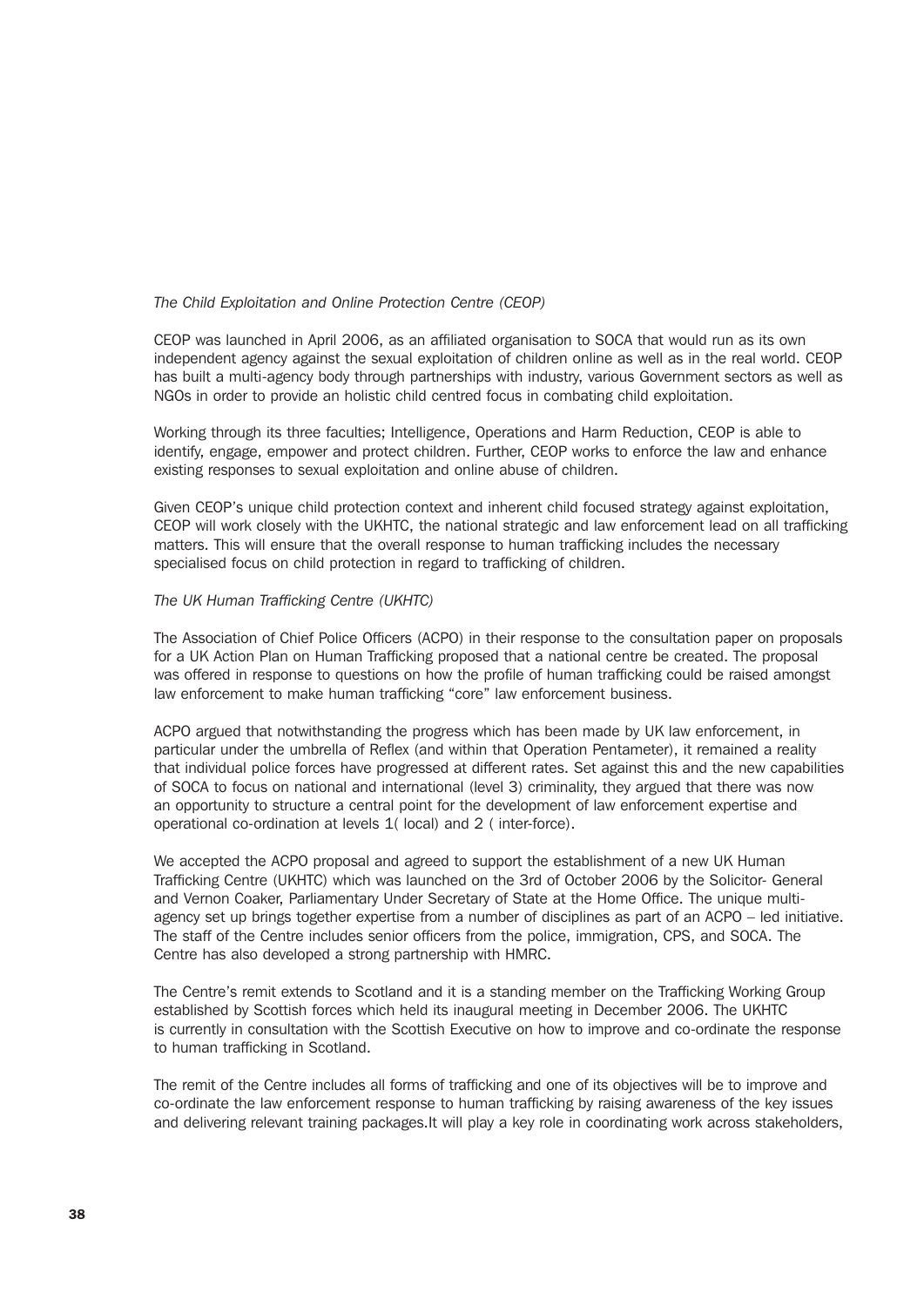*The Child Exploitation and Online Protection Centre (CEOP)*

CEOP was launched in April 2006, as an affiliated organisation to SOCA that would run as its own independent agency against the sexual exploitation of children online as well as in the real world. CEOP has built a multi-agency body through partnerships with industry, various Government sectors as well as NGOs in order to provide an holistic child centred focus in combating child exploitation.

Working through its three faculties; Intelligence, Operations and Harm Reduction, CEOP is able to identify, engage, empower and protect children. Further, CEOP works to enforce the law and enhance existing responses to sexual exploitation and online abuse of children.

Given CEOP's unique child protection context and inherent child focused strategy against exploitation, CEOP will work closely with the UKHTC, the national strategic and law enforcement lead on all trafficking matters. This will ensure that the overall response to human trafficking includes the necessary specialised focus on child protection in regard to trafficking of children.

*The UK Human Trafficking Centre (UKHTC)*

The Association of Chief Police Officers (ACPO) in their response to the consultation paper on proposals for a UK Action Plan on Human Trafficking proposed that a national centre be created. The proposal was offered in response to questions on how the profile of human trafficking could be raised amongst law enforcement to make human trafficking "core" law enforcement business.

ACPO argued that notwithstanding the progress which has been made by UK law enforcement, in particular under the umbrella of Reflex (and within that Operation Pentameter), it remained a reality that individual police forces have progressed at different rates. Set against this and the new capabilities of SOCA to focus on national and international (level 3) criminality, they argued that there was now an opportunity to structure a central point for the development of law enforcement expertise and operational co-ordination at levels 1( local) and 2 ( inter-force).

We accepted the ACPO proposal and agreed to support the establishment of a new UK Human Trafficking Centre (UKHTC) which was launched on the 3rd of October 2006 by the Solicitor- General and Vernon Coaker, Parliamentary Under Secretary of State at the Home Office. The unique multi-agency set up brings together expertise from a number of disciplines as part of an ACPO – led initiative. The staff of the Centre includes senior officers from the police, immigration, CPS, and SOCA. The Centre has also developed a strong partnership with HMRC.

The Centre's remit extends to Scotland and it is a standing member on the Trafficking Working Group established by Scottish forces which held its inaugural meeting in December 2006. The UKHTC is currently in consultation with the Scottish Executive on how to improve and co-ordinate the response to human trafficking in Scotland.

The remit of the Centre includes all forms of trafficking and one of its objectives will be to improve and co-ordinate the law enforcement response to human trafficking by raising awareness of the key issues and delivering relevant training packages.It will play a key role in coordinating work across stakeholders,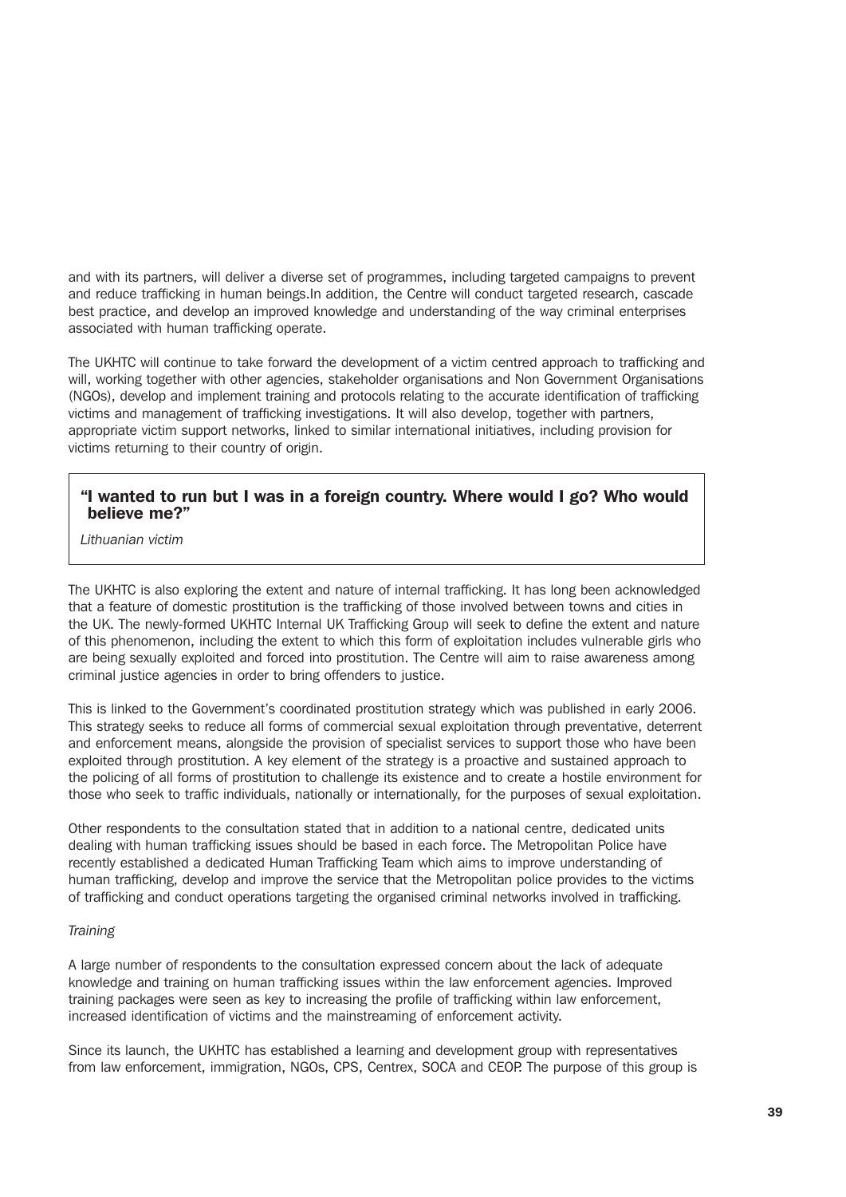and with its partners, will deliver a diverse set of programmes, including targeted campaigns to prevent and reduce trafficking in human beings.In addition, the Centre will conduct targeted research, cascade best practice, and develop an improved knowledge and understanding of the way criminal enterprises associated with human trafficking operate.

The UKHTC will continue to take forward the development of a victim centred approach to trafficking and will, working together with other agencies, stakeholder organisations and Non Government Organisations (NGOs), develop and implement training and protocols relating to the accurate identification of trafficking victims and management of trafficking investigations. It will also develop, together with partners, appropriate victim support networks, linked to similar international initiatives, including provision for victims returning to their country of origin.

> **"I wanted to run but I was in a foreign country. Where would I go? Who would believe me?"**
>
> *Lithuanian victim*

The UKHTC is also exploring the extent and nature of internal trafficking. It has long been acknowledged that a feature of domestic prostitution is the trafficking of those involved between towns and cities in the UK. The newly-formed UKHTC Internal UK Trafficking Group will seek to define the extent and nature of this phenomenon, including the extent to which this form of exploitation includes vulnerable girls who are being sexually exploited and forced into prostitution. The Centre will aim to raise awareness among criminal justice agencies in order to bring offenders to justice.

This is linked to the Government's coordinated prostitution strategy which was published in early 2006. This strategy seeks to reduce all forms of commercial sexual exploitation through preventative, deterrent and enforcement means, alongside the provision of specialist services to support those who have been exploited through prostitution. A key element of the strategy is a proactive and sustained approach to the policing of all forms of prostitution to challenge its existence and to create a hostile environment for those who seek to traffic individuals, nationally or internationally, for the purposes of sexual exploitation.

Other respondents to the consultation stated that in addition to a national centre, dedicated units dealing with human trafficking issues should be based in each force. The Metropolitan Police have recently established a dedicated Human Trafficking Team which aims to improve understanding of human trafficking, develop and improve the service that the Metropolitan police provides to the victims of trafficking and conduct operations targeting the organised criminal networks involved in trafficking.

*Training*

A large number of respondents to the consultation expressed concern about the lack of adequate knowledge and training on human trafficking issues within the law enforcement agencies. Improved training packages were seen as key to increasing the profile of trafficking within law enforcement, increased identification of victims and the mainstreaming of enforcement activity.

Since its launch, the UKHTC has established a learning and development group with representatives from law enforcement, immigration, NGOs, CPS, Centrex, SOCA and CEOP. The purpose of this group is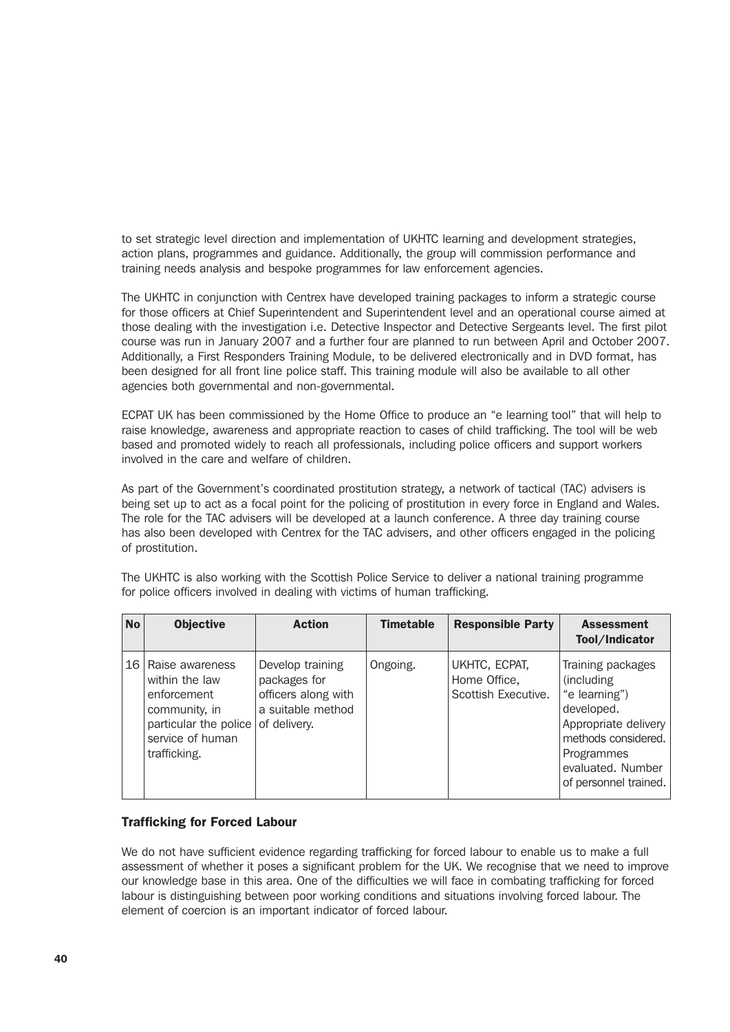to set strategic level direction and implementation of UKHTC learning and development strategies, action plans, programmes and guidance. Additionally, the group will commission performance and training needs analysis and bespoke programmes for law enforcement agencies.

The UKHTC in conjunction with Centrex have developed training packages to inform a strategic course for those officers at Chief Superintendent and Superintendent level and an operational course aimed at those dealing with the investigation i.e. Detective Inspector and Detective Sergeants level. The first pilot course was run in January 2007 and a further four are planned to run between April and October 2007. Additionally, a First Responders Training Module, to be delivered electronically and in DVD format, has been designed for all front line police staff. This training module will also be available to all other agencies both governmental and non-governmental.

ECPAT UK has been commissioned by the Home Office to produce an "e learning tool" that will help to raise knowledge, awareness and appropriate reaction to cases of child trafficking. The tool will be web based and promoted widely to reach all professionals, including police officers and support workers involved in the care and welfare of children.

As part of the Government's coordinated prostitution strategy, a network of tactical (TAC) advisers is being set up to act as a focal point for the policing of prostitution in every force in England and Wales. The role for the TAC advisers will be developed at a launch conference. A three day training course has also been developed with Centrex for the TAC advisers, and other officers engaged in the policing of prostitution.

The UKHTC is also working with the Scottish Police Service to deliver a national training programme for police officers involved in dealing with victims of human trafficking.

| No | Objective | Action | Timetable | Responsible Party | Assessment Tool/Indicator |
|---|---|---|---|---|---|
| 16 | Raise awareness within the law enforcement community, in particular the police service of human trafficking. | Develop training packages for officers along with a suitable method of delivery. | Ongoing. | UKHTC, ECPAT, Home Office, Scottish Executive. | Training packages (including "e learning") developed. Appropriate delivery methods considered. Programmes evaluated. Number of personnel trained. |

### Trafficking for Forced Labour

We do not have sufficient evidence regarding trafficking for forced labour to enable us to make a full assessment of whether it poses a significant problem for the UK. We recognise that we need to improve our knowledge base in this area. One of the difficulties we will face in combating trafficking for forced labour is distinguishing between poor working conditions and situations involving forced labour. The element of coercion is an important indicator of forced labour.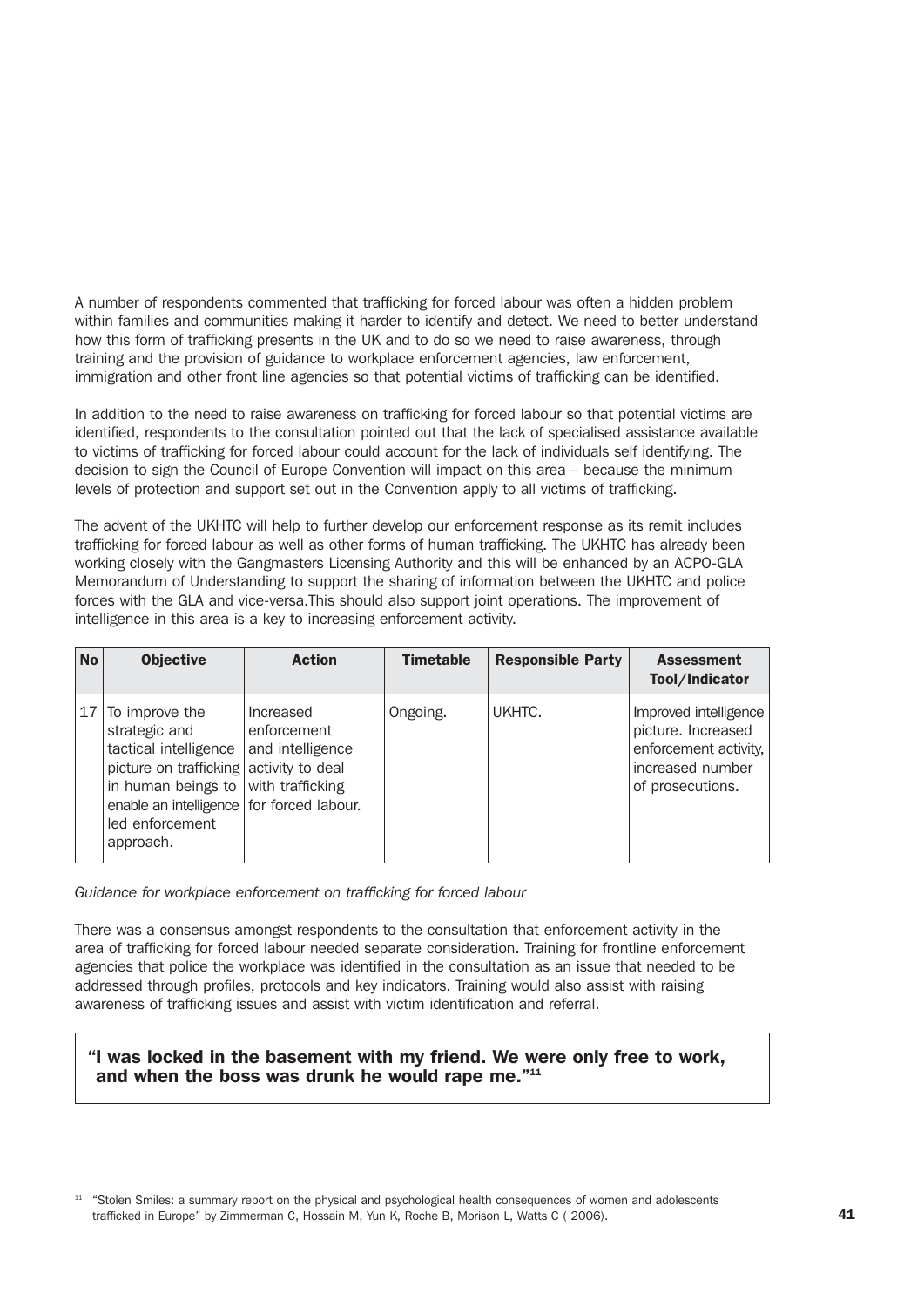A number of respondents commented that trafficking for forced labour was often a hidden problem within families and communities making it harder to identify and detect. We need to better understand how this form of trafficking presents in the UK and to do so we need to raise awareness, through training and the provision of guidance to workplace enforcement agencies, law enforcement, immigration and other front line agencies so that potential victims of trafficking can be identified.

In addition to the need to raise awareness on trafficking for forced labour so that potential victims are identified, respondents to the consultation pointed out that the lack of specialised assistance available to victims of trafficking for forced labour could account for the lack of individuals self identifying. The decision to sign the Council of Europe Convention will impact on this area – because the minimum levels of protection and support set out in the Convention apply to all victims of trafficking.

The advent of the UKHTC will help to further develop our enforcement response as its remit includes trafficking for forced labour as well as other forms of human trafficking. The UKHTC has already been working closely with the Gangmasters Licensing Authority and this will be enhanced by an ACPO-GLA Memorandum of Understanding to support the sharing of information between the UKHTC and police forces with the GLA and vice-versa.This should also support joint operations. The improvement of intelligence in this area is a key to increasing enforcement activity.

| No | Objective | Action | Timetable | Responsible Party | Assessment Tool/Indicator |
|---|---|---|---|---|---|
| 17 | To improve the strategic and tactical intelligence picture on trafficking in human beings to enable an intelligence led enforcement approach. | Increased enforcement and intelligence activity to deal with trafficking for forced labour. | Ongoing. | UKHTC. | Improved intelligence picture. Increased enforcement activity, increased number of prosecutions. |

*Guidance for workplace enforcement on trafficking for forced labour*

There was a consensus amongst respondents to the consultation that enforcement activity in the area of trafficking for forced labour needed separate consideration. Training for frontline enforcement agencies that police the workplace was identified in the consultation as an issue that needed to be addressed through profiles, protocols and key indicators. Training would also assist with raising awareness of trafficking issues and assist with victim identification and referral.

**"I was locked in the basement with my friend. We were only free to work, and when the boss was drunk he would rape me."[11]**

[11] "Stolen Smiles: a summary report on the physical and psychological health consequences of women and adolescents trafficked in Europe" by Zimmerman C, Hossain M, Yun K, Roche B, Morison L, Watts C ( 2006).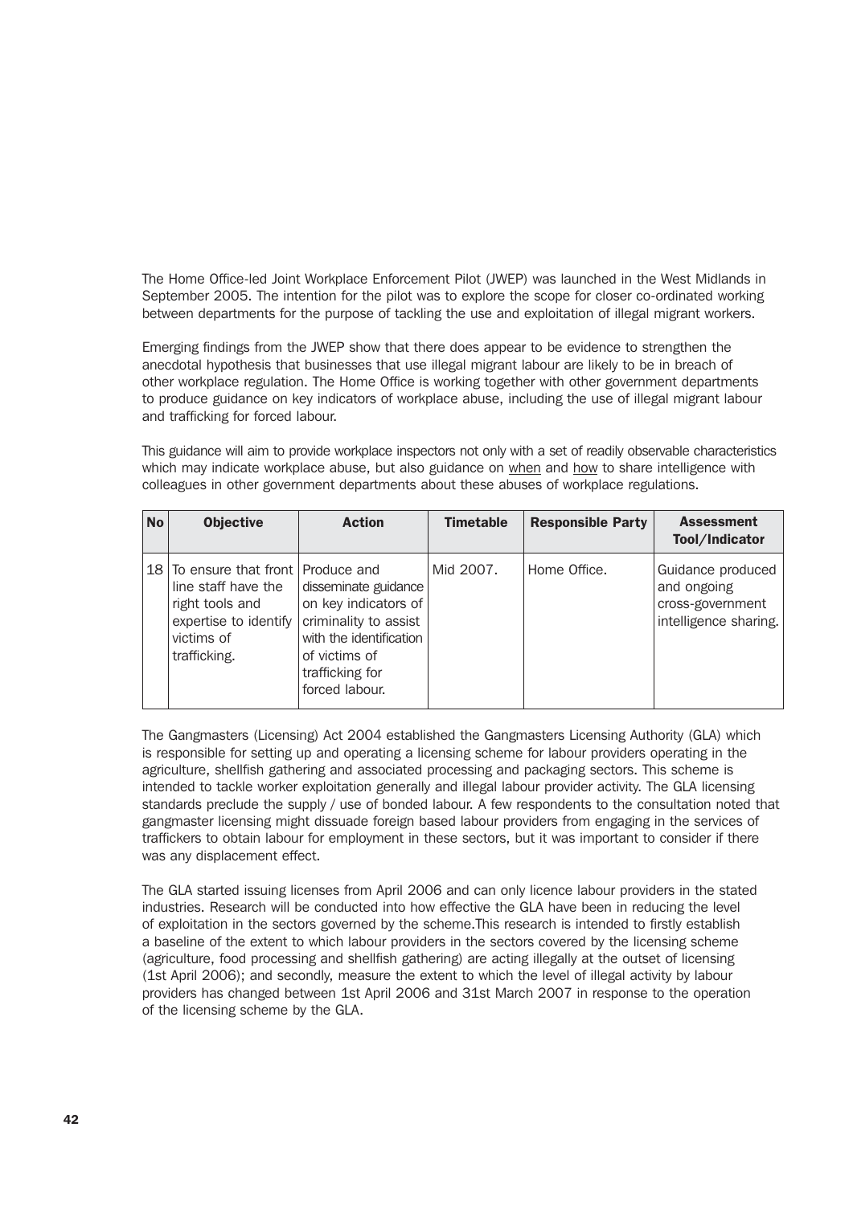The Home Office-led Joint Workplace Enforcement Pilot (JWEP) was launched in the West Midlands in September 2005. The intention for the pilot was to explore the scope for closer co-ordinated working between departments for the purpose of tackling the use and exploitation of illegal migrant workers.

Emerging findings from the JWEP show that there does appear to be evidence to strengthen the anecdotal hypothesis that businesses that use illegal migrant labour are likely to be in breach of other workplace regulation. The Home Office is working together with other government departments to produce guidance on key indicators of workplace abuse, including the use of illegal migrant labour and trafficking for forced labour.

This guidance will aim to provide workplace inspectors not only with a set of readily observable characteristics which may indicate workplace abuse, but also guidance on when and how to share intelligence with colleagues in other government departments about these abuses of workplace regulations.

| No | Objective | Action | Timetable | Responsible Party | Assessment Tool/Indicator |
|---|---|---|---|---|---|
| 18 | To ensure that front line staff have the right tools and expertise to identify victims of trafficking. | Produce and disseminate guidance on key indicators of criminality to assist with the identification of victims of trafficking for forced labour. | Mid 2007. | Home Office. | Guidance produced and ongoing cross-government intelligence sharing. |

The Gangmasters (Licensing) Act 2004 established the Gangmasters Licensing Authority (GLA) which is responsible for setting up and operating a licensing scheme for labour providers operating in the agriculture, shellfish gathering and associated processing and packaging sectors. This scheme is intended to tackle worker exploitation generally and illegal labour provider activity. The GLA licensing standards preclude the supply / use of bonded labour. A few respondents to the consultation noted that gangmaster licensing might dissuade foreign based labour providers from engaging in the services of traffickers to obtain labour for employment in these sectors, but it was important to consider if there was any displacement effect.

The GLA started issuing licenses from April 2006 and can only licence labour providers in the stated industries. Research will be conducted into how effective the GLA have been in reducing the level of exploitation in the sectors governed by the scheme.This research is intended to firstly establish a baseline of the extent to which labour providers in the sectors covered by the licensing scheme (agriculture, food processing and shellfish gathering) are acting illegally at the outset of licensing (1st April 2006); and secondly, measure the extent to which the level of illegal activity by labour providers has changed between 1st April 2006 and 31st March 2007 in response to the operation of the licensing scheme by the GLA.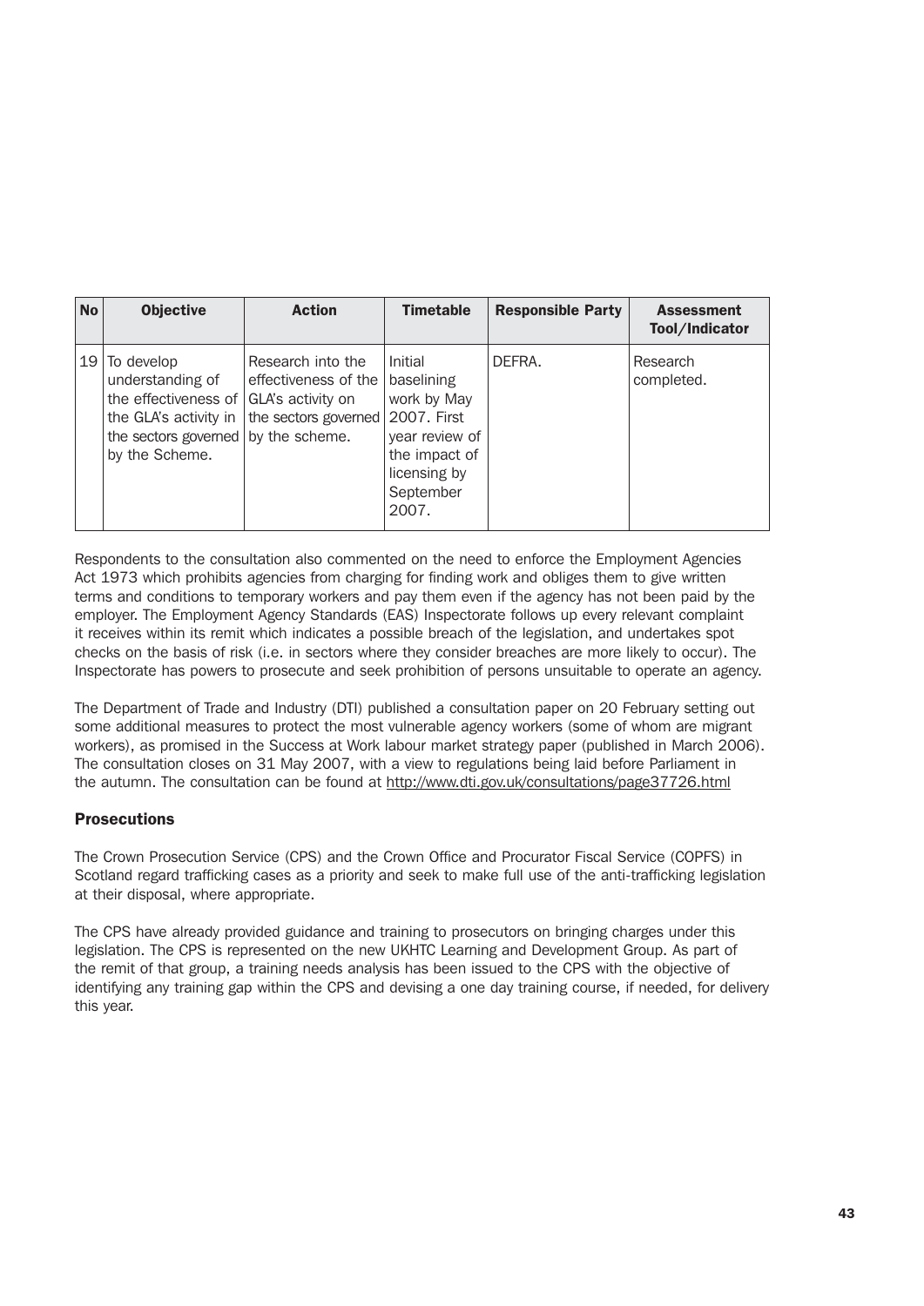| No | Objective | Action | Timetable | Responsible Party | Assessment Tool/Indicator |
|---|---|---|---|---|---|
| 19 | To develop understanding of the effectiveness of the GLA's activity in the sectors governed by the Scheme. | Research into the effectiveness of the GLA's activity on the sectors governed by the scheme. | Initial baselining work by May 2007. First year review of the impact of licensing by September 2007. | DEFRA. | Research completed. |

Respondents to the consultation also commented on the need to enforce the Employment Agencies Act 1973 which prohibits agencies from charging for finding work and obliges them to give written terms and conditions to temporary workers and pay them even if the agency has not been paid by the employer. The Employment Agency Standards (EAS) Inspectorate follows up every relevant complaint it receives within its remit which indicates a possible breach of the legislation, and undertakes spot checks on the basis of risk (i.e. in sectors where they consider breaches are more likely to occur). The Inspectorate has powers to prosecute and seek prohibition of persons unsuitable to operate an agency.

The Department of Trade and Industry (DTI) published a consultation paper on 20 February setting out some additional measures to protect the most vulnerable agency workers (some of whom are migrant workers), as promised in the Success at Work labour market strategy paper (published in March 2006). The consultation closes on 31 May 2007, with a view to regulations being laid before Parliament in the autumn. The consultation can be found at http://www.dti.gov.uk/consultations/page37726.html

### Prosecutions

The Crown Prosecution Service (CPS) and the Crown Office and Procurator Fiscal Service (COPFS) in Scotland regard trafficking cases as a priority and seek to make full use of the anti-trafficking legislation at their disposal, where appropriate.

The CPS have already provided guidance and training to prosecutors on bringing charges under this legislation. The CPS is represented on the new UKHTC Learning and Development Group. As part of the remit of that group, a training needs analysis has been issued to the CPS with the objective of identifying any training gap within the CPS and devising a one day training course, if needed, for delivery this year.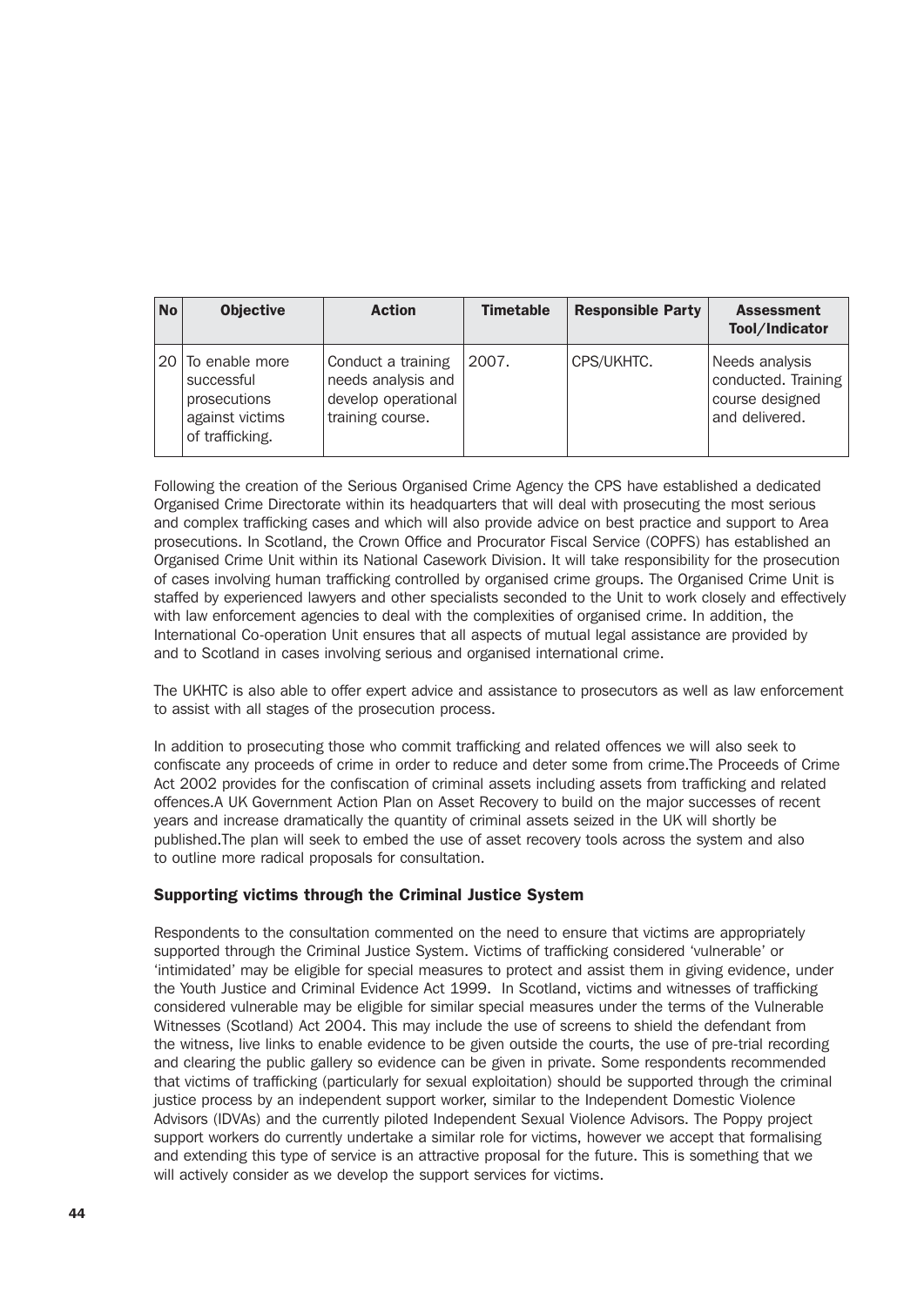| No | Objective | Action | Timetable | Responsible Party | Assessment Tool/Indicator |
|---|---|---|---|---|---|
| 20 | To enable more successful prosecutions against victims of trafficking. | Conduct a training needs analysis and develop operational training course. | 2007. | CPS/UKHTC. | Needs analysis conducted. Training course designed and delivered. |

Following the creation of the Serious Organised Crime Agency the CPS have established a dedicated Organised Crime Directorate within its headquarters that will deal with prosecuting the most serious and complex trafficking cases and which will also provide advice on best practice and support to Area prosecutions. In Scotland, the Crown Office and Procurator Fiscal Service (COPFS) has established an Organised Crime Unit within its National Casework Division. It will take responsibility for the prosecution of cases involving human trafficking controlled by organised crime groups. The Organised Crime Unit is staffed by experienced lawyers and other specialists seconded to the Unit to work closely and effectively with law enforcement agencies to deal with the complexities of organised crime. In addition, the International Co-operation Unit ensures that all aspects of mutual legal assistance are provided by and to Scotland in cases involving serious and organised international crime.

The UKHTC is also able to offer expert advice and assistance to prosecutors as well as law enforcement to assist with all stages of the prosecution process.

In addition to prosecuting those who commit trafficking and related offences we will also seek to confiscate any proceeds of crime in order to reduce and deter some from crime.The Proceeds of Crime Act 2002 provides for the confiscation of criminal assets including assets from trafficking and related offences.A UK Government Action Plan on Asset Recovery to build on the major successes of recent years and increase dramatically the quantity of criminal assets seized in the UK will shortly be published.The plan will seek to embed the use of asset recovery tools across the system and also to outline more radical proposals for consultation.

### Supporting victims through the Criminal Justice System

Respondents to the consultation commented on the need to ensure that victims are appropriately supported through the Criminal Justice System. Victims of trafficking considered 'vulnerable' or 'intimidated' may be eligible for special measures to protect and assist them in giving evidence, under the Youth Justice and Criminal Evidence Act 1999. In Scotland, victims and witnesses of trafficking considered vulnerable may be eligible for similar special measures under the terms of the Vulnerable Witnesses (Scotland) Act 2004. This may include the use of screens to shield the defendant from the witness, live links to enable evidence to be given outside the courts, the use of pre-trial recording and clearing the public gallery so evidence can be given in private. Some respondents recommended that victims of trafficking (particularly for sexual exploitation) should be supported through the criminal justice process by an independent support worker, similar to the Independent Domestic Violence Advisors (IDVAs) and the currently piloted Independent Sexual Violence Advisors. The Poppy project support workers do currently undertake a similar role for victims, however we accept that formalising and extending this type of service is an attractive proposal for the future. This is something that we will actively consider as we develop the support services for victims.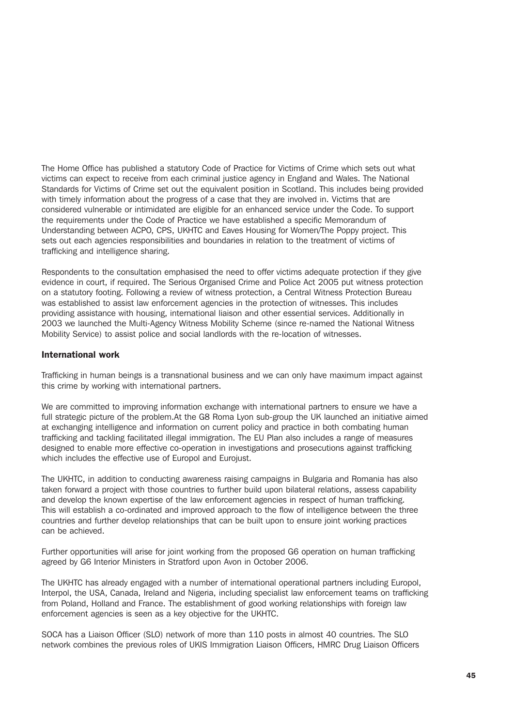The Home Office has published a statutory Code of Practice for Victims of Crime which sets out what victims can expect to receive from each criminal justice agency in England and Wales. The National Standards for Victims of Crime set out the equivalent position in Scotland. This includes being provided with timely information about the progress of a case that they are involved in. Victims that are considered vulnerable or intimidated are eligible for an enhanced service under the Code. To support the requirements under the Code of Practice we have established a specific Memorandum of Understanding between ACPO, CPS, UKHTC and Eaves Housing for Women/The Poppy project. This sets out each agencies responsibilities and boundaries in relation to the treatment of victims of trafficking and intelligence sharing.

Respondents to the consultation emphasised the need to offer victims adequate protection if they give evidence in court, if required. The Serious Organised Crime and Police Act 2005 put witness protection on a statutory footing. Following a review of witness protection, a Central Witness Protection Bureau was established to assist law enforcement agencies in the protection of witnesses. This includes providing assistance with housing, international liaison and other essential services. Additionally in 2003 we launched the Multi-Agency Witness Mobility Scheme (since re-named the National Witness Mobility Service) to assist police and social landlords with the re-location of witnesses.

### International work

Trafficking in human beings is a transnational business and we can only have maximum impact against this crime by working with international partners.

We are committed to improving information exchange with international partners to ensure we have a full strategic picture of the problem.At the G8 Roma Lyon sub-group the UK launched an initiative aimed at exchanging intelligence and information on current policy and practice in both combating human trafficking and tackling facilitated illegal immigration. The EU Plan also includes a range of measures designed to enable more effective co-operation in investigations and prosecutions against trafficking which includes the effective use of Europol and Eurojust.

The UKHTC, in addition to conducting awareness raising campaigns in Bulgaria and Romania has also taken forward a project with those countries to further build upon bilateral relations, assess capability and develop the known expertise of the law enforcement agencies in respect of human trafficking. This will establish a co-ordinated and improved approach to the flow of intelligence between the three countries and further develop relationships that can be built upon to ensure joint working practices can be achieved.

Further opportunities will arise for joint working from the proposed G6 operation on human trafficking agreed by G6 Interior Ministers in Stratford upon Avon in October 2006.

The UKHTC has already engaged with a number of international operational partners including Europol, Interpol, the USA, Canada, Ireland and Nigeria, including specialist law enforcement teams on trafficking from Poland, Holland and France. The establishment of good working relationships with foreign law enforcement agencies is seen as a key objective for the UKHTC.

SOCA has a Liaison Officer (SLO) network of more than 110 posts in almost 40 countries. The SLO network combines the previous roles of UKIS Immigration Liaison Officers, HMRC Drug Liaison Officers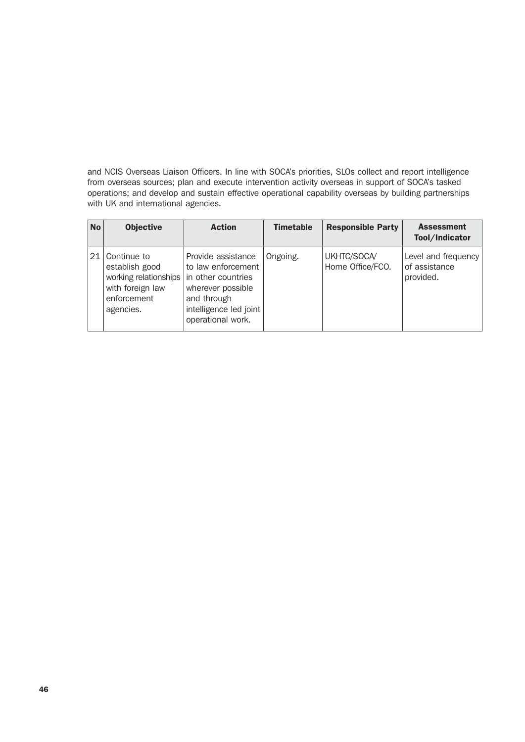and NCIS Overseas Liaison Officers. In line with SOCA's priorities, SLOs collect and report intelligence from overseas sources; plan and execute intervention activity overseas in support of SOCA's tasked operations; and develop and sustain effective operational capability overseas by building partnerships with UK and international agencies.

| No | Objective | Action | Timetable | Responsible Party | Assessment Tool/Indicator |
|---|---|---|---|---|---|
| 21 | Continue to establish good working relationships with foreign law enforcement agencies. | Provide assistance to law enforcement in other countries wherever possible and through intelligence led joint operational work. | Ongoing. | UKHTC/SOCA/ Home Office/FCO. | Level and frequency of assistance provided. |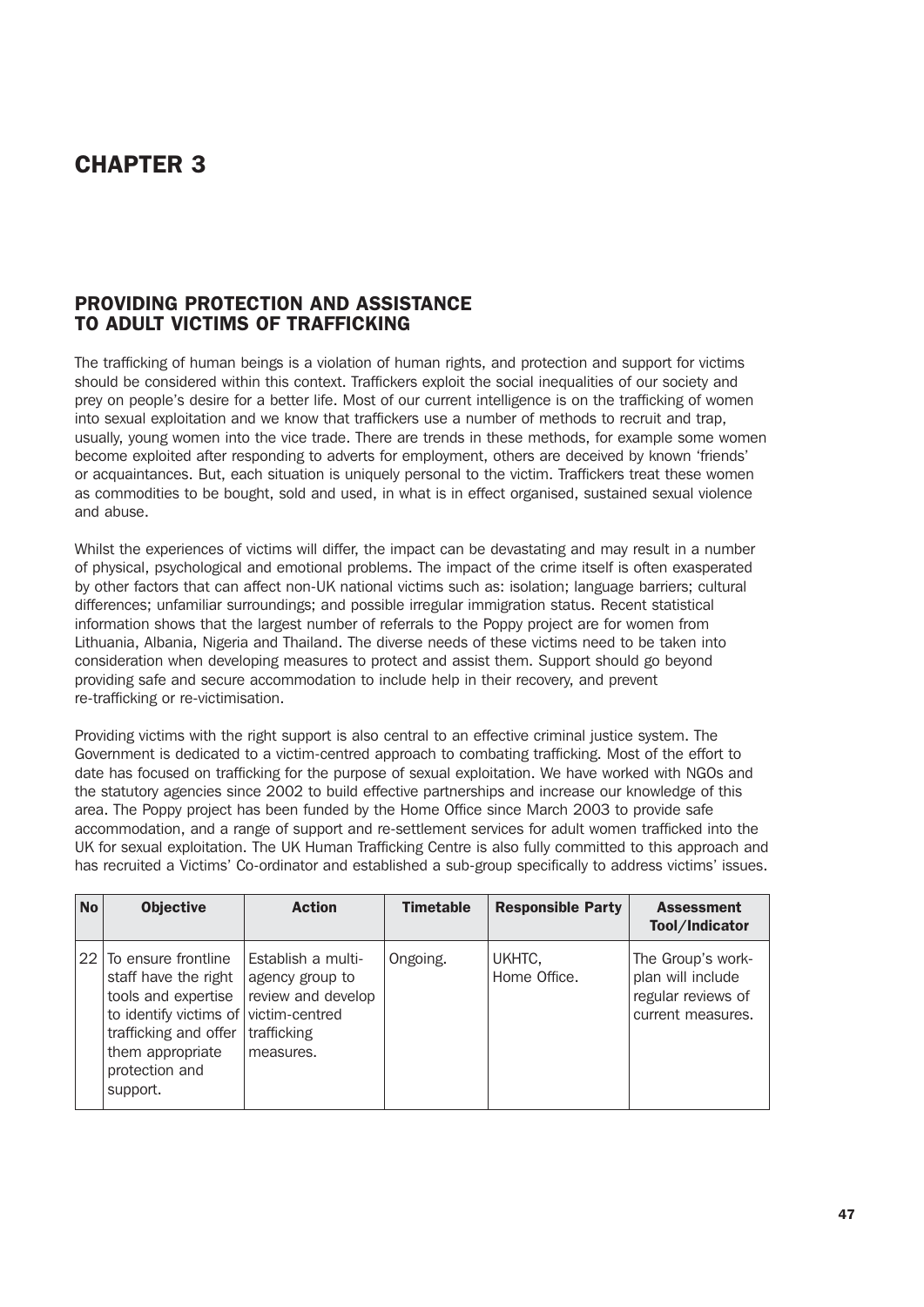# CHAPTER 3

## PROVIDING PROTECTION AND ASSISTANCE TO ADULT VICTIMS OF TRAFFICKING

The trafficking of human beings is a violation of human rights, and protection and support for victims should be considered within this context. Traffickers exploit the social inequalities of our society and prey on people's desire for a better life. Most of our current intelligence is on the trafficking of women into sexual exploitation and we know that traffickers use a number of methods to recruit and trap, usually, young women into the vice trade. There are trends in these methods, for example some women become exploited after responding to adverts for employment, others are deceived by known 'friends' or acquaintances. But, each situation is uniquely personal to the victim. Traffickers treat these women as commodities to be bought, sold and used, in what is in effect organised, sustained sexual violence and abuse.

Whilst the experiences of victims will differ, the impact can be devastating and may result in a number of physical, psychological and emotional problems. The impact of the crime itself is often exasperated by other factors that can affect non-UK national victims such as: isolation; language barriers; cultural differences; unfamiliar surroundings; and possible irregular immigration status. Recent statistical information shows that the largest number of referrals to the Poppy project are for women from Lithuania, Albania, Nigeria and Thailand. The diverse needs of these victims need to be taken into consideration when developing measures to protect and assist them. Support should go beyond providing safe and secure accommodation to include help in their recovery, and prevent re-trafficking or re-victimisation.

Providing victims with the right support is also central to an effective criminal justice system. The Government is dedicated to a victim-centred approach to combating trafficking. Most of the effort to date has focused on trafficking for the purpose of sexual exploitation. We have worked with NGOs and the statutory agencies since 2002 to build effective partnerships and increase our knowledge of this area. The Poppy project has been funded by the Home Office since March 2003 to provide safe accommodation, and a range of support and re-settlement services for adult women trafficked into the UK for sexual exploitation. The UK Human Trafficking Centre is also fully committed to this approach and has recruited a Victims' Co-ordinator and established a sub-group specifically to address victims' issues.

| No | Objective | Action | Timetable | Responsible Party | Assessment Tool/Indicator |
|---|---|---|---|---|---|
| 22 | To ensure frontline staff have the right tools and expertise to identify victims of trafficking and offer them appropriate protection and support. | Establish a multi-agency group to review and develop victim-centred trafficking measures. | Ongoing. | UKHTC, Home Office. | The Group's work-plan will include regular reviews of current measures. |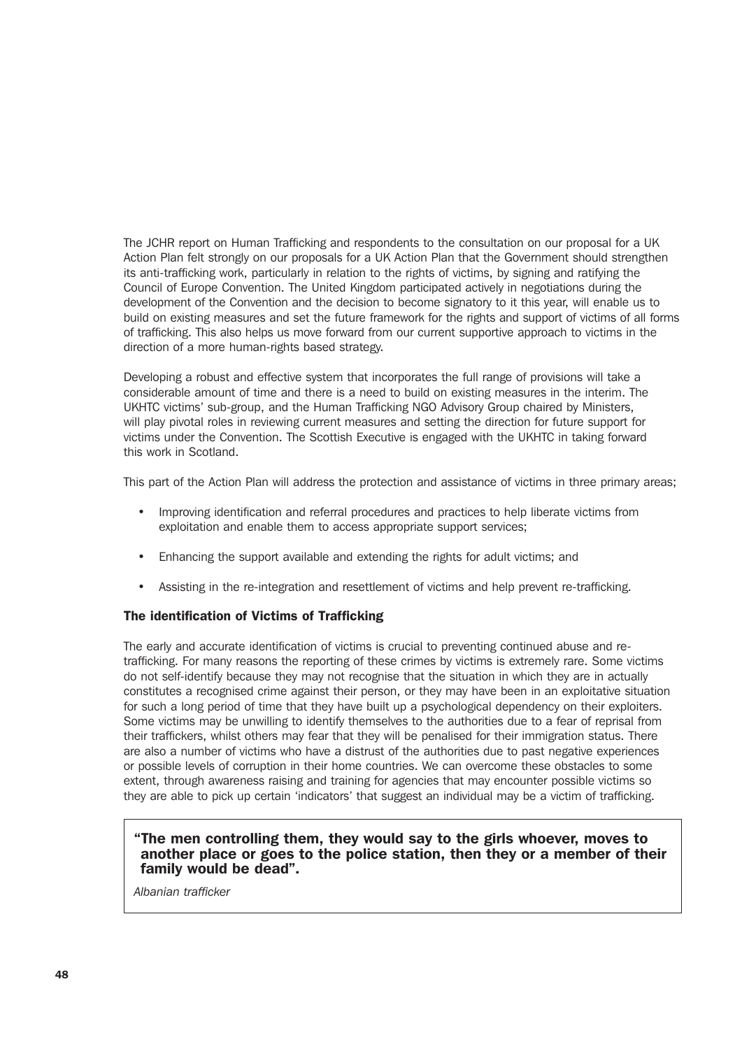The JCHR report on Human Trafficking and respondents to the consultation on our proposal for a UK Action Plan felt strongly on our proposals for a UK Action Plan that the Government should strengthen its anti-trafficking work, particularly in relation to the rights of victims, by signing and ratifying the Council of Europe Convention. The United Kingdom participated actively in negotiations during the development of the Convention and the decision to become signatory to it this year, will enable us to build on existing measures and set the future framework for the rights and support of victims of all forms of trafficking. This also helps us move forward from our current supportive approach to victims in the direction of a more human-rights based strategy.

Developing a robust and effective system that incorporates the full range of provisions will take a considerable amount of time and there is a need to build on existing measures in the interim. The UKHTC victims' sub-group, and the Human Trafficking NGO Advisory Group chaired by Ministers, will play pivotal roles in reviewing current measures and setting the direction for future support for victims under the Convention. The Scottish Executive is engaged with the UKHTC in taking forward this work in Scotland.

This part of the Action Plan will address the protection and assistance of victims in three primary areas;

- Improving identification and referral procedures and practices to help liberate victims from exploitation and enable them to access appropriate support services;
- Enhancing the support available and extending the rights for adult victims; and
- Assisting in the re-integration and resettlement of victims and help prevent re-trafficking.

### The identification of Victims of Trafficking

The early and accurate identification of victims is crucial to preventing continued abuse and re-trafficking. For many reasons the reporting of these crimes by victims is extremely rare. Some victims do not self-identify because they may not recognise that the situation in which they are in actually constitutes a recognised crime against their person, or they may have been in an exploitative situation for such a long period of time that they have built up a psychological dependency on their exploiters. Some victims may be unwilling to identify themselves to the authorities due to a fear of reprisal from their traffickers, whilst others may fear that they will be penalised for their immigration status. There are also a number of victims who have a distrust of the authorities due to past negative experiences or possible levels of corruption in their home countries. We can overcome these obstacles to some extent, through awareness raising and training for agencies that may encounter possible victims so they are able to pick up certain 'indicators' that suggest an individual may be a victim of trafficking.

> **"The men controlling them, they would say to the girls whoever, moves to another place or goes to the police station, then they or a member of their family would be dead".**
>
> *Albanian trafficker*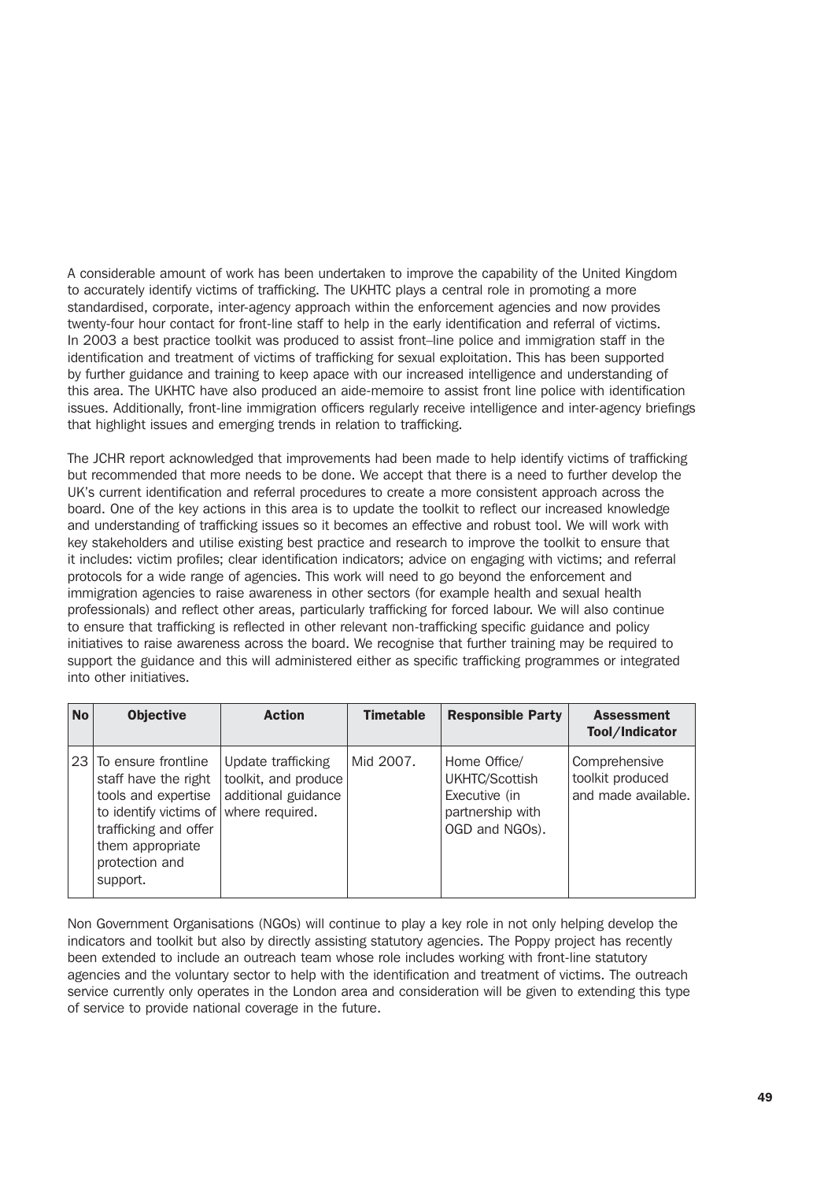A considerable amount of work has been undertaken to improve the capability of the United Kingdom to accurately identify victims of trafficking. The UKHTC plays a central role in promoting a more standardised, corporate, inter-agency approach within the enforcement agencies and now provides twenty-four hour contact for front-line staff to help in the early identification and referral of victims. In 2003 a best practice toolkit was produced to assist front–line police and immigration staff in the identification and treatment of victims of trafficking for sexual exploitation. This has been supported by further guidance and training to keep apace with our increased intelligence and understanding of this area. The UKHTC have also produced an aide-memoire to assist front line police with identification issues. Additionally, front-line immigration officers regularly receive intelligence and inter-agency briefings that highlight issues and emerging trends in relation to trafficking.

The JCHR report acknowledged that improvements had been made to help identify victims of trafficking but recommended that more needs to be done. We accept that there is a need to further develop the UK's current identification and referral procedures to create a more consistent approach across the board. One of the key actions in this area is to update the toolkit to reflect our increased knowledge and understanding of trafficking issues so it becomes an effective and robust tool. We will work with key stakeholders and utilise existing best practice and research to improve the toolkit to ensure that it includes: victim profiles; clear identification indicators; advice on engaging with victims; and referral protocols for a wide range of agencies. This work will need to go beyond the enforcement and immigration agencies to raise awareness in other sectors (for example health and sexual health professionals) and reflect other areas, particularly trafficking for forced labour. We will also continue to ensure that trafficking is reflected in other relevant non-trafficking specific guidance and policy initiatives to raise awareness across the board. We recognise that further training may be required to support the guidance and this will administered either as specific trafficking programmes or integrated into other initiatives.

| No | Objective | Action | Timetable | Responsible Party | Assessment Tool/Indicator |
|---|---|---|---|---|---|
| 23 | To ensure frontline staff have the right tools and expertise to identify victims of trafficking and offer them appropriate protection and support. | Update trafficking toolkit, and produce additional guidance where required. | Mid 2007. | Home Office/ UKHTC/Scottish Executive (in partnership with OGD and NGOs). | Comprehensive toolkit produced and made available. |

Non Government Organisations (NGOs) will continue to play a key role in not only helping develop the indicators and toolkit but also by directly assisting statutory agencies. The Poppy project has recently been extended to include an outreach team whose role includes working with front-line statutory agencies and the voluntary sector to help with the identification and treatment of victims. The outreach service currently only operates in the London area and consideration will be given to extending this type of service to provide national coverage in the future.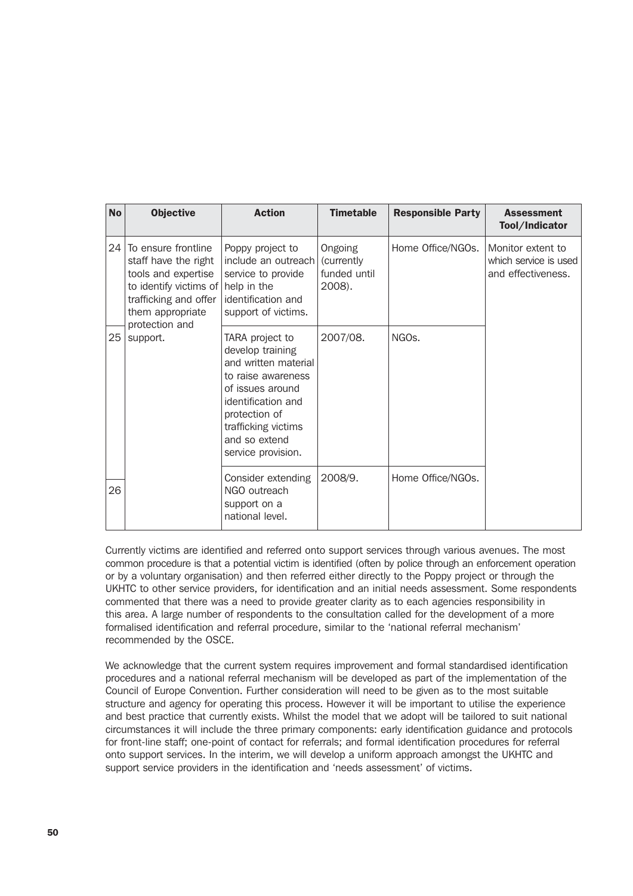| No | Objective | Action | Timetable | Responsible Party | Assessment Tool/Indicator |
|---|---|---|---|---|---|
| 24 | To ensure frontline staff have the right tools and expertise to identify victims of trafficking and offer them appropriate protection and support. | Poppy project to include an outreach service to provide help in the identification and support of victims. | Ongoing (currently funded until 2008). | Home Office/NGOs. | Monitor extent to which service is used and effectiveness. |
| 25 | | TARA project to develop training and written material to raise awareness of issues around identification and protection of trafficking victims and so extend service provision. | 2007/08. | NGOs. | |
| 26 | | Consider extending NGO outreach support on a national level. | 2008/9. | Home Office/NGOs. | |

Currently victims are identified and referred onto support services through various avenues. The most common procedure is that a potential victim is identified (often by police through an enforcement operation or by a voluntary organisation) and then referred either directly to the Poppy project or through the UKHTC to other service providers, for identification and an initial needs assessment. Some respondents commented that there was a need to provide greater clarity as to each agencies responsibility in this area. A large number of respondents to the consultation called for the development of a more formalised identification and referral procedure, similar to the 'national referral mechanism' recommended by the OSCE.

We acknowledge that the current system requires improvement and formal standardised identification procedures and a national referral mechanism will be developed as part of the implementation of the Council of Europe Convention. Further consideration will need to be given as to the most suitable structure and agency for operating this process. However it will be important to utilise the experience and best practice that currently exists. Whilst the model that we adopt will be tailored to suit national circumstances it will include the three primary components: early identification guidance and protocols for front-line staff; one-point of contact for referrals; and formal identification procedures for referral onto support services. In the interim, we will develop a uniform approach amongst the UKHTC and support service providers in the identification and 'needs assessment' of victims.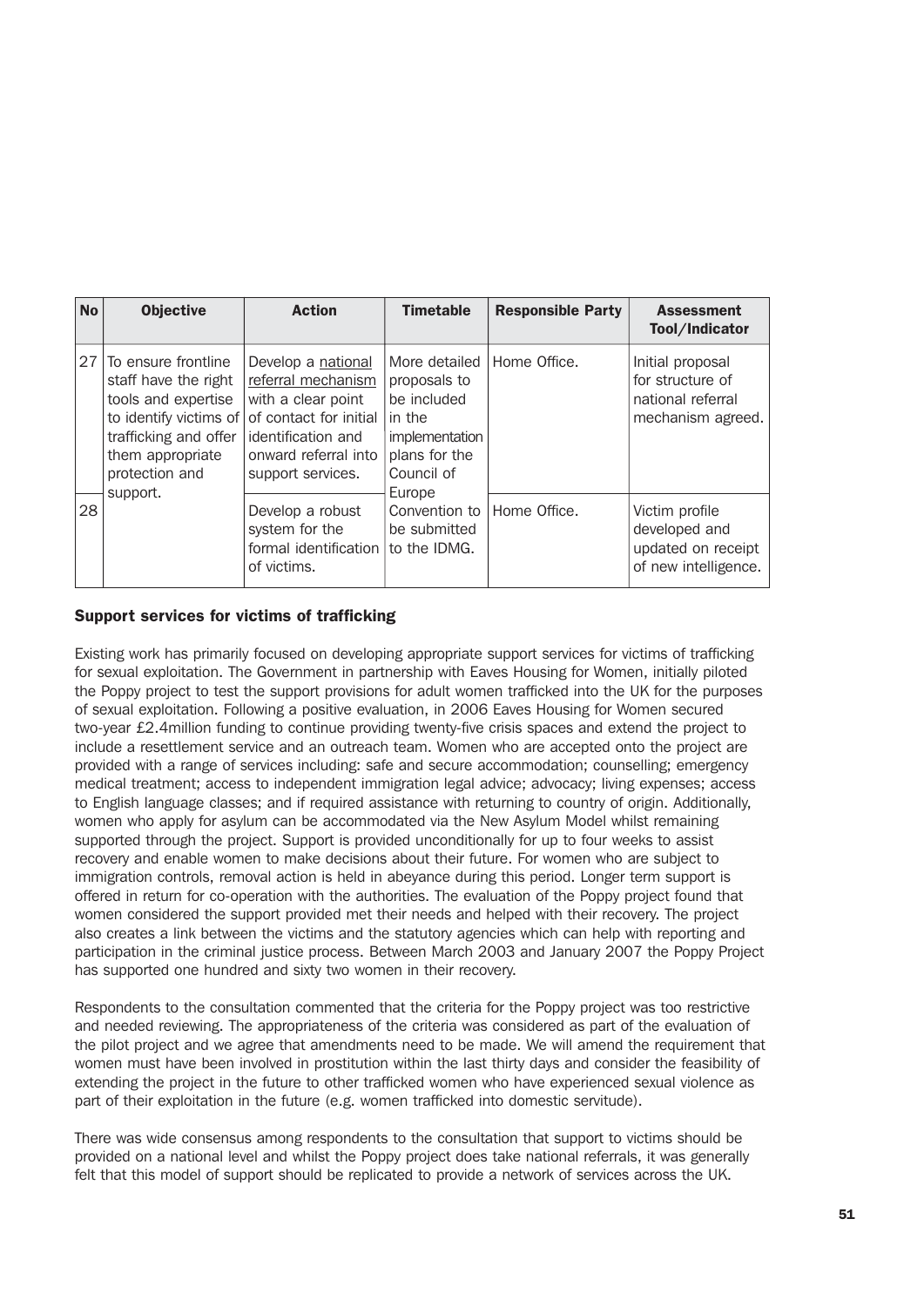| No | Objective | Action | Timetable | Responsible Party | Assessment Tool/Indicator |
|---|---|---|---|---|---|
| 27 | To ensure frontline staff have the right tools and expertise to identify victims of trafficking and offer them appropriate protection and support. | Develop a national referral mechanism with a clear point of contact for initial identification and onward referral into support services. | More detailed proposals to be included in the implementation plans for the Council of Europe Convention to be submitted to the IDMG. | Home Office. | Initial proposal for structure of national referral mechanism agreed. |
| 28 | | Develop a robust system for the formal identification of victims. | | Home Office. | Victim profile developed and updated on receipt of new intelligence. |

## Support services for victims of trafficking

Existing work has primarily focused on developing appropriate support services for victims of trafficking for sexual exploitation. The Government in partnership with Eaves Housing for Women, initially piloted the Poppy project to test the support provisions for adult women trafficked into the UK for the purposes of sexual exploitation. Following a positive evaluation, in 2006 Eaves Housing for Women secured two-year £2.4million funding to continue providing twenty-five crisis spaces and extend the project to include a resettlement service and an outreach team. Women who are accepted onto the project are provided with a range of services including: safe and secure accommodation; counselling; emergency medical treatment; access to independent immigration legal advice; advocacy; living expenses; access to English language classes; and if required assistance with returning to country of origin. Additionally, women who apply for asylum can be accommodated via the New Asylum Model whilst remaining supported through the project. Support is provided unconditionally for up to four weeks to assist recovery and enable women to make decisions about their future. For women who are subject to immigration controls, removal action is held in abeyance during this period. Longer term support is offered in return for co-operation with the authorities. The evaluation of the Poppy project found that women considered the support provided met their needs and helped with their recovery. The project also creates a link between the victims and the statutory agencies which can help with reporting and participation in the criminal justice process. Between March 2003 and January 2007 the Poppy Project has supported one hundred and sixty two women in their recovery.

Respondents to the consultation commented that the criteria for the Poppy project was too restrictive and needed reviewing. The appropriateness of the criteria was considered as part of the evaluation of the pilot project and we agree that amendments need to be made. We will amend the requirement that women must have been involved in prostitution within the last thirty days and consider the feasibility of extending the project in the future to other trafficked women who have experienced sexual violence as part of their exploitation in the future (e.g. women trafficked into domestic servitude).

There was wide consensus among respondents to the consultation that support to victims should be provided on a national level and whilst the Poppy project does take national referrals, it was generally felt that this model of support should be replicated to provide a network of services across the UK.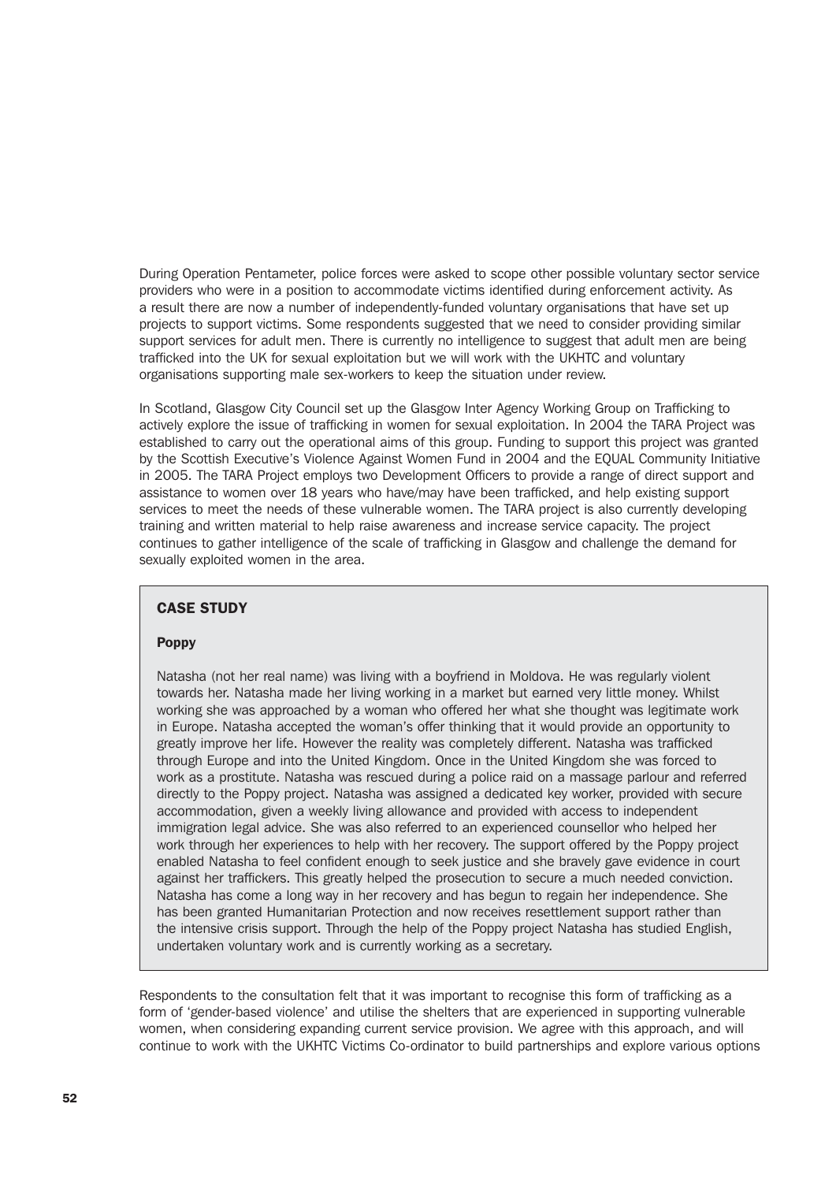During Operation Pentameter, police forces were asked to scope other possible voluntary sector service providers who were in a position to accommodate victims identified during enforcement activity. As a result there are now a number of independently-funded voluntary organisations that have set up projects to support victims. Some respondents suggested that we need to consider providing similar support services for adult men. There is currently no intelligence to suggest that adult men are being trafficked into the UK for sexual exploitation but we will work with the UKHTC and voluntary organisations supporting male sex-workers to keep the situation under review.

In Scotland, Glasgow City Council set up the Glasgow Inter Agency Working Group on Trafficking to actively explore the issue of trafficking in women for sexual exploitation. In 2004 the TARA Project was established to carry out the operational aims of this group. Funding to support this project was granted by the Scottish Executive's Violence Against Women Fund in 2004 and the EQUAL Community Initiative in 2005. The TARA Project employs two Development Officers to provide a range of direct support and assistance to women over 18 years who have/may have been trafficked, and help existing support services to meet the needs of these vulnerable women. The TARA project is also currently developing training and written material to help raise awareness and increase service capacity. The project continues to gather intelligence of the scale of trafficking in Glasgow and challenge the demand for sexually exploited women in the area.

> **CASE STUDY**
>
> **Poppy**
>
> Natasha (not her real name) was living with a boyfriend in Moldova. He was regularly violent towards her. Natasha made her living working in a market but earned very little money. Whilst working she was approached by a woman who offered her what she thought was legitimate work in Europe. Natasha accepted the woman's offer thinking that it would provide an opportunity to greatly improve her life. However the reality was completely different. Natasha was trafficked through Europe and into the United Kingdom. Once in the United Kingdom she was forced to work as a prostitute. Natasha was rescued during a police raid on a massage parlour and referred directly to the Poppy project. Natasha was assigned a dedicated key worker, provided with secure accommodation, given a weekly living allowance and provided with access to independent immigration legal advice. She was also referred to an experienced counsellor who helped her work through her experiences to help with her recovery. The support offered by the Poppy project enabled Natasha to feel confident enough to seek justice and she bravely gave evidence in court against her traffickers. This greatly helped the prosecution to secure a much needed conviction. Natasha has come a long way in her recovery and has begun to regain her independence. She has been granted Humanitarian Protection and now receives resettlement support rather than the intensive crisis support. Through the help of the Poppy project Natasha has studied English, undertaken voluntary work and is currently working as a secretary.

Respondents to the consultation felt that it was important to recognise this form of trafficking as a form of 'gender-based violence' and utilise the shelters that are experienced in supporting vulnerable women, when considering expanding current service provision. We agree with this approach, and will continue to work with the UKHTC Victims Co-ordinator to build partnerships and explore various options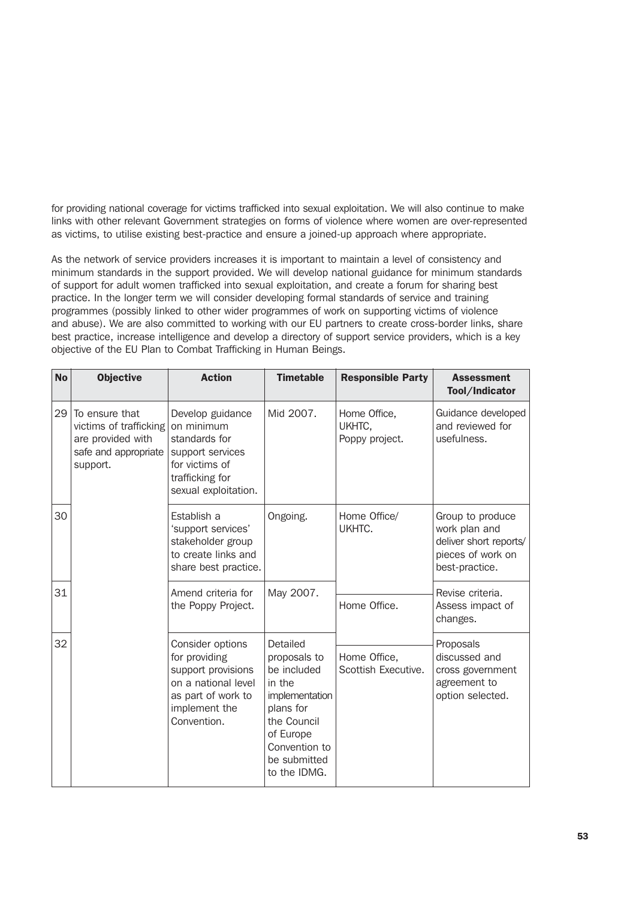for providing national coverage for victims trafficked into sexual exploitation. We will also continue to make links with other relevant Government strategies on forms of violence where women are over-represented as victims, to utilise existing best-practice and ensure a joined-up approach where appropriate.

As the network of service providers increases it is important to maintain a level of consistency and minimum standards in the support provided. We will develop national guidance for minimum standards of support for adult women trafficked into sexual exploitation, and create a forum for sharing best practice. In the longer term we will consider developing formal standards of service and training programmes (possibly linked to other wider programmes of work on supporting victims of violence and abuse). We are also committed to working with our EU partners to create cross-border links, share best practice, increase intelligence and develop a directory of support service providers, which is a key objective of the EU Plan to Combat Trafficking in Human Beings.

| No | Objective | Action | Timetable | Responsible Party | Assessment Tool/Indicator |
|---|---|---|---|---|---|
| 29 | To ensure that victims of trafficking are provided with safe and appropriate support. | Develop guidance on minimum standards for support services for victims of trafficking for sexual exploitation. | Mid 2007. | Home Office, UKHTC, Poppy project. | Guidance developed and reviewed for usefulness. |
| 30 | | Establish a 'support services' stakeholder group to create links and share best practice. | Ongoing. | Home Office/ UKHTC. | Group to produce work plan and deliver short reports/ pieces of work on best-practice. |
| 31 | | Amend criteria for the Poppy Project. | May 2007. | Home Office. | Revise criteria. Assess impact of changes. |
| 32 | | Consider options for providing support provisions on a national level as part of work to implement the Convention. | Detailed proposals to be included in the implementation plans for the Council of Europe Convention to be submitted to the IDMG. | Home Office, Scottish Executive. | Proposals discussed and cross government agreement to option selected. |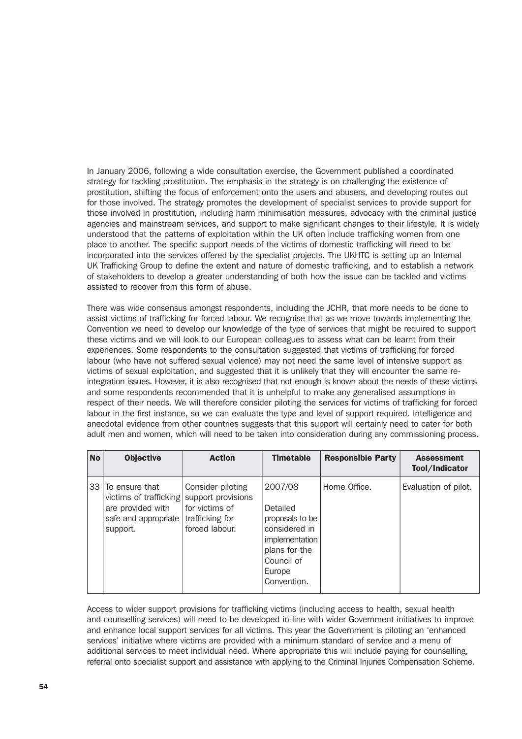In January 2006, following a wide consultation exercise, the Government published a coordinated strategy for tackling prostitution. The emphasis in the strategy is on challenging the existence of prostitution, shifting the focus of enforcement onto the users and abusers, and developing routes out for those involved. The strategy promotes the development of specialist services to provide support for those involved in prostitution, including harm minimisation measures, advocacy with the criminal justice agencies and mainstream services, and support to make significant changes to their lifestyle. It is widely understood that the patterns of exploitation within the UK often include trafficking women from one place to another. The specific support needs of the victims of domestic trafficking will need to be incorporated into the services offered by the specialist projects. The UKHTC is setting up an Internal UK Trafficking Group to define the extent and nature of domestic trafficking, and to establish a network of stakeholders to develop a greater understanding of both how the issue can be tackled and victims assisted to recover from this form of abuse.

There was wide consensus amongst respondents, including the JCHR, that more needs to be done to assist victims of trafficking for forced labour. We recognise that as we move towards implementing the Convention we need to develop our knowledge of the type of services that might be required to support these victims and we will look to our European colleagues to assess what can be learnt from their experiences. Some respondents to the consultation suggested that victims of trafficking for forced labour (who have not suffered sexual violence) may not need the same level of intensive support as victims of sexual exploitation, and suggested that it is unlikely that they will encounter the same re-integration issues. However, it is also recognised that not enough is known about the needs of these victims and some respondents recommended that it is unhelpful to make any generalised assumptions in respect of their needs. We will therefore consider piloting the services for victims of trafficking for forced labour in the first instance, so we can evaluate the type and level of support required. Intelligence and anecdotal evidence from other countries suggests that this support will certainly need to cater for both adult men and women, which will need to be taken into consideration during any commissioning process.

| No | Objective | Action | Timetable | Responsible Party | Assessment Tool/Indicator |
|---|---|---|---|---|---|
| 33 | To ensure that victims of trafficking are provided with safe and appropriate support. | Consider piloting support provisions for victims of trafficking for forced labour. | 2007/08<br><br>Detailed proposals to be considered in implementation plans for the Council of Europe Convention. | Home Office. | Evaluation of pilot. |

Access to wider support provisions for trafficking victims (including access to health, sexual health and counselling services) will need to be developed in-line with wider Government initiatives to improve and enhance local support services for all victims. This year the Government is piloting an 'enhanced services' initiative where victims are provided with a minimum standard of service and a menu of additional services to meet individual need. Where appropriate this will include paying for counselling, referral onto specialist support and assistance with applying to the Criminal Injuries Compensation Scheme.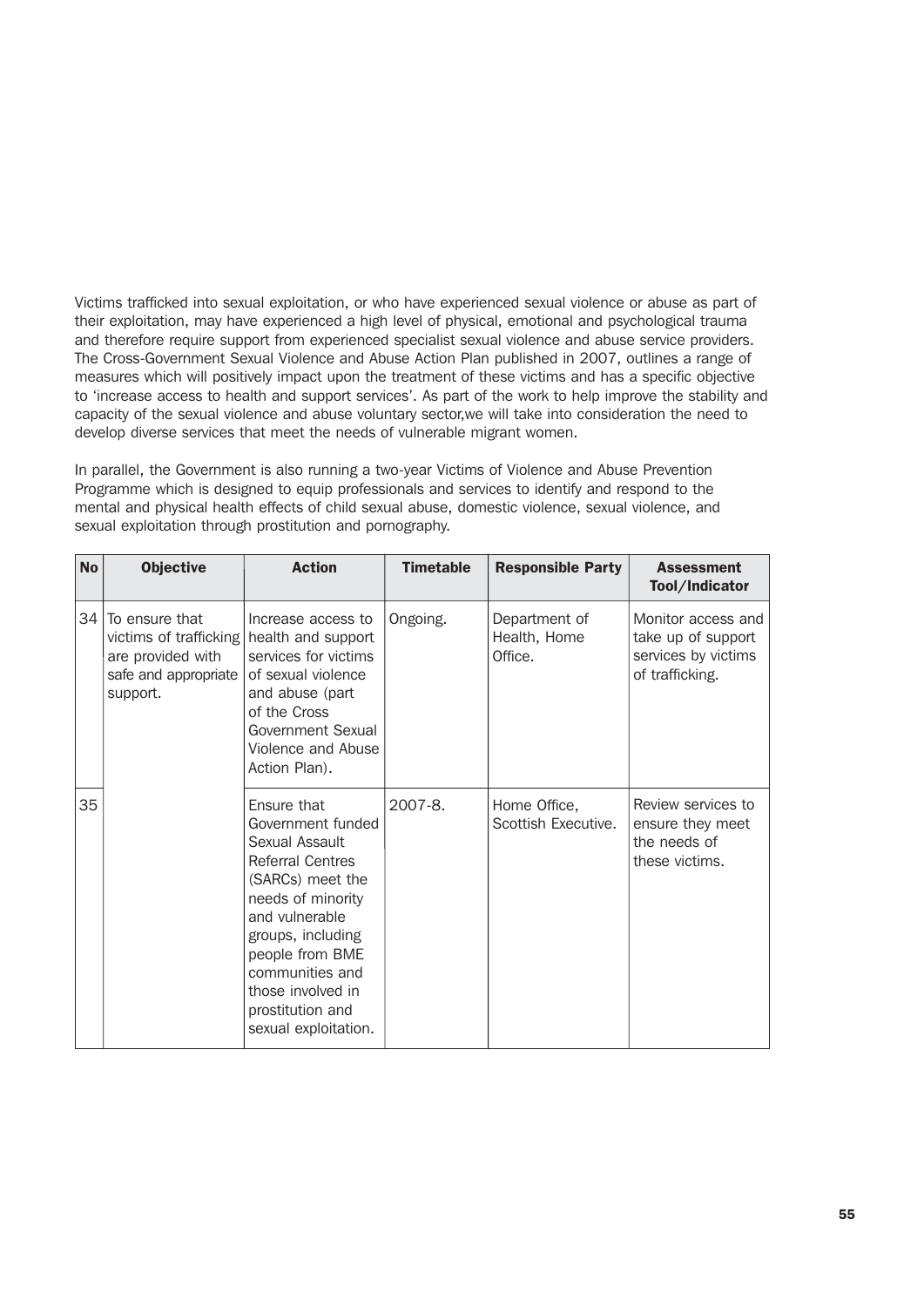Victims trafficked into sexual exploitation, or who have experienced sexual violence or abuse as part of their exploitation, may have experienced a high level of physical, emotional and psychological trauma and therefore require support from experienced specialist sexual violence and abuse service providers. The Cross-Government Sexual Violence and Abuse Action Plan published in 2007, outlines a range of measures which will positively impact upon the treatment of these victims and has a specific objective to 'increase access to health and support services'. As part of the work to help improve the stability and capacity of the sexual violence and abuse voluntary sector,we will take into consideration the need to develop diverse services that meet the needs of vulnerable migrant women.

In parallel, the Government is also running a two-year Victims of Violence and Abuse Prevention Programme which is designed to equip professionals and services to identify and respond to the mental and physical health effects of child sexual abuse, domestic violence, sexual violence, and sexual exploitation through prostitution and pornography.

| No | Objective | Action | Timetable | Responsible Party | Assessment Tool/Indicator |
|---|---|---|---|---|---|
| 34 | To ensure that victims of trafficking are provided with safe and appropriate support. | Increase access to health and support services for victims of sexual violence and abuse (part of the Cross Government Sexual Violence and Abuse Action Plan). | Ongoing. | Department of Health, Home Office. | Monitor access and take up of support services by victims of trafficking. |
| 35 | | Ensure that Government funded Sexual Assault Referral Centres (SARCs) meet the needs of minority and vulnerable groups, including people from BME communities and those involved in prostitution and sexual exploitation. | 2007-8. | Home Office, Scottish Executive. | Review services to ensure they meet the needs of these victims. |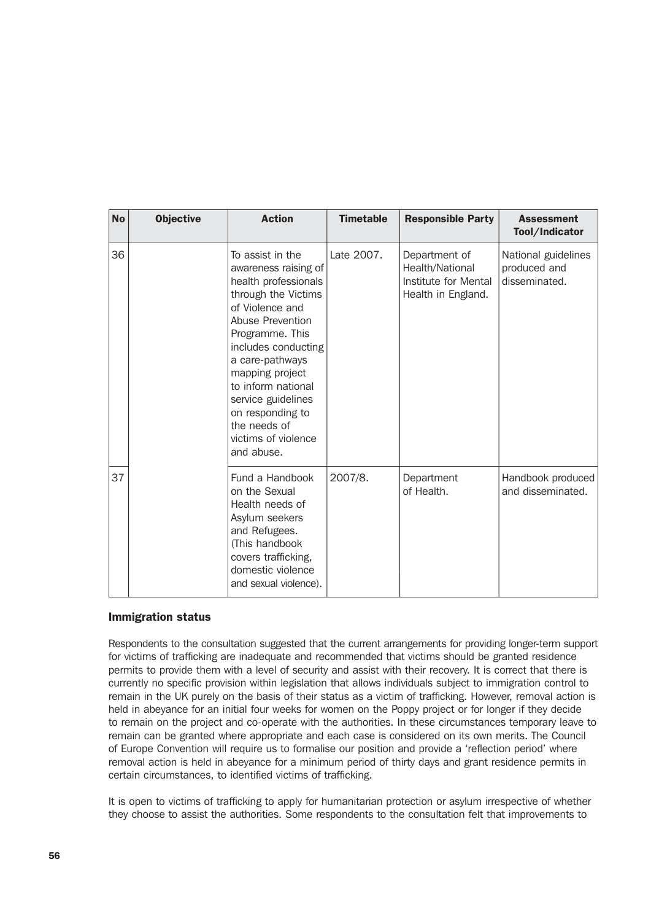| No | Objective | Action | Timetable | Responsible Party | Assessment Tool/Indicator |
|---|---|---|---|---|---|
| 36 | | To assist in the awareness raising of health professionals through the Victims of Violence and Abuse Prevention Programme. This includes conducting a care-pathways mapping project to inform national service guidelines on responding to the needs of victims of violence and abuse. | Late 2007. | Department of Health/National Institute for Mental Health in England. | National guidelines produced and disseminated. |
| 37 | | Fund a Handbook on the Sexual Health needs of Asylum seekers and Refugees. (This handbook covers trafficking, domestic violence and sexual violence). | 2007/8. | Department of Health. | Handbook produced and disseminated. |

### Immigration status

Respondents to the consultation suggested that the current arrangements for providing longer-term support for victims of trafficking are inadequate and recommended that victims should be granted residence permits to provide them with a level of security and assist with their recovery. It is correct that there is currently no specific provision within legislation that allows individuals subject to immigration control to remain in the UK purely on the basis of their status as a victim of trafficking. However, removal action is held in abeyance for an initial four weeks for women on the Poppy project or for longer if they decide to remain on the project and co-operate with the authorities. In these circumstances temporary leave to remain can be granted where appropriate and each case is considered on its own merits. The Council of Europe Convention will require us to formalise our position and provide a 'reflection period' where removal action is held in abeyance for a minimum period of thirty days and grant residence permits in certain circumstances, to identified victims of trafficking.

It is open to victims of trafficking to apply for humanitarian protection or asylum irrespective of whether they choose to assist the authorities. Some respondents to the consultation felt that improvements to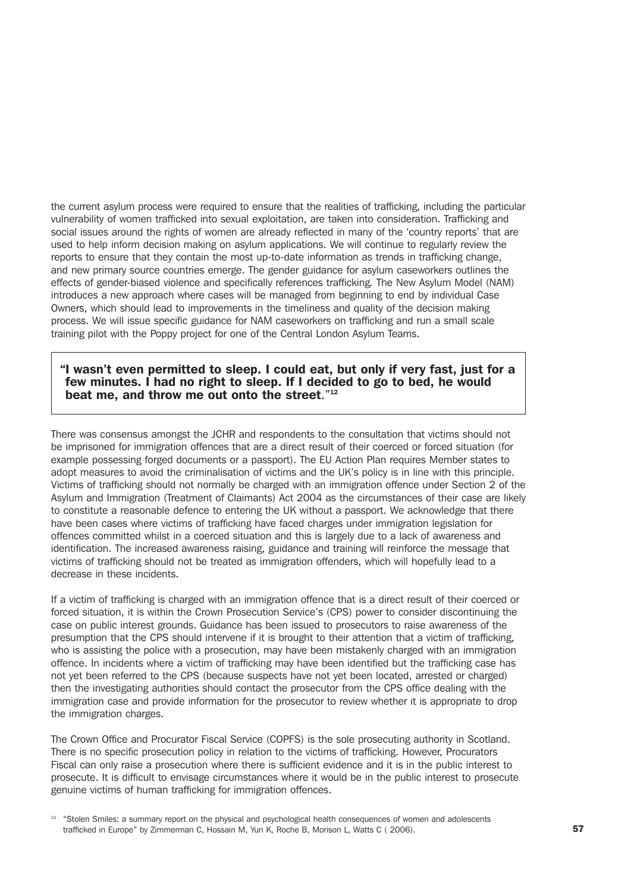the current asylum process were required to ensure that the realities of trafficking, including the particular vulnerability of women trafficked into sexual exploitation, are taken into consideration. Trafficking and social issues around the rights of women are already reflected in many of the 'country reports' that are used to help inform decision making on asylum applications. We will continue to regularly review the reports to ensure that they contain the most up-to-date information as trends in trafficking change, and new primary source countries emerge. The gender guidance for asylum caseworkers outlines the effects of gender-biased violence and specifically references trafficking. The New Asylum Model (NAM) introduces a new approach where cases will be managed from beginning to end by individual Case Owners, which should lead to improvements in the timeliness and quality of the decision making process. We will issue specific guidance for NAM caseworkers on trafficking and run a small scale training pilot with the Poppy project for one of the Central London Asylum Teams.

> **"I wasn't even permitted to sleep. I could eat, but only if very fast, just for a few minutes. I had no right to sleep. If I decided to go to bed, he would beat me, and throw me out onto the street."[12]**

There was consensus amongst the JCHR and respondents to the consultation that victims should not be imprisoned for immigration offences that are a direct result of their coerced or forced situation (for example possessing forged documents or a passport). The EU Action Plan requires Member states to adopt measures to avoid the criminalisation of victims and the UK's policy is in line with this principle. Victims of trafficking should not normally be charged with an immigration offence under Section 2 of the Asylum and Immigration (Treatment of Claimants) Act 2004 as the circumstances of their case are likely to constitute a reasonable defence to entering the UK without a passport. We acknowledge that there have been cases where victims of trafficking have faced charges under immigration legislation for offences committed whilst in a coerced situation and this is largely due to a lack of awareness and identification. The increased awareness raising, guidance and training will reinforce the message that victims of trafficking should not be treated as immigration offenders, which will hopefully lead to a decrease in these incidents.

If a victim of trafficking is charged with an immigration offence that is a direct result of their coerced or forced situation, it is within the Crown Prosecution Service's (CPS) power to consider discontinuing the case on public interest grounds. Guidance has been issued to prosecutors to raise awareness of the presumption that the CPS should intervene if it is brought to their attention that a victim of trafficking, who is assisting the police with a prosecution, may have been mistakenly charged with an immigration offence. In incidents where a victim of trafficking may have been identified but the trafficking case has not yet been referred to the CPS (because suspects have not yet been located, arrested or charged) then the investigating authorities should contact the prosecutor from the CPS office dealing with the immigration case and provide information for the prosecutor to review whether it is appropriate to drop the immigration charges.

The Crown Office and Procurator Fiscal Service (COPFS) is the sole prosecuting authority in Scotland. There is no specific prosecution policy in relation to the victims of trafficking. However, Procurators Fiscal can only raise a prosecution where there is sufficient evidence and it is in the public interest to prosecute. It is difficult to envisage circumstances where it would be in the public interest to prosecute genuine victims of human trafficking for immigration offences.

[12] "Stolen Smiles: a summary report on the physical and psychological health consequences of women and adolescents trafficked in Europe" by Zimmerman C, Hossain M, Yun K, Roche B, Morison L, Watts C ( 2006).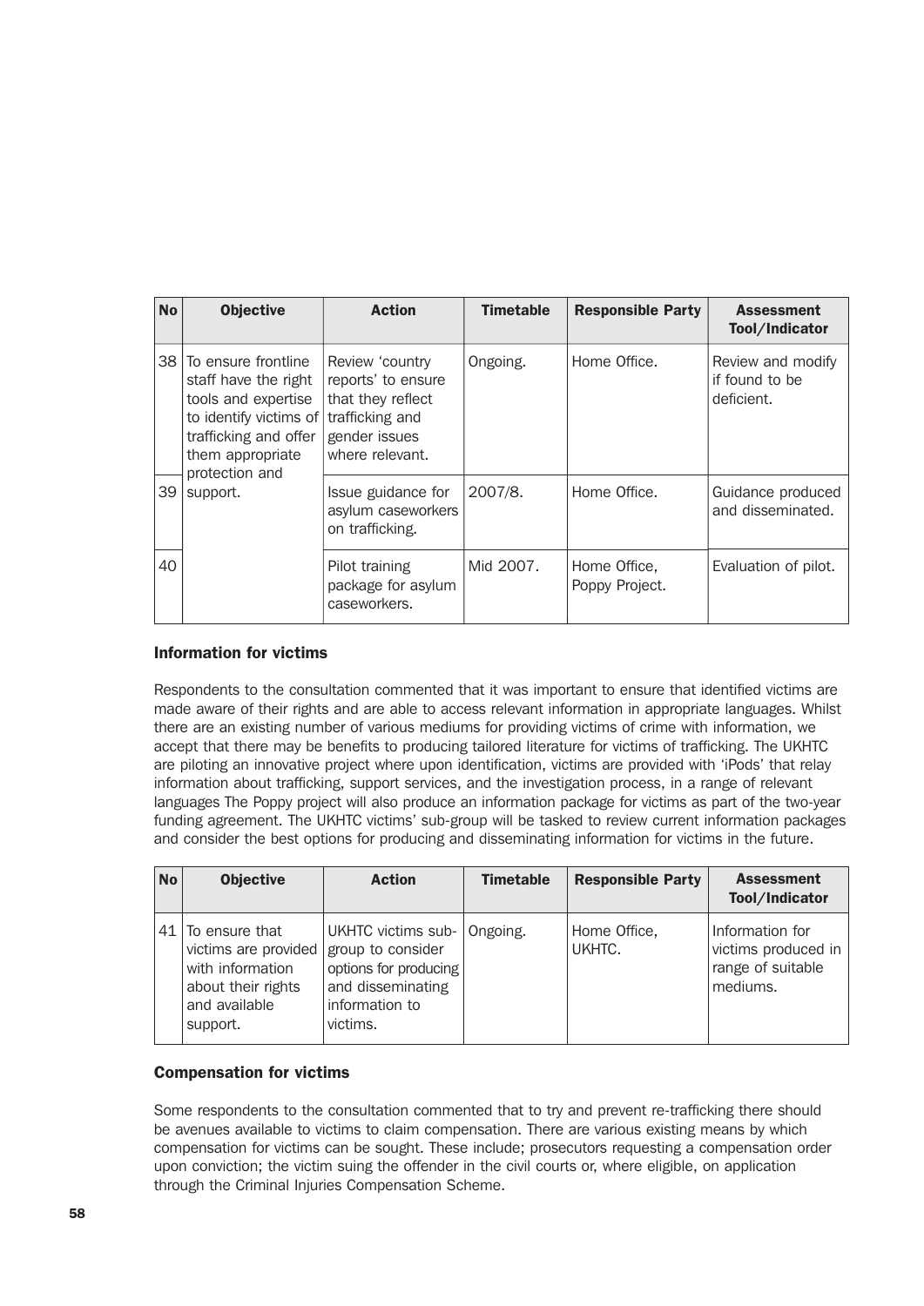| No | Objective | Action | Timetable | Responsible Party | Assessment Tool/Indicator |
|---|---|---|---|---|---|
| 38 | To ensure frontline staff have the right tools and expertise to identify victims of trafficking and offer them appropriate protection and support. | Review 'country reports' to ensure that they reflect trafficking and gender issues where relevant. | Ongoing. | Home Office. | Review and modify if found to be deficient. |
| 39 | | Issue guidance for asylum caseworkers on trafficking. | 2007/8. | Home Office. | Guidance produced and disseminated. |
| 40 | | Pilot training package for asylum caseworkers. | Mid 2007. | Home Office, Poppy Project. | Evaluation of pilot. |

### Information for victims

Respondents to the consultation commented that it was important to ensure that identified victims are made aware of their rights and are able to access relevant information in appropriate languages. Whilst there are an existing number of various mediums for providing victims of crime with information, we accept that there may be benefits to producing tailored literature for victims of trafficking. The UKHTC are piloting an innovative project where upon identification, victims are provided with 'iPods' that relay information about trafficking, support services, and the investigation process, in a range of relevant languages The Poppy project will also produce an information package for victims as part of the two-year funding agreement. The UKHTC victims' sub-group will be tasked to review current information packages and consider the best options for producing and disseminating information for victims in the future.

| No | Objective | Action | Timetable | Responsible Party | Assessment Tool/Indicator |
|---|---|---|---|---|---|
| 41 | To ensure that victims are provided with information about their rights and available support. | UKHTC victims sub-group to consider options for producing and disseminating information to victims. | Ongoing. | Home Office, UKHTC. | Information for victims produced in range of suitable mediums. |

### Compensation for victims

Some respondents to the consultation commented that to try and prevent re-trafficking there should be avenues available to victims to claim compensation. There are various existing means by which compensation for victims can be sought. These include; prosecutors requesting a compensation order upon conviction; the victim suing the offender in the civil courts or, where eligible, on application through the Criminal Injuries Compensation Scheme.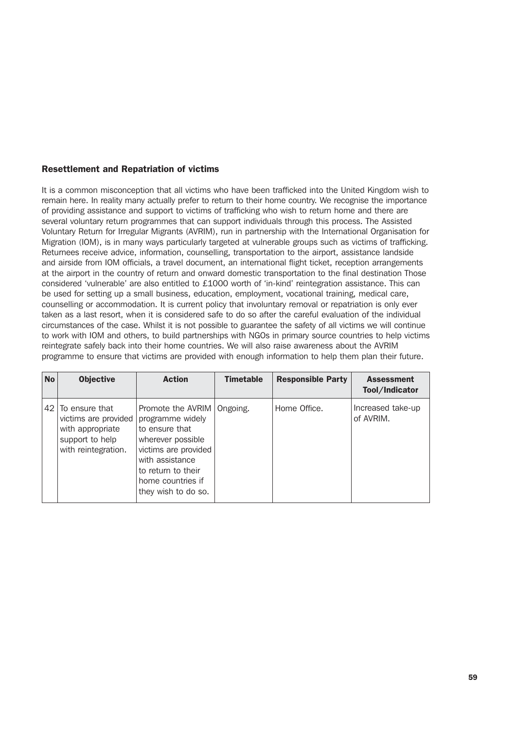### Resettlement and Repatriation of victims

It is a common misconception that all victims who have been trafficked into the United Kingdom wish to remain here. In reality many actually prefer to return to their home country. We recognise the importance of providing assistance and support to victims of trafficking who wish to return home and there are several voluntary return programmes that can support individuals through this process. The Assisted Voluntary Return for Irregular Migrants (AVRIM), run in partnership with the International Organisation for Migration (IOM), is in many ways particularly targeted at vulnerable groups such as victims of trafficking. Returnees receive advice, information, counselling, transportation to the airport, assistance landside and airside from IOM officials, a travel document, an international flight ticket, reception arrangements at the airport in the country of return and onward domestic transportation to the final destination Those considered 'vulnerable' are also entitled to £1000 worth of 'in-kind' reintegration assistance. This can be used for setting up a small business, education, employment, vocational training, medical care, counselling or accommodation. It is current policy that involuntary removal or repatriation is only ever taken as a last resort, when it is considered safe to do so after the careful evaluation of the individual circumstances of the case. Whilst it is not possible to guarantee the safety of all victims we will continue to work with IOM and others, to build partnerships with NGOs in primary source countries to help victims reintegrate safely back into their home countries. We will also raise awareness about the AVRIM programme to ensure that victims are provided with enough information to help them plan their future.

| No | Objective | Action | Timetable | Responsible Party | Assessment Tool/Indicator |
|---|---|---|---|---|---|
| 42 | To ensure that victims are provided with appropriate support to help with reintegration. | Promote the AVRIM programme widely to ensure that wherever possible victims are provided with assistance to return to their home countries if they wish to do so. | Ongoing. | Home Office. | Increased take-up of AVRIM. |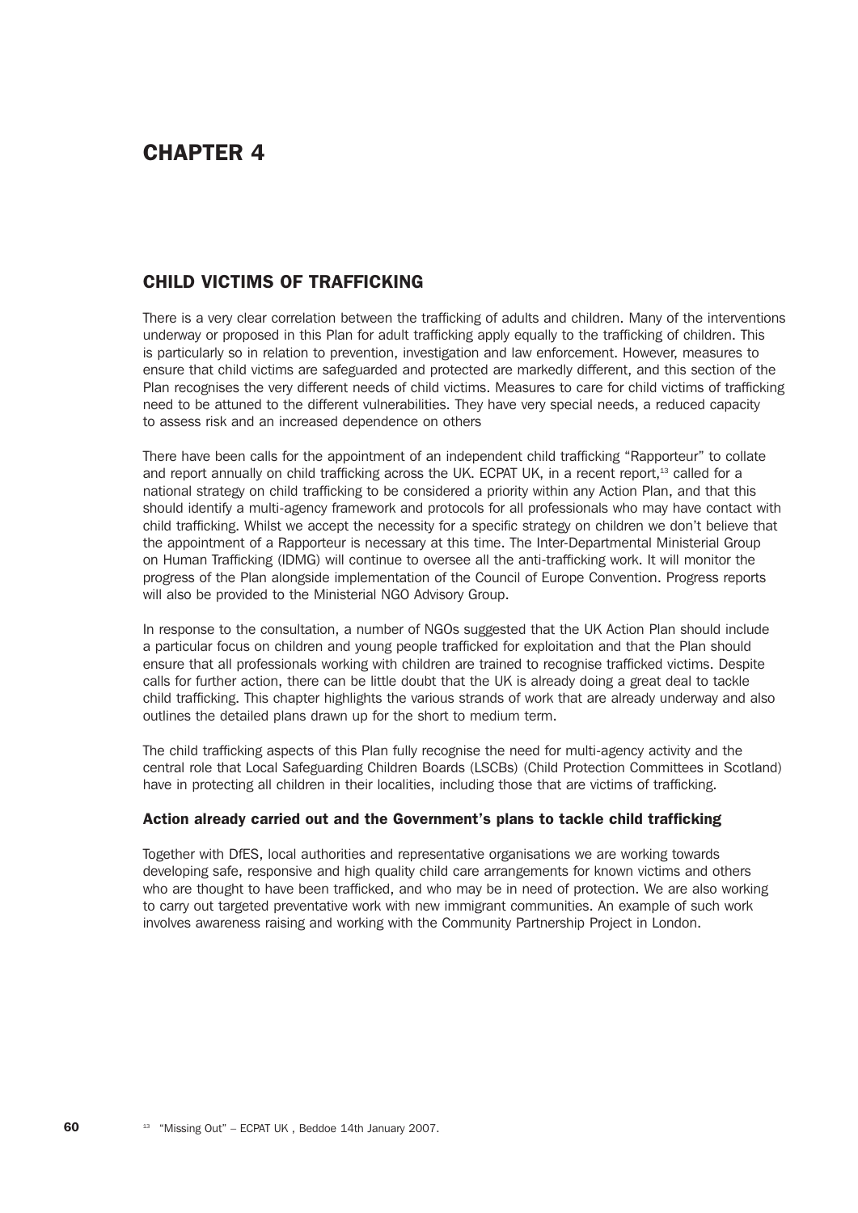# CHAPTER 4

## CHILD VICTIMS OF TRAFFICKING

There is a very clear correlation between the trafficking of adults and children. Many of the interventions underway or proposed in this Plan for adult trafficking apply equally to the trafficking of children. This is particularly so in relation to prevention, investigation and law enforcement. However, measures to ensure that child victims are safeguarded and protected are markedly different, and this section of the Plan recognises the very different needs of child victims. Measures to care for child victims of trafficking need to be attuned to the different vulnerabilities. They have very special needs, a reduced capacity to assess risk and an increased dependence on others

There have been calls for the appointment of an independent child trafficking "Rapporteur" to collate and report annually on child trafficking across the UK. ECPAT UK, in a recent report,[13] called for a national strategy on child trafficking to be considered a priority within any Action Plan, and that this should identify a multi-agency framework and protocols for all professionals who may have contact with child trafficking. Whilst we accept the necessity for a specific strategy on children we don't believe that the appointment of a Rapporteur is necessary at this time. The Inter-Departmental Ministerial Group on Human Trafficking (IDMG) will continue to oversee all the anti-trafficking work. It will monitor the progress of the Plan alongside implementation of the Council of Europe Convention. Progress reports will also be provided to the Ministerial NGO Advisory Group.

In response to the consultation, a number of NGOs suggested that the UK Action Plan should include a particular focus on children and young people trafficked for exploitation and that the Plan should ensure that all professionals working with children are trained to recognise trafficked victims. Despite calls for further action, there can be little doubt that the UK is already doing a great deal to tackle child trafficking. This chapter highlights the various strands of work that are already underway and also outlines the detailed plans drawn up for the short to medium term.

The child trafficking aspects of this Plan fully recognise the need for multi-agency activity and the central role that Local Safeguarding Children Boards (LSCBs) (Child Protection Committees in Scotland) have in protecting all children in their localities, including those that are victims of trafficking.

### Action already carried out and the Government's plans to tackle child trafficking

Together with DfES, local authorities and representative organisations we are working towards developing safe, responsive and high quality child care arrangements for known victims and others who are thought to have been trafficked, and who may be in need of protection. We are also working to carry out targeted preventative work with new immigrant communities. An example of such work involves awareness raising and working with the Community Partnership Project in London.

[13] "Missing Out" – ECPAT UK , Beddoe 14th January 2007.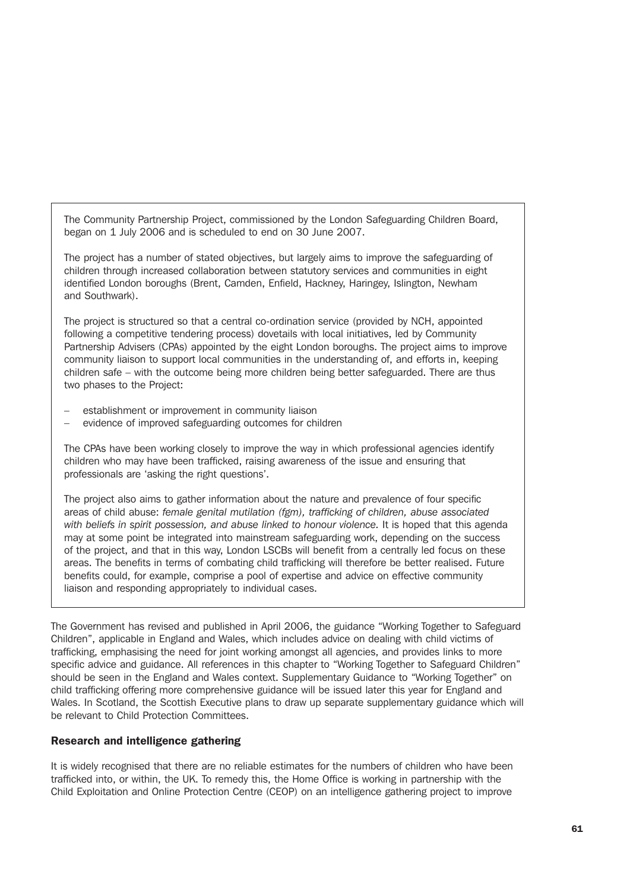The Community Partnership Project, commissioned by the London Safeguarding Children Board, began on 1 July 2006 and is scheduled to end on 30 June 2007.

The project has a number of stated objectives, but largely aims to improve the safeguarding of children through increased collaboration between statutory services and communities in eight identified London boroughs (Brent, Camden, Enfield, Hackney, Haringey, Islington, Newham and Southwark).

The project is structured so that a central co-ordination service (provided by NCH, appointed following a competitive tendering process) dovetails with local initiatives, led by Community Partnership Advisers (CPAs) appointed by the eight London boroughs. The project aims to improve community liaison to support local communities in the understanding of, and efforts in, keeping children safe – with the outcome being more children being better safeguarded. There are thus two phases to the Project:

- establishment or improvement in community liaison
- evidence of improved safeguarding outcomes for children

The CPAs have been working closely to improve the way in which professional agencies identify children who may have been trafficked, raising awareness of the issue and ensuring that professionals are 'asking the right questions'.

The project also aims to gather information about the nature and prevalence of four specific areas of child abuse: *female genital mutilation (fgm), trafficking of children, abuse associated with beliefs in spirit possession, and abuse linked to honour violence.* It is hoped that this agenda may at some point be integrated into mainstream safeguarding work, depending on the success of the project, and that in this way, London LSCBs will benefit from a centrally led focus on these areas. The benefits in terms of combating child trafficking will therefore be better realised. Future benefits could, for example, comprise a pool of expertise and advice on effective community liaison and responding appropriately to individual cases.

The Government has revised and published in April 2006, the guidance "Working Together to Safeguard Children", applicable in England and Wales, which includes advice on dealing with child victims of trafficking, emphasising the need for joint working amongst all agencies, and provides links to more specific advice and guidance. All references in this chapter to "Working Together to Safeguard Children" should be seen in the England and Wales context. Supplementary Guidance to "Working Together" on child trafficking offering more comprehensive guidance will be issued later this year for England and Wales. In Scotland, the Scottish Executive plans to draw up separate supplementary guidance which will be relevant to Child Protection Committees.

## Research and intelligence gathering

It is widely recognised that there are no reliable estimates for the numbers of children who have been trafficked into, or within, the UK. To remedy this, the Home Office is working in partnership with the Child Exploitation and Online Protection Centre (CEOP) on an intelligence gathering project to improve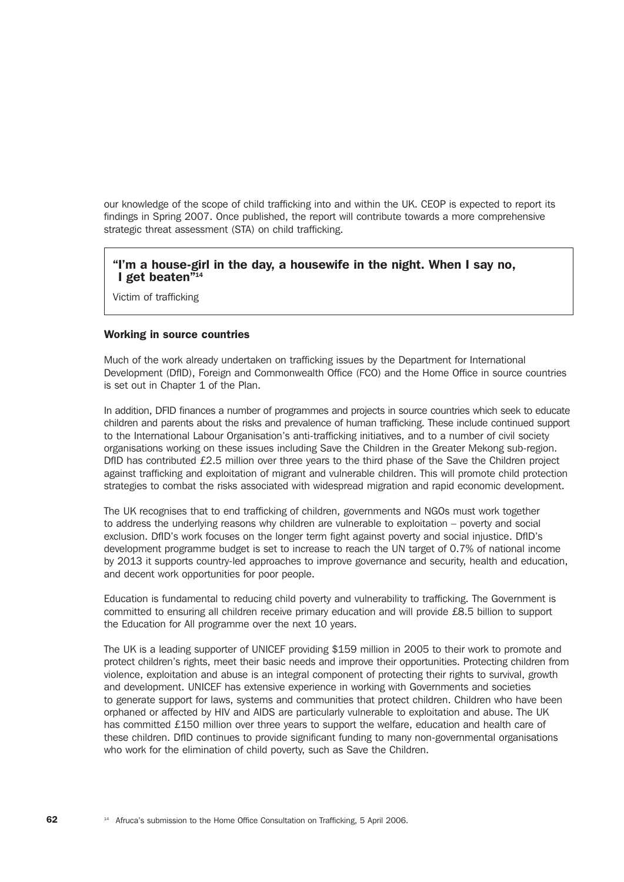our knowledge of the scope of child trafficking into and within the UK. CEOP is expected to report its findings in Spring 2007. Once published, the report will contribute towards a more comprehensive strategic threat assessment (STA) on child trafficking.

> **"I'm a house-girl in the day, a housewife in the night. When I say no, I get beaten"[14]**
>
> Victim of trafficking

### Working in source countries

Much of the work already undertaken on trafficking issues by the Department for International Development (DfID), Foreign and Commonwealth Office (FCO) and the Home Office in source countries is set out in Chapter 1 of the Plan.

In addition, DFID finances a number of programmes and projects in source countries which seek to educate children and parents about the risks and prevalence of human trafficking. These include continued support to the International Labour Organisation's anti-trafficking initiatives, and to a number of civil society organisations working on these issues including Save the Children in the Greater Mekong sub-region. DfID has contributed £2.5 million over three years to the third phase of the Save the Children project against trafficking and exploitation of migrant and vulnerable children. This will promote child protection strategies to combat the risks associated with widespread migration and rapid economic development.

The UK recognises that to end trafficking of children, governments and NGOs must work together to address the underlying reasons why children are vulnerable to exploitation – poverty and social exclusion. DfID's work focuses on the longer term fight against poverty and social injustice. DfID's development programme budget is set to increase to reach the UN target of 0.7% of national income by 2013 it supports country-led approaches to improve governance and security, health and education, and decent work opportunities for poor people.

Education is fundamental to reducing child poverty and vulnerability to trafficking. The Government is committed to ensuring all children receive primary education and will provide £8.5 billion to support the Education for All programme over the next 10 years.

The UK is a leading supporter of UNICEF providing $159 million in 2005 to their work to promote and protect children's rights, meet their basic needs and improve their opportunities. Protecting children from violence, exploitation and abuse is an integral component of protecting their rights to survival, growth and development. UNICEF has extensive experience in working with Governments and societies to generate support for laws, systems and communities that protect children. Children who have been orphaned or affected by HIV and AIDS are particularly vulnerable to exploitation and abuse. The UK has committed £150 million over three years to support the welfare, education and health care of these children. DfID continues to provide significant funding to many non-governmental organisations who work for the elimination of child poverty, such as Save the Children.

[14] Afruca's submission to the Home Office Consultation on Trafficking, 5 April 2006.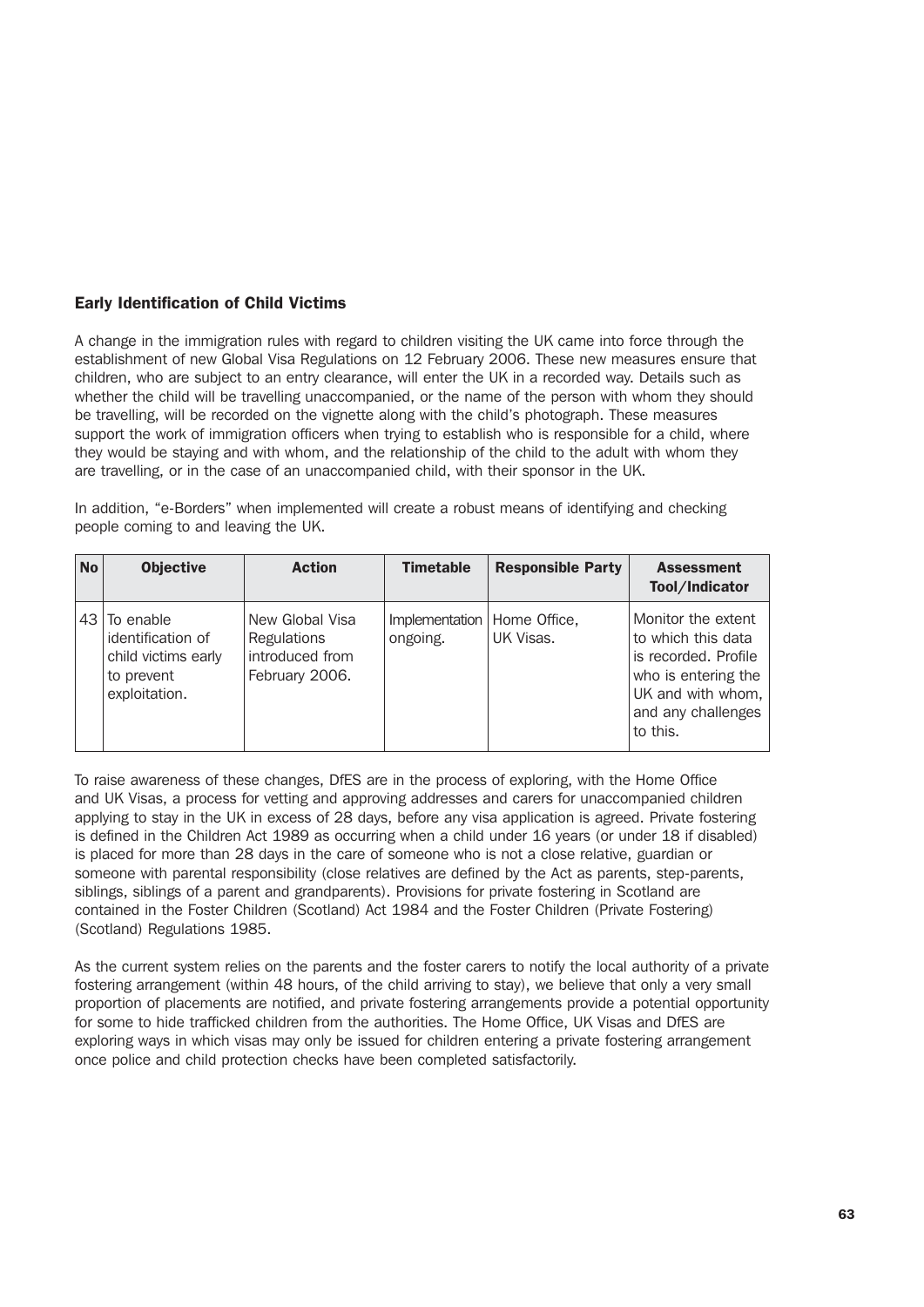### Early Identification of Child Victims

A change in the immigration rules with regard to children visiting the UK came into force through the establishment of new Global Visa Regulations on 12 February 2006. These new measures ensure that children, who are subject to an entry clearance, will enter the UK in a recorded way. Details such as whether the child will be travelling unaccompanied, or the name of the person with whom they should be travelling, will be recorded on the vignette along with the child's photograph. These measures support the work of immigration officers when trying to establish who is responsible for a child, where they would be staying and with whom, and the relationship of the child to the adult with whom they are travelling, or in the case of an unaccompanied child, with their sponsor in the UK.

In addition, "e-Borders" when implemented will create a robust means of identifying and checking people coming to and leaving the UK.

| No | Objective | Action | Timetable | Responsible Party | Assessment Tool/Indicator |
|---|---|---|---|---|---|
| 43 | To enable identification of child victims early to prevent exploitation. | New Global Visa Regulations introduced from February 2006. | Implementation ongoing. | Home Office, UK Visas. | Monitor the extent to which this data is recorded. Profile who is entering the UK and with whom, and any challenges to this. |

To raise awareness of these changes, DfES are in the process of exploring, with the Home Office and UK Visas, a process for vetting and approving addresses and carers for unaccompanied children applying to stay in the UK in excess of 28 days, before any visa application is agreed. Private fostering is defined in the Children Act 1989 as occurring when a child under 16 years (or under 18 if disabled) is placed for more than 28 days in the care of someone who is not a close relative, guardian or someone with parental responsibility (close relatives are defined by the Act as parents, step-parents, siblings, siblings of a parent and grandparents). Provisions for private fostering in Scotland are contained in the Foster Children (Scotland) Act 1984 and the Foster Children (Private Fostering) (Scotland) Regulations 1985.

As the current system relies on the parents and the foster carers to notify the local authority of a private fostering arrangement (within 48 hours, of the child arriving to stay), we believe that only a very small proportion of placements are notified, and private fostering arrangements provide a potential opportunity for some to hide trafficked children from the authorities. The Home Office, UK Visas and DfES are exploring ways in which visas may only be issued for children entering a private fostering arrangement once police and child protection checks have been completed satisfactorily.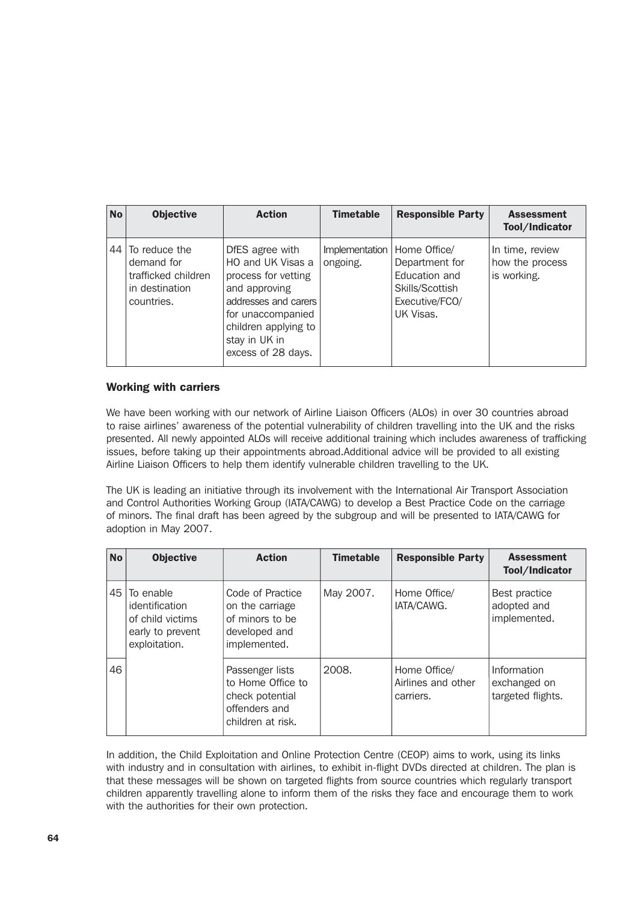| No | Objective | Action | Timetable | Responsible Party | Assessment Tool/Indicator |
|---|---|---|---|---|---|
| 44 | To reduce the demand for trafficked children in destination countries. | DfES agree with HO and UK Visas a process for vetting and approving addresses and carers for unaccompanied children applying to stay in UK in excess of 28 days. | Implementation ongoing. | Home Office/ Department for Education and Skills/Scottish Executive/FCO/ UK Visas. | In time, review how the process is working. |

### Working with carriers

We have been working with our network of Airline Liaison Officers (ALOs) in over 30 countries abroad to raise airlines' awareness of the potential vulnerability of children travelling into the UK and the risks presented. All newly appointed ALOs will receive additional training which includes awareness of trafficking issues, before taking up their appointments abroad.Additional advice will be provided to all existing Airline Liaison Officers to help them identify vulnerable children travelling to the UK.

The UK is leading an initiative through its involvement with the International Air Transport Association and Control Authorities Working Group (IATA/CAWG) to develop a Best Practice Code on the carriage of minors. The final draft has been agreed by the subgroup and will be presented to IATA/CAWG for adoption in May 2007.

| No | Objective | Action | Timetable | Responsible Party | Assessment Tool/Indicator |
|---|---|---|---|---|---|
| 45 | To enable identification of child victims early to prevent exploitation. | Code of Practice on the carriage of minors to be developed and implemented. | May 2007. | Home Office/ IATA/CAWG. | Best practice adopted and implemented. |
| 46 | | Passenger lists to Home Office to check potential offenders and children at risk. | 2008. | Home Office/ Airlines and other carriers. | Information exchanged on targeted flights. |

In addition, the Child Exploitation and Online Protection Centre (CEOP) aims to work, using its links with industry and in consultation with airlines, to exhibit in-flight DVDs directed at children. The plan is that these messages will be shown on targeted flights from source countries which regularly transport children apparently travelling alone to inform them of the risks they face and encourage them to work with the authorities for their own protection.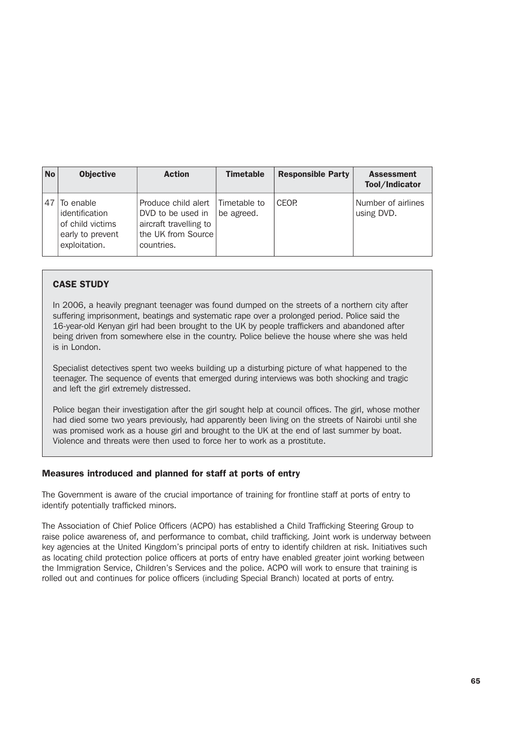| No | Objective | Action | Timetable | Responsible Party | Assessment Tool/Indicator |
|---|---|---|---|---|---|
| 47 | To enable identification of child victims early to prevent exploitation. | Produce child alert DVD to be used in aircraft travelling to the UK from Source countries. | Timetable to be agreed. | CEOP. | Number of airlines using DVD. |

**CASE STUDY**

In 2006, a heavily pregnant teenager was found dumped on the streets of a northern city after suffering imprisonment, beatings and systematic rape over a prolonged period. Police said the 16-year-old Kenyan girl had been brought to the UK by people traffickers and abandoned after being driven from somewhere else in the country. Police believe the house where she was held is in London.

Specialist detectives spent two weeks building up a disturbing picture of what happened to the teenager. The sequence of events that emerged during interviews was both shocking and tragic and left the girl extremely distressed.

Police began their investigation after the girl sought help at council offices. The girl, whose mother had died some two years previously, had apparently been living on the streets of Nairobi until she was promised work as a house girl and brought to the UK at the end of last summer by boat. Violence and threats were then used to force her to work as a prostitute.

### Measures introduced and planned for staff at ports of entry

The Government is aware of the crucial importance of training for frontline staff at ports of entry to identify potentially trafficked minors.

The Association of Chief Police Officers (ACPO) has established a Child Trafficking Steering Group to raise police awareness of, and performance to combat, child trafficking. Joint work is underway between key agencies at the United Kingdom's principal ports of entry to identify children at risk. Initiatives such as locating child protection police officers at ports of entry have enabled greater joint working between the Immigration Service, Children's Services and the police. ACPO will work to ensure that training is rolled out and continues for police officers (including Special Branch) located at ports of entry.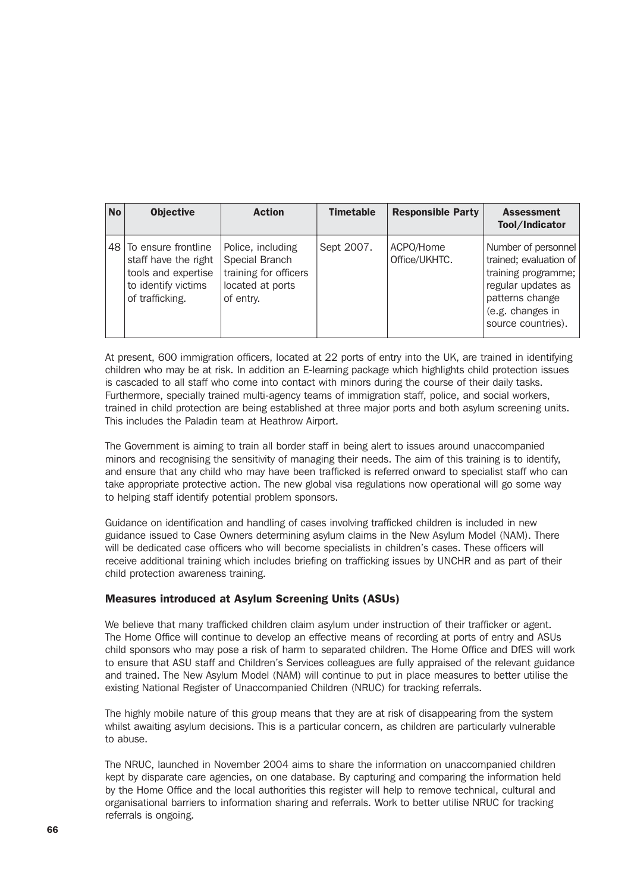| No | Objective | Action | Timetable | Responsible Party | Assessment Tool/Indicator |
|---|---|---|---|---|---|
| 48 | To ensure frontline staff have the right tools and expertise to identify victims of trafficking. | Police, including Special Branch training for officers located at ports of entry. | Sept 2007. | ACPO/Home Office/UKHTC. | Number of personnel trained; evaluation of training programme; regular updates as patterns change (e.g. changes in source countries). |

At present, 600 immigration officers, located at 22 ports of entry into the UK, are trained in identifying children who may be at risk. In addition an E-learning package which highlights child protection issues is cascaded to all staff who come into contact with minors during the course of their daily tasks. Furthermore, specially trained multi-agency teams of immigration staff, police, and social workers, trained in child protection are being established at three major ports and both asylum screening units. This includes the Paladin team at Heathrow Airport.

The Government is aiming to train all border staff in being alert to issues around unaccompanied minors and recognising the sensitivity of managing their needs. The aim of this training is to identify, and ensure that any child who may have been trafficked is referred onward to specialist staff who can take appropriate protective action. The new global visa regulations now operational will go some way to helping staff identify potential problem sponsors.

Guidance on identification and handling of cases involving trafficked children is included in new guidance issued to Case Owners determining asylum claims in the New Asylum Model (NAM). There will be dedicated case officers who will become specialists in children's cases. These officers will receive additional training which includes briefing on trafficking issues by UNCHR and as part of their child protection awareness training.

### Measures introduced at Asylum Screening Units (ASUs)

We believe that many trafficked children claim asylum under instruction of their trafficker or agent. The Home Office will continue to develop an effective means of recording at ports of entry and ASUs child sponsors who may pose a risk of harm to separated children. The Home Office and DfES will work to ensure that ASU staff and Children's Services colleagues are fully appraised of the relevant guidance and trained. The New Asylum Model (NAM) will continue to put in place measures to better utilise the existing National Register of Unaccompanied Children (NRUC) for tracking referrals.

The highly mobile nature of this group means that they are at risk of disappearing from the system whilst awaiting asylum decisions. This is a particular concern, as children are particularly vulnerable to abuse.

The NRUC, launched in November 2004 aims to share the information on unaccompanied children kept by disparate care agencies, on one database. By capturing and comparing the information held by the Home Office and the local authorities this register will help to remove technical, cultural and organisational barriers to information sharing and referrals. Work to better utilise NRUC for tracking referrals is ongoing.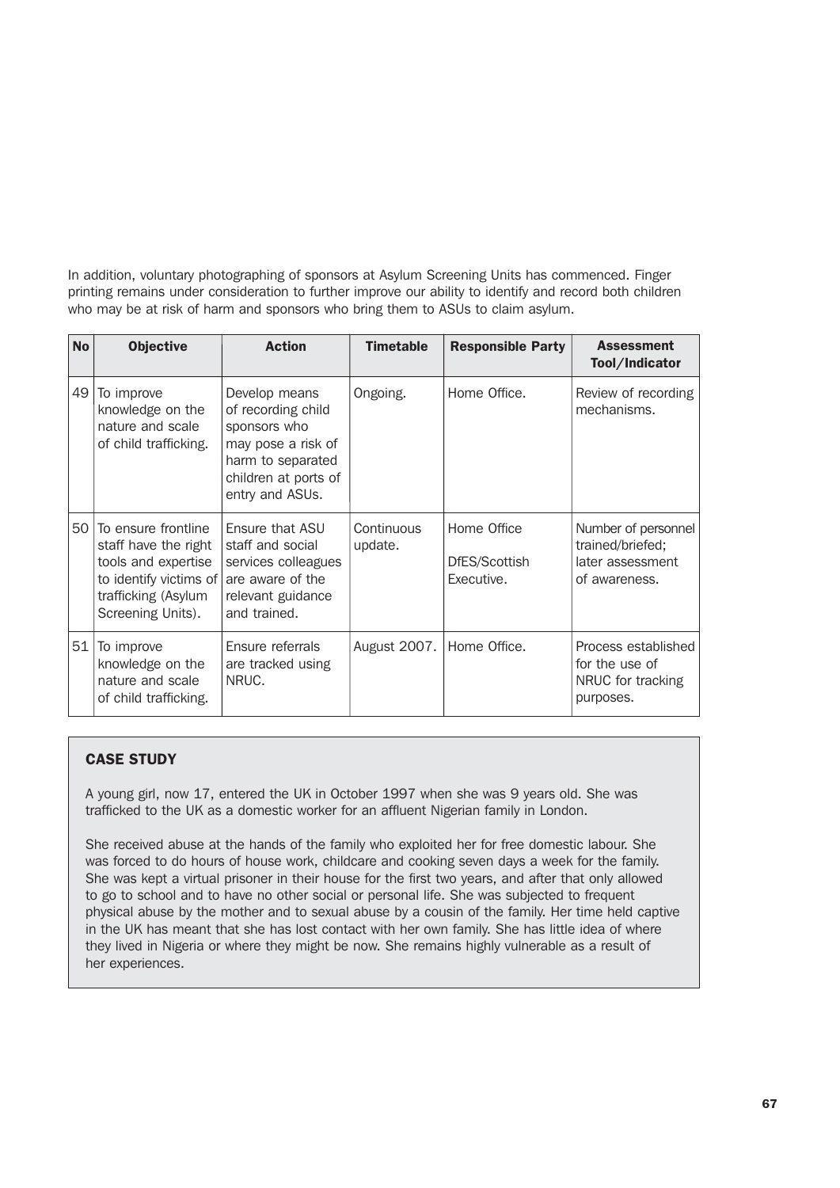In addition, voluntary photographing of sponsors at Asylum Screening Units has commenced. Finger printing remains under consideration to further improve our ability to identify and record both children who may be at risk of harm and sponsors who bring them to ASUs to claim asylum.

| No | Objective | Action | Timetable | Responsible Party | Assessment Tool/Indicator |
|---|---|---|---|---|---|
| 49 | To improve knowledge on the nature and scale of child trafficking. | Develop means of recording child sponsors who may pose a risk of harm to separated children at ports of entry and ASUs. | Ongoing. | Home Office. | Review of recording mechanisms. |
| 50 | To ensure frontline staff have the right tools and expertise to identify victims of trafficking (Asylum Screening Units). | Ensure that ASU staff and social services colleagues are aware of the relevant guidance and trained. | Continuous update. | Home Office DfES/Scottish Executive. | Number of personnel trained/briefed; later assessment of awareness. |
| 51 | To improve knowledge on the nature and scale of child trafficking. | Ensure referrals are tracked using NRUC. | August 2007. | Home Office. | Process established for the use of NRUC for tracking purposes. |

### CASE STUDY

A young girl, now 17, entered the UK in October 1997 when she was 9 years old. She was trafficked to the UK as a domestic worker for an affluent Nigerian family in London.

She received abuse at the hands of the family who exploited her for free domestic labour. She was forced to do hours of house work, childcare and cooking seven days a week for the family. She was kept a virtual prisoner in their house for the first two years, and after that only allowed to go to school and to have no other social or personal life. She was subjected to frequent physical abuse by the mother and to sexual abuse by a cousin of the family. Her time held captive in the UK has meant that she has lost contact with her own family. She has little idea of where they lived in Nigeria or where they might be now. She remains highly vulnerable as a result of her experiences.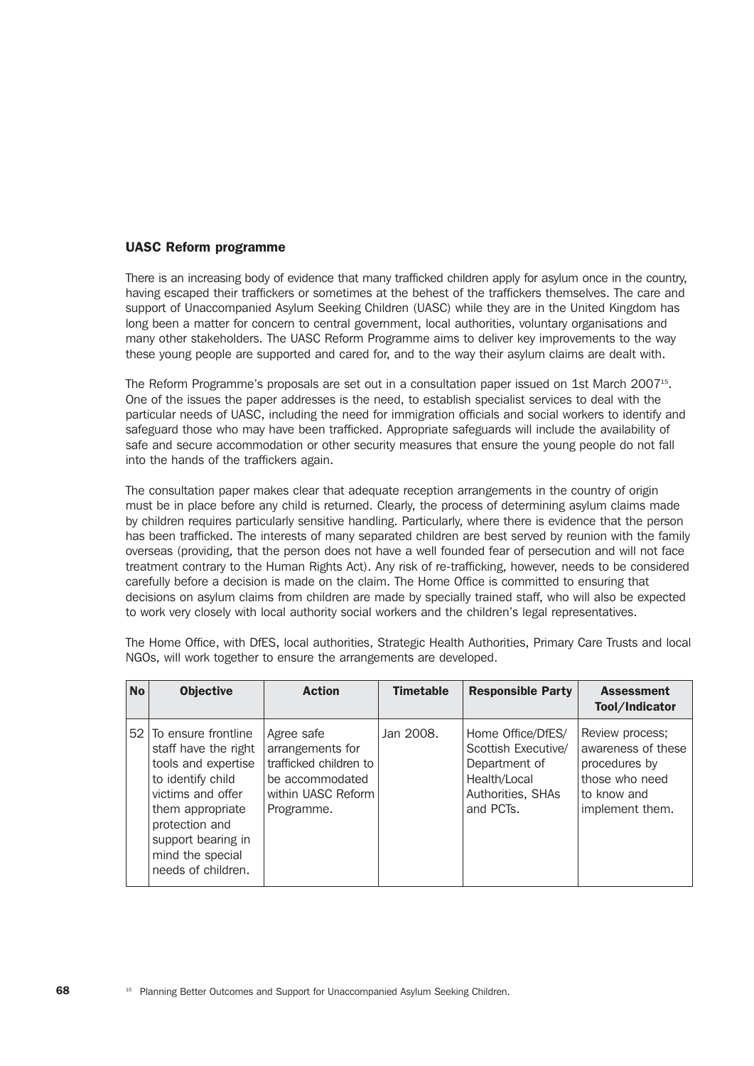### UASC Reform programme

There is an increasing body of evidence that many trafficked children apply for asylum once in the country, having escaped their traffickers or sometimes at the behest of the traffickers themselves. The care and support of Unaccompanied Asylum Seeking Children (UASC) while they are in the United Kingdom has long been a matter for concern to central government, local authorities, voluntary organisations and many other stakeholders. The UASC Reform Programme aims to deliver key improvements to the way these young people are supported and cared for, and to the way their asylum claims are dealt with.

The Reform Programme's proposals are set out in a consultation paper issued on 1st March 2007[15]. One of the issues the paper addresses is the need, to establish specialist services to deal with the particular needs of UASC, including the need for immigration officials and social workers to identify and safeguard those who may have been trafficked. Appropriate safeguards will include the availability of safe and secure accommodation or other security measures that ensure the young people do not fall into the hands of the traffickers again.

The consultation paper makes clear that adequate reception arrangements in the country of origin must be in place before any child is returned. Clearly, the process of determining asylum claims made by children requires particularly sensitive handling. Particularly, where there is evidence that the person has been trafficked. The interests of many separated children are best served by reunion with the family overseas (providing, that the person does not have a well founded fear of persecution and will not face treatment contrary to the Human Rights Act). Any risk of re-trafficking, however, needs to be considered carefully before a decision is made on the claim. The Home Office is committed to ensuring that decisions on asylum claims from children are made by specially trained staff, who will also be expected to work very closely with local authority social workers and the children's legal representatives.

The Home Office, with DfES, local authorities, Strategic Health Authorities, Primary Care Trusts and local NGOs, will work together to ensure the arrangements are developed.

| No | Objective | Action | Timetable | Responsible Party | Assessment Tool/Indicator |
|---|---|---|---|---|---|
| 52 | To ensure frontline staff have the right tools and expertise to identify child victims and offer them appropriate protection and support bearing in mind the special needs of children. | Agree safe arrangements for trafficked children to be accommodated within UASC Reform Programme. | Jan 2008. | Home Office/DfES/ Scottish Executive/ Department of Health/Local Authorities, SHAs and PCTs. | Review process; awareness of these procedures by those who need to know and implement them. |

[15] Planning Better Outcomes and Support for Unaccompanied Asylum Seeking Children.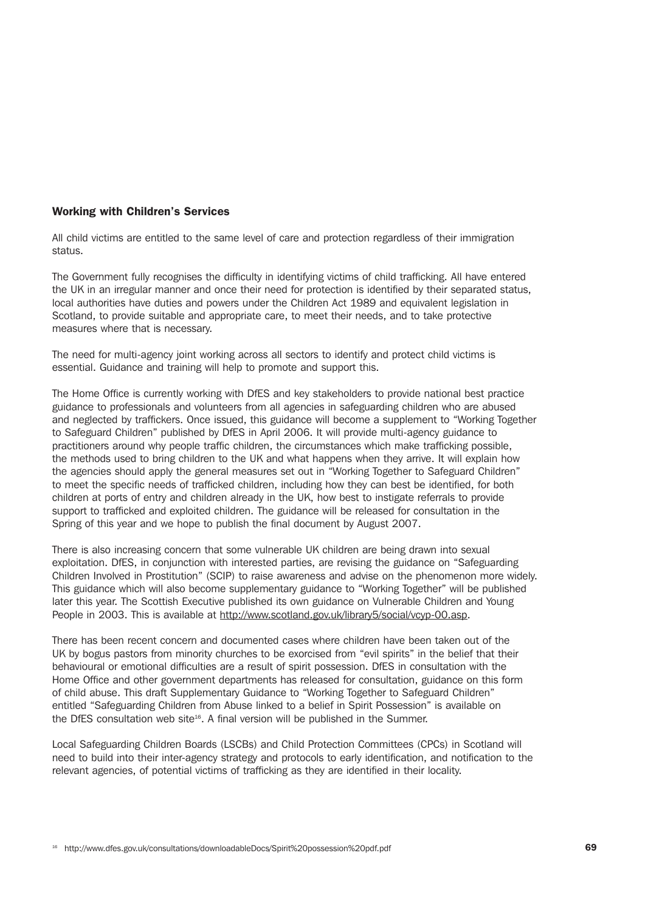### Working with Children's Services

All child victims are entitled to the same level of care and protection regardless of their immigration status.

The Government fully recognises the difficulty in identifying victims of child trafficking. All have entered the UK in an irregular manner and once their need for protection is identified by their separated status, local authorities have duties and powers under the Children Act 1989 and equivalent legislation in Scotland, to provide suitable and appropriate care, to meet their needs, and to take protective measures where that is necessary.

The need for multi-agency joint working across all sectors to identify and protect child victims is essential. Guidance and training will help to promote and support this.

The Home Office is currently working with DfES and key stakeholders to provide national best practice guidance to professionals and volunteers from all agencies in safeguarding children who are abused and neglected by traffickers. Once issued, this guidance will become a supplement to "Working Together to Safeguard Children" published by DfES in April 2006. It will provide multi-agency guidance to practitioners around why people traffic children, the circumstances which make trafficking possible, the methods used to bring children to the UK and what happens when they arrive. It will explain how the agencies should apply the general measures set out in "Working Together to Safeguard Children" to meet the specific needs of trafficked children, including how they can best be identified, for both children at ports of entry and children already in the UK, how best to instigate referrals to provide support to trafficked and exploited children. The guidance will be released for consultation in the Spring of this year and we hope to publish the final document by August 2007.

There is also increasing concern that some vulnerable UK children are being drawn into sexual exploitation. DfES, in conjunction with interested parties, are revising the guidance on "Safeguarding Children Involved in Prostitution" (SCIP) to raise awareness and advise on the phenomenon more widely. This guidance which will also become supplementary guidance to "Working Together" will be published later this year. The Scottish Executive published its own guidance on Vulnerable Children and Young People in 2003. This is available at http://www.scotland.gov.uk/library5/social/vcyp-00.asp.

There has been recent concern and documented cases where children have been taken out of the UK by bogus pastors from minority churches to be exorcised from "evil spirits" in the belief that their behavioural or emotional difficulties are a result of spirit possession. DfES in consultation with the Home Office and other government departments has released for consultation, guidance on this form of child abuse. This draft Supplementary Guidance to "Working Together to Safeguard Children" entitled "Safeguarding Children from Abuse linked to a belief in Spirit Possession" is available on the DfES consultation web site[16]. A final version will be published in the Summer.

Local Safeguarding Children Boards (LSCBs) and Child Protection Committees (CPCs) in Scotland will need to build into their inter-agency strategy and protocols to early identification, and notification to the relevant agencies, of potential victims of trafficking as they are identified in their locality.

[16] http://www.dfes.gov.uk/consultations/downloadableDocs/Spirit%20possession%20pdf.pdf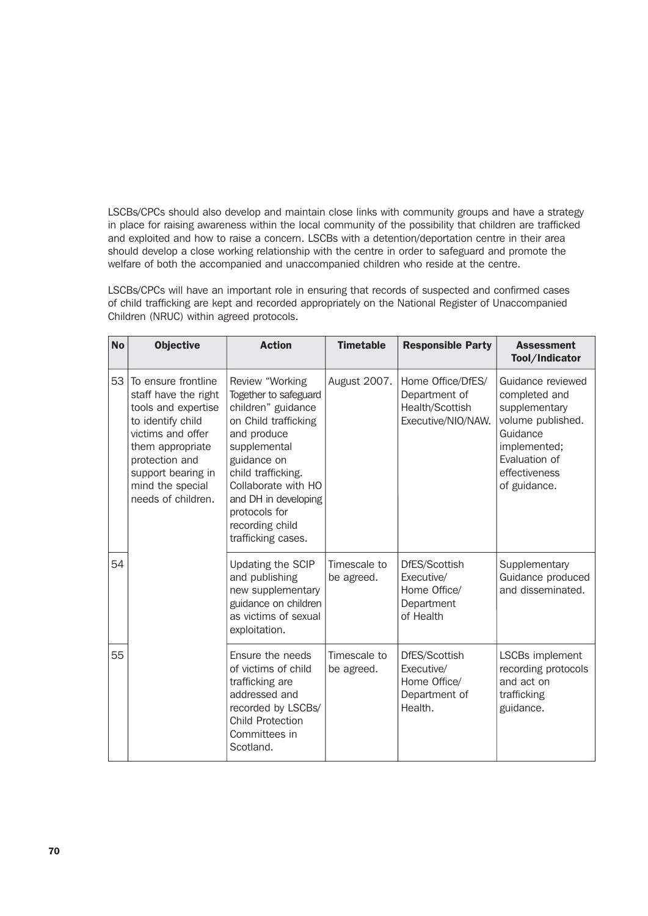LSCBs/CPCs should also develop and maintain close links with community groups and have a strategy in place for raising awareness within the local community of the possibility that children are trafficked and exploited and how to raise a concern. LSCBs with a detention/deportation centre in their area should develop a close working relationship with the centre in order to safeguard and promote the welfare of both the accompanied and unaccompanied children who reside at the centre.

LSCBs/CPCs will have an important role in ensuring that records of suspected and confirmed cases of child trafficking are kept and recorded appropriately on the National Register of Unaccompanied Children (NRUC) within agreed protocols.

| No | Objective | Action | Timetable | Responsible Party | Assessment Tool/Indicator |
|---|---|---|---|---|---|
| 53 | To ensure frontline staff have the right tools and expertise to identify child victims and offer them appropriate protection and support bearing in mind the special needs of children. | Review "Working Together to safeguard children" guidance on Child trafficking and produce supplemental guidance on child trafficking. Collaborate with HO and DH in developing protocols for recording child trafficking cases. | August 2007. | Home Office/DfES/ Department of Health/Scottish Executive/NIO/NAW. | Guidance reviewed completed and supplementary volume published. Guidance implemented; Evaluation of effectiveness of guidance. |
| 54 | | Updating the SCIP and publishing new supplementary guidance on children as victims of sexual exploitation. | Timescale to be agreed. | DfES/Scottish Executive/ Home Office/ Department of Health | Supplementary Guidance produced and disseminated. |
| 55 | | Ensure the needs of victims of child trafficking are addressed and recorded by LSCBs/ Child Protection Committees in Scotland. | Timescale to be agreed. | DfES/Scottish Executive/ Home Office/ Department of Health. | LSCBs implement recording protocols and act on trafficking guidance. |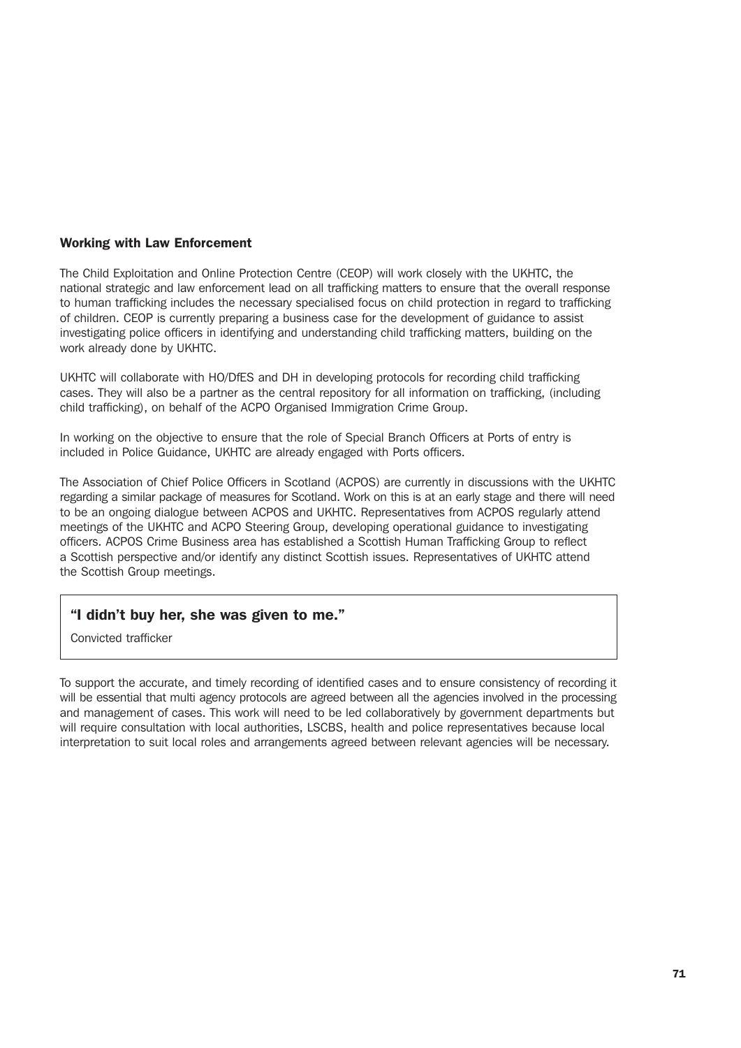### Working with Law Enforcement

The Child Exploitation and Online Protection Centre (CEOP) will work closely with the UKHTC, the national strategic and law enforcement lead on all trafficking matters to ensure that the overall response to human trafficking includes the necessary specialised focus on child protection in regard to trafficking of children. CEOP is currently preparing a business case for the development of guidance to assist investigating police officers in identifying and understanding child trafficking matters, building on the work already done by UKHTC.

UKHTC will collaborate with HO/DfES and DH in developing protocols for recording child trafficking cases. They will also be a partner as the central repository for all information on trafficking, (including child trafficking), on behalf of the ACPO Organised Immigration Crime Group.

In working on the objective to ensure that the role of Special Branch Officers at Ports of entry is included in Police Guidance, UKHTC are already engaged with Ports officers.

The Association of Chief Police Officers in Scotland (ACPOS) are currently in discussions with the UKHTC regarding a similar package of measures for Scotland. Work on this is at an early stage and there will need to be an ongoing dialogue between ACPOS and UKHTC. Representatives from ACPOS regularly attend meetings of the UKHTC and ACPO Steering Group, developing operational guidance to investigating officers. ACPOS Crime Business area has established a Scottish Human Trafficking Group to reflect a Scottish perspective and/or identify any distinct Scottish issues. Representatives of UKHTC attend the Scottish Group meetings.

> **"I didn't buy her, she was given to me."**
>
> Convicted trafficker

To support the accurate, and timely recording of identified cases and to ensure consistency of recording it will be essential that multi agency protocols are agreed between all the agencies involved in the processing and management of cases. This work will need to be led collaboratively by government departments but will require consultation with local authorities, LSCBS, health and police representatives because local interpretation to suit local roles and arrangements agreed between relevant agencies will be necessary.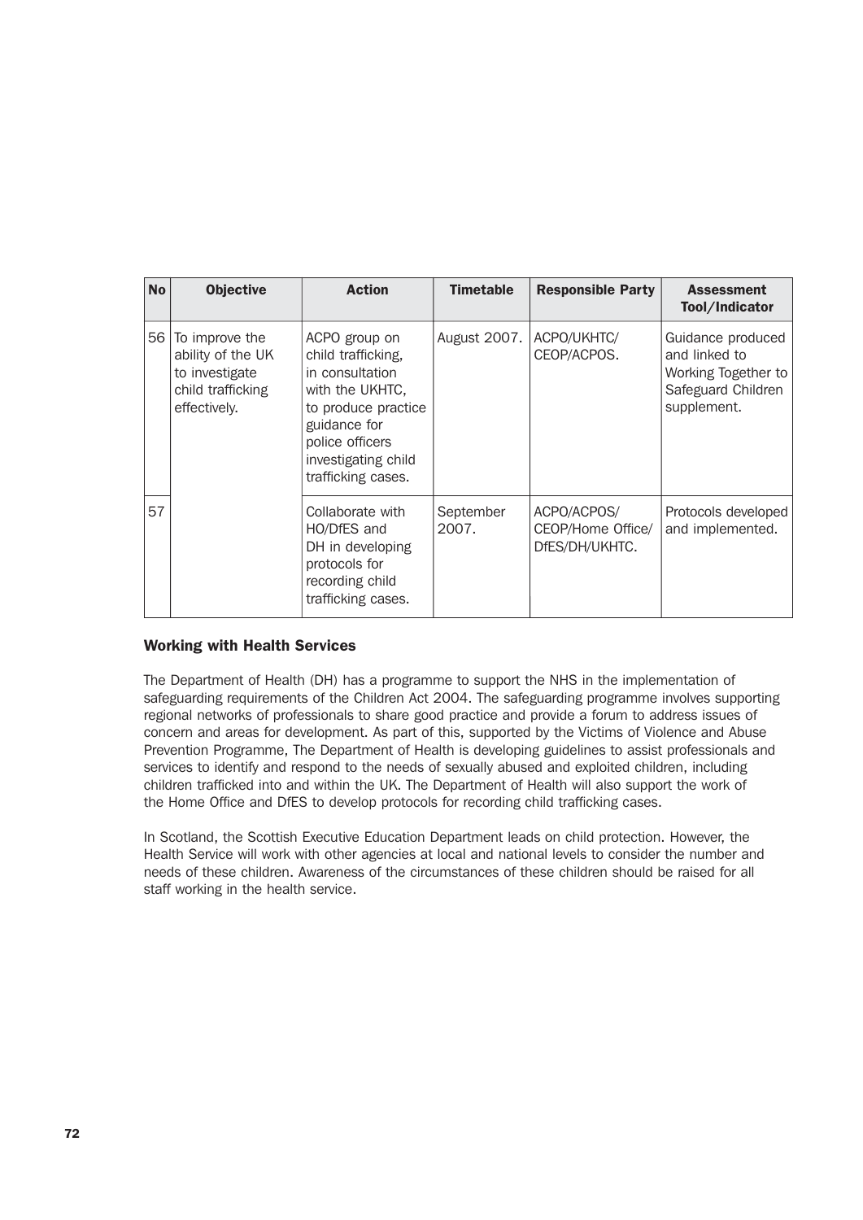| No | Objective | Action | Timetable | Responsible Party | Assessment Tool/Indicator |
|---|---|---|---|---|---|
| 56 | To improve the ability of the UK to investigate child trafficking effectively. | ACPO group on child trafficking, in consultation with the UKHTC, to produce practice guidance for police officers investigating child trafficking cases. | August 2007. | ACPO/UKHTC/ CEOP/ACPOS. | Guidance produced and linked to Working Together to Safeguard Children supplement. |
| 57 | | Collaborate with HO/DfES and DH in developing protocols for recording child trafficking cases. | September 2007. | ACPO/ACPOS/ CEOP/Home Office/ DfES/DH/UKHTC. | Protocols developed and implemented. |

### Working with Health Services

The Department of Health (DH) has a programme to support the NHS in the implementation of safeguarding requirements of the Children Act 2004. The safeguarding programme involves supporting regional networks of professionals to share good practice and provide a forum to address issues of concern and areas for development. As part of this, supported by the Victims of Violence and Abuse Prevention Programme, The Department of Health is developing guidelines to assist professionals and services to identify and respond to the needs of sexually abused and exploited children, including children trafficked into and within the UK. The Department of Health will also support the work of the Home Office and DfES to develop protocols for recording child trafficking cases.

In Scotland, the Scottish Executive Education Department leads on child protection. However, the Health Service will work with other agencies at local and national levels to consider the number and needs of these children. Awareness of the circumstances of these children should be raised for all staff working in the health service.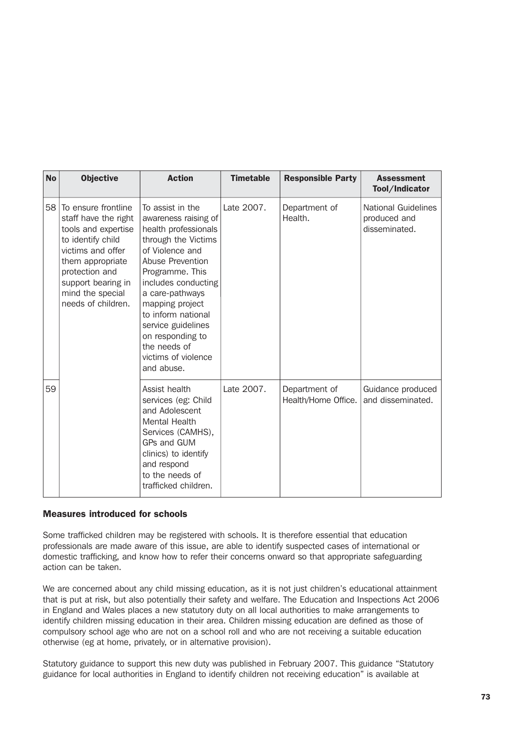| No | Objective | Action | Timetable | Responsible Party | Assessment Tool/Indicator |
|---|---|---|---|---|---|
| 58 | To ensure frontline staff have the right tools and expertise to identify child victims and offer them appropriate protection and support bearing in mind the special needs of children. | To assist in the awareness raising of health professionals through the Victims of Violence and Abuse Prevention Programme. This includes conducting a care-pathways mapping project to inform national service guidelines on responding to the needs of victims of violence and abuse. | Late 2007. | Department of Health. | National Guidelines produced and disseminated. |
| 59 | | Assist health services (eg: Child and Adolescent Mental Health Services (CAMHS), GPs and GUM clinics) to identify and respond to the needs of trafficked children. | Late 2007. | Department of Health/Home Office. | Guidance produced and disseminated. |

### Measures introduced for schools

Some trafficked children may be registered with schools. It is therefore essential that education professionals are made aware of this issue, are able to identify suspected cases of international or domestic trafficking, and know how to refer their concerns onward so that appropriate safeguarding action can be taken.

We are concerned about any child missing education, as it is not just children's educational attainment that is put at risk, but also potentially their safety and welfare. The Education and Inspections Act 2006 in England and Wales places a new statutory duty on all local authorities to make arrangements to identify children missing education in their area. Children missing education are defined as those of compulsory school age who are not on a school roll and who are not receiving a suitable education otherwise (eg at home, privately, or in alternative provision).

Statutory guidance to support this new duty was published in February 2007. This guidance "Statutory guidance for local authorities in England to identify children not receiving education" is available at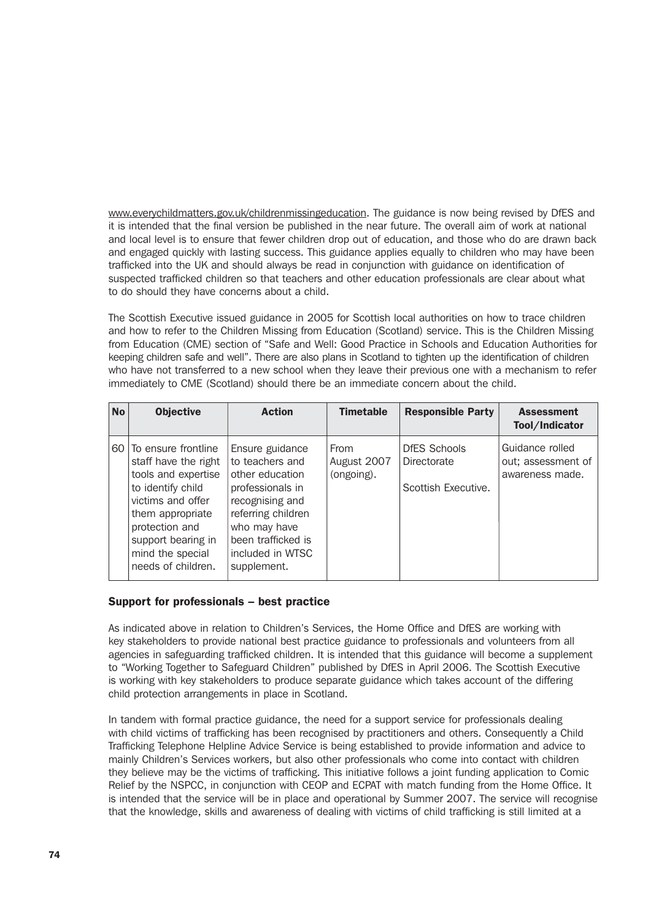www.everychildmatters.gov.uk/childrenmissingeducation. The guidance is now being revised by DfES and it is intended that the final version be published in the near future. The overall aim of work at national and local level is to ensure that fewer children drop out of education, and those who do are drawn back and engaged quickly with lasting success. This guidance applies equally to children who may have been trafficked into the UK and should always be read in conjunction with guidance on identification of suspected trafficked children so that teachers and other education professionals are clear about what to do should they have concerns about a child.

The Scottish Executive issued guidance in 2005 for Scottish local authorities on how to trace children and how to refer to the Children Missing from Education (Scotland) service. This is the Children Missing from Education (CME) section of "Safe and Well: Good Practice in Schools and Education Authorities for keeping children safe and well". There are also plans in Scotland to tighten up the identification of children who have not transferred to a new school when they leave their previous one with a mechanism to refer immediately to CME (Scotland) should there be an immediate concern about the child.

| No | Objective | Action | Timetable | Responsible Party | Assessment Tool/Indicator |
|---|---|---|---|---|---|
| 60 | To ensure frontline staff have the right tools and expertise to identify child victims and offer them appropriate protection and support bearing in mind the special needs of children. | Ensure guidance to teachers and other education professionals in recognising and referring children who may have been trafficked is included in WTSC supplement. | From August 2007 (ongoing). | DfES Schools Directorate<br><br>Scottish Executive. | Guidance rolled out; assessment of awareness made. |

### Support for professionals – best practice

As indicated above in relation to Children's Services, the Home Office and DfES are working with key stakeholders to provide national best practice guidance to professionals and volunteers from all agencies in safeguarding trafficked children. It is intended that this guidance will become a supplement to "Working Together to Safeguard Children" published by DfES in April 2006. The Scottish Executive is working with key stakeholders to produce separate guidance which takes account of the differing child protection arrangements in place in Scotland.

In tandem with formal practice guidance, the need for a support service for professionals dealing with child victims of trafficking has been recognised by practitioners and others. Consequently a Child Trafficking Telephone Helpline Advice Service is being established to provide information and advice to mainly Children's Services workers, but also other professionals who come into contact with children they believe may be the victims of trafficking. This initiative follows a joint funding application to Comic Relief by the NSPCC, in conjunction with CEOP and ECPAT with match funding from the Home Office. It is intended that the service will be in place and operational by Summer 2007. The service will recognise that the knowledge, skills and awareness of dealing with victims of child trafficking is still limited at a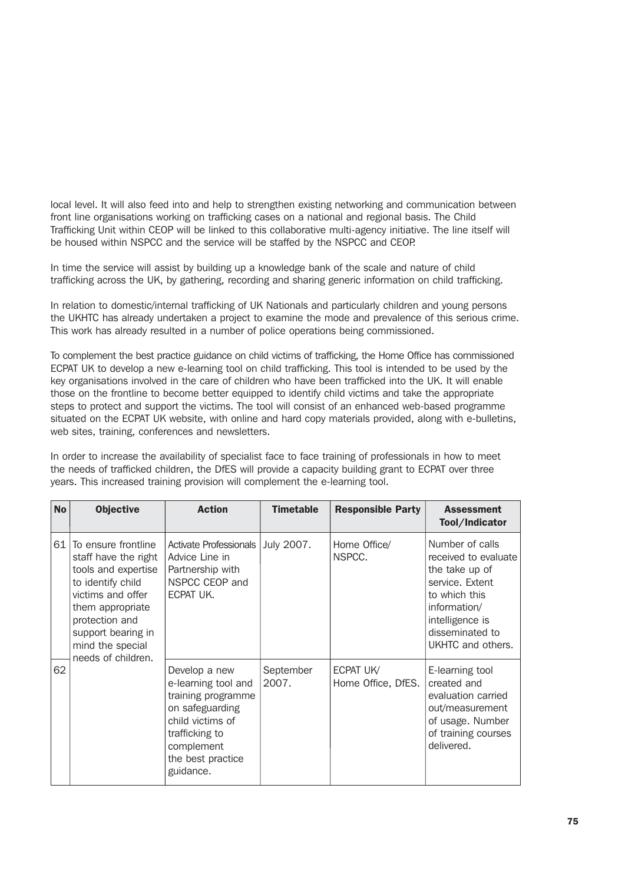local level. It will also feed into and help to strengthen existing networking and communication between front line organisations working on trafficking cases on a national and regional basis. The Child Trafficking Unit within CEOP will be linked to this collaborative multi-agency initiative. The line itself will be housed within NSPCC and the service will be staffed by the NSPCC and CEOP.

In time the service will assist by building up a knowledge bank of the scale and nature of child trafficking across the UK, by gathering, recording and sharing generic information on child trafficking.

In relation to domestic/internal trafficking of UK Nationals and particularly children and young persons the UKHTC has already undertaken a project to examine the mode and prevalence of this serious crime. This work has already resulted in a number of police operations being commissioned.

To complement the best practice guidance on child victims of trafficking, the Home Office has commissioned ECPAT UK to develop a new e-learning tool on child trafficking. This tool is intended to be used by the key organisations involved in the care of children who have been trafficked into the UK. It will enable those on the frontline to become better equipped to identify child victims and take the appropriate steps to protect and support the victims. The tool will consist of an enhanced web-based programme situated on the ECPAT UK website, with online and hard copy materials provided, along with e-bulletins, web sites, training, conferences and newsletters.

In order to increase the availability of specialist face to face training of professionals in how to meet the needs of trafficked children, the DfES will provide a capacity building grant to ECPAT over three years. This increased training provision will complement the e-learning tool.

| No | Objective | Action | Timetable | Responsible Party | Assessment Tool/Indicator |
|---|---|---|---|---|---|
| 61 | To ensure frontline staff have the right tools and expertise to identify child victims and offer them appropriate protection and support bearing in mind the special needs of children. | Activate Professionals Advice Line in Partnership with NSPCC CEOP and ECPAT UK. | July 2007. | Home Office/ NSPCC. | Number of calls received to evaluate the take up of service. Extent to which this information/ intelligence is disseminated to UKHTC and others. |
| 62 | | Develop a new e-learning tool and training programme on safeguarding child victims of trafficking to complement the best practice guidance. | September 2007. | ECPAT UK/ Home Office, DfES. | E-learning tool created and evaluation carried out/measurement of usage. Number of training courses delivered. |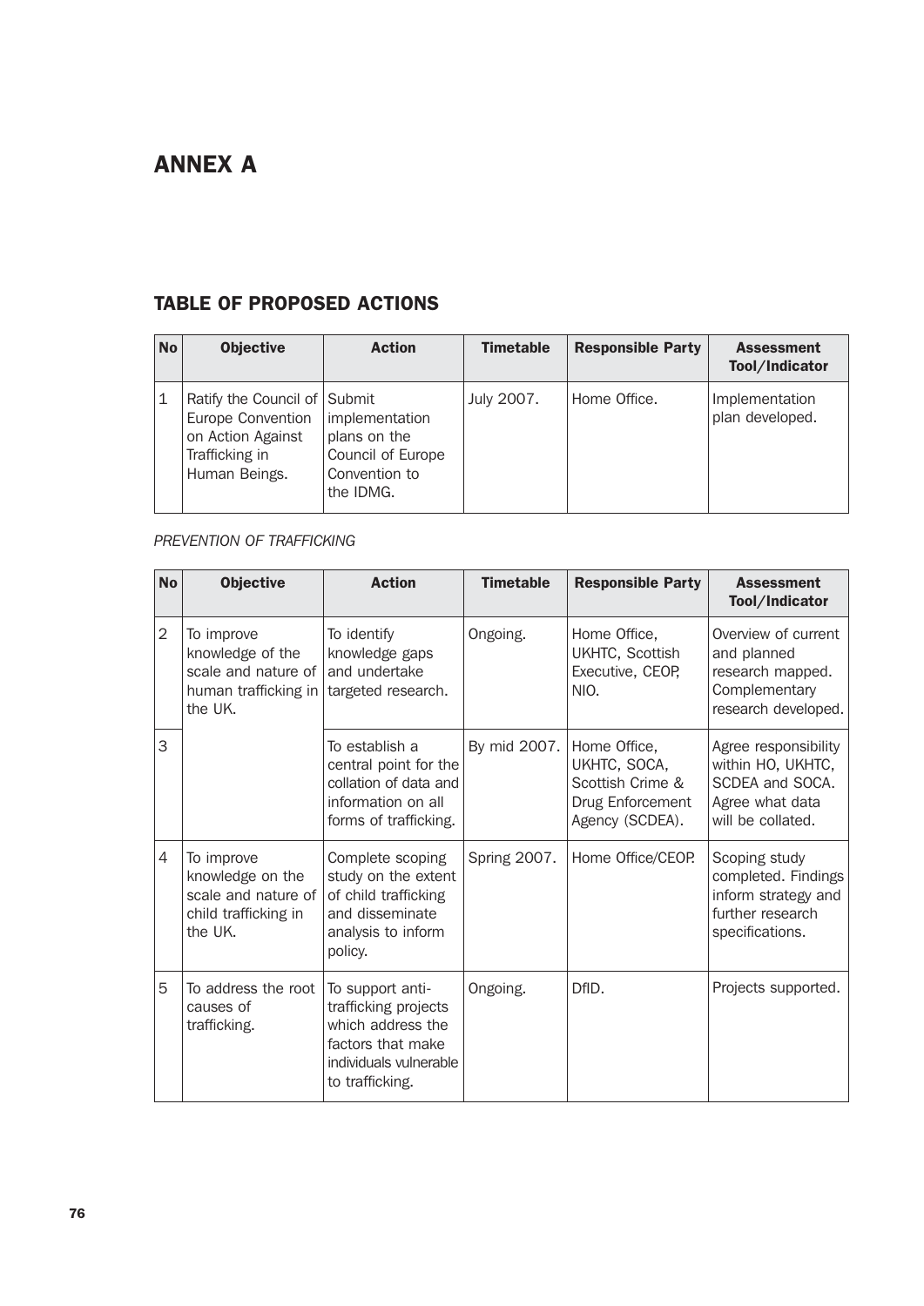# ANNEX A

## TABLE OF PROPOSED ACTIONS

| No | Objective | Action | Timetable | Responsible Party | Assessment Tool/Indicator |
|---|---|---|---|---|---|
| 1 | Ratify the Council of Europe Convention on Action Against Trafficking in Human Beings. | Submit implementation plans on the Council of Europe Convention to the IDMG. | July 2007. | Home Office. | Implementation plan developed. |

*PREVENTION OF TRAFFICKING*

| No | Objective | Action | Timetable | Responsible Party | Assessment Tool/Indicator |
|---|---|---|---|---|---|
| 2 | To improve knowledge of the scale and nature of human trafficking in the UK. | To identify knowledge gaps and undertake targeted research. | Ongoing. | Home Office, UKHTC, Scottish Executive, CEOP, NIO. | Overview of current and planned research mapped. Complementary research developed. |
| 3 | | To establish a central point for the collation of data and information on all forms of trafficking. | By mid 2007. | Home Office, UKHTC, SOCA, Scottish Crime & Drug Enforcement Agency (SCDEA). | Agree responsibility within HO, UKHTC, SCDEA and SOCA. Agree what data will be collated. |
| 4 | To improve knowledge on the scale and nature of child trafficking in the UK. | Complete scoping study on the extent of child trafficking and disseminate analysis to inform policy. | Spring 2007. | Home Office/CEOP. | Scoping study completed. Findings inform strategy and further research specifications. |
| 5 | To address the root causes of trafficking. | To support anti-trafficking projects which address the factors that make individuals vulnerable to trafficking. | Ongoing. | DfID. | Projects supported. |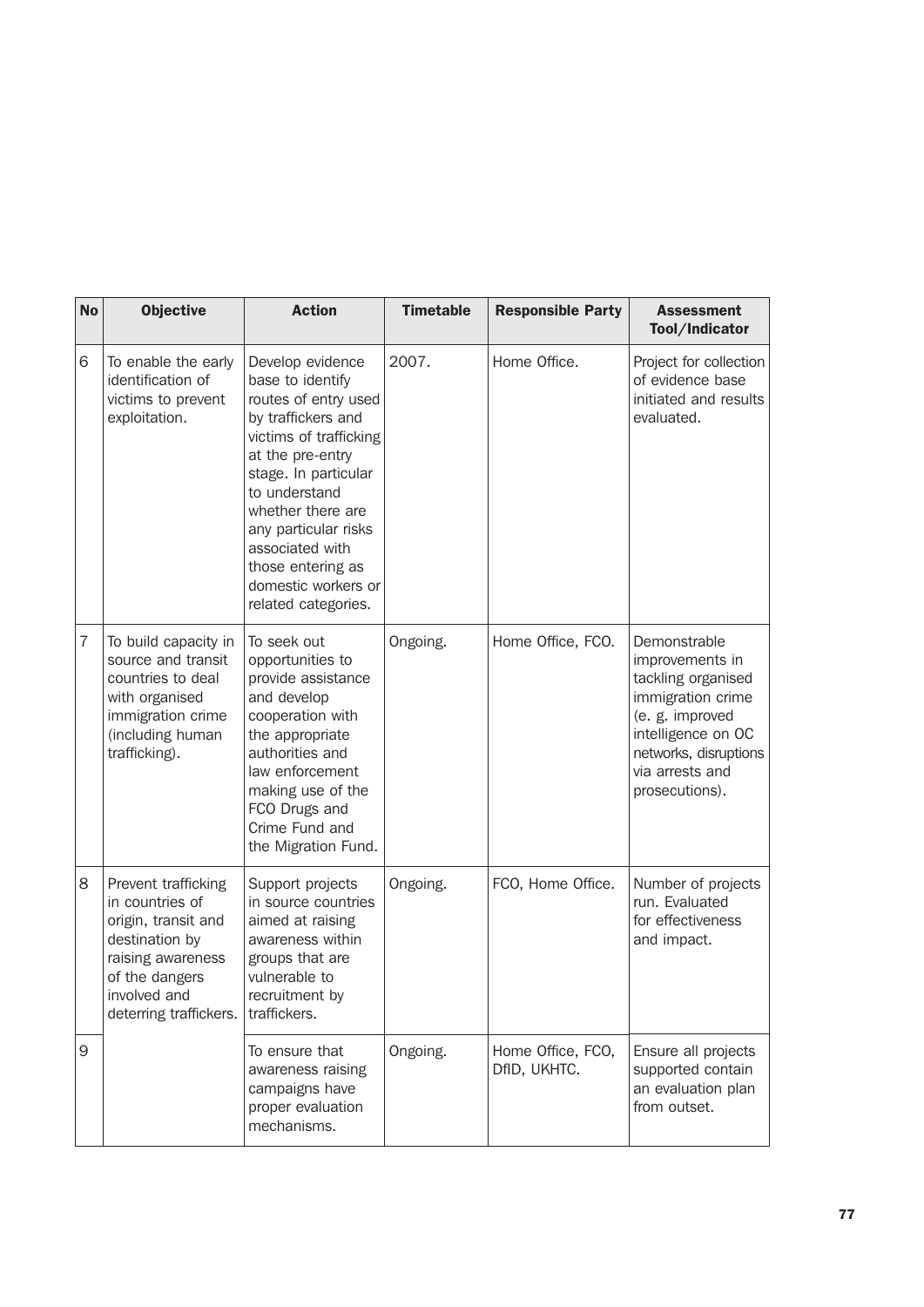| No | Objective | Action | Timetable | Responsible Party | Assessment Tool/Indicator |
|---|---|---|---|---|---|
| 6 | To enable the early identification of victims to prevent exploitation. | Develop evidence base to identify routes of entry used by traffickers and victims of trafficking at the pre-entry stage. In particular to understand whether there are any particular risks associated with those entering as domestic workers or related categories. | 2007. | Home Office. | Project for collection of evidence base initiated and results evaluated. |
| 7 | To build capacity in source and transit countries to deal with organised immigration crime (including human trafficking). | To seek out opportunities to provide assistance and develop cooperation with the appropriate authorities and law enforcement making use of the FCO Drugs and Crime Fund and the Migration Fund. | Ongoing. | Home Office, FCO. | Demonstrable improvements in tackling organised immigration crime (e. g. improved intelligence on OC networks, disruptions via arrests and prosecutions). |
| 8 | Prevent trafficking in countries of origin, transit and destination by raising awareness of the dangers involved and deterring traffickers. | Support projects in source countries aimed at raising awareness within groups that are vulnerable to recruitment by traffickers. | Ongoing. | FCO, Home Office. | Number of projects run. Evaluated for effectiveness and impact. |
| 9 | | To ensure that awareness raising campaigns have proper evaluation mechanisms. | Ongoing. | Home Office, FCO, DfID, UKHTC. | Ensure all projects supported contain an evaluation plan from outset. |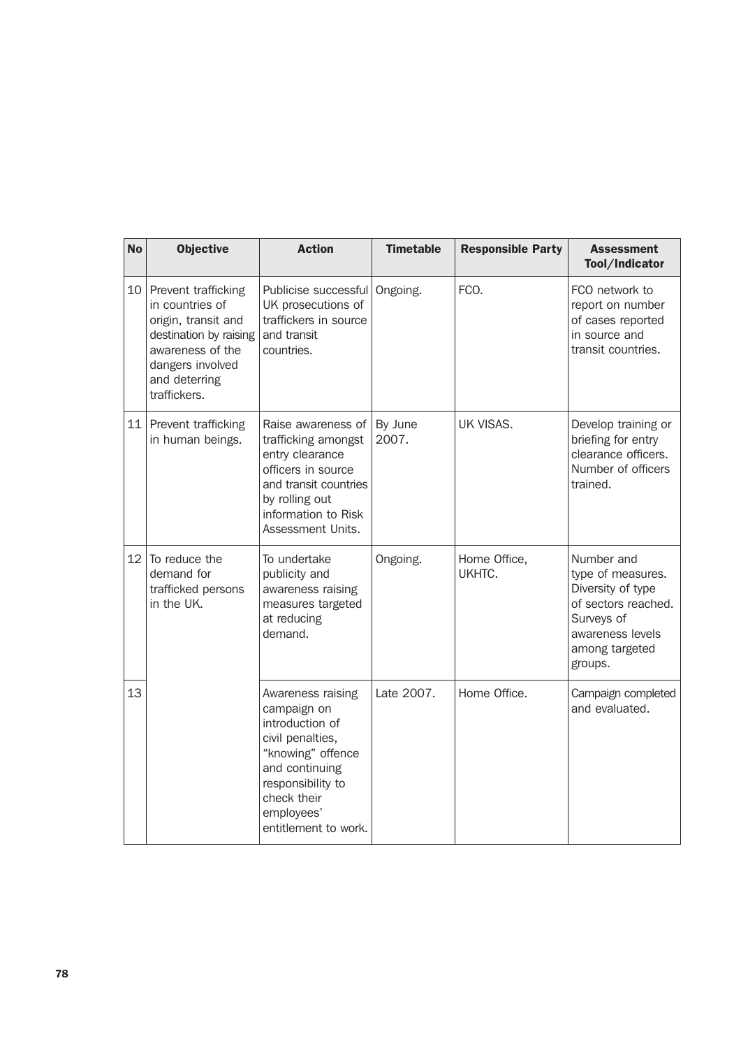| No | Objective | Action | Timetable | Responsible Party | Assessment Tool/Indicator |
|---|---|---|---|---|---|
| 10 | Prevent trafficking in countries of origin, transit and destination by raising awareness of the dangers involved and deterring traffickers. | Publicise successful UK prosecutions of traffickers in source and transit countries. | Ongoing. | FCO. | FCO network to report on number of cases reported in source and transit countries. |
| 11 | Prevent trafficking in human beings. | Raise awareness of trafficking amongst entry clearance officers in source and transit countries by rolling out information to Risk Assessment Units. | By June 2007. | UK VISAS. | Develop training or briefing for entry clearance officers. Number of officers trained. |
| 12 | To reduce the demand for trafficked persons in the UK. | To undertake publicity and awareness raising measures targeted at reducing demand. | Ongoing. | Home Office, UKHTC. | Number and type of measures. Diversity of type of sectors reached. Surveys of awareness levels among targeted groups. |
| 13 | | Awareness raising campaign on introduction of civil penalties, "knowing" offence and continuing responsibility to check their employees' entitlement to work. | Late 2007. | Home Office. | Campaign completed and evaluated. |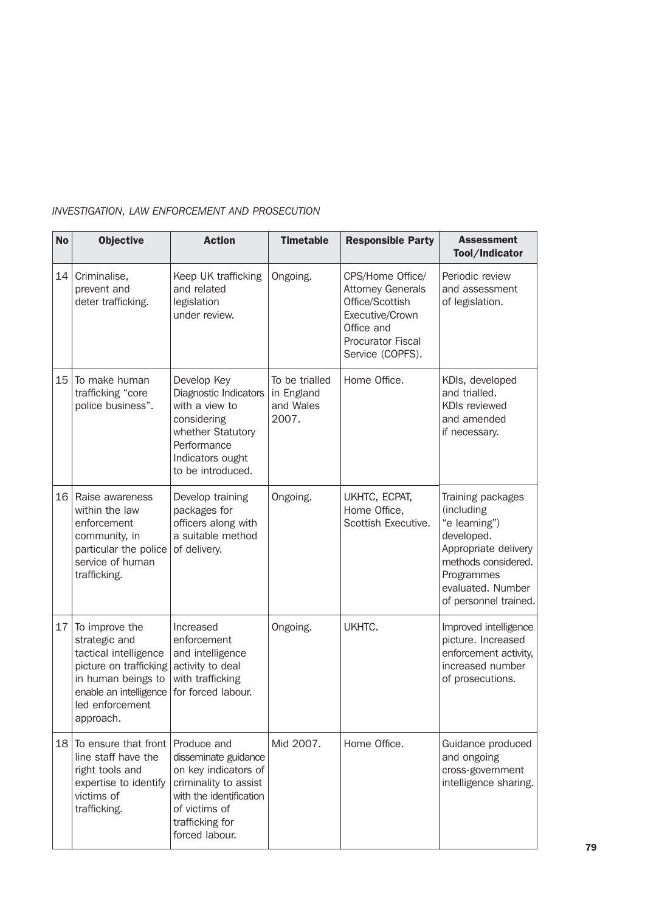*INVESTIGATION, LAW ENFORCEMENT AND PROSECUTION*

| No | Objective | Action | Timetable | Responsible Party | Assessment Tool/Indicator |
|---|---|---|---|---|---|
| 14 | Criminalise, prevent and deter trafficking. | Keep UK trafficking and related legislation under review. | Ongoing. | CPS/Home Office/ Attorney Generals Office/Scottish Executive/Crown Office and Procurator Fiscal Service (COPFS). | Periodic review and assessment of legislation. |
| 15 | To make human trafficking "core police business". | Develop Key Diagnostic Indicators with a view to considering whether Statutory Performance Indicators ought to be introduced. | To be trialled in England and Wales 2007. | Home Office. | KDIs, developed and trialled. KDIs reviewed and amended if necessary. |
| 16 | Raise awareness within the law enforcement community, in particular the police service of human trafficking. | Develop training packages for officers along with a suitable method of delivery. | Ongoing. | UKHTC, ECPAT, Home Office, Scottish Executive. | Training packages (including "e learning") developed. Appropriate delivery methods considered. Programmes evaluated. Number of personnel trained. |
| 17 | To improve the strategic and tactical intelligence picture on trafficking in human beings to enable an intelligence led enforcement approach. | Increased enforcement and intelligence activity to deal with trafficking for forced labour. | Ongoing. | UKHTC. | Improved intelligence picture. Increased enforcement activity, increased number of prosecutions. |
| 18 | To ensure that front line staff have the right tools and expertise to identify victims of trafficking. | Produce and disseminate guidance on key indicators of criminality to assist with the identification of victims of trafficking for forced labour. | Mid 2007. | Home Office. | Guidance produced and ongoing cross-government intelligence sharing. |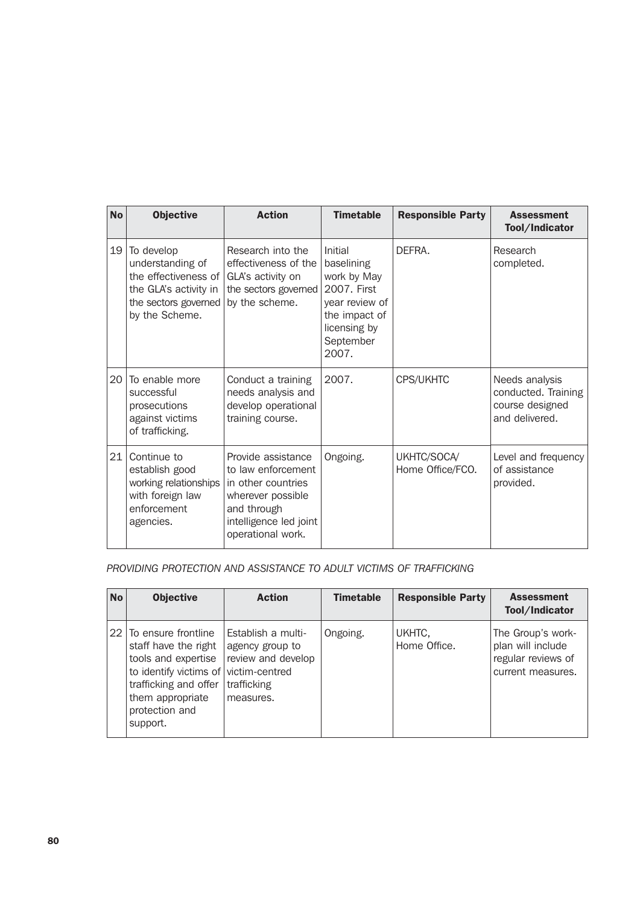| No | Objective | Action | Timetable | Responsible Party | Assessment Tool/Indicator |
|---|---|---|---|---|---|
| 19 | To develop understanding of the effectiveness of the GLA's activity in the sectors governed by the Scheme. | Research into the effectiveness of the GLA's activity on the sectors governed by the scheme. | Initial baselining work by May 2007. First year review of the impact of licensing by September 2007. | DEFRA. | Research completed. |
| 20 | To enable more successful prosecutions against victims of trafficking. | Conduct a training needs analysis and develop operational training course. | 2007. | CPS/UKHTC | Needs analysis conducted. Training course designed and delivered. |
| 21 | Continue to establish good working relationships with foreign law enforcement agencies. | Provide assistance to law enforcement in other countries wherever possible and through intelligence led joint operational work. | Ongoing. | UKHTC/SOCA/ Home Office/FCO. | Level and frequency of assistance provided. |

*PROVIDING PROTECTION AND ASSISTANCE TO ADULT VICTIMS OF TRAFFICKING*

| No | Objective | Action | Timetable | Responsible Party | Assessment Tool/Indicator |
|---|---|---|---|---|---|
| 22 | To ensure frontline staff have the right tools and expertise to identify victims of trafficking and offer them appropriate protection and support. | Establish a multi-agency group to review and develop victim-centred trafficking measures. | Ongoing. | UKHTC, Home Office. | The Group's work-plan will include regular reviews of current measures. |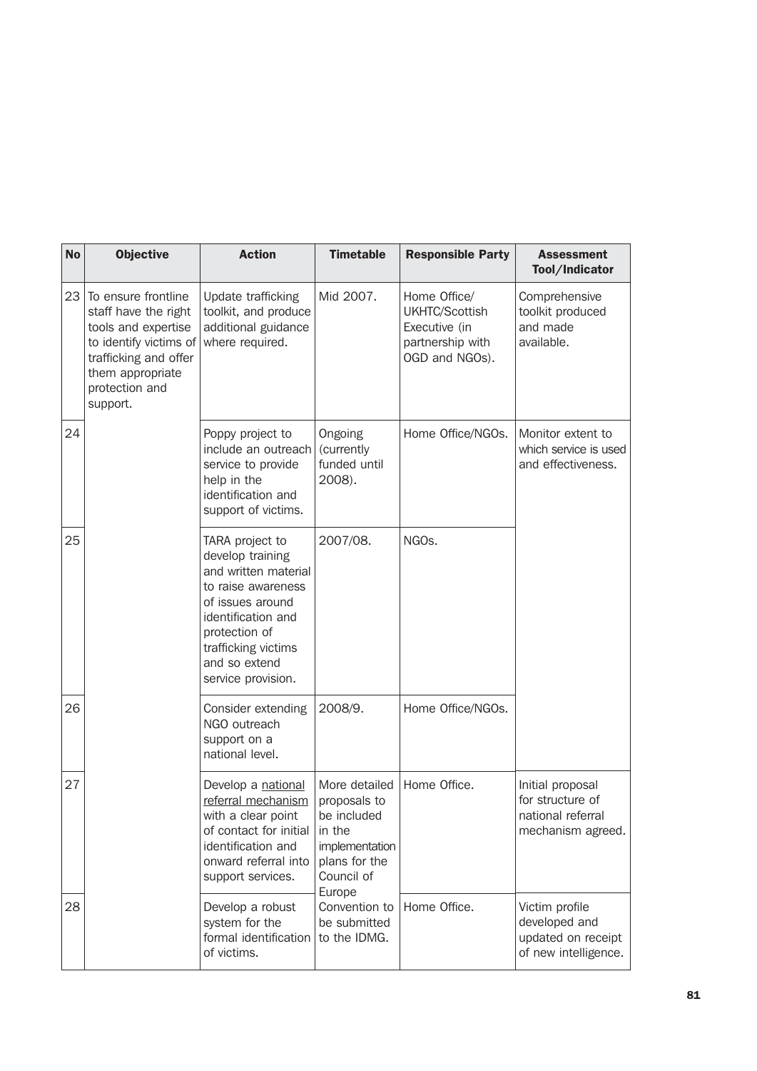| No | Objective | Action | Timetable | Responsible Party | Assessment Tool/Indicator |
|---|---|---|---|---|---|
| 23 | To ensure frontline staff have the right tools and expertise to identify victims of trafficking and offer them appropriate protection and support. | Update trafficking toolkit, and produce additional guidance where required. | Mid 2007. | Home Office/ UKHTC/Scottish Executive (in partnership with OGD and NGOs). | Comprehensive toolkit produced and made available. |
| 24 | | Poppy project to include an outreach service to provide help in the identification and support of victims. | Ongoing (currently funded until 2008). | Home Office/NGOs. | Monitor extent to which service is used and effectiveness. |
| 25 | | TARA project to develop training and written material to raise awareness of issues around identification and protection of trafficking victims and so extend service provision. | 2007/08. | NGOs. | |
| 26 | | Consider extending NGO outreach support on a national level. | 2008/9. | Home Office/NGOs. | |
| 27 | | Develop a national referral mechanism with a clear point of contact for initial identification and onward referral into support services. | More detailed proposals to be included in the implementation plans for the Council of Europe Convention to be submitted to the IDMG. | Home Office. | Initial proposal for structure of national referral mechanism agreed. |
| 28 | | Develop a robust system for the formal identification of victims. | | Home Office. | Victim profile developed and updated on receipt of new intelligence. |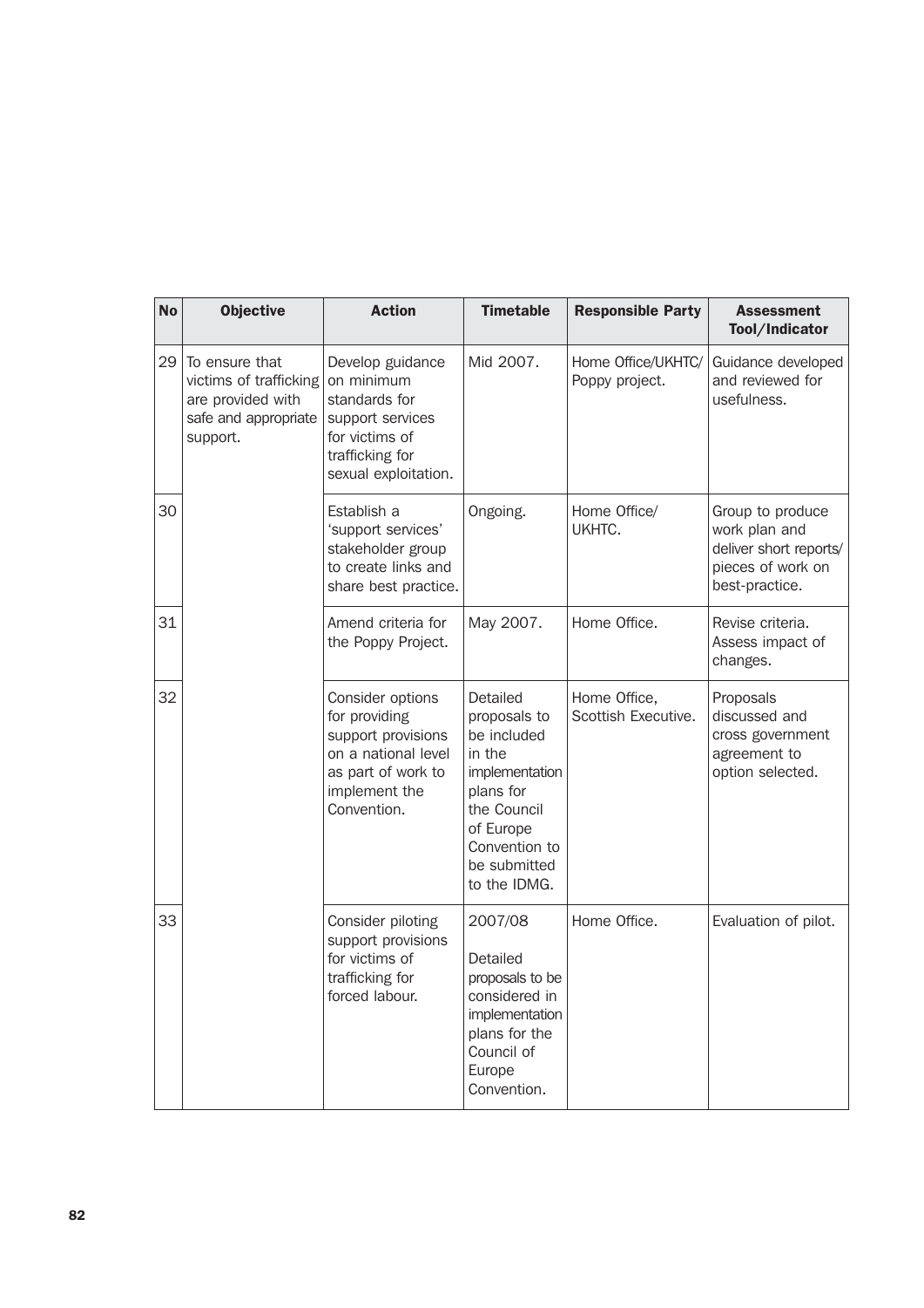| No | Objective | Action | Timetable | Responsible Party | Assessment Tool/Indicator |
|---|---|---|---|---|---|
| 29 | To ensure that victims of trafficking are provided with safe and appropriate support. | Develop guidance on minimum standards for support services for victims of trafficking for sexual exploitation. | Mid 2007. | Home Office/UKHTC/ Poppy project. | Guidance developed and reviewed for usefulness. |
| 30 | | Establish a 'support services' stakeholder group to create links and share best practice. | Ongoing. | Home Office/ UKHTC. | Group to produce work plan and deliver short reports/ pieces of work on best-practice. |
| 31 | | Amend criteria for the Poppy Project. | May 2007. | Home Office. | Revise criteria. Assess impact of changes. |
| 32 | | Consider options for providing support provisions on a national level as part of work to implement the Convention. | Detailed proposals to be included in the implementation plans for the Council of Europe Convention to be submitted to the IDMG. | Home Office, Scottish Executive. | Proposals discussed and cross government agreement to option selected. |
| 33 | | Consider piloting support provisions for victims of trafficking for forced labour. | 2007/08<br><br>Detailed proposals to be considered in implementation plans for the Council of Europe Convention. | Home Office. | Evaluation of pilot. |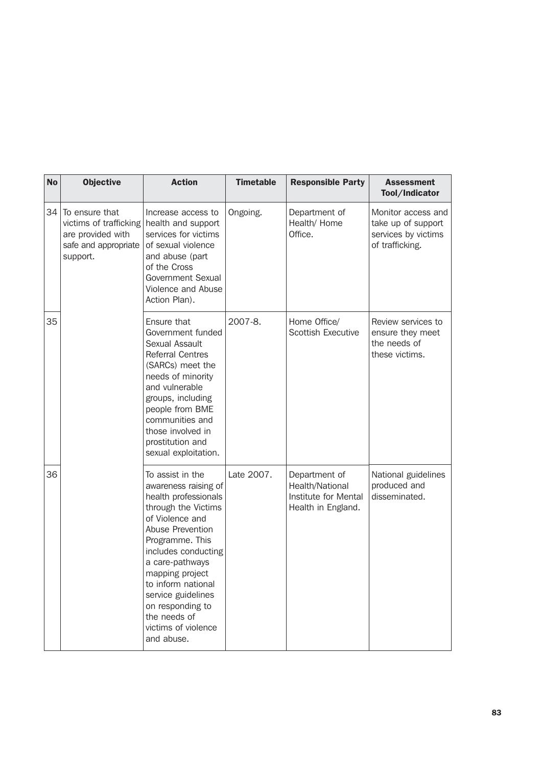| No | Objective | Action | Timetable | Responsible Party | Assessment Tool/Indicator |
|---|---|---|---|---|---|
| 34 | To ensure that victims of trafficking are provided with safe and appropriate support. | Increase access to health and support services for victims of sexual violence and abuse (part of the Cross Government Sexual Violence and Abuse Action Plan). | Ongoing. | Department of Health/ Home Office. | Monitor access and take up of support services by victims of trafficking. |
| 35 | | Ensure that Government funded Sexual Assault Referral Centres (SARCs) meet the needs of minority and vulnerable groups, including people from BME communities and those involved in prostitution and sexual exploitation. | 2007-8. | Home Office/ Scottish Executive | Review services to ensure they meet the needs of these victims. |
| 36 | | To assist in the awareness raising of health professionals through the Victims of Violence and Abuse Prevention Programme. This includes conducting a care-pathways mapping project to inform national service guidelines on responding to the needs of victims of violence and abuse. | Late 2007. | Department of Health/National Institute for Mental Health in England. | National guidelines produced and disseminated. |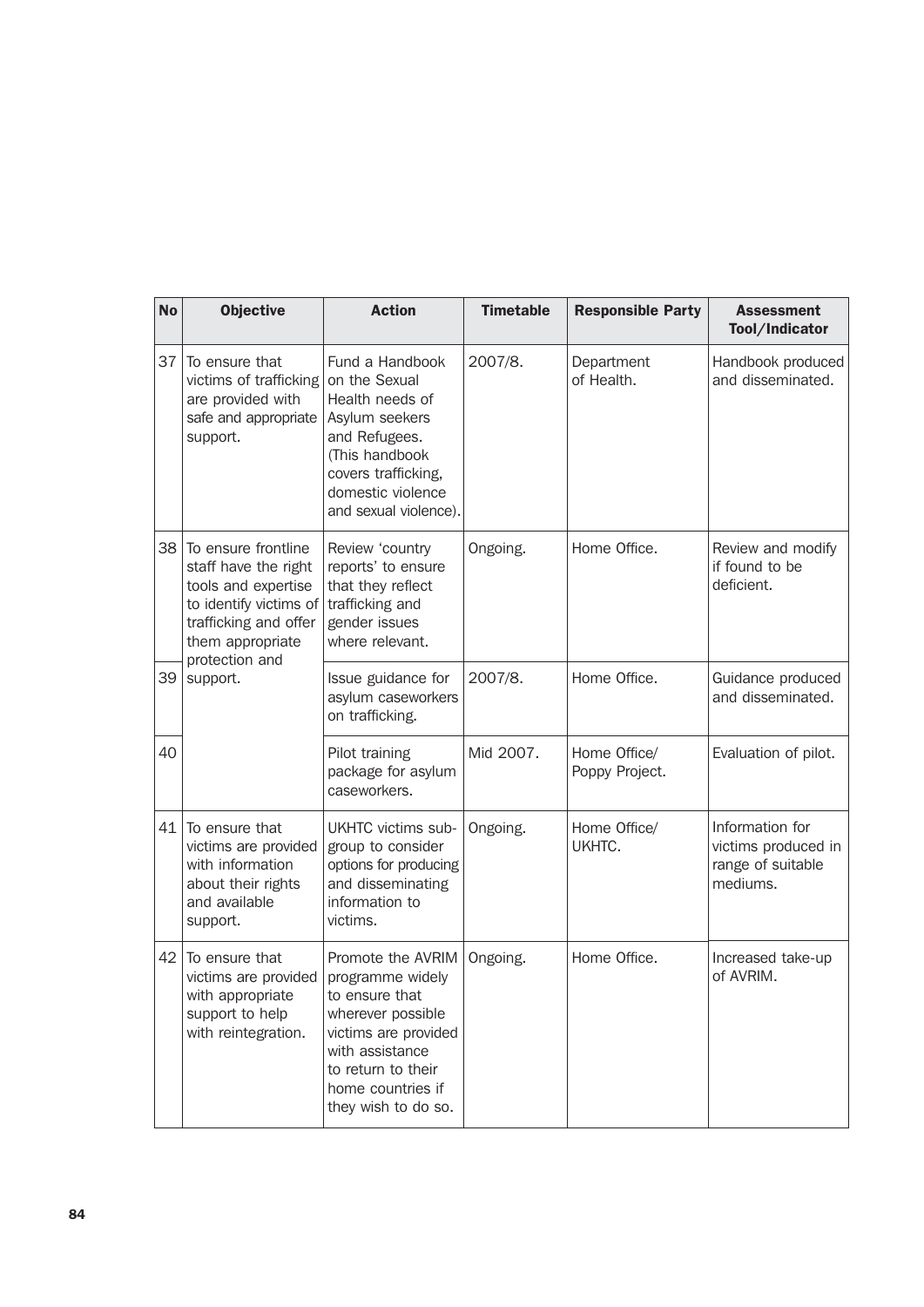| No | Objective | Action | Timetable | Responsible Party | Assessment Tool/Indicator |
|---|---|---|---|---|---|
| 37 | To ensure that victims of trafficking are provided with safe and appropriate support. | Fund a Handbook on the Sexual Health needs of Asylum seekers and Refugees. (This handbook covers trafficking, domestic violence and sexual violence). | 2007/8. | Department of Health. | Handbook produced and disseminated. |
| 38 | To ensure frontline staff have the right tools and expertise to identify victims of trafficking and offer them appropriate protection and support. | Review 'country reports' to ensure that they reflect trafficking and gender issues where relevant. | Ongoing. | Home Office. | Review and modify if found to be deficient. |
| 39 | | Issue guidance for asylum caseworkers on trafficking. | 2007/8. | Home Office. | Guidance produced and disseminated. |
| 40 | | Pilot training package for asylum caseworkers. | Mid 2007. | Home Office/ Poppy Project. | Evaluation of pilot. |
| 41 | To ensure that victims are provided with information about their rights and available support. | UKHTC victims sub-group to consider options for producing and disseminating information to victims. | Ongoing. | Home Office/ UKHTC. | Information for victims produced in range of suitable mediums. |
| 42 | To ensure that victims are provided with appropriate support to help with reintegration. | Promote the AVRIM programme widely to ensure that wherever possible victims are provided with assistance to return to their home countries if they wish to do so. | Ongoing. | Home Office. | Increased take-up of AVRIM. |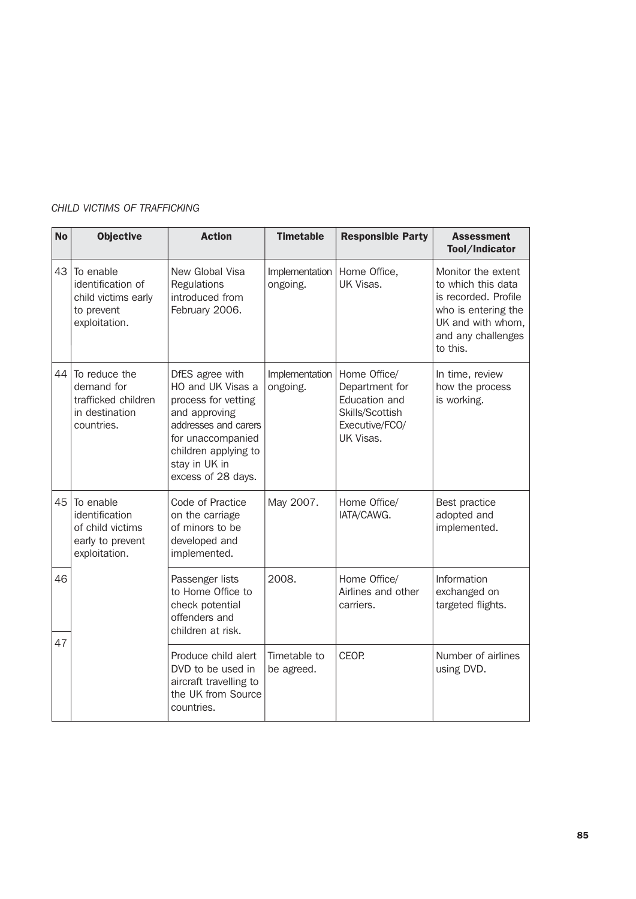*CHILD VICTIMS OF TRAFFICKING*

| No | Objective | Action | Timetable | Responsible Party | Assessment Tool/Indicator |
|---|---|---|---|---|---|
| 43 | To enable identification of child victims early to prevent exploitation. | New Global Visa Regulations introduced from February 2006. | Implementation ongoing. | Home Office, UK Visas. | Monitor the extent to which this data is recorded. Profile who is entering the UK and with whom, and any challenges to this. |
| 44 | To reduce the demand for trafficked children in destination countries. | DfES agree with HO and UK Visas a process for vetting and approving addresses and carers for unaccompanied children applying to stay in UK in excess of 28 days. | Implementation ongoing. | Home Office/ Department for Education and Skills/Scottish Executive/FCO/ UK Visas. | In time, review how the process is working. |
| 45 | To enable identification of child victims early to prevent exploitation. | Code of Practice on the carriage of minors to be developed and implemented. | May 2007. | Home Office/ IATA/CAWG. | Best practice adopted and implemented. |
| 46 | | Passenger lists to Home Office to check potential offenders and children at risk. | 2008. | Home Office/ Airlines and other carriers. | Information exchanged on targeted flights. |
| 47 | | Produce child alert DVD to be used in aircraft travelling to the UK from Source countries. | Timetable to be agreed. | CEOP. | Number of airlines using DVD. |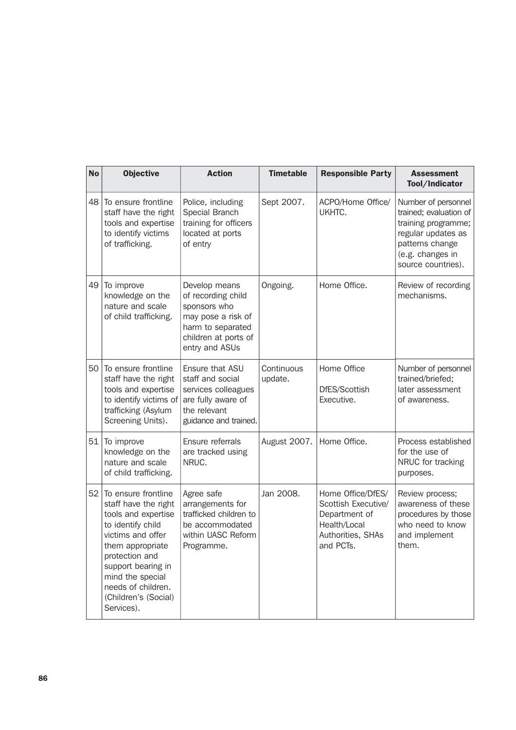| No | Objective | Action | Timetable | Responsible Party | Assessment Tool/Indicator |
|---|---|---|---|---|---|
| 48 | To ensure frontline staff have the right tools and expertise to identify victims of trafficking. | Police, including Special Branch training for officers located at ports of entry | Sept 2007. | ACPO/Home Office/ UKHTC. | Number of personnel trained; evaluation of training programme; regular updates as patterns change (e.g. changes in source countries). |
| 49 | To improve knowledge on the nature and scale of child trafficking. | Develop means of recording child sponsors who may pose a risk of harm to separated children at ports of entry and ASUs | Ongoing. | Home Office. | Review of recording mechanisms. |
| 50 | To ensure frontline staff have the right tools and expertise to identify victims of trafficking (Asylum Screening Units). | Ensure that ASU staff and social services colleagues are fully aware of the relevant guidance and trained. | Continuous update. | Home Office DfES/Scottish Executive. | Number of personnel trained/briefed; later assessment of awareness. |
| 51 | To improve knowledge on the nature and scale of child trafficking. | Ensure referrals are tracked using NRUC. | August 2007. | Home Office. | Process established for the use of NRUC for tracking purposes. |
| 52 | To ensure frontline staff have the right tools and expertise to identify child victims and offer them appropriate protection and support bearing in mind the special needs of children. (Children's (Social) Services). | Agree safe arrangements for trafficked children to be accommodated within UASC Reform Programme. | Jan 2008. | Home Office/DfES/ Scottish Executive/ Department of Health/Local Authorities, SHAs and PCTs. | Review process; awareness of these procedures by those who need to know and implement them. |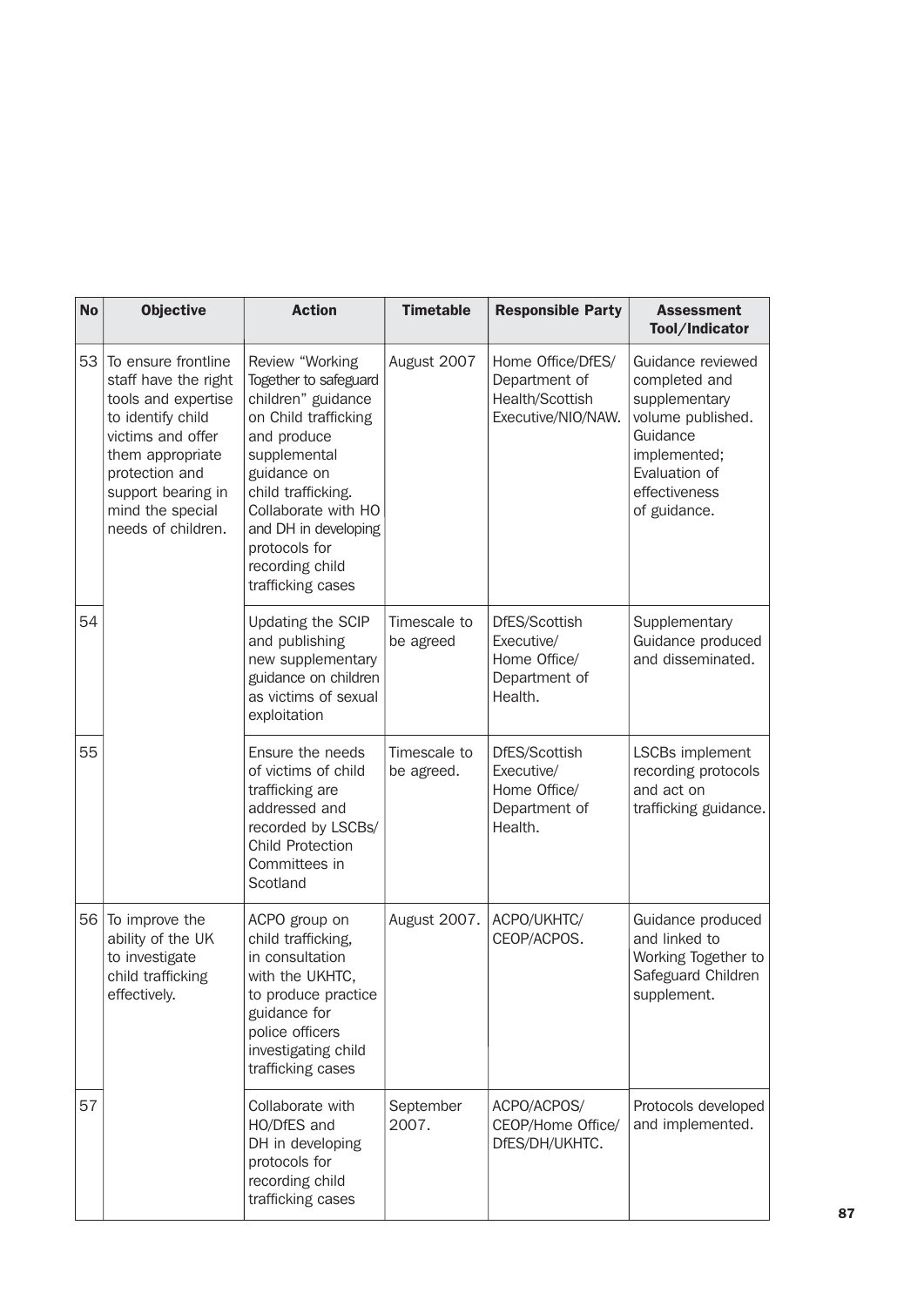| No | Objective | Action | Timetable | Responsible Party | Assessment Tool/Indicator |
|---|---|---|---|---|---|
| 53 | To ensure frontline staff have the right tools and expertise to identify child victims and offer them appropriate protection and support bearing in mind the special needs of children. | Review "Working Together to safeguard children" guidance on Child trafficking and produce supplemental guidance on child trafficking. Collaborate with HO and DH in developing protocols for recording child trafficking cases | August 2007 | Home Office/DfES/ Department of Health/Scottish Executive/NIO/NAW. | Guidance reviewed completed and supplementary volume published. Guidance implemented; Evaluation of effectiveness of guidance. |
| 54 | | Updating the SCIP and publishing new supplementary guidance on children as victims of sexual exploitation | Timescale to be agreed | DfES/Scottish Executive/ Home Office/ Department of Health. | Supplementary Guidance produced and disseminated. |
| 55 | | Ensure the needs of victims of child trafficking are addressed and recorded by LSCBs/ Child Protection Committees in Scotland | Timescale to be agreed. | DfES/Scottish Executive/ Home Office/ Department of Health. | LSCBs implement recording protocols and act on trafficking guidance. |
| 56 | To improve the ability of the UK to investigate child trafficking effectively. | ACPO group on child trafficking, in consultation with the UKHTC, to produce practice guidance for police officers investigating child trafficking cases | August 2007. | ACPO/UKHTC/ CEOP/ACPOS. | Guidance produced and linked to Working Together to Safeguard Children supplement. |
| 57 | | Collaborate with HO/DfES and DH in developing protocols for recording child trafficking cases | September 2007. | ACPO/ACPOS/ CEOP/Home Office/ DfES/DH/UKHTC. | Protocols developed and implemented. |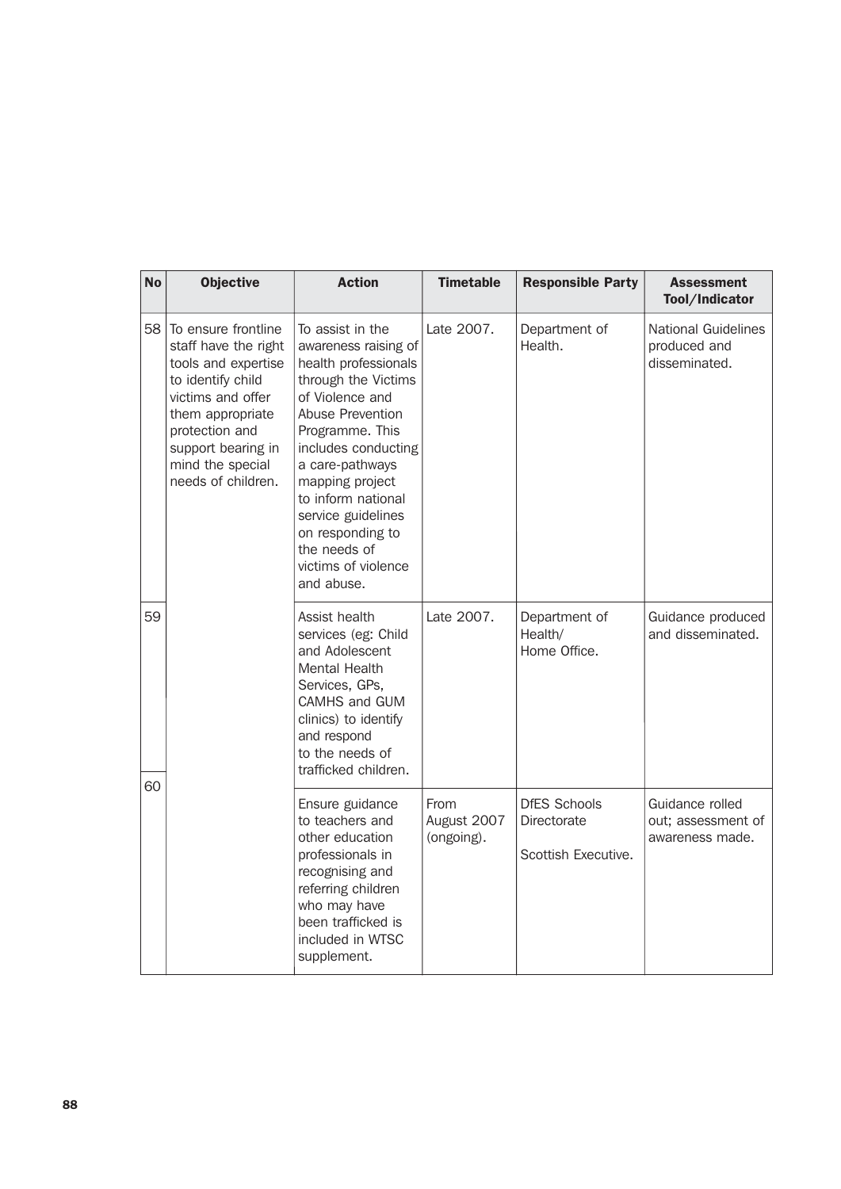| No | Objective | Action | Timetable | Responsible Party | Assessment Tool/Indicator |
|---|---|---|---|---|---|
| 58 | To ensure frontline staff have the right tools and expertise to identify child victims and offer them appropriate protection and support bearing in mind the special needs of children. | To assist in the awareness raising of health professionals through the Victims of Violence and Abuse Prevention Programme. This includes conducting a care-pathways mapping project to inform national service guidelines on responding to the needs of victims of violence and abuse. | Late 2007. | Department of Health. | National Guidelines produced and disseminated. |
| 59 | | Assist health services (eg: Child and Adolescent Mental Health Services, GPs, CAMHS and GUM clinics) to identify and respond to the needs of trafficked children. | Late 2007. | Department of Health/ Home Office. | Guidance produced and disseminated. |
| 60 | | Ensure guidance to teachers and other education professionals in recognising and referring children who may have been trafficked is included in WTSC supplement. | From August 2007 (ongoing). | DfES Schools Directorate<br><br>Scottish Executive. | Guidance rolled out; assessment of awareness made. |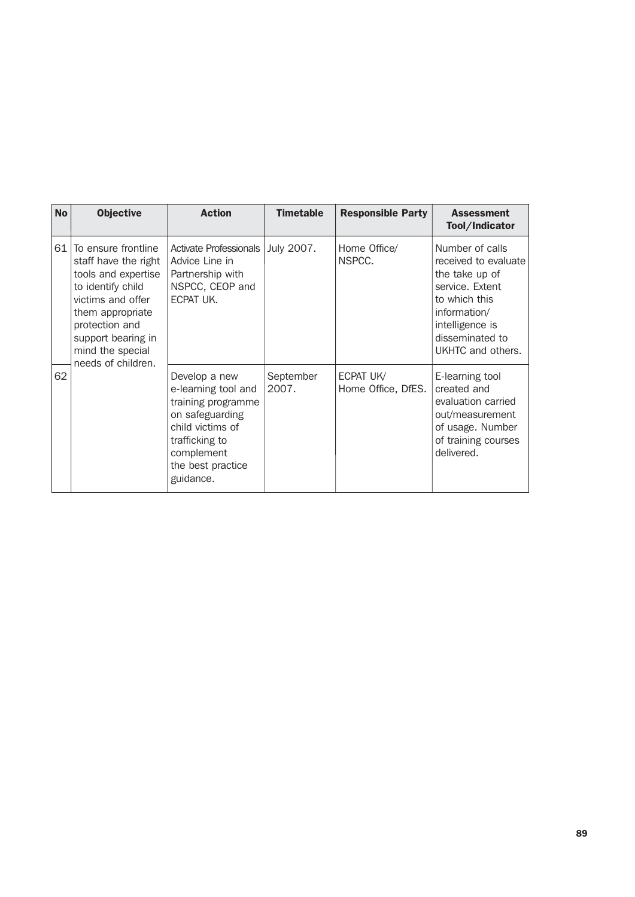| No | Objective | Action | Timetable | Responsible Party | Assessment Tool/Indicator |
|---|---|---|---|---|---|
| 61 | To ensure frontline staff have the right tools and expertise to identify child victims and offer them appropriate protection and support bearing in mind the special needs of children. | Activate Professionals Advice Line in Partnership with NSPCC, CEOP and ECPAT UK. | July 2007. | Home Office/ NSPCC. | Number of calls received to evaluate the take up of service. Extent to which this information/ intelligence is disseminated to UKHTC and others. |
| 62 | | Develop a new e-learning tool and training programme on safeguarding child victims of trafficking to complement the best practice guidance. | September 2007. | ECPAT UK/ Home Office, DfES. | E-learning tool created and evaluation carried out/measurement of usage. Number of training courses delivered. |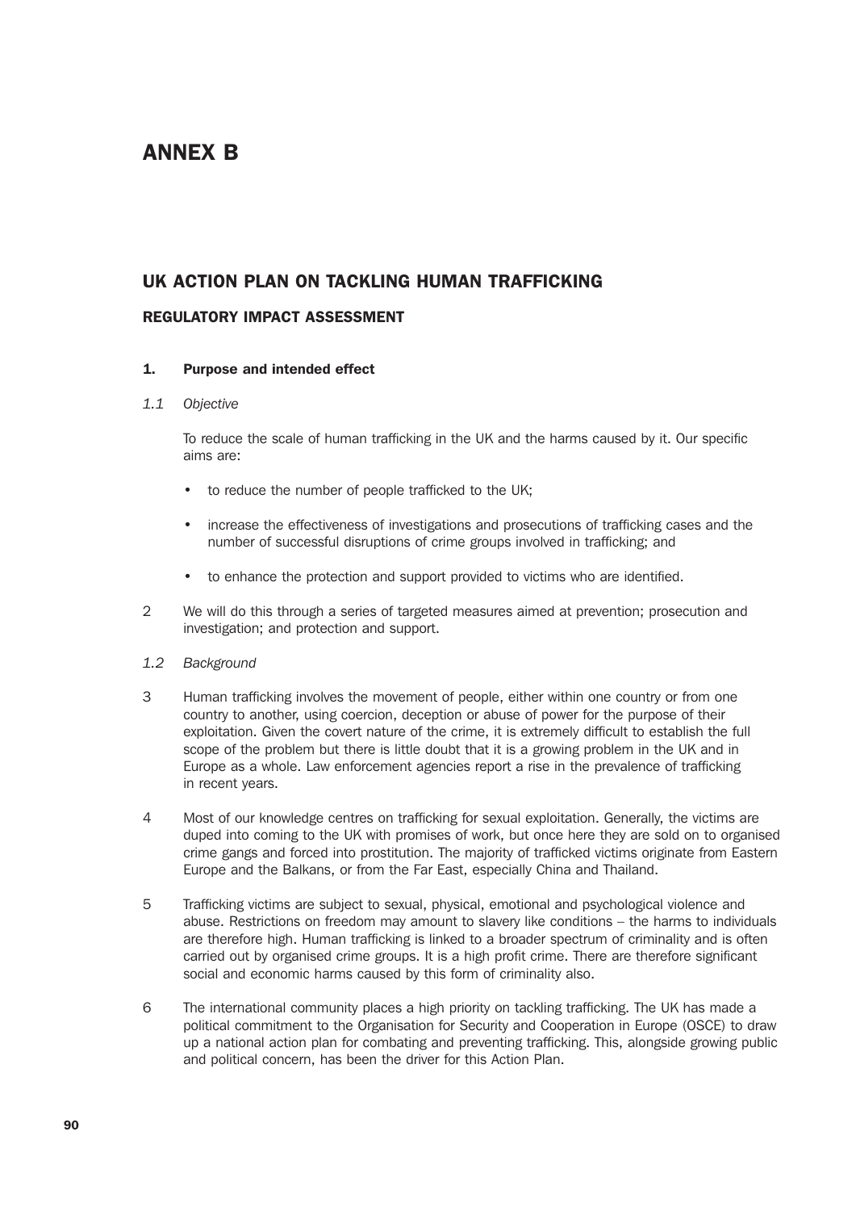# ANNEX B

## UK ACTION PLAN ON TACKLING HUMAN TRAFFICKING

### REGULATORY IMPACT ASSESSMENT

**1. Purpose and intended effect**

*1.1 Objective*

To reduce the scale of human trafficking in the UK and the harms caused by it. Our specific aims are:

- to reduce the number of people trafficked to the UK;
- increase the effectiveness of investigations and prosecutions of trafficking cases and the number of successful disruptions of crime groups involved in trafficking; and
- to enhance the protection and support provided to victims who are identified.

2 We will do this through a series of targeted measures aimed at prevention; prosecution and investigation; and protection and support.

*1.2 Background*

3 Human trafficking involves the movement of people, either within one country or from one country to another, using coercion, deception or abuse of power for the purpose of their exploitation. Given the covert nature of the crime, it is extremely difficult to establish the full scope of the problem but there is little doubt that it is a growing problem in the UK and in Europe as a whole. Law enforcement agencies report a rise in the prevalence of trafficking in recent years.

4 Most of our knowledge centres on trafficking for sexual exploitation. Generally, the victims are duped into coming to the UK with promises of work, but once here they are sold on to organised crime gangs and forced into prostitution. The majority of trafficked victims originate from Eastern Europe and the Balkans, or from the Far East, especially China and Thailand.

5 Trafficking victims are subject to sexual, physical, emotional and psychological violence and abuse. Restrictions on freedom may amount to slavery like conditions – the harms to individuals are therefore high. Human trafficking is linked to a broader spectrum of criminality and is often carried out by organised crime groups. It is a high profit crime. There are therefore significant social and economic harms caused by this form of criminality also.

6 The international community places a high priority on tackling trafficking. The UK has made a political commitment to the Organisation for Security and Cooperation in Europe (OSCE) to draw up a national action plan for combating and preventing trafficking. This, alongside growing public and political concern, has been the driver for this Action Plan.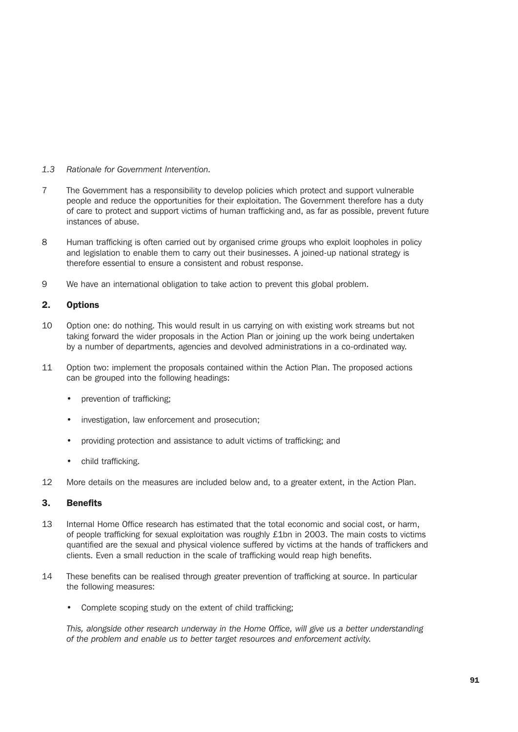*1.3 Rationale for Government Intervention.*

7 The Government has a responsibility to develop policies which protect and support vulnerable people and reduce the opportunities for their exploitation. The Government therefore has a duty of care to protect and support victims of human trafficking and, as far as possible, prevent future instances of abuse.

8 Human trafficking is often carried out by organised crime groups who exploit loopholes in policy and legislation to enable them to carry out their businesses. A joined-up national strategy is therefore essential to ensure a consistent and robust response.

9 We have an international obligation to take action to prevent this global problem.

## 2. Options

10 Option one: do nothing. This would result in us carrying on with existing work streams but not taking forward the wider proposals in the Action Plan or joining up the work being undertaken by a number of departments, agencies and devolved administrations in a co-ordinated way.

11 Option two: implement the proposals contained within the Action Plan. The proposed actions can be grouped into the following headings:

- prevention of trafficking;
- investigation, law enforcement and prosecution;
- providing protection and assistance to adult victims of trafficking; and
- child trafficking.

12 More details on the measures are included below and, to a greater extent, in the Action Plan.

## 3. Benefits

13 Internal Home Office research has estimated that the total economic and social cost, or harm, of people trafficking for sexual exploitation was roughly £1bn in 2003. The main costs to victims quantified are the sexual and physical violence suffered by victims at the hands of traffickers and clients. Even a small reduction in the scale of trafficking would reap high benefits.

14 These benefits can be realised through greater prevention of trafficking at source. In particular the following measures:

- Complete scoping study on the extent of child trafficking;

*This, alongside other research underway in the Home Office, will give us a better understanding of the problem and enable us to better target resources and enforcement activity.*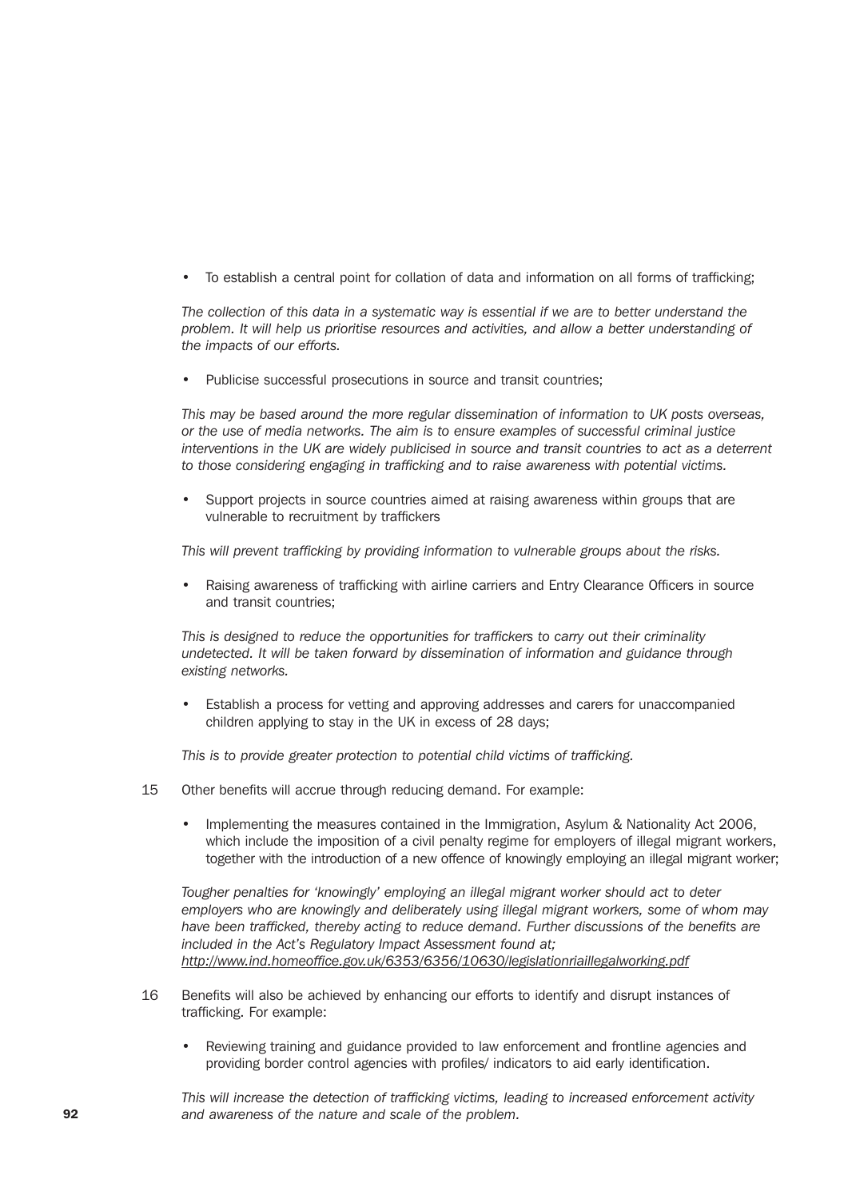- To establish a central point for collation of data and information on all forms of trafficking;

*The collection of this data in a systematic way is essential if we are to better understand the problem. It will help us prioritise resources and activities, and allow a better understanding of the impacts of our efforts.*

- Publicise successful prosecutions in source and transit countries;

*This may be based around the more regular dissemination of information to UK posts overseas, or the use of media networks. The aim is to ensure examples of successful criminal justice interventions in the UK are widely publicised in source and transit countries to act as a deterrent to those considering engaging in trafficking and to raise awareness with potential victims.*

- Support projects in source countries aimed at raising awareness within groups that are vulnerable to recruitment by traffickers

*This will prevent trafficking by providing information to vulnerable groups about the risks.*

- Raising awareness of trafficking with airline carriers and Entry Clearance Officers in source and transit countries;

*This is designed to reduce the opportunities for traffickers to carry out their criminality undetected. It will be taken forward by dissemination of information and guidance through existing networks.*

- Establish a process for vetting and approving addresses and carers for unaccompanied children applying to stay in the UK in excess of 28 days;

*This is to provide greater protection to potential child victims of trafficking.*

15 Other benefits will accrue through reducing demand. For example:

- Implementing the measures contained in the Immigration, Asylum & Nationality Act 2006, which include the imposition of a civil penalty regime for employers of illegal migrant workers, together with the introduction of a new offence of knowingly employing an illegal migrant worker;

*Tougher penalties for 'knowingly' employing an illegal migrant worker should act to deter employers who are knowingly and deliberately using illegal migrant workers, some of whom may have been trafficked, thereby acting to reduce demand. Further discussions of the benefits are included in the Act's Regulatory Impact Assessment found at; http://www.ind.homeoffice.gov.uk/6353/6356/10630/legislationriaillegalworking.pdf*

16 Benefits will also be achieved by enhancing our efforts to identify and disrupt instances of trafficking. For example:

- Reviewing training and guidance provided to law enforcement and frontline agencies and providing border control agencies with profiles/ indicators to aid early identification.

*This will increase the detection of trafficking victims, leading to increased enforcement activity and awareness of the nature and scale of the problem.*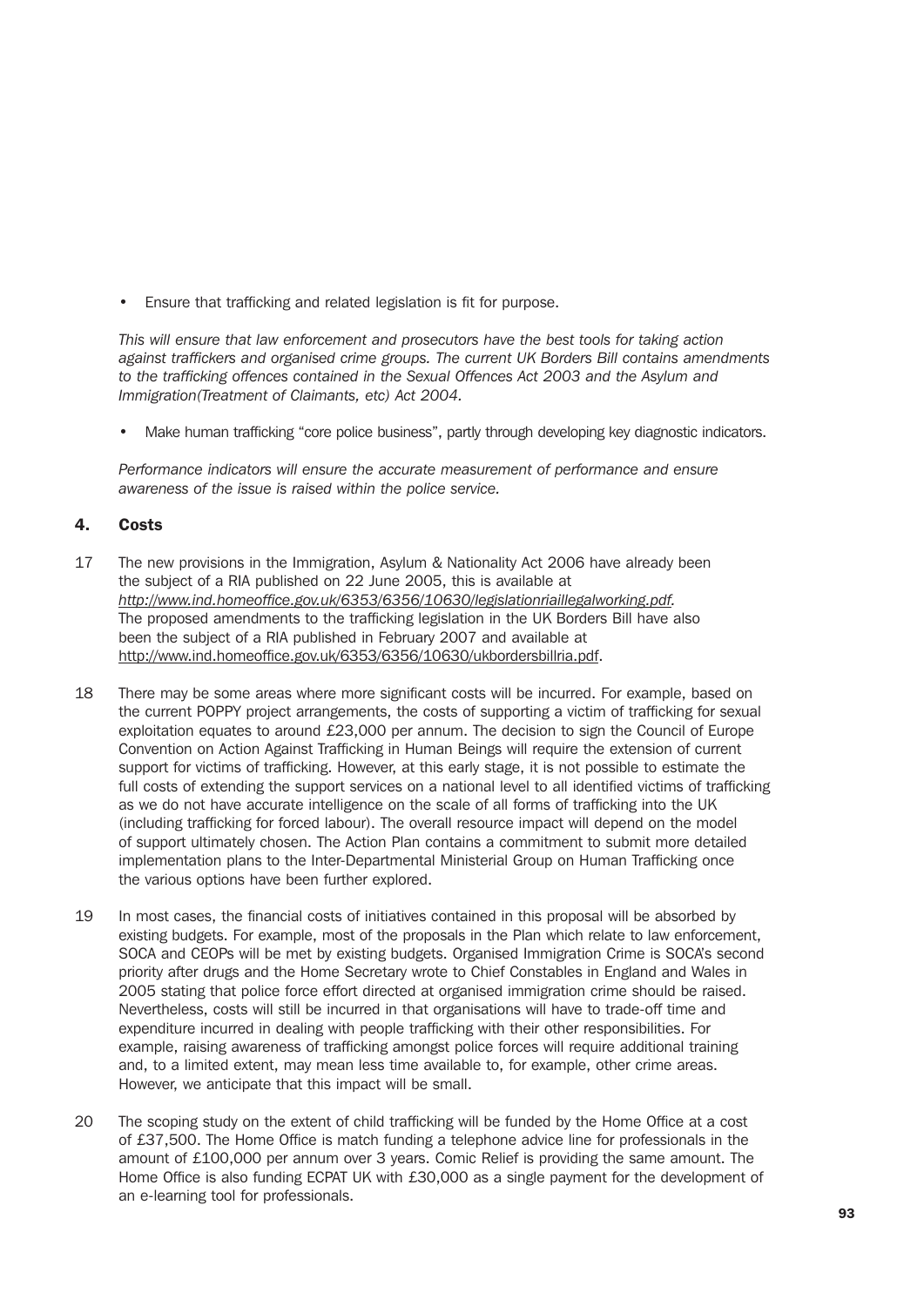- Ensure that trafficking and related legislation is fit for purpose.

*This will ensure that law enforcement and prosecutors have the best tools for taking action against traffickers and organised crime groups. The current UK Borders Bill contains amendments to the trafficking offences contained in the Sexual Offences Act 2003 and the Asylum and Immigration(Treatment of Claimants, etc) Act 2004.*

- Make human trafficking "core police business", partly through developing key diagnostic indicators.

*Performance indicators will ensure the accurate measurement of performance and ensure awareness of the issue is raised within the police service.*

## 4. Costs

17 The new provisions in the Immigration, Asylum & Nationality Act 2006 have already been the subject of a RIA published on 22 June 2005, this is available at *http://www.ind.homeoffice.gov.uk/6353/6356/10630/legislationriaillegalworking.pdf.* The proposed amendments to the trafficking legislation in the UK Borders Bill have also been the subject of a RIA published in February 2007 and available at http://www.ind.homeoffice.gov.uk/6353/6356/10630/ukbordersbillria.pdf.

18 There may be some areas where more significant costs will be incurred. For example, based on the current POPPY project arrangements, the costs of supporting a victim of trafficking for sexual exploitation equates to around £23,000 per annum. The decision to sign the Council of Europe Convention on Action Against Trafficking in Human Beings will require the extension of current support for victims of trafficking. However, at this early stage, it is not possible to estimate the full costs of extending the support services on a national level to all identified victims of trafficking as we do not have accurate intelligence on the scale of all forms of trafficking into the UK (including trafficking for forced labour). The overall resource impact will depend on the model of support ultimately chosen. The Action Plan contains a commitment to submit more detailed implementation plans to the Inter-Departmental Ministerial Group on Human Trafficking once the various options have been further explored.

19 In most cases, the financial costs of initiatives contained in this proposal will be absorbed by existing budgets. For example, most of the proposals in the Plan which relate to law enforcement, SOCA and CEOPs will be met by existing budgets. Organised Immigration Crime is SOCA's second priority after drugs and the Home Secretary wrote to Chief Constables in England and Wales in 2005 stating that police force effort directed at organised immigration crime should be raised. Nevertheless, costs will still be incurred in that organisations will have to trade-off time and expenditure incurred in dealing with people trafficking with their other responsibilities. For example, raising awareness of trafficking amongst police forces will require additional training and, to a limited extent, may mean less time available to, for example, other crime areas. However, we anticipate that this impact will be small.

20 The scoping study on the extent of child trafficking will be funded by the Home Office at a cost of £37,500. The Home Office is match funding a telephone advice line for professionals in the amount of £100,000 per annum over 3 years. Comic Relief is providing the same amount. The Home Office is also funding ECPAT UK with £30,000 as a single payment for the development of an e-learning tool for professionals.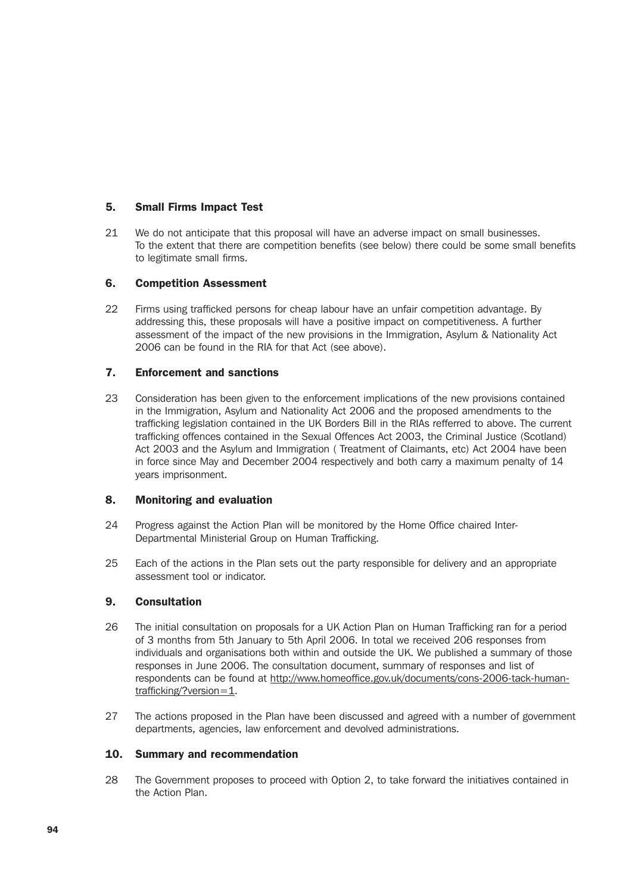## 5. Small Firms Impact Test

21 We do not anticipate that this proposal will have an adverse impact on small businesses. To the extent that there are competition benefits (see below) there could be some small benefits to legitimate small firms.

## 6. Competition Assessment

22 Firms using trafficked persons for cheap labour have an unfair competition advantage. By addressing this, these proposals will have a positive impact on competitiveness. A further assessment of the impact of the new provisions in the Immigration, Asylum & Nationality Act 2006 can be found in the RIA for that Act (see above).

## 7. Enforcement and sanctions

23 Consideration has been given to the enforcement implications of the new provisions contained in the Immigration, Asylum and Nationality Act 2006 and the proposed amendments to the trafficking legislation contained in the UK Borders Bill in the RIAs refferred to above. The current trafficking offences contained in the Sexual Offences Act 2003, the Criminal Justice (Scotland) Act 2003 and the Asylum and Immigration ( Treatment of Claimants, etc) Act 2004 have been in force since May and December 2004 respectively and both carry a maximum penalty of 14 years imprisonment.

## 8. Monitoring and evaluation

24 Progress against the Action Plan will be monitored by the Home Office chaired Inter-Departmental Ministerial Group on Human Trafficking.

25 Each of the actions in the Plan sets out the party responsible for delivery and an appropriate assessment tool or indicator.

## 9. Consultation

26 The initial consultation on proposals for a UK Action Plan on Human Trafficking ran for a period of 3 months from 5th January to 5th April 2006. In total we received 206 responses from individuals and organisations both within and outside the UK. We published a summary of those responses in June 2006. The consultation document, summary of responses and list of respondents can be found at http://www.homeoffice.gov.uk/documents/cons-2006-tack-human-trafficking/?version=1.

27 The actions proposed in the Plan have been discussed and agreed with a number of government departments, agencies, law enforcement and devolved administrations.

## 10. Summary and recommendation

28 The Government proposes to proceed with Option 2, to take forward the initiatives contained in the Action Plan.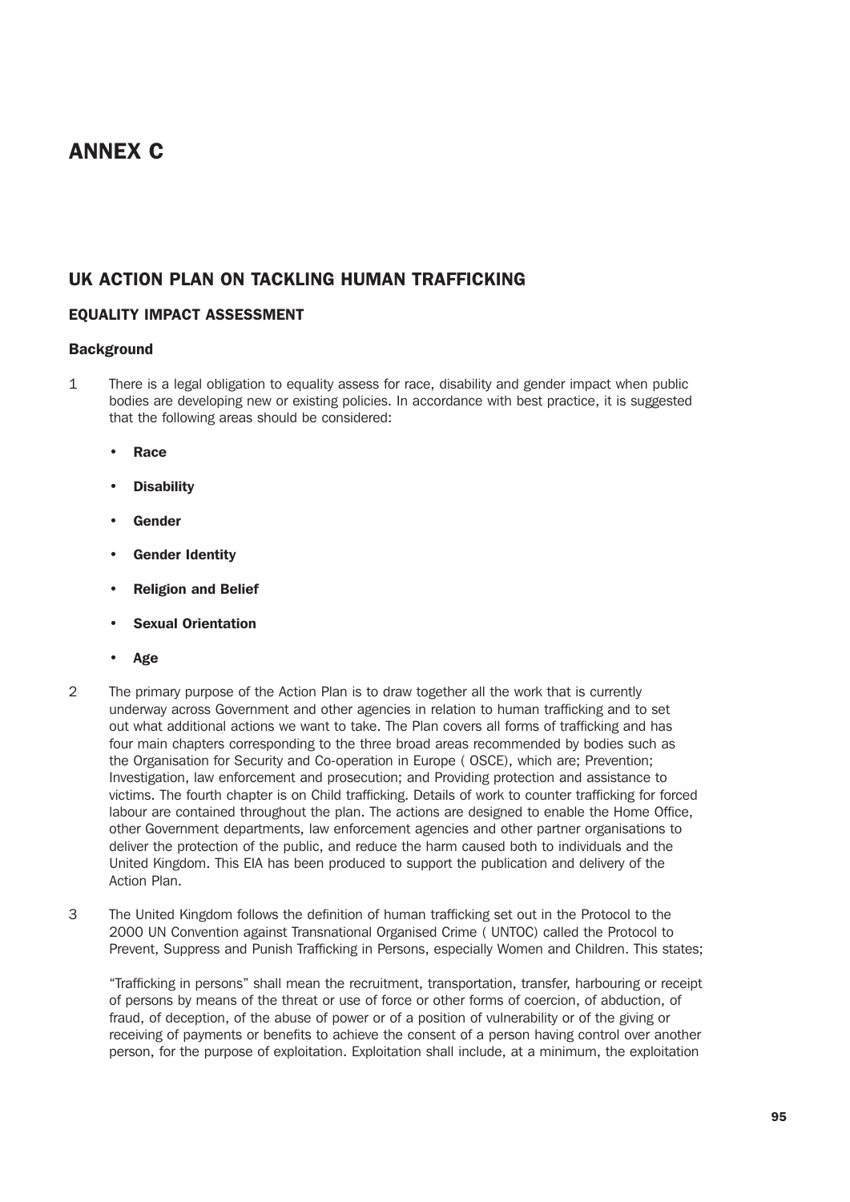# ANNEX C

## UK ACTION PLAN ON TACKLING HUMAN TRAFFICKING

### EQUALITY IMPACT ASSESSMENT

#### Background

1 There is a legal obligation to equality assess for race, disability and gender impact when public bodies are developing new or existing policies. In accordance with best practice, it is suggested that the following areas should be considered:

- **Race**
- **Disability**
- **Gender**
- **Gender Identity**
- **Religion and Belief**
- **Sexual Orientation**
- **Age**

2 The primary purpose of the Action Plan is to draw together all the work that is currently underway across Government and other agencies in relation to human trafficking and to set out what additional actions we want to take. The Plan covers all forms of trafficking and has four main chapters corresponding to the three broad areas recommended by bodies such as the Organisation for Security and Co-operation in Europe ( OSCE), which are; Prevention; Investigation, law enforcement and prosecution; and Providing protection and assistance to victims. The fourth chapter is on Child trafficking. Details of work to counter trafficking for forced labour are contained throughout the plan. The actions are designed to enable the Home Office, other Government departments, law enforcement agencies and other partner organisations to deliver the protection of the public, and reduce the harm caused both to individuals and the United Kingdom. This EIA has been produced to support the publication and delivery of the Action Plan.

3 The United Kingdom follows the definition of human trafficking set out in the Protocol to the 2000 UN Convention against Transnational Organised Crime ( UNTOC) called the Protocol to Prevent, Suppress and Punish Trafficking in Persons, especially Women and Children. This states;

"Trafficking in persons" shall mean the recruitment, transportation, transfer, harbouring or receipt of persons by means of the threat or use of force or other forms of coercion, of abduction, of fraud, of deception, of the abuse of power or of a position of vulnerability or of the giving or receiving of payments or benefits to achieve the consent of a person having control over another person, for the purpose of exploitation. Exploitation shall include, at a minimum, the exploitation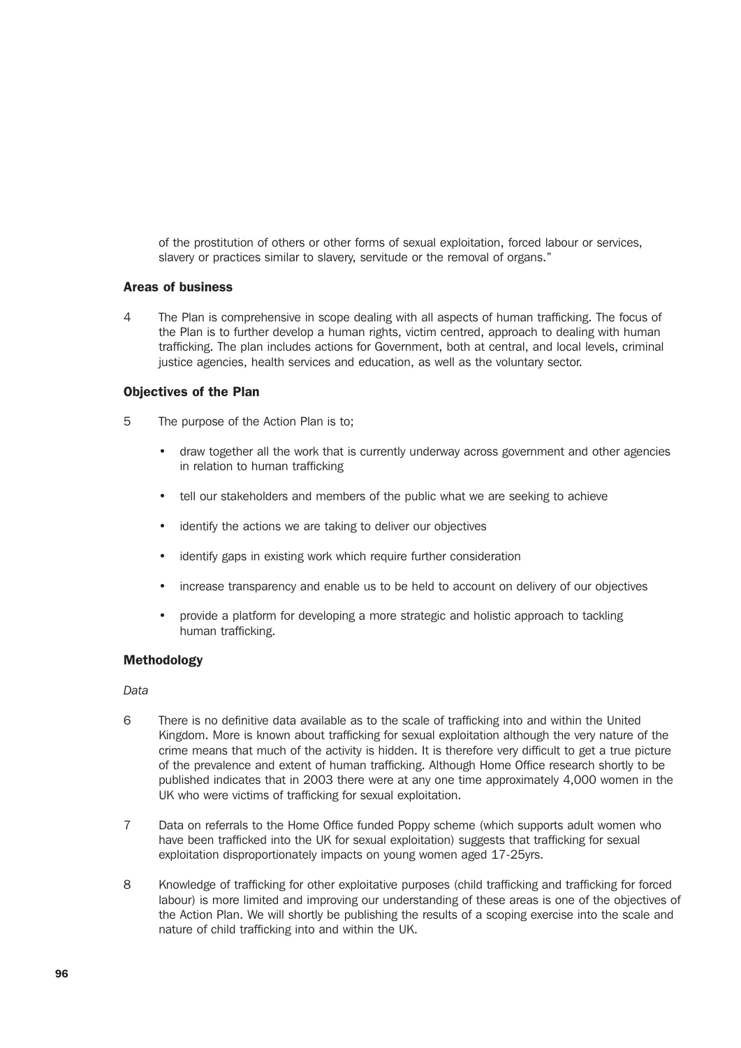of the prostitution of others or other forms of sexual exploitation, forced labour or services, slavery or practices similar to slavery, servitude or the removal of organs."

### Areas of business

4 The Plan is comprehensive in scope dealing with all aspects of human trafficking. The focus of the Plan is to further develop a human rights, victim centred, approach to dealing with human trafficking. The plan includes actions for Government, both at central, and local levels, criminal justice agencies, health services and education, as well as the voluntary sector.

### Objectives of the Plan

5 The purpose of the Action Plan is to;

- draw together all the work that is currently underway across government and other agencies in relation to human trafficking
- tell our stakeholders and members of the public what we are seeking to achieve
- identify the actions we are taking to deliver our objectives
- identify gaps in existing work which require further consideration
- increase transparency and enable us to be held to account on delivery of our objectives
- provide a platform for developing a more strategic and holistic approach to tackling human trafficking.

### Methodology

*Data*

6 There is no definitive data available as to the scale of trafficking into and within the United Kingdom. More is known about trafficking for sexual exploitation although the very nature of the crime means that much of the activity is hidden. It is therefore very difficult to get a true picture of the prevalence and extent of human trafficking. Although Home Office research shortly to be published indicates that in 2003 there were at any one time approximately 4,000 women in the UK who were victims of trafficking for sexual exploitation.

7 Data on referrals to the Home Office funded Poppy scheme (which supports adult women who have been trafficked into the UK for sexual exploitation) suggests that trafficking for sexual exploitation disproportionately impacts on young women aged 17-25yrs.

8 Knowledge of trafficking for other exploitative purposes (child trafficking and trafficking for forced labour) is more limited and improving our understanding of these areas is one of the objectives of the Action Plan. We will shortly be publishing the results of a scoping exercise into the scale and nature of child trafficking into and within the UK.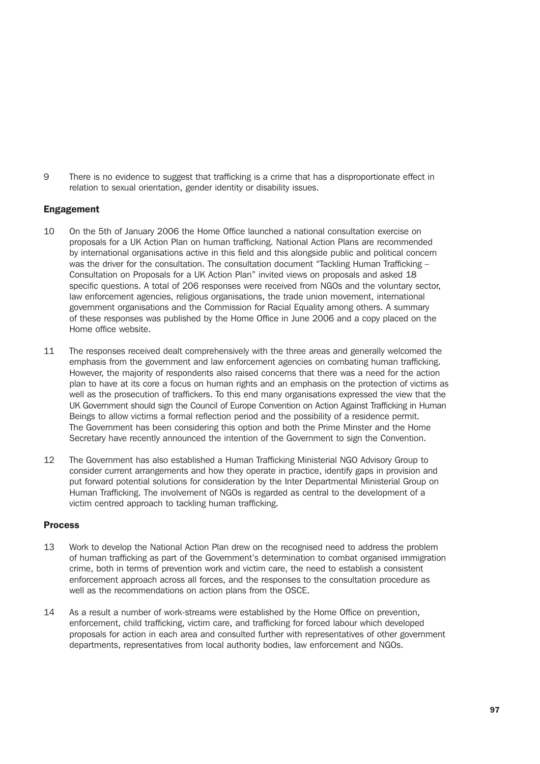9 There is no evidence to suggest that trafficking is a crime that has a disproportionate effect in relation to sexual orientation, gender identity or disability issues.

## Engagement

10 On the 5th of January 2006 the Home Office launched a national consultation exercise on proposals for a UK Action Plan on human trafficking. National Action Plans are recommended by international organisations active in this field and this alongside public and political concern was the driver for the consultation. The consultation document "Tackling Human Trafficking – Consultation on Proposals for a UK Action Plan" invited views on proposals and asked 18 specific questions. A total of 206 responses were received from NGOs and the voluntary sector, law enforcement agencies, religious organisations, the trade union movement, international government organisations and the Commission for Racial Equality among others. A summary of these responses was published by the Home Office in June 2006 and a copy placed on the Home office website.

11 The responses received dealt comprehensively with the three areas and generally welcomed the emphasis from the government and law enforcement agencies on combating human trafficking. However, the majority of respondents also raised concerns that there was a need for the action plan to have at its core a focus on human rights and an emphasis on the protection of victims as well as the prosecution of traffickers. To this end many organisations expressed the view that the UK Government should sign the Council of Europe Convention on Action Against Trafficking in Human Beings to allow victims a formal reflection period and the possibility of a residence permit. The Government has been considering this option and both the Prime Minster and the Home Secretary have recently announced the intention of the Government to sign the Convention.

12 The Government has also established a Human Trafficking Ministerial NGO Advisory Group to consider current arrangements and how they operate in practice, identify gaps in provision and put forward potential solutions for consideration by the Inter Departmental Ministerial Group on Human Trafficking. The involvement of NGOs is regarded as central to the development of a victim centred approach to tackling human trafficking.

## Process

13 Work to develop the National Action Plan drew on the recognised need to address the problem of human trafficking as part of the Government's determination to combat organised immigration crime, both in terms of prevention work and victim care, the need to establish a consistent enforcement approach across all forces, and the responses to the consultation procedure as well as the recommendations on action plans from the OSCE.

14 As a result a number of work-streams were established by the Home Office on prevention, enforcement, child trafficking, victim care, and trafficking for forced labour which developed proposals for action in each area and consulted further with representatives of other government departments, representatives from local authority bodies, law enforcement and NGOs.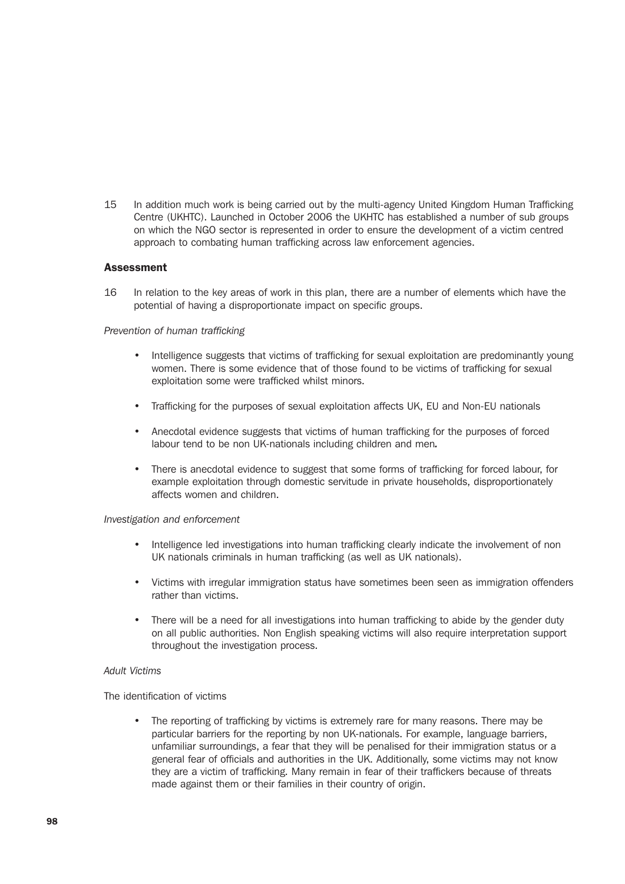15 In addition much work is being carried out by the multi-agency United Kingdom Human Trafficking Centre (UKHTC). Launched in October 2006 the UKHTC has established a number of sub groups on which the NGO sector is represented in order to ensure the development of a victim centred approach to combating human trafficking across law enforcement agencies.

## Assessment

16 In relation to the key areas of work in this plan, there are a number of elements which have the potential of having a disproportionate impact on specific groups.

*Prevention of human trafficking*

- Intelligence suggests that victims of trafficking for sexual exploitation are predominantly young women. There is some evidence that of those found to be victims of trafficking for sexual exploitation some were trafficked whilst minors.
- Trafficking for the purposes of sexual exploitation affects UK, EU and Non-EU nationals
- Anecdotal evidence suggests that victims of human trafficking for the purposes of forced labour tend to be non UK-nationals including children and men**.**
- There is anecdotal evidence to suggest that some forms of trafficking for forced labour, for example exploitation through domestic servitude in private households, disproportionately affects women and children.

*Investigation and enforcement*

- Intelligence led investigations into human trafficking clearly indicate the involvement of non UK nationals criminals in human trafficking (as well as UK nationals).
- Victims with irregular immigration status have sometimes been seen as immigration offenders rather than victims.
- There will be a need for all investigations into human trafficking to abide by the gender duty on all public authorities. Non English speaking victims will also require interpretation support throughout the investigation process.

*Adult Victims*

The identification of victims

- The reporting of trafficking by victims is extremely rare for many reasons. There may be particular barriers for the reporting by non UK-nationals. For example, language barriers, unfamiliar surroundings, a fear that they will be penalised for their immigration status or a general fear of officials and authorities in the UK. Additionally, some victims may not know they are a victim of trafficking. Many remain in fear of their traffickers because of threats made against them or their families in their country of origin.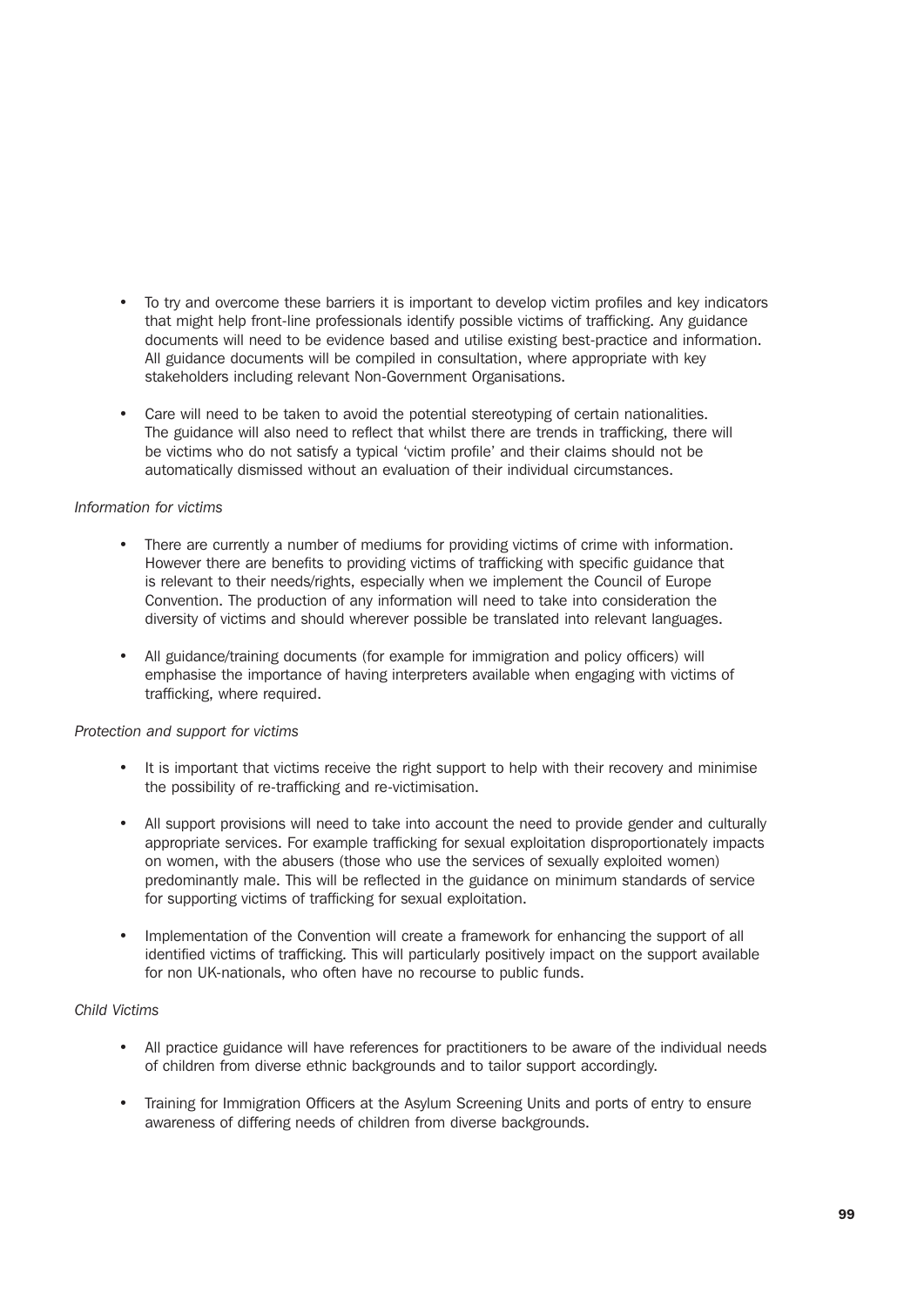- To try and overcome these barriers it is important to develop victim profiles and key indicators that might help front-line professionals identify possible victims of trafficking. Any guidance documents will need to be evidence based and utilise existing best-practice and information. All guidance documents will be compiled in consultation, where appropriate with key stakeholders including relevant Non-Government Organisations.

- Care will need to be taken to avoid the potential stereotyping of certain nationalities. The guidance will also need to reflect that whilst there are trends in trafficking, there will be victims who do not satisfy a typical 'victim profile' and their claims should not be automatically dismissed without an evaluation of their individual circumstances.

*Information for victims*

- There are currently a number of mediums for providing victims of crime with information. However there are benefits to providing victims of trafficking with specific guidance that is relevant to their needs/rights, especially when we implement the Council of Europe Convention. The production of any information will need to take into consideration the diversity of victims and should wherever possible be translated into relevant languages.

- All guidance/training documents (for example for immigration and policy officers) will emphasise the importance of having interpreters available when engaging with victims of trafficking, where required.

*Protection and support for victims*

- It is important that victims receive the right support to help with their recovery and minimise the possibility of re-trafficking and re-victimisation.

- All support provisions will need to take into account the need to provide gender and culturally appropriate services. For example trafficking for sexual exploitation disproportionately impacts on women, with the abusers (those who use the services of sexually exploited women) predominantly male. This will be reflected in the guidance on minimum standards of service for supporting victims of trafficking for sexual exploitation.

- Implementation of the Convention will create a framework for enhancing the support of all identified victims of trafficking. This will particularly positively impact on the support available for non UK-nationals, who often have no recourse to public funds.

*Child Victims*

- All practice guidance will have references for practitioners to be aware of the individual needs of children from diverse ethnic backgrounds and to tailor support accordingly.

- Training for Immigration Officers at the Asylum Screening Units and ports of entry to ensure awareness of differing needs of children from diverse backgrounds.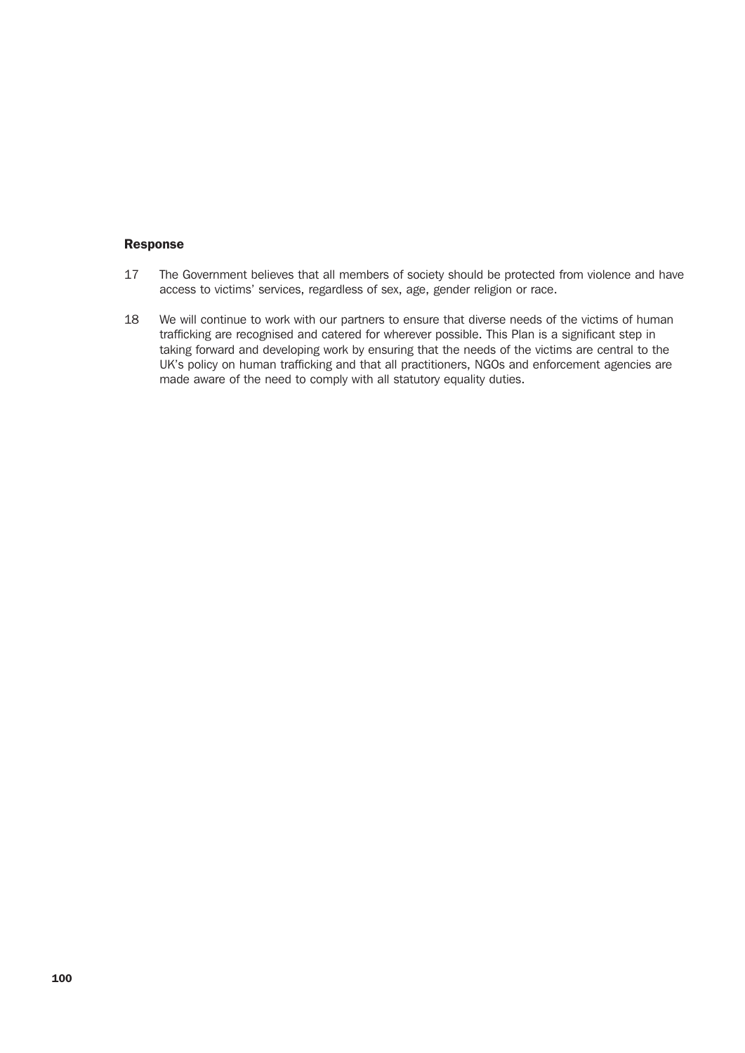**Response**

17 The Government believes that all members of society should be protected from violence and have access to victims' services, regardless of sex, age, gender religion or race.

18 We will continue to work with our partners to ensure that diverse needs of the victims of human trafficking are recognised and catered for wherever possible. This Plan is a significant step in taking forward and developing work by ensuring that the needs of the victims are central to the UK's policy on human trafficking and that all practitioners, NGOs and enforcement agencies are made aware of the need to comply with all statutory equality duties.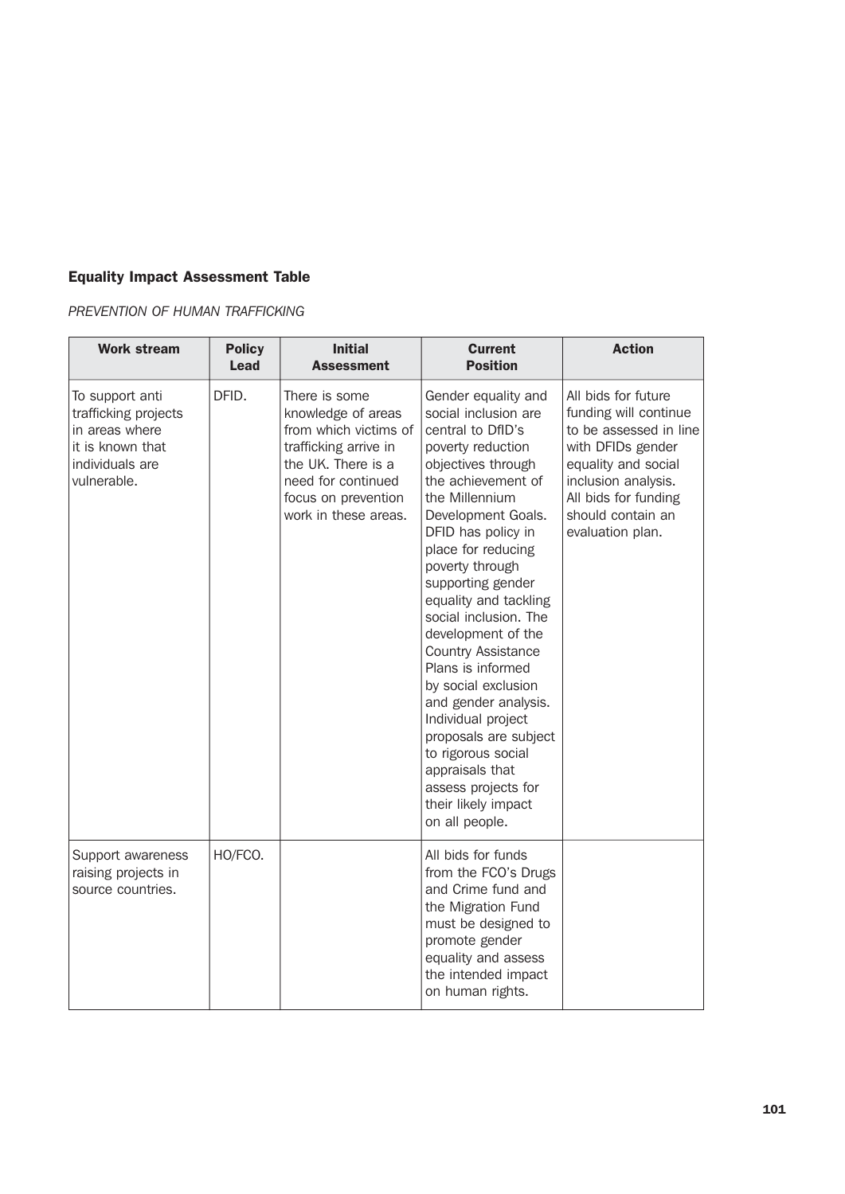### Equality Impact Assessment Table

*PREVENTION OF HUMAN TRAFFICKING*

| Work stream | Policy Lead | Initial Assessment | Current Position | Action |
|---|---|---|---|---|
| To support anti trafficking projects in areas where it is known that individuals are vulnerable. | DFID. | There is some knowledge of areas from which victims of trafficking arrive in the UK. There is a need for continued focus on prevention work in these areas. | Gender equality and social inclusion are central to DfID's poverty reduction objectives through the achievement of the Millennium Development Goals. DFID has policy in place for reducing poverty through supporting gender equality and tackling social inclusion. The development of the Country Assistance Plans is informed by social exclusion and gender analysis. Individual project proposals are subject to rigorous social appraisals that assess projects for their likely impact on all people. | All bids for future funding will continue to be assessed in line with DFIDs gender equality and social inclusion analysis. All bids for funding should contain an evaluation plan. |
| Support awareness raising projects in source countries. | HO/FCO. | | All bids for funds from the FCO's Drugs and Crime fund and the Migration Fund must be designed to promote gender equality and assess the intended impact on human rights. | |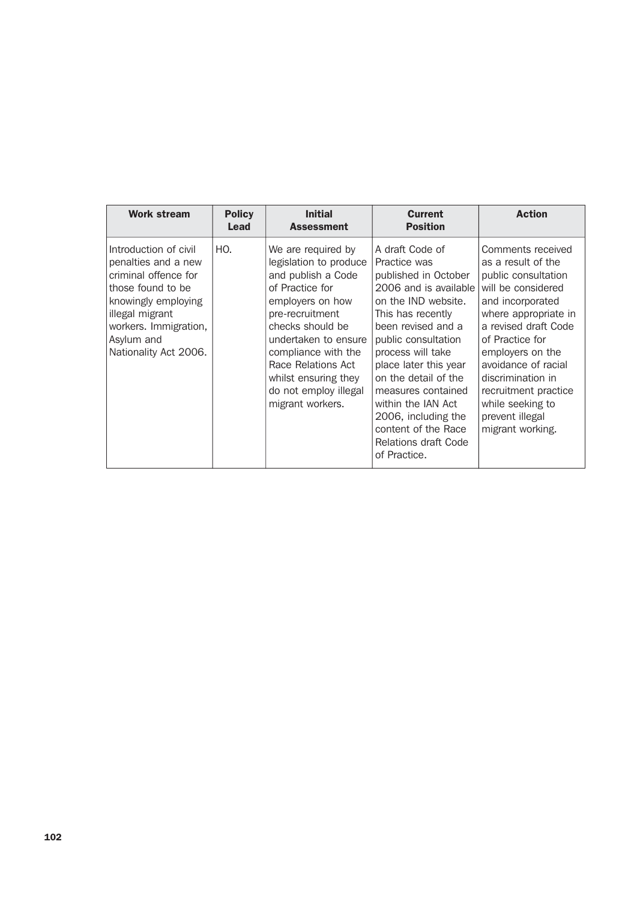| Work stream | Policy Lead | Initial Assessment | Current Position | Action |
| --- | --- | --- | --- | --- |
| Introduction of civil penalties and a new criminal offence for those found to be knowingly employing illegal migrant workers. Immigration, Asylum and Nationality Act 2006. | HO. | We are required by legislation to produce and publish a Code of Practice for employers on how pre-recruitment checks should be undertaken to ensure compliance with the Race Relations Act whilst ensuring they do not employ illegal migrant workers. | A draft Code of Practice was published in October 2006 and is available on the IND website. This has recently been revised and a public consultation process will take place later this year on the detail of the measures contained within the IAN Act 2006, including the content of the Race Relations draft Code of Practice. | Comments received as a result of the public consultation will be considered and incorporated where appropriate in a revised draft Code of Practice for employers on the avoidance of racial discrimination in recruitment practice while seeking to prevent illegal migrant working. |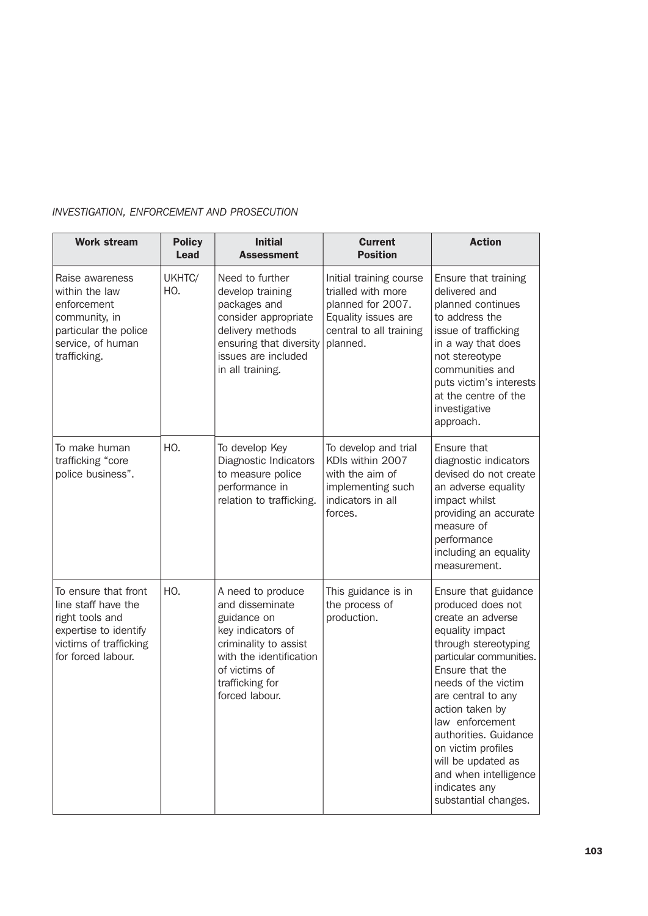*INVESTIGATION, ENFORCEMENT AND PROSECUTION*

| Work stream | Policy Lead | Initial Assessment | Current Position | Action |
|---|---|---|---|---|
| Raise awareness within the law enforcement community, in particular the police service, of human trafficking. | UKHTC/ HO. | Need to further develop training packages and consider appropriate delivery methods ensuring that diversity issues are included in all training. | Initial training course trialled with more planned for 2007. Equality issues are central to all training planned. | Ensure that training delivered and planned continues to address the issue of trafficking in a way that does not stereotype communities and puts victim's interests at the centre of the investigative approach. |
| To make human trafficking "core police business". | HO. | To develop Key Diagnostic Indicators to measure police performance in relation to trafficking. | To develop and trial KDIs within 2007 with the aim of implementing such indicators in all forces. | Ensure that diagnostic indicators devised do not create an adverse equality impact whilst providing an accurate measure of performance including an equality measurement. |
| To ensure that front line staff have the right tools and expertise to identify victims of trafficking for forced labour. | HO. | A need to produce and disseminate guidance on key indicators of criminality to assist with the identification of victims of trafficking for forced labour. | This guidance is in the process of production. | Ensure that guidance produced does not create an adverse equality impact through stereotyping particular communities. Ensure that the needs of the victim are central to any action taken by law enforcement authorities. Guidance on victim profiles will be updated as and when intelligence indicates any substantial changes. |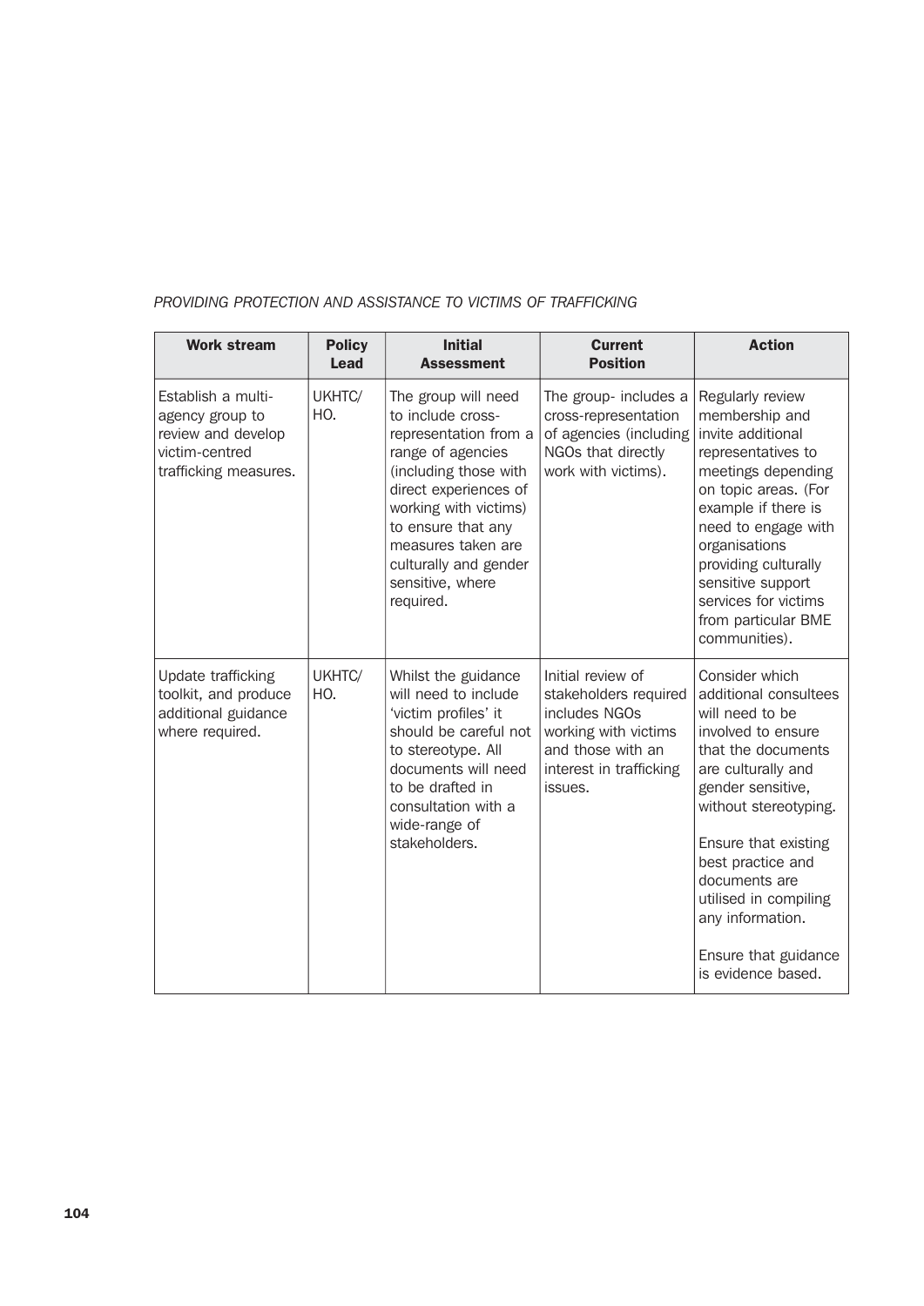*PROVIDING PROTECTION AND ASSISTANCE TO VICTIMS OF TRAFFICKING*

| Work stream | Policy Lead | Initial Assessment | Current Position | Action |
|---|---|---|---|---|
| Establish a multi-agency group to review and develop victim-centred trafficking measures. | UKHTC/ HO. | The group will need to include cross-representation from a range of agencies (including those with direct experiences of working with victims) to ensure that any measures taken are culturally and gender sensitive, where required. | The group- includes a cross-representation of agencies (including NGOs that directly work with victims). | Regularly review membership and invite additional representatives to meetings depending on topic areas. (For example if there is need to engage with organisations providing culturally sensitive support services for victims from particular BME communities). |
| Update trafficking toolkit, and produce additional guidance where required. | UKHTC/ HO. | Whilst the guidance will need to include 'victim profiles' it should be careful not to stereotype. All documents will need to be drafted in consultation with a wide-range of stakeholders. | Initial review of stakeholders required includes NGOs working with victims and those with an interest in trafficking issues. | Consider which additional consultees will need to be involved to ensure that the documents are culturally and gender sensitive, without stereotyping.<br><br>Ensure that existing best practice and documents are utilised in compiling any information.<br><br>Ensure that guidance is evidence based. |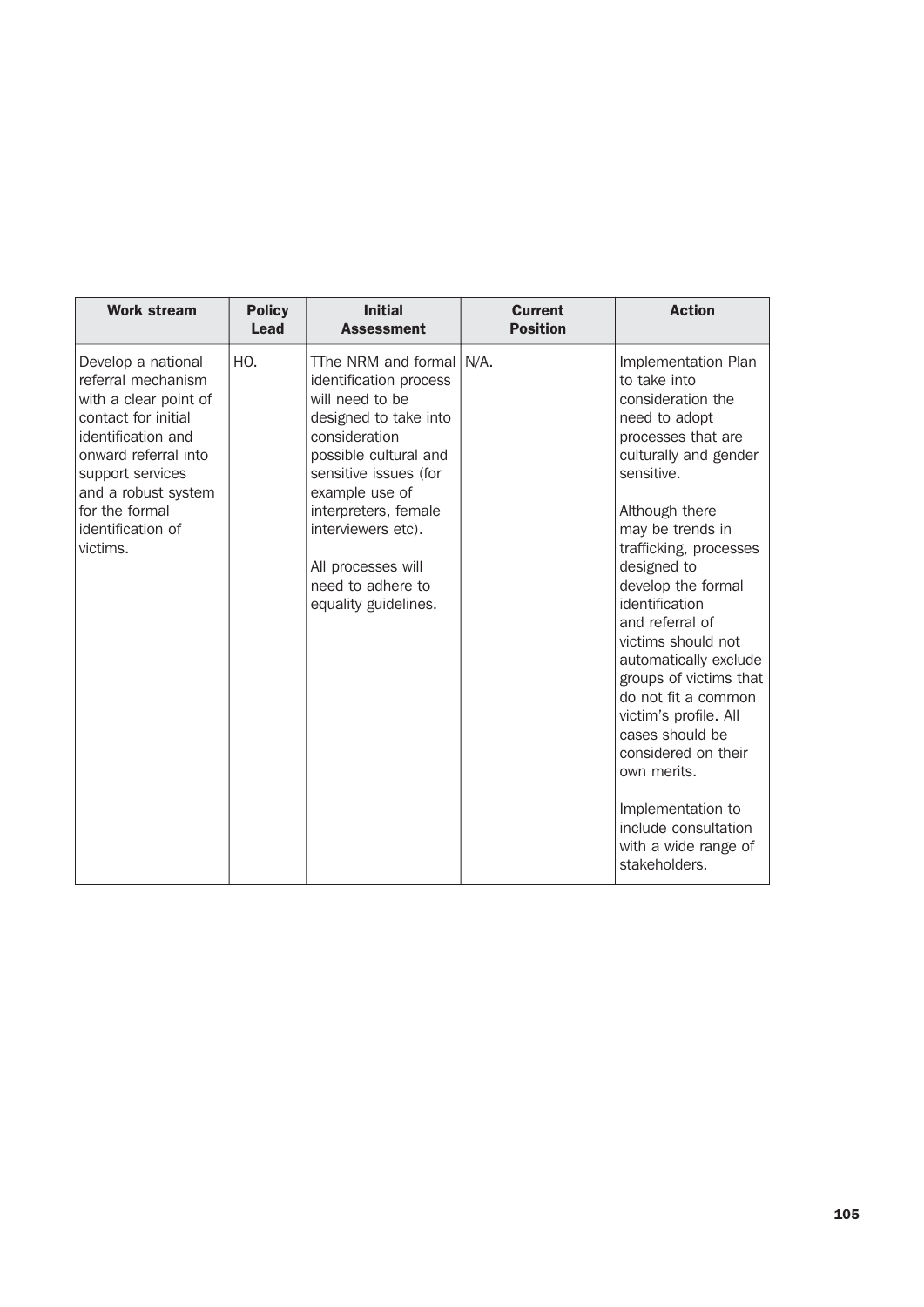| Work stream | Policy Lead | Initial Assessment | Current Position | Action |
| --- | --- | --- | --- | --- |
| Develop a national referral mechanism with a clear point of contact for initial identification and onward referral into support services and a robust system for the formal identification of victims. | HO. | TThe NRM and formal identification process will need to be designed to take into consideration possible cultural and sensitive issues (for example use of interpreters, female interviewers etc).<br><br>All processes will need to adhere to equality guidelines. | N/A. | Implementation Plan to take into consideration the need to adopt processes that are culturally and gender sensitive.<br><br>Although there may be trends in trafficking, processes designed to develop the formal identification and referral of victims should not automatically exclude groups of victims that do not fit a common victim's profile. All cases should be considered on their own merits.<br><br>Implementation to include consultation with a wide range of stakeholders. |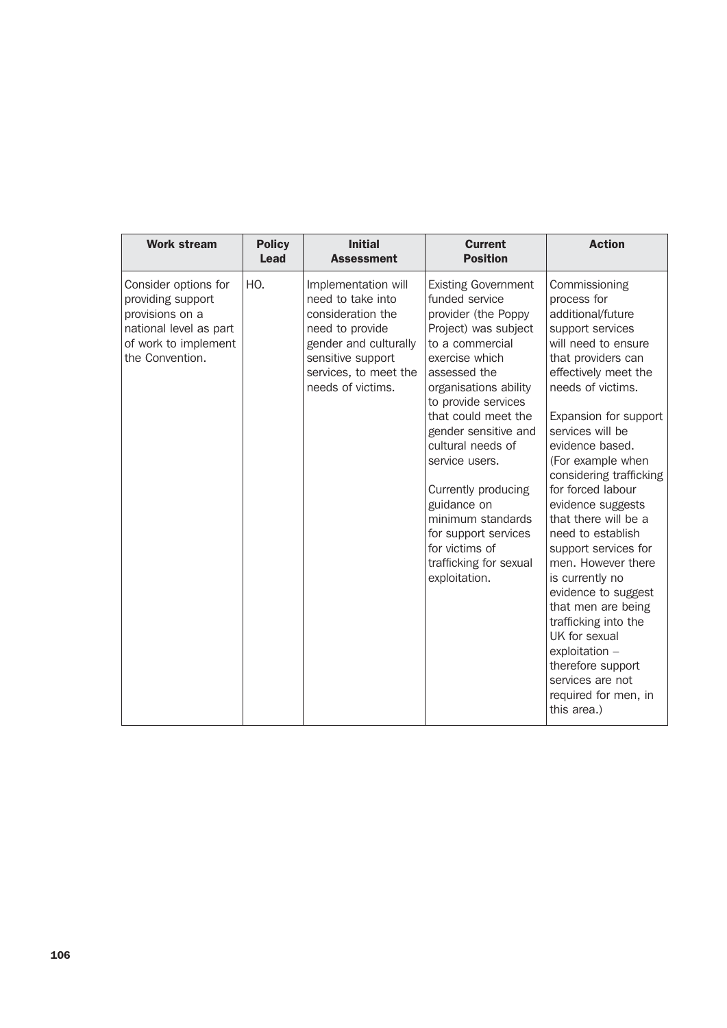| Work stream | Policy Lead | Initial Assessment | Current Position | Action |
|---|---|---|---|---|
| Consider options for providing support provisions on a national level as part of work to implement the Convention. | HO. | Implementation will need to take into consideration the need to provide gender and culturally sensitive support services, to meet the needs of victims. | Existing Government funded service provider (the Poppy Project) was subject to a commercial exercise which assessed the organisations ability to provide services that could meet the gender sensitive and cultural needs of service users.<br><br>Currently producing guidance on minimum standards for support services for victims of trafficking for sexual exploitation. | Commissioning process for additional/future support services will need to ensure that providers can effectively meet the needs of victims.<br><br>Expansion for support services will be evidence based. (For example when considering trafficking for forced labour evidence suggests that there will be a need to establish support services for men. However there is currently no evidence to suggest that men are being trafficking into the UK for sexual exploitation – therefore support services are not required for men, in this area.) |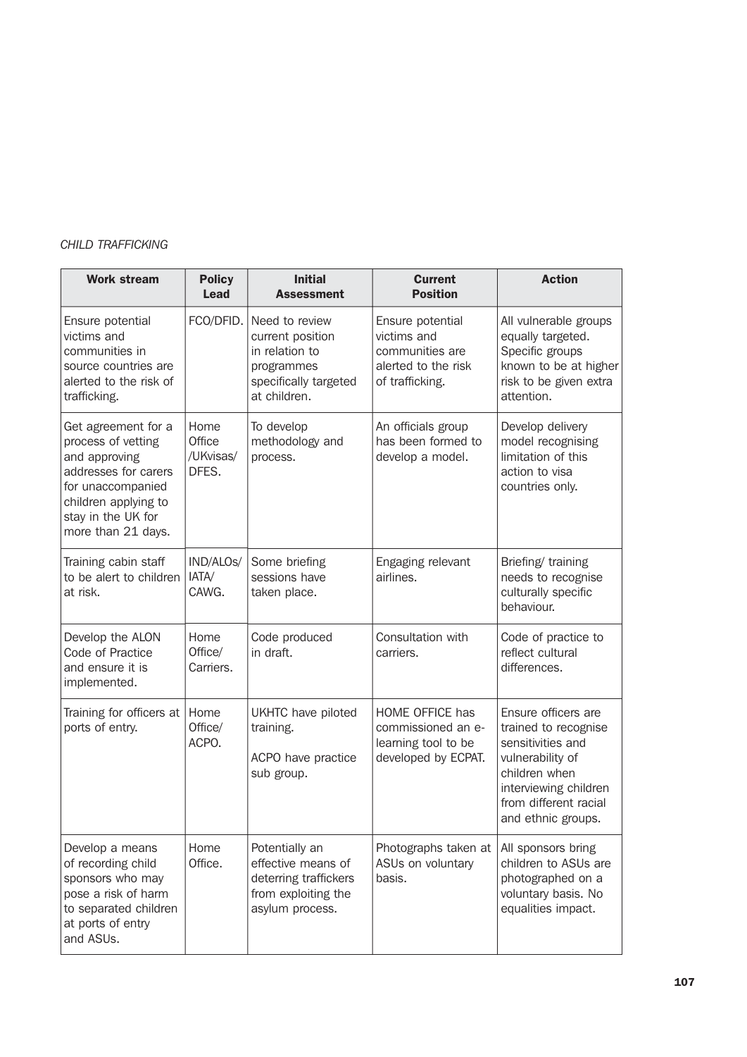*CHILD TRAFFICKING*

| Work stream | Policy Lead | Initial Assessment | Current Position | Action |
|---|---|---|---|---|
| Ensure potential victims and communities in source countries are alerted to the risk of trafficking. | FCO/DFID. | Need to review current position in relation to programmes specifically targeted at children. | Ensure potential victims and communities are alerted to the risk of trafficking. | All vulnerable groups equally targeted. Specific groups known to be at higher risk to be given extra attention. |
| Get agreement for a process of vetting and approving addresses for carers for unaccompanied children applying to stay in the UK for more than 21 days. | Home Office /UKvisas/ DFES. | To develop methodology and process. | An officials group has been formed to develop a model. | Develop delivery model recognising limitation of this action to visa countries only. |
| Training cabin staff to be alert to children at risk. | IND/ALOs/ IATA/ CAWG. | Some briefing sessions have taken place. | Engaging relevant airlines. | Briefing/ training needs to recognise culturally specific behaviour. |
| Develop the ALON Code of Practice and ensure it is implemented. | Home Office/ Carriers. | Code produced in draft. | Consultation with carriers. | Code of practice to reflect cultural differences. |
| Training for officers at ports of entry. | Home Office/ ACPO. | UKHTC have piloted training.<br><br>ACPO have practice sub group. | HOME OFFICE has commissioned an e-learning tool to be developed by ECPAT. | Ensure officers are trained to recognise sensitivities and vulnerability of children when interviewing children from different racial and ethnic groups. |
| Develop a means of recording child sponsors who may pose a risk of harm to separated children at ports of entry and ASUs. | Home Office. | Potentially an effective means of deterring traffickers from exploiting the asylum process. | Photographs taken at ASUs on voluntary basis. | All sponsors bring children to ASUs are photographed on a voluntary basis. No equalities impact. |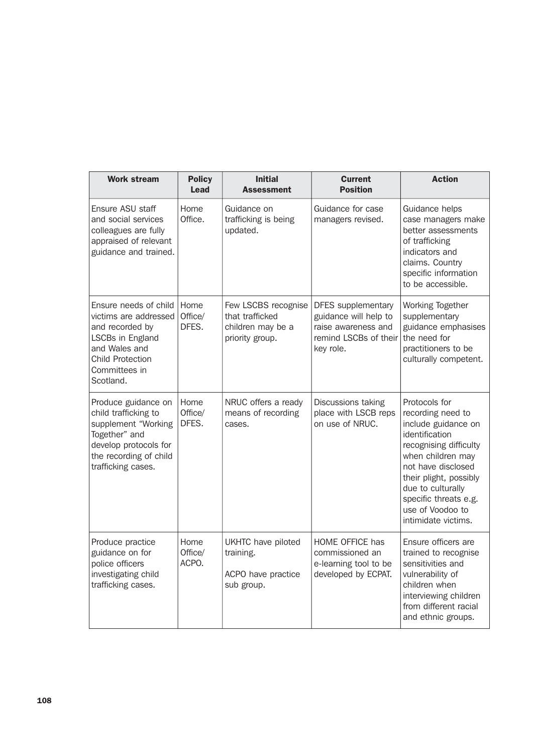| Work stream | Policy Lead | Initial Assessment | Current Position | Action |
|---|---|---|---|---|
| Ensure ASU staff and social services colleagues are fully appraised of relevant guidance and trained. | Home Office. | Guidance on trafficking is being updated. | Guidance for case managers revised. | Guidance helps case managers make better assessments of trafficking indicators and claims. Country specific information to be accessible. |
| Ensure needs of child victims are addressed and recorded by LSCBs in England and Wales and Child Protection Committees in Scotland. | Home Office/ DFES. | Few LSCBS recognise that trafficked children may be a priority group. | DFES supplementary guidance will help to raise awareness and remind LSCBs of their key role. | Working Together supplementary guidance emphasises the need for practitioners to be culturally competent. |
| Produce guidance on child trafficking to supplement "Working Together" and develop protocols for the recording of child trafficking cases. | Home Office/ DFES. | NRUC offers a ready means of recording cases. | Discussions taking place with LSCB reps on use of NRUC. | Protocols for recording need to include guidance on identification recognising difficulty when children may not have disclosed their plight, possibly due to culturally specific threats e.g. use of Voodoo to intimidate victims. |
| Produce practice guidance on for police officers investigating child trafficking cases. | Home Office/ ACPO. | UKHTC have piloted training.<br><br>ACPO have practice sub group. | HOME OFFICE has commissioned an e-learning tool to be developed by ECPAT. | Ensure officers are trained to recognise sensitivities and vulnerability of children when interviewing children from different racial and ethnic groups. |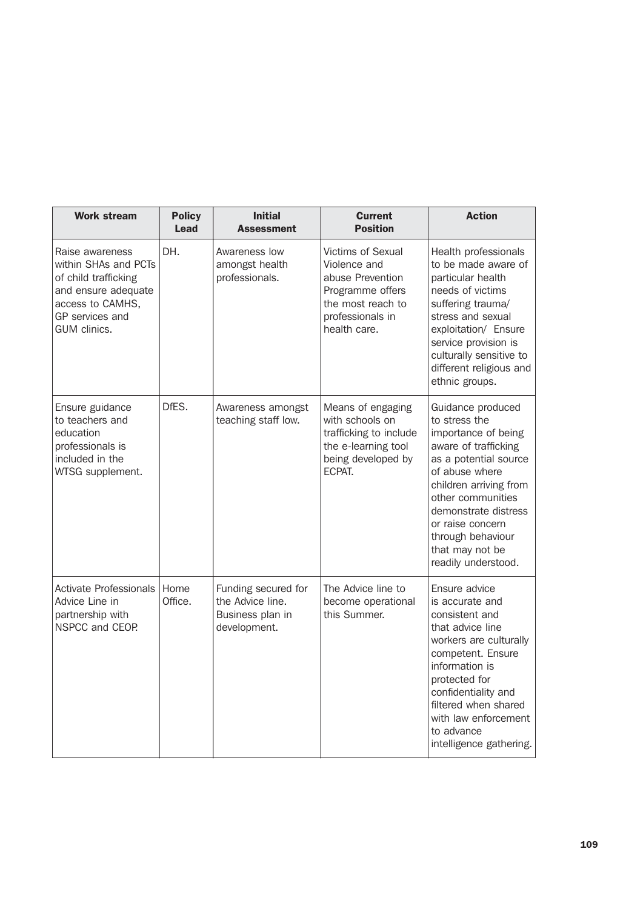| Work stream | Policy Lead | Initial Assessment | Current Position | Action |
|---|---|---|---|---|
| Raise awareness within SHAs and PCTs of child trafficking and ensure adequate access to CAMHS, GP services and GUM clinics. | DH. | Awareness low amongst health professionals. | Victims of Sexual Violence and abuse Prevention Programme offers the most reach to professionals in health care. | Health professionals to be made aware of particular health needs of victims suffering trauma/ stress and sexual exploitation/ Ensure service provision is culturally sensitive to different religious and ethnic groups. |
| Ensure guidance to teachers and education professionals is included in the WTSG supplement. | DfES. | Awareness amongst teaching staff low. | Means of engaging with schools on trafficking to include the e-learning tool being developed by ECPAT. | Guidance produced to stress the importance of being aware of trafficking as a potential source of abuse where children arriving from other communities demonstrate distress or raise concern through behaviour that may not be readily understood. |
| Activate Professionals Advice Line in partnership with NSPCC and CEOP. | Home Office. | Funding secured for the Advice line. Business plan in development. | The Advice line to become operational this Summer. | Ensure advice is accurate and consistent and that advice line workers are culturally competent. Ensure information is protected for confidentiality and filtered when shared with law enforcement to advance intelligence gathering. |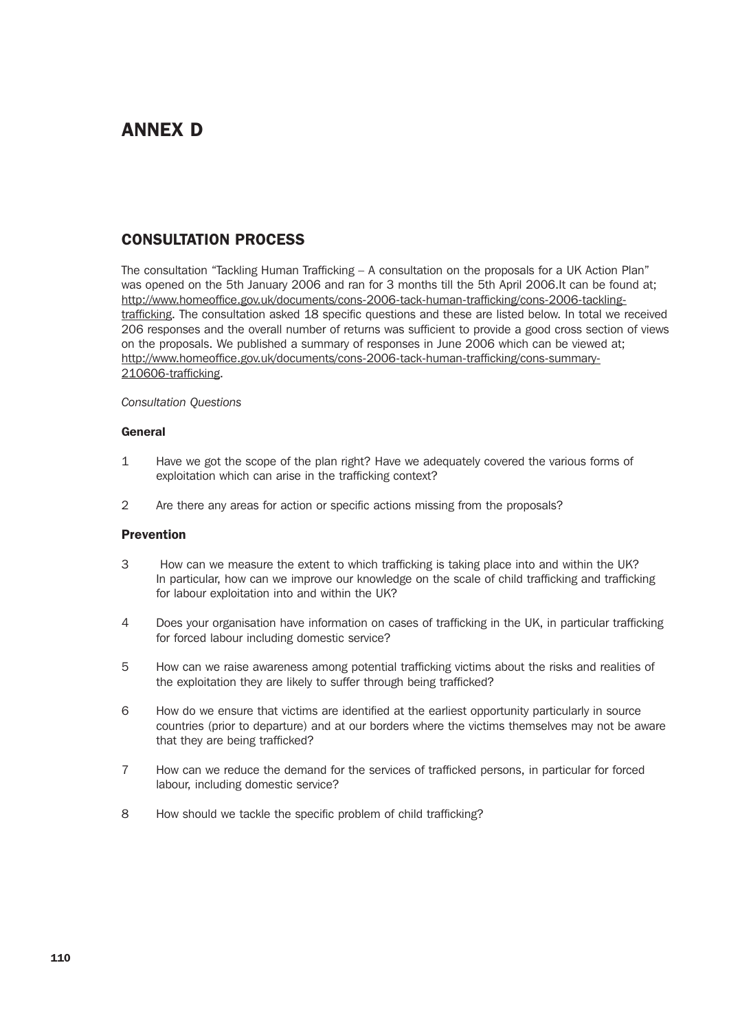# ANNEX D

## CONSULTATION PROCESS

The consultation "Tackling Human Trafficking – A consultation on the proposals for a UK Action Plan" was opened on the 5th January 2006 and ran for 3 months till the 5th April 2006.It can be found at; http://www.homeoffice.gov.uk/documents/cons-2006-tack-human-trafficking/cons-2006-tackling-trafficking. The consultation asked 18 specific questions and these are listed below. In total we received 206 responses and the overall number of returns was sufficient to provide a good cross section of views on the proposals. We published a summary of responses in June 2006 which can be viewed at; http://www.homeoffice.gov.uk/documents/cons-2006-tack-human-trafficking/cons-summary-210606-trafficking.

*Consultation Questions*

### General

1. Have we got the scope of the plan right? Have we adequately covered the various forms of exploitation which can arise in the trafficking context?
2. Are there any areas for action or specific actions missing from the proposals?

### Prevention

3. How can we measure the extent to which trafficking is taking place into and within the UK? In particular, how can we improve our knowledge on the scale of child trafficking and trafficking for labour exploitation into and within the UK?
4. Does your organisation have information on cases of trafficking in the UK, in particular trafficking for forced labour including domestic service?
5. How can we raise awareness among potential trafficking victims about the risks and realities of the exploitation they are likely to suffer through being trafficked?
6. How do we ensure that victims are identified at the earliest opportunity particularly in source countries (prior to departure) and at our borders where the victims themselves may not be aware that they are being trafficked?
7. How can we reduce the demand for the services of trafficked persons, in particular for forced labour, including domestic service?
8. How should we tackle the specific problem of child trafficking?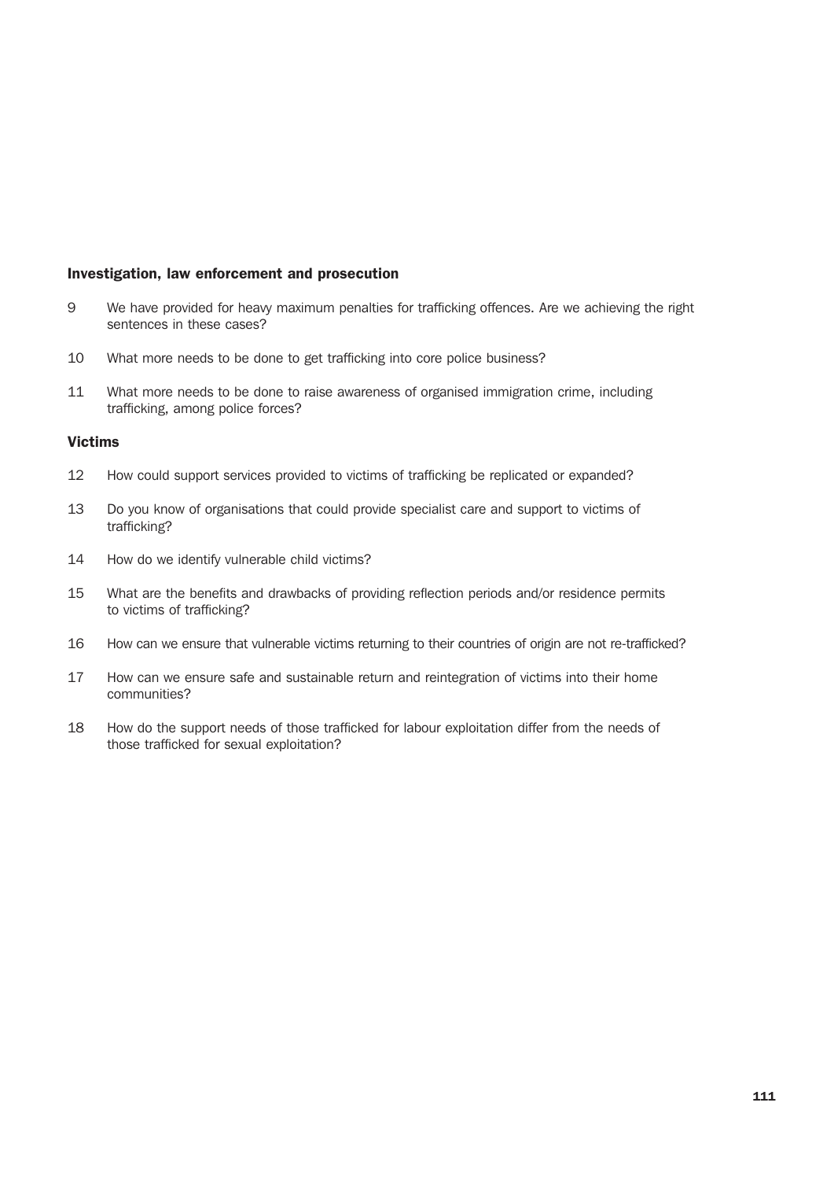### Investigation, law enforcement and prosecution

9 We have provided for heavy maximum penalties for trafficking offences. Are we achieving the right sentences in these cases?

10 What more needs to be done to get trafficking into core police business?

11 What more needs to be done to raise awareness of organised immigration crime, including trafficking, among police forces?

### Victims

12 How could support services provided to victims of trafficking be replicated or expanded?

13 Do you know of organisations that could provide specialist care and support to victims of trafficking?

14 How do we identify vulnerable child victims?

15 What are the benefits and drawbacks of providing reflection periods and/or residence permits to victims of trafficking?

16 How can we ensure that vulnerable victims returning to their countries of origin are not re-trafficked?

17 How can we ensure safe and sustainable return and reintegration of victims into their home communities?

18 How do the support needs of those trafficked for labour exploitation differ from the needs of those trafficked for sexual exploitation?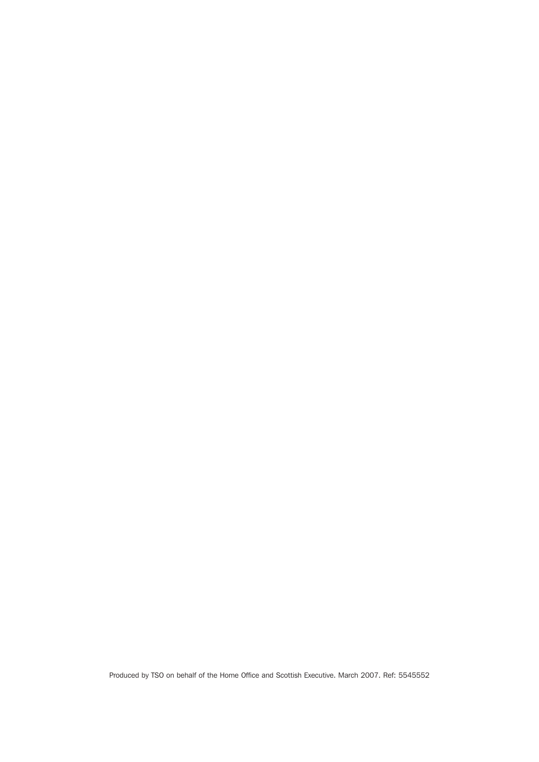Produced by TSO on behalf of the Home Office and Scottish Executive. March 2007. Ref: 5545552